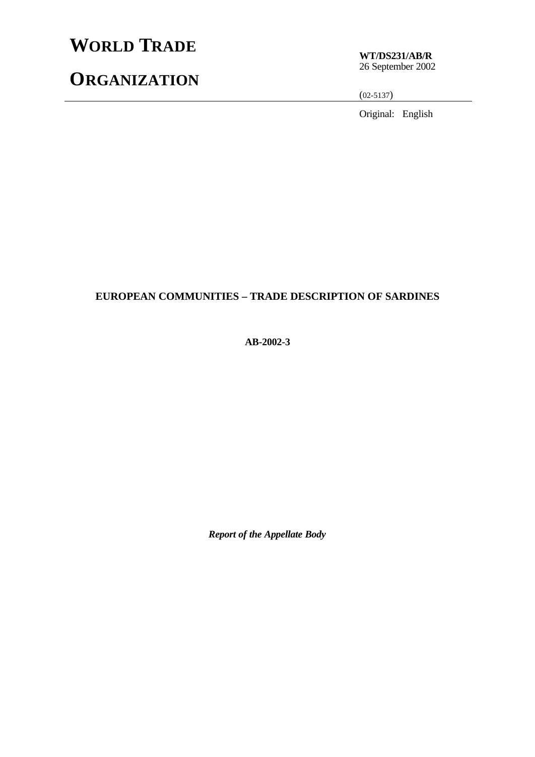# WORLD TRADE ORGANIZATION

**WT/DS231/AB/R**
26 September 2002

(02-5137)

Original: English

**EUROPEAN COMMUNITIES – TRADE DESCRIPTION OF SARDINES**

**AB-2002-3**

***Report of the Appellate Body***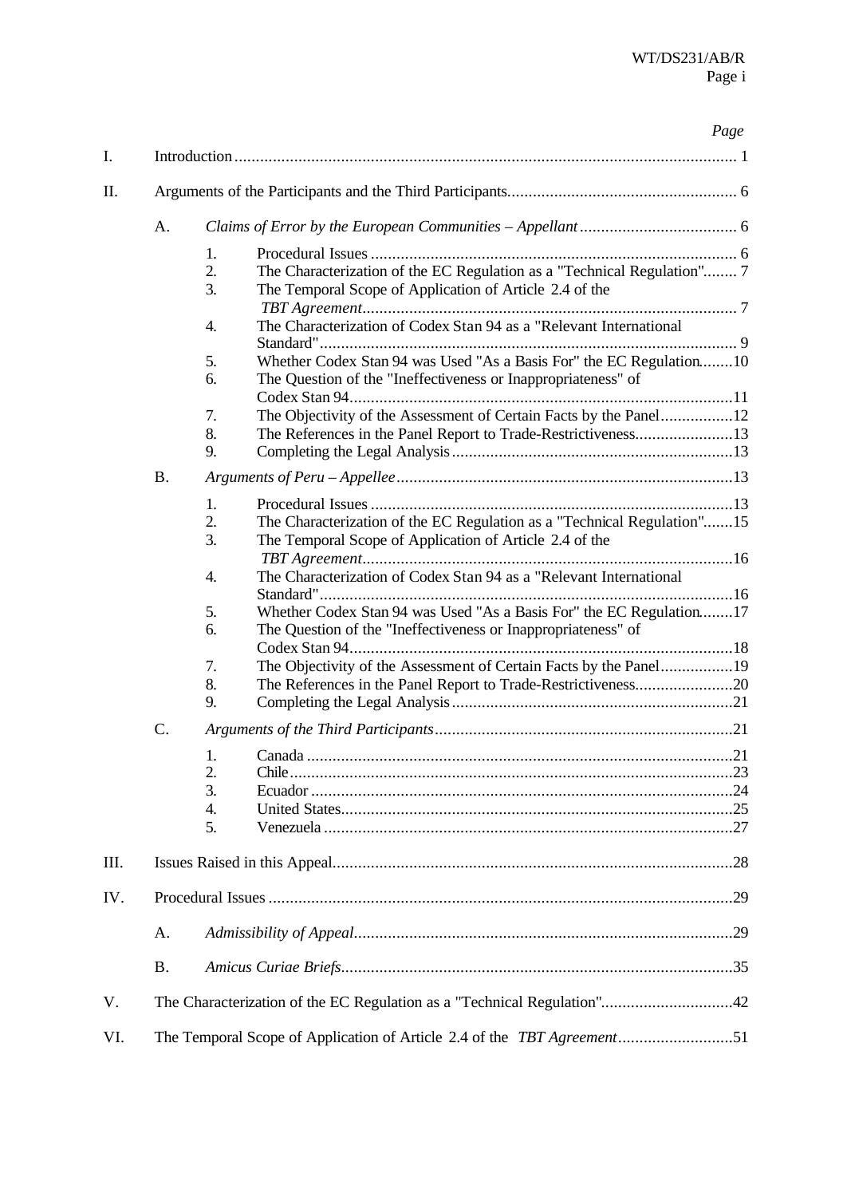| | | | | Page |
|---|---|---|---|---|
| I. | Introduction | | | 1 |
| II. | Arguments of the Participants and the Third Participants | | | 6 |
| | A. | *Claims of Error by the European Communities – Appellant* | | 6 |
| | | 1. | Procedural Issues | 6 |
| | | 2. | The Characterization of the EC Regulation as a "Technical Regulation" | 7 |
| | | 3. | The Temporal Scope of Application of Article 2.4 of the *TBT Agreement* | 7 |
| | | 4. | The Characterization of Codex Stan 94 as a "Relevant International Standard" | 9 |
| | | 5. | Whether Codex Stan 94 was Used "As a Basis For" the EC Regulation | 10 |
| | | 6. | The Question of the "Ineffectiveness or Inappropriateness" of Codex Stan 94 | 11 |
| | | 7. | The Objectivity of the Assessment of Certain Facts by the Panel | 12 |
| | | 8. | The References in the Panel Report to Trade-Restrictiveness | 13 |
| | | 9. | Completing the Legal Analysis | 13 |
| | B. | *Arguments of Peru – Appellee* | | 13 |
| | | 1. | Procedural Issues | 13 |
| | | 2. | The Characterization of the EC Regulation as a "Technical Regulation" | 15 |
| | | 3. | The Temporal Scope of Application of Article 2.4 of the *TBT Agreement* | 16 |
| | | 4. | The Characterization of Codex Stan 94 as a "Relevant International Standard" | 16 |
| | | 5. | Whether Codex Stan 94 was Used "As a Basis For" the EC Regulation | 17 |
| | | 6. | The Question of the "Ineffectiveness or Inappropriateness" of Codex Stan 94 | 18 |
| | | 7. | The Objectivity of the Assessment of Certain Facts by the Panel | 19 |
| | | 8. | The References in the Panel Report to Trade-Restrictiveness | 20 |
| | | 9. | Completing the Legal Analysis | 21 |
| | C. | *Arguments of the Third Participants* | | 21 |
| | | 1. | Canada | 21 |
| | | 2. | Chile | 23 |
| | | 3. | Ecuador | 24 |
| | | 4. | United States | 25 |
| | | 5. | Venezuela | 27 |
| III. | Issues Raised in this Appeal | | | 28 |
| IV. | Procedural Issues | | | 29 |
| | A. | *Admissibility of Appeal* | | 29 |
| | B. | *Amicus Curiae Briefs* | | 35 |
| V. | The Characterization of the EC Regulation as a "Technical Regulation" | | | 42 |
| VI. | The Temporal Scope of Application of Article 2.4 of the *TBT Agreement* | | | 51 |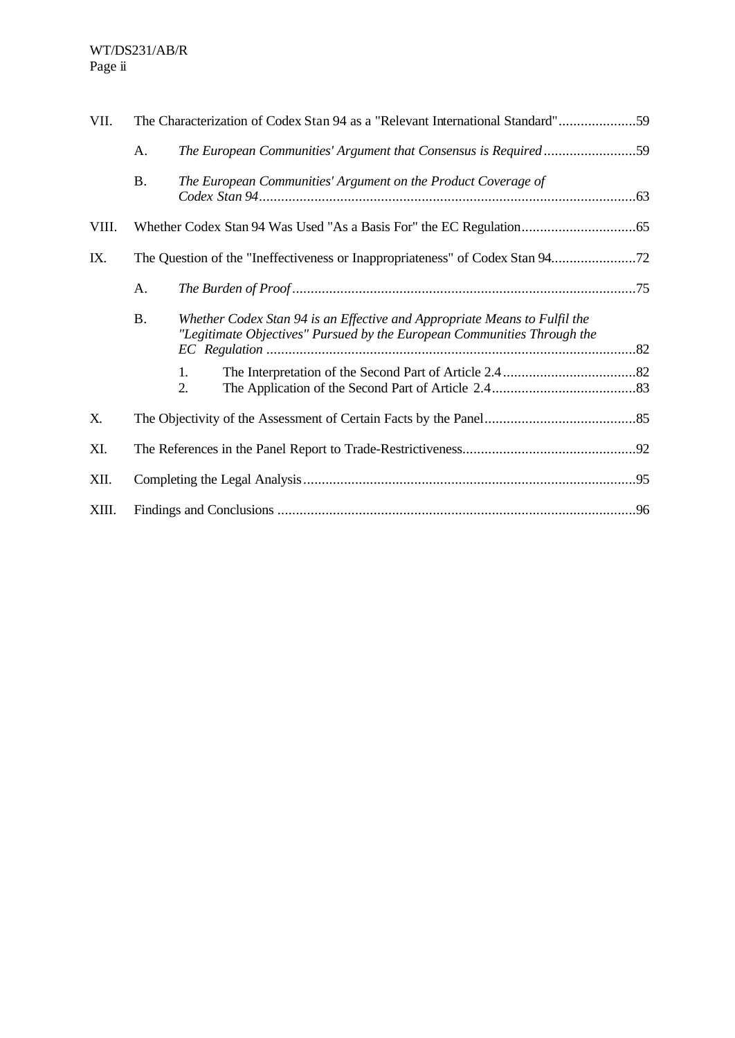VII. The Characterization of Codex Stan 94 as a "Relevant International Standard" .....................59

- A. *The European Communities' Argument that Consensus is Required* .........................59
- B. *The European Communities' Argument on the Product Coverage of Codex Stan 94* ......................................................................................................63

VIII. Whether Codex Stan 94 Was Used "As a Basis For" the EC Regulation...............................65

IX. The Question of the "Ineffectiveness or Inappropriateness" of Codex Stan 94.......................72

- A. *The Burden of Proof* .............................................................................................75
- B. *Whether Codex Stan 94 is an Effective and Appropriate Means to Fulfil the "Legitimate Objectives" Pursued by the European Communities Through the EC Regulation* ....................................................................................................82
  1. The Interpretation of the Second Part of Article 2.4 ....................................82
  2. The Application of the Second Part of Article 2.4 .......................................83

X. The Objectivity of the Assessment of Certain Facts by the Panel.........................................85

XI. The References in the Panel Report to Trade-Restrictiveness...............................................92

XII. Completing the Legal Analysis..........................................................................................95

XIII. Findings and Conclusions .................................................................................................96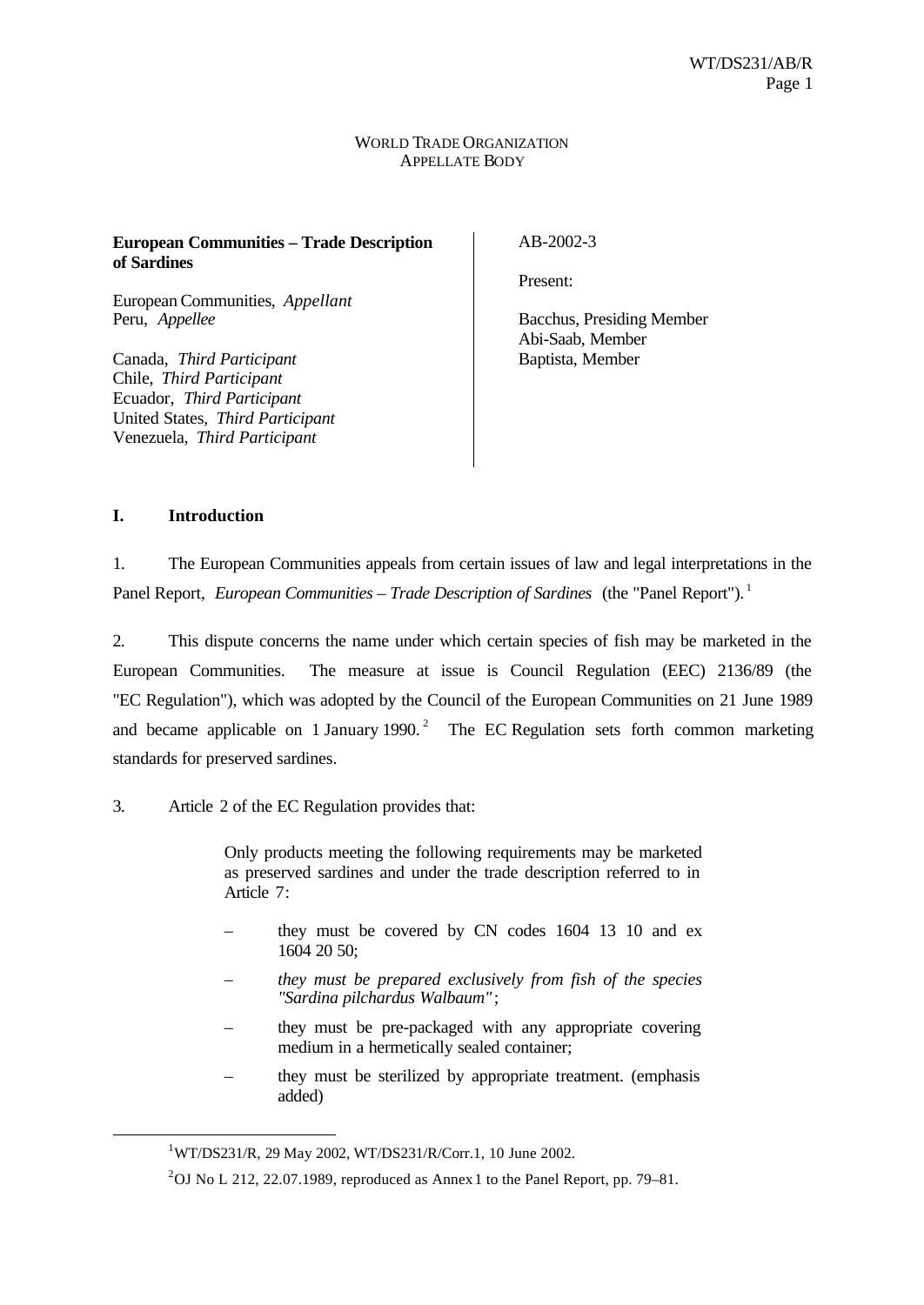WORLD TRADE ORGANIZATION
APPELLATE BODY

**European Communities – Trade Description of Sardines**

European Communities, *Appellant*
Peru, *Appellee*

Canada, *Third Participant*
Chile, *Third Participant*
Ecuador, *Third Participant*
United States, *Third Participant*
Venezuela, *Third Participant*

AB-2002-3

Present:

Bacchus, Presiding Member
Abi-Saab, Member
Baptista, Member

## I. Introduction

1. The European Communities appeals from certain issues of law and legal interpretations in the Panel Report, *European Communities – Trade Description of Sardines* (the "Panel Report").[1]

2. This dispute concerns the name under which certain species of fish may be marketed in the European Communities. The measure at issue is Council Regulation (EEC) 2136/89 (the "EC Regulation"), which was adopted by the Council of the European Communities on 21 June 1989 and became applicable on 1 January 1990.[2] The EC Regulation sets forth common marketing standards for preserved sardines.

3. Article 2 of the EC Regulation provides that:

> Only products meeting the following requirements may be marketed as preserved sardines and under the trade description referred to in Article 7:
>
> – they must be covered by CN codes 1604 13 10 and ex 1604 20 50;
>
> – *they must be prepared exclusively from fish of the species "Sardina pilchardus Walbaum"*;
>
> – they must be pre-packaged with any appropriate covering medium in a hermetically sealed container;
>
> – they must be sterilized by appropriate treatment. (emphasis added)

[1] WT/DS231/R, 29 May 2002, WT/DS231/R/Corr.1, 10 June 2002.

[2] OJ No L 212, 22.07.1989, reproduced as Annex 1 to the Panel Report, pp. 79–81.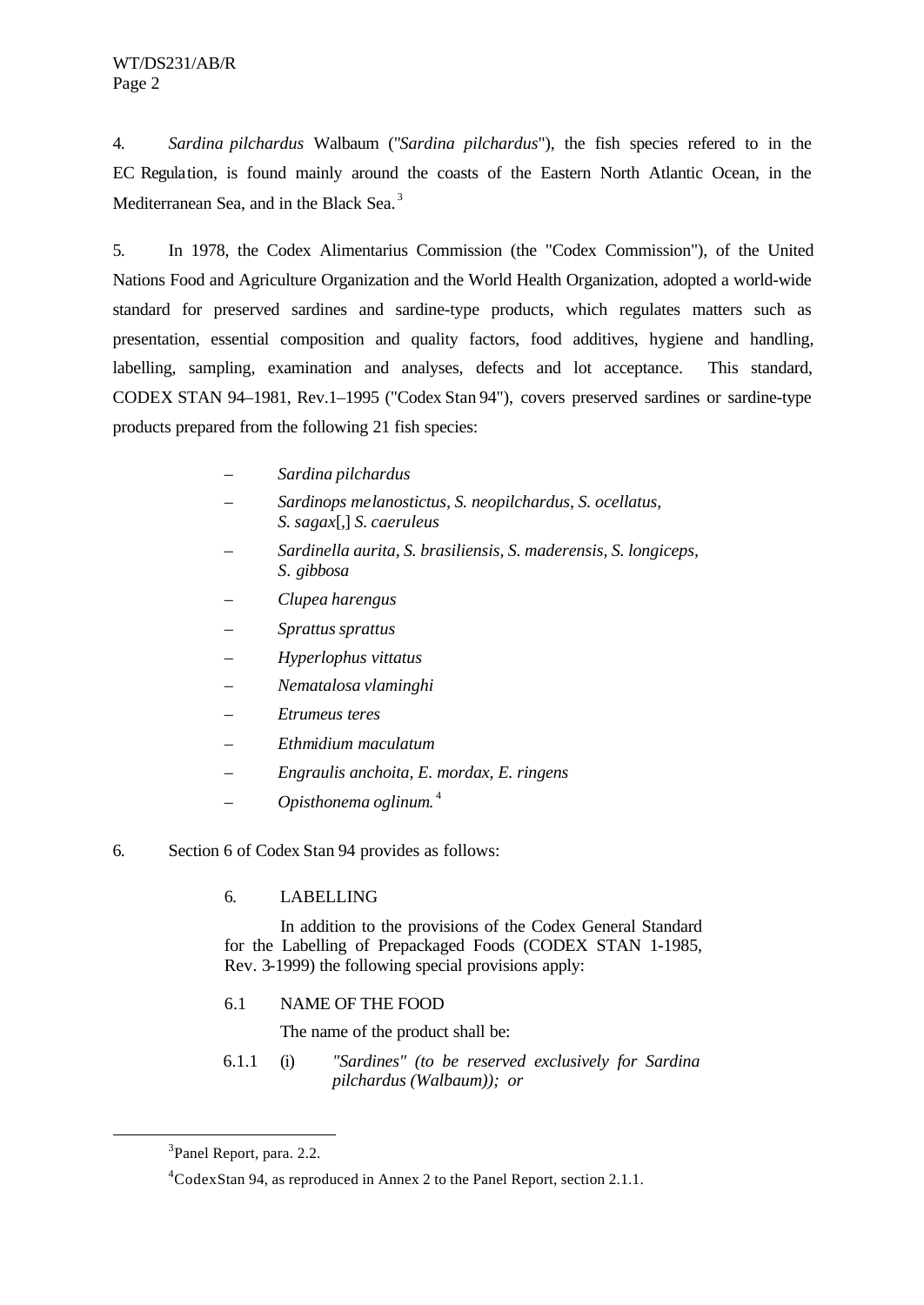4. *Sardina pilchardus* Walbaum ("*Sardina pilchardus*"), the fish species refered to in the EC Regulation, is found mainly around the coasts of the Eastern North Atlantic Ocean, in the Mediterranean Sea, and in the Black Sea.[3]

5. In 1978, the Codex Alimentarius Commission (the "Codex Commission"), of the United Nations Food and Agriculture Organization and the World Health Organization, adopted a world-wide standard for preserved sardines and sardine-type products, which regulates matters such as presentation, essential composition and quality factors, food additives, hygiene and handling, labelling, sampling, examination and analyses, defects and lot acceptance. This standard, CODEX STAN 94–1981, Rev.1–1995 ("Codex Stan 94"), covers preserved sardines or sardine-type products prepared from the following 21 fish species:

- *Sardina pilchardus*
- *Sardinops melanostictus, S. neopilchardus, S. ocellatus, S. sagax*[,] *S. caeruleus*
- *Sardinella aurita, S. brasiliensis, S. maderensis, S. longiceps, S. gibbosa*
- *Clupea harengus*
- *Sprattus sprattus*
- *Hyperlophus vittatus*
- *Nematalosa vlaminghi*
- *Etrumeus teres*
- *Ethmidium maculatum*
- *Engraulis anchoita, E. mordax, E. ringens*
- *Opisthonema oglinum*.[4]

6. Section 6 of Codex Stan 94 provides as follows:

> 6. LABELLING
>
> In addition to the provisions of the Codex General Standard for the Labelling of Prepackaged Foods (CODEX STAN 1-1985, Rev. 3-1999) the following special provisions apply:
>
> 6.1 NAME OF THE FOOD
>
> The name of the product shall be:
>
> 6.1.1 (i) *"Sardines" (to be reserved exclusively for Sardina pilchardus (Walbaum)); or*

---

[3] Panel Report, para. 2.2.

[4] Codex Stan 94, as reproduced in Annex 2 to the Panel Report, section 2.1.1.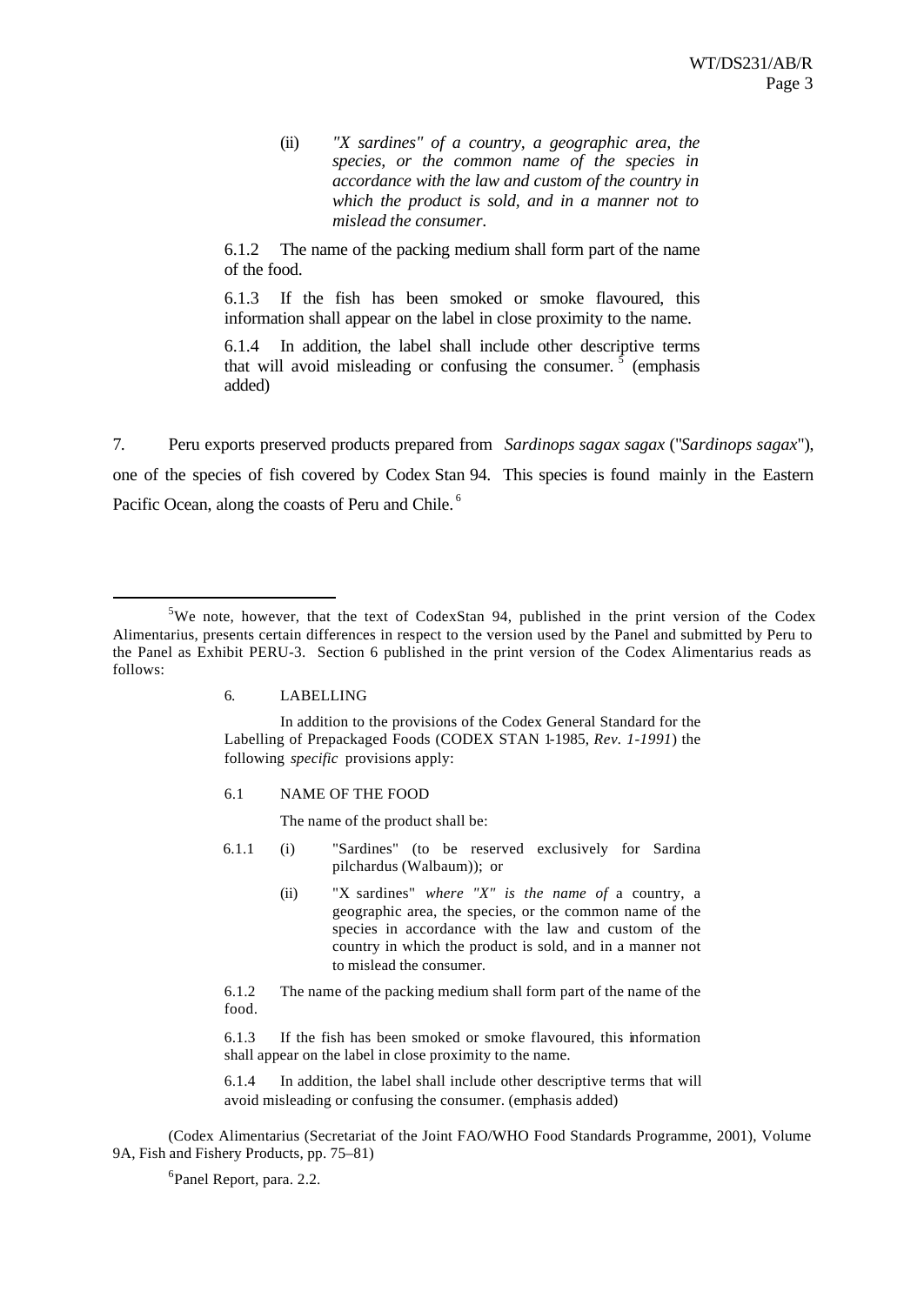(ii) *"X sardines" of a country, a geographic area, the species, or the common name of the species in accordance with the law and custom of the country in which the product is sold, and in a manner not to mislead the consumer*.

6.1.2 The name of the packing medium shall form part of the name of the food.

6.1.3 If the fish has been smoked or smoke flavoured, this information shall appear on the label in close proximity to the name.

6.1.4 In addition, the label shall include other descriptive terms that will avoid misleading or confusing the consumer. [5] (emphasis added)

7. Peru exports preserved products prepared from *Sardinops sagax sagax* ("*Sardinops sagax*"), one of the species of fish covered by Codex Stan 94. This species is found mainly in the Eastern Pacific Ocean, along the coasts of Peru and Chile. [6]

---

[5] We note, however, that the text of CodexStan 94, published in the print version of the Codex Alimentarius, presents certain differences in respect to the version used by the Panel and submitted by Peru to the Panel as Exhibit PERU-3. Section 6 published in the print version of the Codex Alimentarius reads as follows:

> 6. LABELLING
>
> In addition to the provisions of the Codex General Standard for the Labelling of Prepackaged Foods (CODEX STAN 1-1985, *Rev. 1-1991*) the following *specific* provisions apply:
>
> 6.1 NAME OF THE FOOD
>
> The name of the product shall be:
>
> 6.1.1 (i) "Sardines" (to be reserved exclusively for Sardina pilchardus (Walbaum)); or
>
> (ii) "X sardines" *where "X" is the name of* a country, a geographic area, the species, or the common name of the species in accordance with the law and custom of the country in which the product is sold, and in a manner not to mislead the consumer.
>
> 6.1.2 The name of the packing medium shall form part of the name of the food.
>
> 6.1.3 If the fish has been smoked or smoke flavoured, this information shall appear on the label in close proximity to the name.
>
> 6.1.4 In addition, the label shall include other descriptive terms that will avoid misleading or confusing the consumer. (emphasis added)

(Codex Alimentarius (Secretariat of the Joint FAO/WHO Food Standards Programme, 2001), Volume 9A, Fish and Fishery Products, pp. 75–81)

[6] Panel Report, para. 2.2.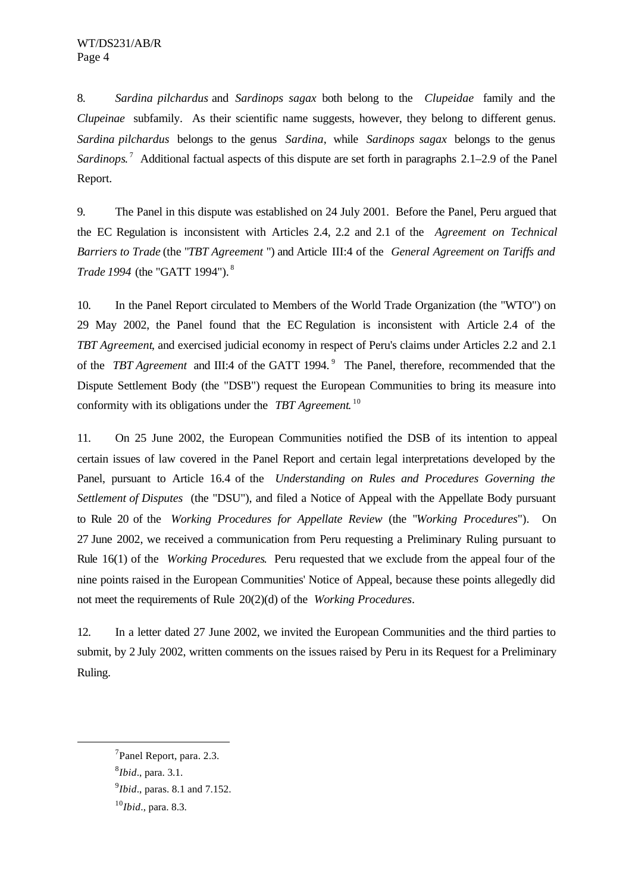8. *Sardina pilchardus* and *Sardinops sagax* both belong to the *Clupeidae* family and the *Clupeinae* subfamily. As their scientific name suggests, however, they belong to different genus. *Sardina pilchardus* belongs to the genus *Sardina*, while *Sardinops sagax* belongs to the genus *Sardinops*.[7] Additional factual aspects of this dispute are set forth in paragraphs 2.1–2.9 of the Panel Report.

9. The Panel in this dispute was established on 24 July 2001. Before the Panel, Peru argued that the EC Regulation is inconsistent with Articles 2.4, 2.2 and 2.1 of the *Agreement on Technical Barriers to Trade* (the "*TBT Agreement* ") and Article III:4 of the *General Agreement on Tariffs and Trade 1994* (the "GATT 1994").[8]

10. In the Panel Report circulated to Members of the World Trade Organization (the "WTO") on 29 May 2002, the Panel found that the EC Regulation is inconsistent with Article 2.4 of the *TBT Agreement*, and exercised judicial economy in respect of Peru's claims under Articles 2.2 and 2.1 of the *TBT Agreement* and III:4 of the GATT 1994.[9] The Panel, therefore, recommended that the Dispute Settlement Body (the "DSB") request the European Communities to bring its measure into conformity with its obligations under the *TBT Agreement*.[10]

11. On 25 June 2002, the European Communities notified the DSB of its intention to appeal certain issues of law covered in the Panel Report and certain legal interpretations developed by the Panel, pursuant to Article 16.4 of the *Understanding on Rules and Procedures Governing the Settlement of Disputes* (the "DSU"), and filed a Notice of Appeal with the Appellate Body pursuant to Rule 20 of the *Working Procedures for Appellate Review* (the "*Working Procedures*"). On 27 June 2002, we received a communication from Peru requesting a Preliminary Ruling pursuant to Rule 16(1) of the *Working Procedures*. Peru requested that we exclude from the appeal four of the nine points raised in the European Communities' Notice of Appeal, because these points allegedly did not meet the requirements of Rule 20(2)(d) of the *Working Procedures*.

12. In a letter dated 27 June 2002, we invited the European Communities and the third parties to submit, by 2 July 2002, written comments on the issues raised by Peru in its Request for a Preliminary Ruling.

---

[7] Panel Report, para. 2.3.

[8] *Ibid*., para. 3.1.

[9] *Ibid*., paras. 8.1 and 7.152.

[10] *Ibid*., para. 8.3.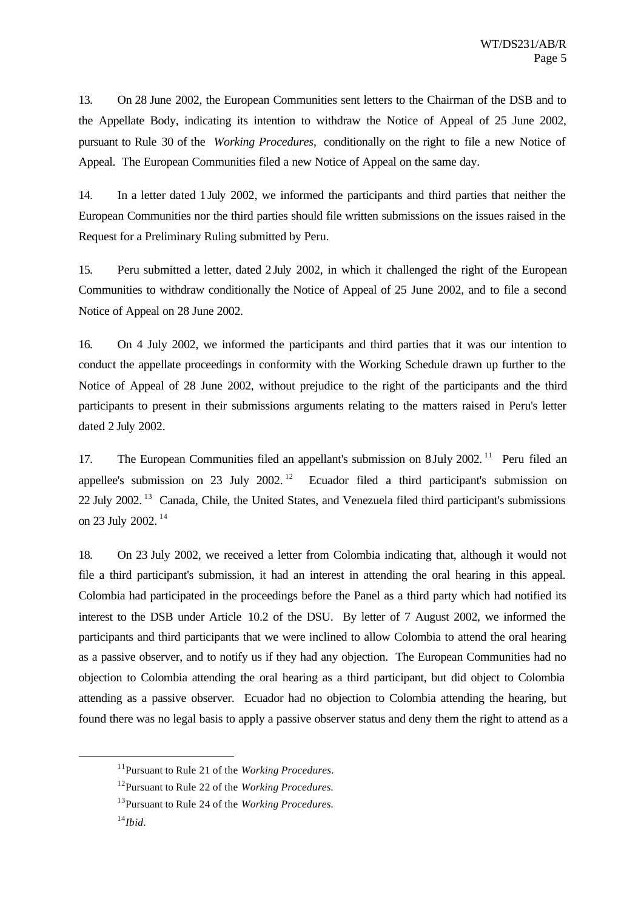13. On 28 June 2002, the European Communities sent letters to the Chairman of the DSB and to the Appellate Body, indicating its intention to withdraw the Notice of Appeal of 25 June 2002, pursuant to Rule 30 of the *Working Procedures*, conditionally on the right to file a new Notice of Appeal. The European Communities filed a new Notice of Appeal on the same day.

14. In a letter dated 1 July 2002, we informed the participants and third parties that neither the European Communities nor the third parties should file written submissions on the issues raised in the Request for a Preliminary Ruling submitted by Peru.

15. Peru submitted a letter, dated 2 July 2002, in which it challenged the right of the European Communities to withdraw conditionally the Notice of Appeal of 25 June 2002, and to file a second Notice of Appeal on 28 June 2002.

16. On 4 July 2002, we informed the participants and third parties that it was our intention to conduct the appellate proceedings in conformity with the Working Schedule drawn up further to the Notice of Appeal of 28 June 2002, without prejudice to the right of the participants and the third participants to present in their submissions arguments relating to the matters raised in Peru's letter dated 2 July 2002.

17. The European Communities filed an appellant's submission on 8 July 2002.[11] Peru filed an appellee's submission on 23 July 2002.[12] Ecuador filed a third participant's submission on 22 July 2002.[13] Canada, Chile, the United States, and Venezuela filed third participant's submissions on 23 July 2002.[14]

18. On 23 July 2002, we received a letter from Colombia indicating that, although it would not file a third participant's submission, it had an interest in attending the oral hearing in this appeal. Colombia had participated in the proceedings before the Panel as a third party which had notified its interest to the DSB under Article 10.2 of the DSU. By letter of 7 August 2002, we informed the participants and third participants that we were inclined to allow Colombia to attend the oral hearing as a passive observer, and to notify us if they had any objection. The European Communities had no objection to Colombia attending the oral hearing as a third participant, but did object to Colombia attending as a passive observer. Ecuador had no objection to Colombia attending the hearing, but found there was no legal basis to apply a passive observer status and deny them the right to attend as a

---

[11] Pursuant to Rule 21 of the *Working Procedures*.

[12] Pursuant to Rule 22 of the *Working Procedures.*

[13] Pursuant to Rule 24 of the *Working Procedures.*

[14] *Ibid*.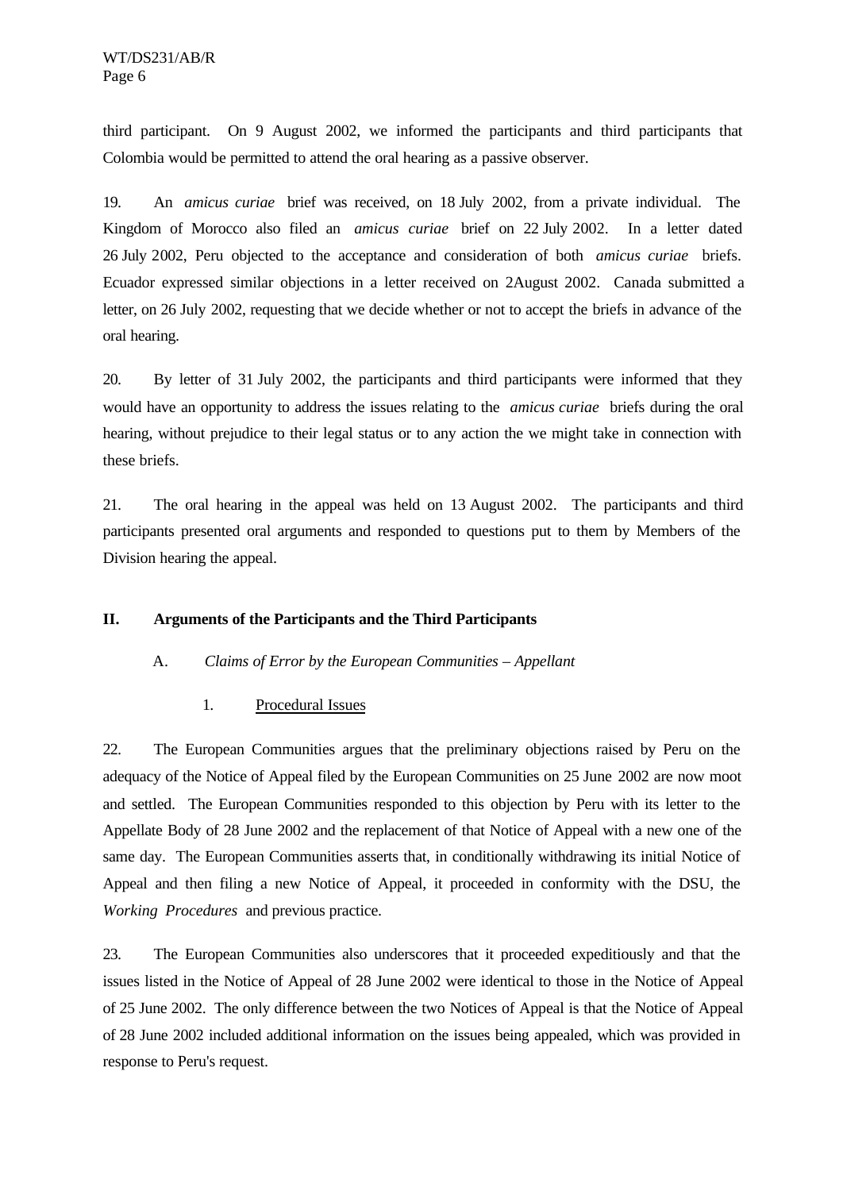third participant. On 9 August 2002, we informed the participants and third participants that Colombia would be permitted to attend the oral hearing as a passive observer.

19. An *amicus curiae* brief was received, on 18 July 2002, from a private individual. The Kingdom of Morocco also filed an *amicus curiae* brief on 22 July 2002. In a letter dated 26 July 2002, Peru objected to the acceptance and consideration of both *amicus curiae* briefs. Ecuador expressed similar objections in a letter received on 2August 2002. Canada submitted a letter, on 26 July 2002, requesting that we decide whether or not to accept the briefs in advance of the oral hearing.

20. By letter of 31 July 2002, the participants and third participants were informed that they would have an opportunity to address the issues relating to the *amicus curiae* briefs during the oral hearing, without prejudice to their legal status or to any action the we might take in connection with these briefs.

21. The oral hearing in the appeal was held on 13 August 2002. The participants and third participants presented oral arguments and responded to questions put to them by Members of the Division hearing the appeal.

## II. Arguments of the Participants and the Third Participants

### A. *Claims of Error by the European Communities – Appellant*

#### 1. Procedural Issues

22. The European Communities argues that the preliminary objections raised by Peru on the adequacy of the Notice of Appeal filed by the European Communities on 25 June 2002 are now moot and settled. The European Communities responded to this objection by Peru with its letter to the Appellate Body of 28 June 2002 and the replacement of that Notice of Appeal with a new one of the same day. The European Communities asserts that, in conditionally withdrawing its initial Notice of Appeal and then filing a new Notice of Appeal, it proceeded in conformity with the DSU, the *Working Procedures* and previous practice.

23. The European Communities also underscores that it proceeded expeditiously and that the issues listed in the Notice of Appeal of 28 June 2002 were identical to those in the Notice of Appeal of 25 June 2002. The only difference between the two Notices of Appeal is that the Notice of Appeal of 28 June 2002 included additional information on the issues being appealed, which was provided in response to Peru's request.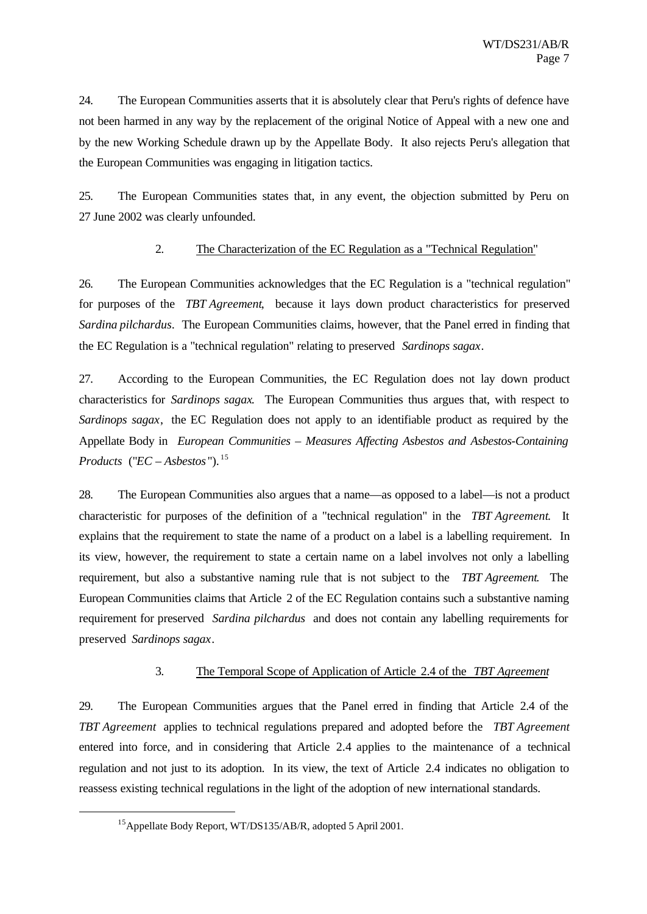24. The European Communities asserts that it is absolutely clear that Peru's rights of defence have not been harmed in any way by the replacement of the original Notice of Appeal with a new one and by the new Working Schedule drawn up by the Appellate Body. It also rejects Peru's allegation that the European Communities was engaging in litigation tactics.

25. The European Communities states that, in any event, the objection submitted by Peru on 27 June 2002 was clearly unfounded.

### 2. The Characterization of the EC Regulation as a "Technical Regulation"

26. The European Communities acknowledges that the EC Regulation is a "technical regulation" for purposes of the *TBT Agreement*, because it lays down product characteristics for preserved *Sardina pilchardus*. The European Communities claims, however, that the Panel erred in finding that the EC Regulation is a "technical regulation" relating to preserved *Sardinops sagax*.

27. According to the European Communities, the EC Regulation does not lay down product characteristics for *Sardinops sagax*. The European Communities thus argues that, with respect to *Sardinops sagax*, the EC Regulation does not apply to an identifiable product as required by the Appellate Body in *European Communities – Measures Affecting Asbestos and Asbestos-Containing Products* ("*EC – Asbestos*").[15]

28. The European Communities also argues that a name—as opposed to a label—is not a product characteristic for purposes of the definition of a "technical regulation" in the *TBT Agreement*. It explains that the requirement to state the name of a product on a label is a labelling requirement. In its view, however, the requirement to state a certain name on a label involves not only a labelling requirement, but also a substantive naming rule that is not subject to the *TBT Agreement*. The European Communities claims that Article 2 of the EC Regulation contains such a substantive naming requirement for preserved *Sardina pilchardus* and does not contain any labelling requirements for preserved *Sardinops sagax*.

### 3. The Temporal Scope of Application of Article 2.4 of the *TBT Agreement*

29. The European Communities argues that the Panel erred in finding that Article 2.4 of the *TBT Agreement* applies to technical regulations prepared and adopted before the *TBT Agreement* entered into force, and in considering that Article 2.4 applies to the maintenance of a technical regulation and not just to its adoption. In its view, the text of Article 2.4 indicates no obligation to reassess existing technical regulations in the light of the adoption of new international standards.

---

[15] Appellate Body Report, WT/DS135/AB/R, adopted 5 April 2001.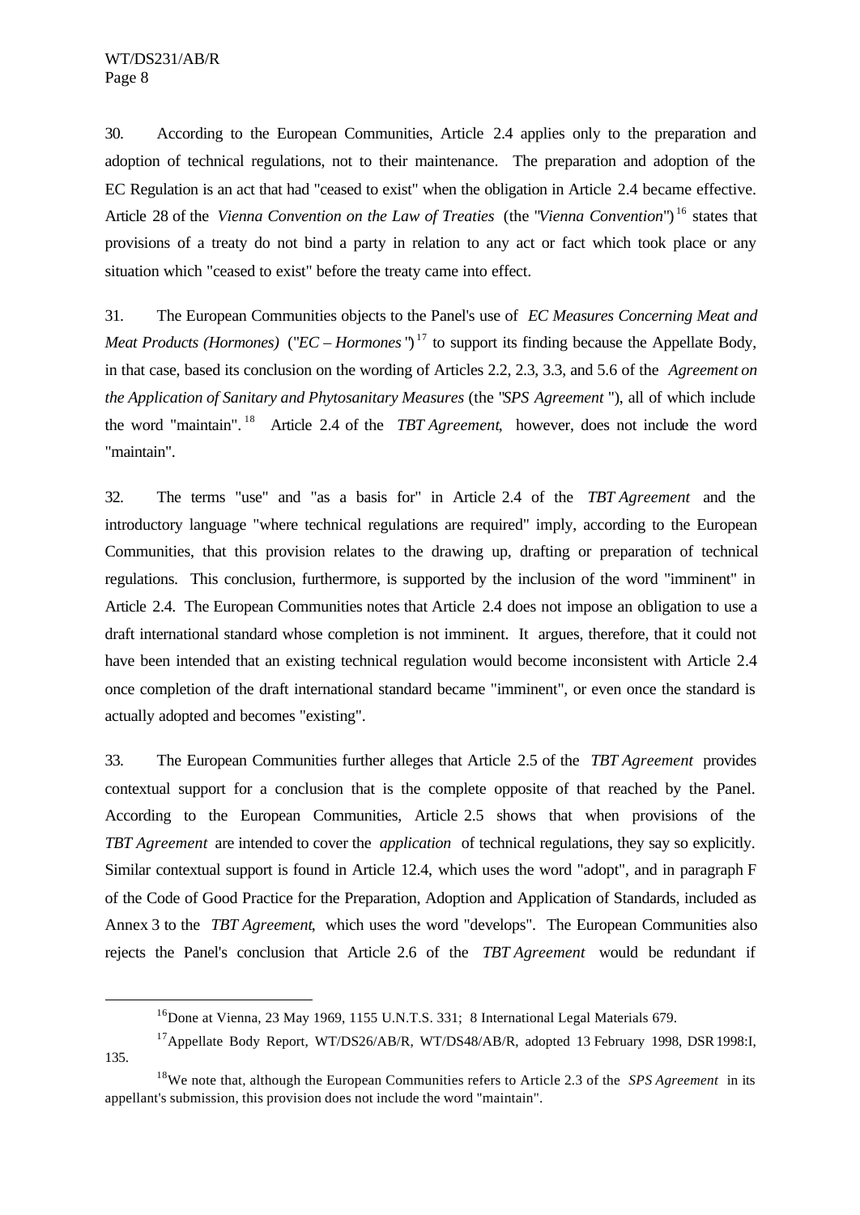30. According to the European Communities, Article 2.4 applies only to the preparation and adoption of technical regulations, not to their maintenance. The preparation and adoption of the EC Regulation is an act that had "ceased to exist" when the obligation in Article 2.4 became effective. Article 28 of the *Vienna Convention on the Law of Treaties* (the "*Vienna Convention*")[16] states that provisions of a treaty do not bind a party in relation to any act or fact which took place or any situation which "ceased to exist" before the treaty came into effect.

31. The European Communities objects to the Panel's use of *EC Measures Concerning Meat and Meat Products (Hormones)* ("*EC – Hormones*")[17] to support its finding because the Appellate Body, in that case, based its conclusion on the wording of Articles 2.2, 2.3, 3.3, and 5.6 of the *Agreement on the Application of Sanitary and Phytosanitary Measures* (the "*SPS Agreement*"), all of which include the word "maintain".[18] Article 2.4 of the *TBT Agreement*, however, does not include the word "maintain".

32. The terms "use" and "as a basis for" in Article 2.4 of the *TBT Agreement* and the introductory language "where technical regulations are required" imply, according to the European Communities, that this provision relates to the drawing up, drafting or preparation of technical regulations. This conclusion, furthermore, is supported by the inclusion of the word "imminent" in Article 2.4. The European Communities notes that Article 2.4 does not impose an obligation to use a draft international standard whose completion is not imminent. It argues, therefore, that it could not have been intended that an existing technical regulation would become inconsistent with Article 2.4 once completion of the draft international standard became "imminent", or even once the standard is actually adopted and becomes "existing".

33. The European Communities further alleges that Article 2.5 of the *TBT Agreement* provides contextual support for a conclusion that is the complete opposite of that reached by the Panel. According to the European Communities, Article 2.5 shows that when provisions of the *TBT Agreement* are intended to cover the *application* of technical regulations, they say so explicitly. Similar contextual support is found in Article 12.4, which uses the word "adopt", and in paragraph F of the Code of Good Practice for the Preparation, Adoption and Application of Standards, included as Annex 3 to the *TBT Agreement*, which uses the word "develops". The European Communities also rejects the Panel's conclusion that Article 2.6 of the *TBT Agreement* would be redundant if

---

[16] Done at Vienna, 23 May 1969, 1155 U.N.T.S. 331; 8 International Legal Materials 679.

[17] Appellate Body Report, WT/DS26/AB/R, WT/DS48/AB/R, adopted 13 February 1998, DSR 1998:I, 135.

[18] We note that, although the European Communities refers to Article 2.3 of the *SPS Agreement* in its appellant's submission, this provision does not include the word "maintain".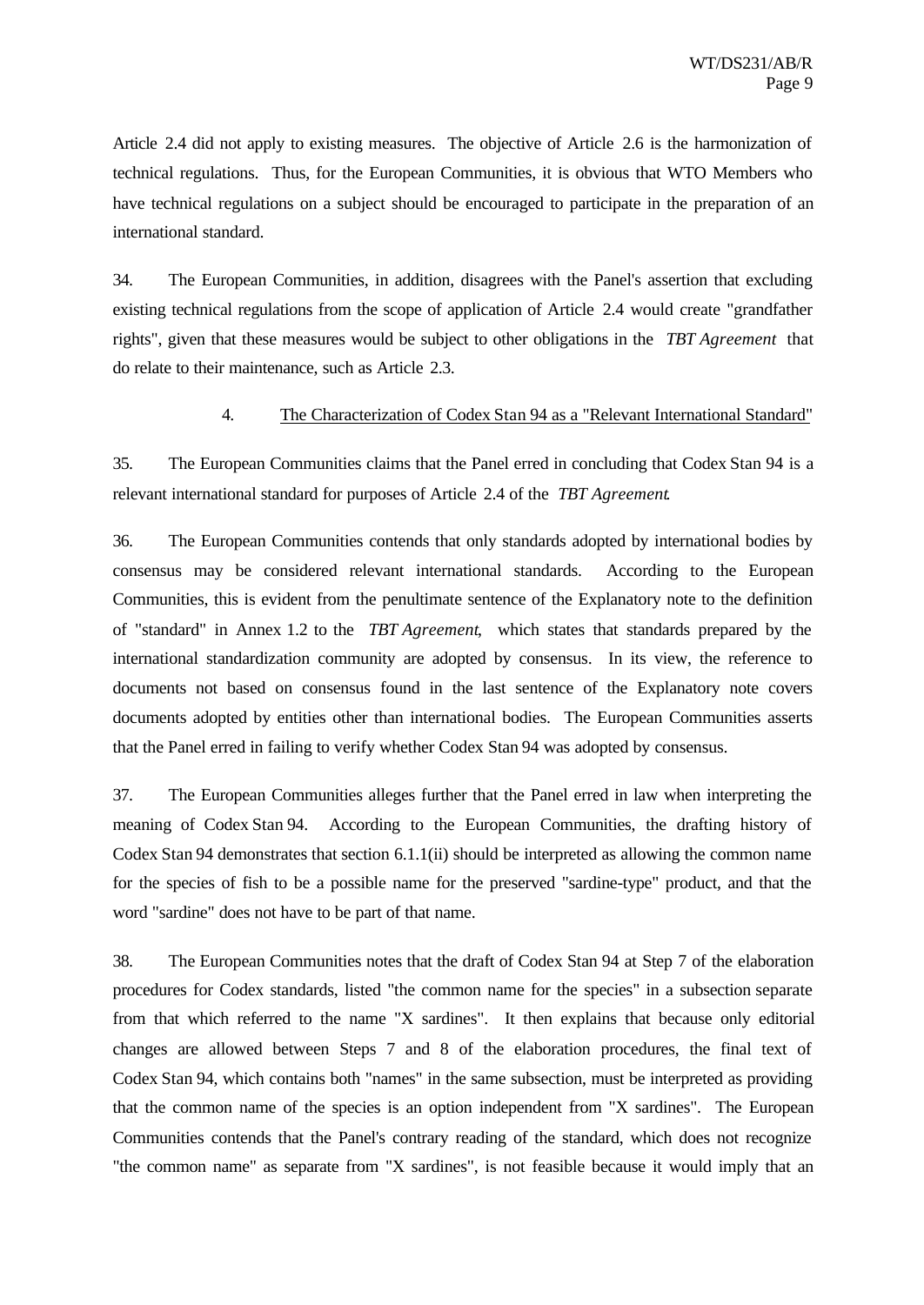Article 2.4 did not apply to existing measures. The objective of Article 2.6 is the harmonization of technical regulations. Thus, for the European Communities, it is obvious that WTO Members who have technical regulations on a subject should be encouraged to participate in the preparation of an international standard.

34. The European Communities, in addition, disagrees with the Panel's assertion that excluding existing technical regulations from the scope of application of Article 2.4 would create "grandfather rights", given that these measures would be subject to other obligations in the *TBT Agreement* that do relate to their maintenance, such as Article 2.3.

#### 4. The Characterization of Codex Stan 94 as a "Relevant International Standard"

35. The European Communities claims that the Panel erred in concluding that Codex Stan 94 is a relevant international standard for purposes of Article 2.4 of the *TBT Agreement*.

36. The European Communities contends that only standards adopted by international bodies by consensus may be considered relevant international standards. According to the European Communities, this is evident from the penultimate sentence of the Explanatory note to the definition of "standard" in Annex 1.2 to the *TBT Agreement*, which states that standards prepared by the international standardization community are adopted by consensus. In its view, the reference to documents not based on consensus found in the last sentence of the Explanatory note covers documents adopted by entities other than international bodies. The European Communities asserts that the Panel erred in failing to verify whether Codex Stan 94 was adopted by consensus.

37. The European Communities alleges further that the Panel erred in law when interpreting the meaning of Codex Stan 94. According to the European Communities, the drafting history of Codex Stan 94 demonstrates that section 6.1.1(ii) should be interpreted as allowing the common name for the species of fish to be a possible name for the preserved "sardine-type" product, and that the word "sardine" does not have to be part of that name.

38. The European Communities notes that the draft of Codex Stan 94 at Step 7 of the elaboration procedures for Codex standards, listed "the common name for the species" in a subsection separate from that which referred to the name "X sardines". It then explains that because only editorial changes are allowed between Steps 7 and 8 of the elaboration procedures, the final text of Codex Stan 94, which contains both "names" in the same subsection, must be interpreted as providing that the common name of the species is an option independent from "X sardines". The European Communities contends that the Panel's contrary reading of the standard, which does not recognize "the common name" as separate from "X sardines", is not feasible because it would imply that an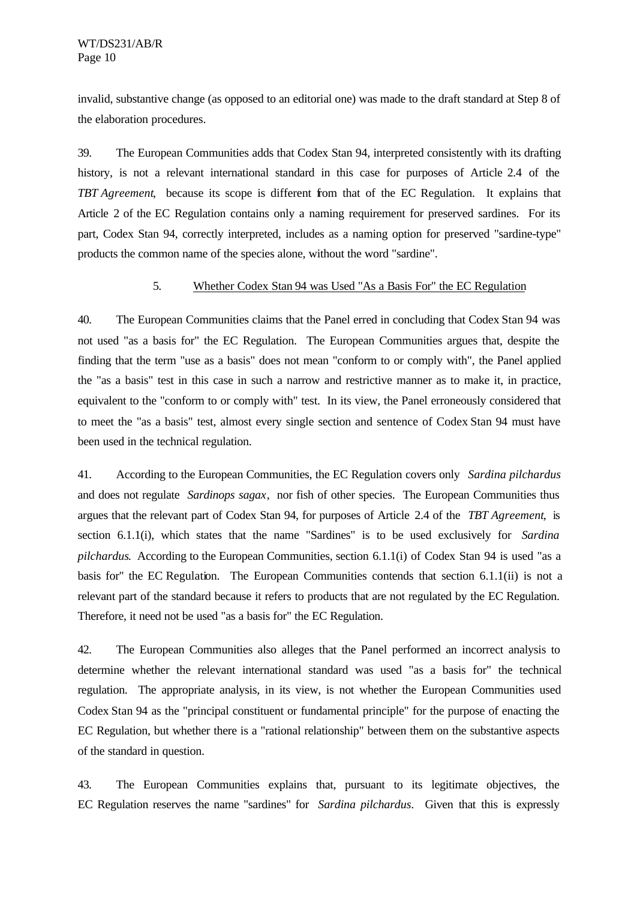invalid, substantive change (as opposed to an editorial one) was made to the draft standard at Step 8 of the elaboration procedures.

39. The European Communities adds that Codex Stan 94, interpreted consistently with its drafting history, is not a relevant international standard in this case for purposes of Article 2.4 of the *TBT Agreement*, because its scope is different from that of the EC Regulation. It explains that Article 2 of the EC Regulation contains only a naming requirement for preserved sardines. For its part, Codex Stan 94, correctly interpreted, includes as a naming option for preserved "sardine-type" products the common name of the species alone, without the word "sardine".

### 5. Whether Codex Stan 94 was Used "As a Basis For" the EC Regulation

40. The European Communities claims that the Panel erred in concluding that Codex Stan 94 was not used "as a basis for" the EC Regulation. The European Communities argues that, despite the finding that the term "use as a basis" does not mean "conform to or comply with", the Panel applied the "as a basis" test in this case in such a narrow and restrictive manner as to make it, in practice, equivalent to the "conform to or comply with" test. In its view, the Panel erroneously considered that to meet the "as a basis" test, almost every single section and sentence of Codex Stan 94 must have been used in the technical regulation.

41. According to the European Communities, the EC Regulation covers only *Sardina pilchardus* and does not regulate *Sardinops sagax*, nor fish of other species. The European Communities thus argues that the relevant part of Codex Stan 94, for purposes of Article 2.4 of the *TBT Agreement*, is section 6.1.1(i), which states that the name "Sardines" is to be used exclusively for *Sardina pilchardus*. According to the European Communities, section 6.1.1(i) of Codex Stan 94 is used "as a basis for" the EC Regulation. The European Communities contends that section 6.1.1(ii) is not a relevant part of the standard because it refers to products that are not regulated by the EC Regulation. Therefore, it need not be used "as a basis for" the EC Regulation.

42. The European Communities also alleges that the Panel performed an incorrect analysis to determine whether the relevant international standard was used "as a basis for" the technical regulation. The appropriate analysis, in its view, is not whether the European Communities used Codex Stan 94 as the "principal constituent or fundamental principle" for the purpose of enacting the EC Regulation, but whether there is a "rational relationship" between them on the substantive aspects of the standard in question.

43. The European Communities explains that, pursuant to its legitimate objectives, the EC Regulation reserves the name "sardines" for *Sardina pilchardus*. Given that this is expressly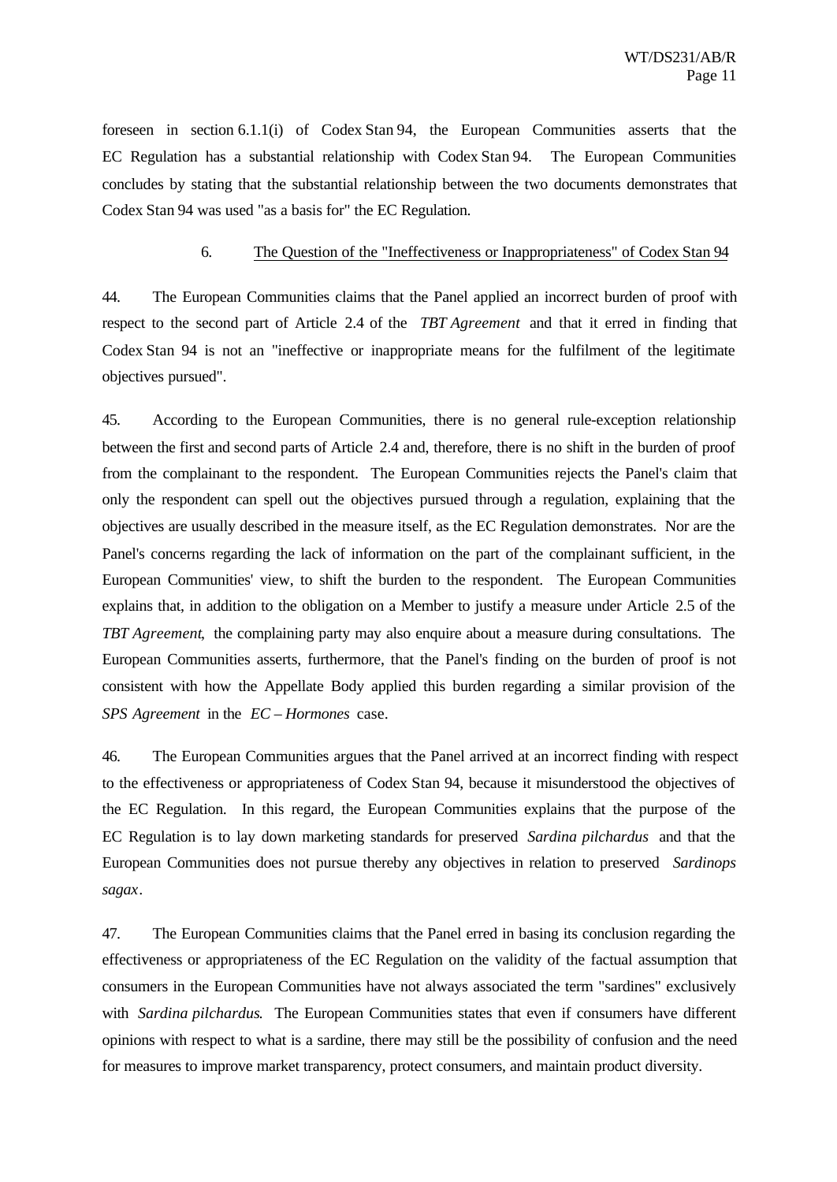foreseen in section 6.1.1(i) of Codex Stan 94, the European Communities asserts that the EC Regulation has a substantial relationship with Codex Stan 94. The European Communities concludes by stating that the substantial relationship between the two documents demonstrates that Codex Stan 94 was used "as a basis for" the EC Regulation.

### 6. The Question of the "Ineffectiveness or Inappropriateness" of Codex Stan 94

44. The European Communities claims that the Panel applied an incorrect burden of proof with respect to the second part of Article 2.4 of the *TBT Agreement* and that it erred in finding that Codex Stan 94 is not an "ineffective or inappropriate means for the fulfilment of the legitimate objectives pursued".

45. According to the European Communities, there is no general rule-exception relationship between the first and second parts of Article 2.4 and, therefore, there is no shift in the burden of proof from the complainant to the respondent. The European Communities rejects the Panel's claim that only the respondent can spell out the objectives pursued through a regulation, explaining that the objectives are usually described in the measure itself, as the EC Regulation demonstrates. Nor are the Panel's concerns regarding the lack of information on the part of the complainant sufficient, in the European Communities' view, to shift the burden to the respondent. The European Communities explains that, in addition to the obligation on a Member to justify a measure under Article 2.5 of the *TBT Agreement*, the complaining party may also enquire about a measure during consultations. The European Communities asserts, furthermore, that the Panel's finding on the burden of proof is not consistent with how the Appellate Body applied this burden regarding a similar provision of the *SPS Agreement* in the *EC – Hormones* case.

46. The European Communities argues that the Panel arrived at an incorrect finding with respect to the effectiveness or appropriateness of Codex Stan 94, because it misunderstood the objectives of the EC Regulation. In this regard, the European Communities explains that the purpose of the EC Regulation is to lay down marketing standards for preserved *Sardina pilchardus* and that the European Communities does not pursue thereby any objectives in relation to preserved *Sardinops sagax*.

47. The European Communities claims that the Panel erred in basing its conclusion regarding the effectiveness or appropriateness of the EC Regulation on the validity of the factual assumption that consumers in the European Communities have not always associated the term "sardines" exclusively with *Sardina pilchardus*. The European Communities states that even if consumers have different opinions with respect to what is a sardine, there may still be the possibility of confusion and the need for measures to improve market transparency, protect consumers, and maintain product diversity.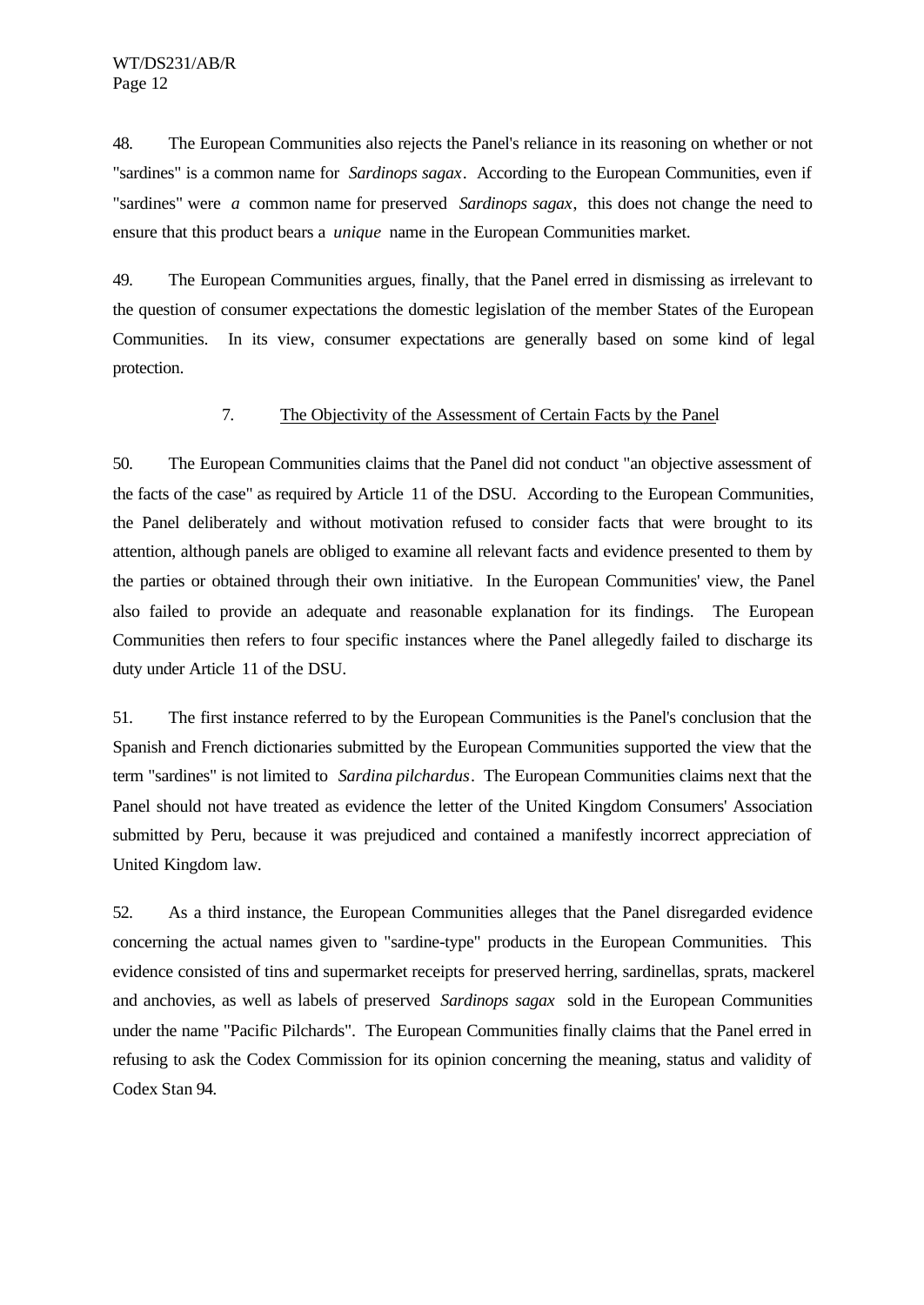48. The European Communities also rejects the Panel's reliance in its reasoning on whether or not "sardines" is a common name for *Sardinops sagax*. According to the European Communities, even if "sardines" were *a* common name for preserved *Sardinops sagax*, this does not change the need to ensure that this product bears a *unique* name in the European Communities market.

49. The European Communities argues, finally, that the Panel erred in dismissing as irrelevant to the question of consumer expectations the domestic legislation of the member States of the European Communities. In its view, consumer expectations are generally based on some kind of legal protection.

### 7. The Objectivity of the Assessment of Certain Facts by the Panel

50. The European Communities claims that the Panel did not conduct "an objective assessment of the facts of the case" as required by Article 11 of the DSU. According to the European Communities, the Panel deliberately and without motivation refused to consider facts that were brought to its attention, although panels are obliged to examine all relevant facts and evidence presented to them by the parties or obtained through their own initiative. In the European Communities' view, the Panel also failed to provide an adequate and reasonable explanation for its findings. The European Communities then refers to four specific instances where the Panel allegedly failed to discharge its duty under Article 11 of the DSU.

51. The first instance referred to by the European Communities is the Panel's conclusion that the Spanish and French dictionaries submitted by the European Communities supported the view that the term "sardines" is not limited to *Sardina pilchardus*. The European Communities claims next that the Panel should not have treated as evidence the letter of the United Kingdom Consumers' Association submitted by Peru, because it was prejudiced and contained a manifestly incorrect appreciation of United Kingdom law.

52. As a third instance, the European Communities alleges that the Panel disregarded evidence concerning the actual names given to "sardine-type" products in the European Communities. This evidence consisted of tins and supermarket receipts for preserved herring, sardinellas, sprats, mackerel and anchovies, as well as labels of preserved *Sardinops sagax* sold in the European Communities under the name "Pacific Pilchards". The European Communities finally claims that the Panel erred in refusing to ask the Codex Commission for its opinion concerning the meaning, status and validity of Codex Stan 94.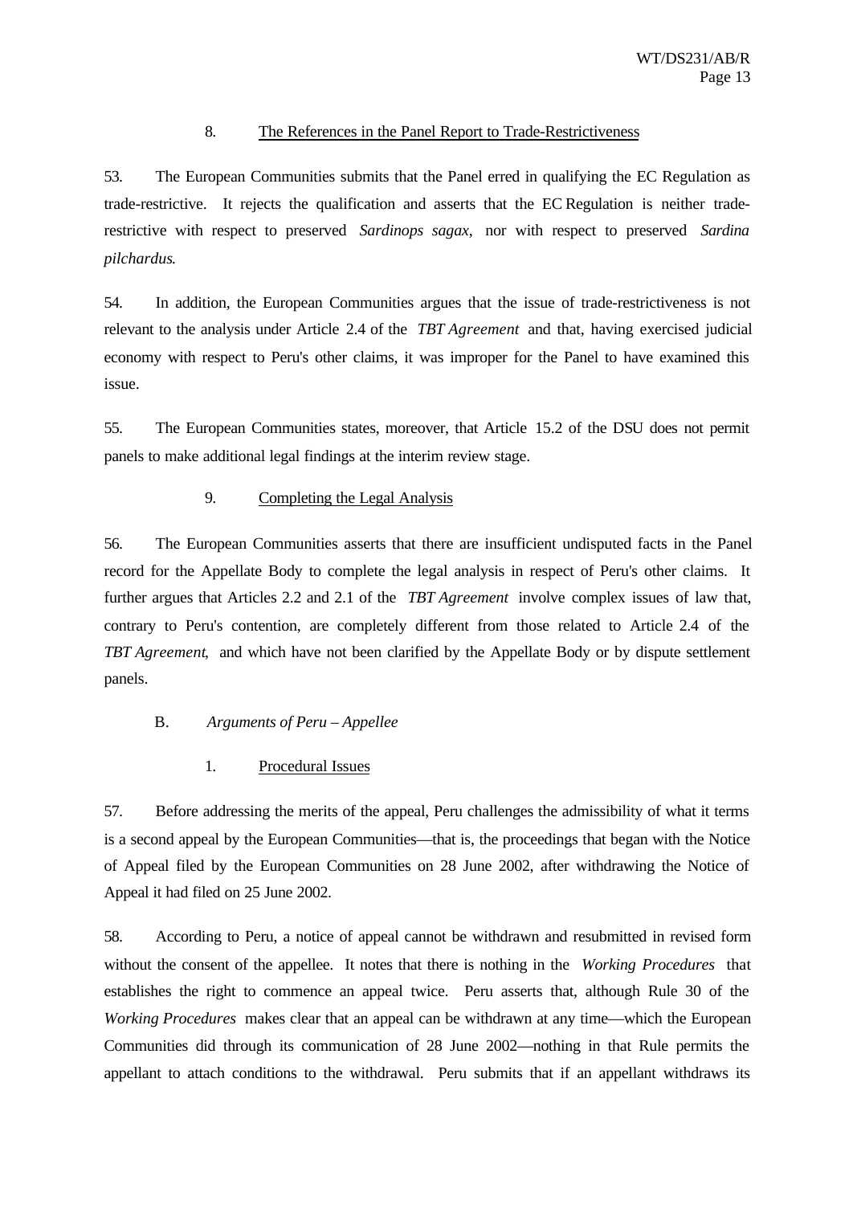### 8. The References in the Panel Report to Trade-Restrictiveness

53. The European Communities submits that the Panel erred in qualifying the EC Regulation as trade-restrictive. It rejects the qualification and asserts that the EC Regulation is neither trade-restrictive with respect to preserved *Sardinops sagax*, nor with respect to preserved *Sardina pilchardus*.

54. In addition, the European Communities argues that the issue of trade-restrictiveness is not relevant to the analysis under Article 2.4 of the *TBT Agreement* and that, having exercised judicial economy with respect to Peru's other claims, it was improper for the Panel to have examined this issue.

55. The European Communities states, moreover, that Article 15.2 of the DSU does not permit panels to make additional legal findings at the interim review stage.

### 9. Completing the Legal Analysis

56. The European Communities asserts that there are insufficient undisputed facts in the Panel record for the Appellate Body to complete the legal analysis in respect of Peru's other claims. It further argues that Articles 2.2 and 2.1 of the *TBT Agreement* involve complex issues of law that, contrary to Peru's contention, are completely different from those related to Article 2.4 of the *TBT Agreement*, and which have not been clarified by the Appellate Body or by dispute settlement panels.

## B. *Arguments of Peru – Appellee*

### 1. Procedural Issues

57. Before addressing the merits of the appeal, Peru challenges the admissibility of what it terms is a second appeal by the European Communities—that is, the proceedings that began with the Notice of Appeal filed by the European Communities on 28 June 2002, after withdrawing the Notice of Appeal it had filed on 25 June 2002.

58. According to Peru, a notice of appeal cannot be withdrawn and resubmitted in revised form without the consent of the appellee. It notes that there is nothing in the *Working Procedures* that establishes the right to commence an appeal twice. Peru asserts that, although Rule 30 of the *Working Procedures* makes clear that an appeal can be withdrawn at any time—which the European Communities did through its communication of 28 June 2002—nothing in that Rule permits the appellant to attach conditions to the withdrawal. Peru submits that if an appellant withdraws its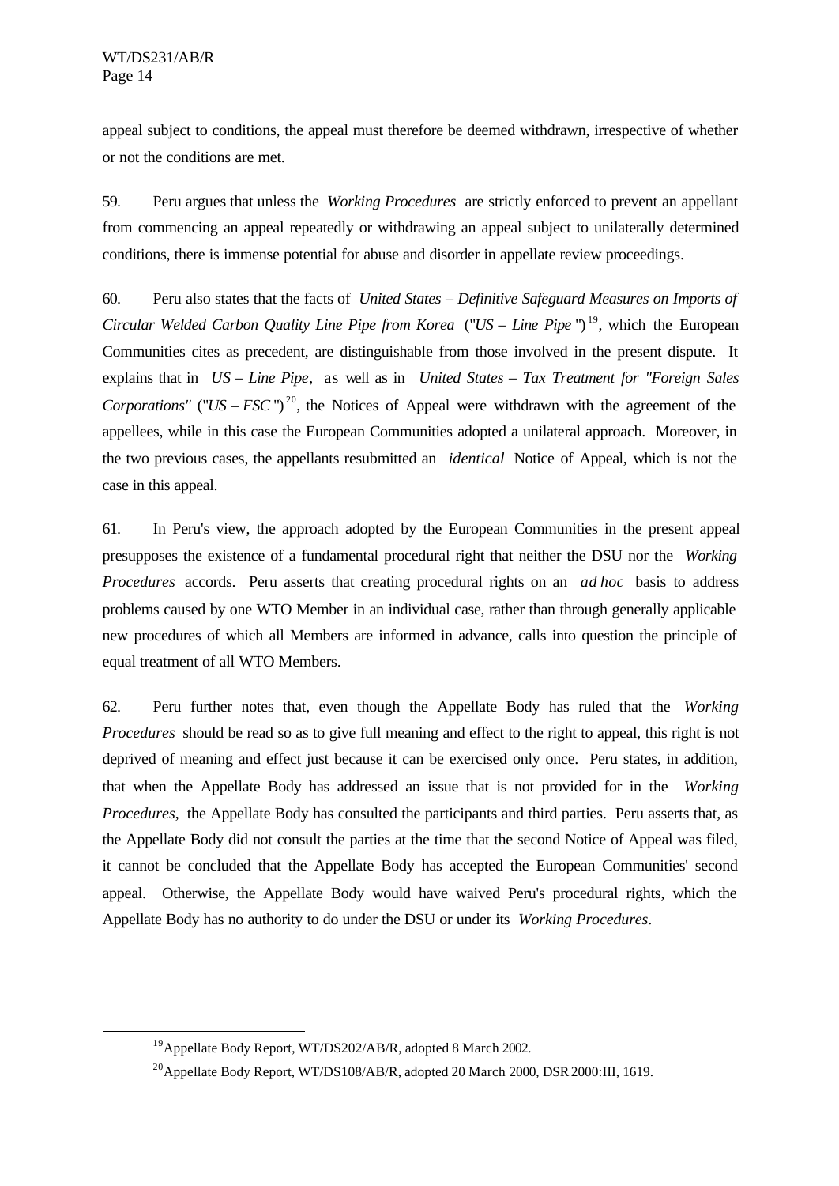appeal subject to conditions, the appeal must therefore be deemed withdrawn, irrespective of whether or not the conditions are met.

59. Peru argues that unless the *Working Procedures* are strictly enforced to prevent an appellant from commencing an appeal repeatedly or withdrawing an appeal subject to unilaterally determined conditions, there is immense potential for abuse and disorder in appellate review proceedings.

60. Peru also states that the facts of *United States – Definitive Safeguard Measures on Imports of Circular Welded Carbon Quality Line Pipe from Korea* ("*US – Line Pipe*")[19], which the European Communities cites as precedent, are distinguishable from those involved in the present dispute. It explains that in *US – Line Pipe*, as well as in *United States – Tax Treatment for "Foreign Sales Corporations"* ("*US – FSC*")[20], the Notices of Appeal were withdrawn with the agreement of the appellees, while in this case the European Communities adopted a unilateral approach. Moreover, in the two previous cases, the appellants resubmitted an *identical* Notice of Appeal, which is not the case in this appeal.

61. In Peru's view, the approach adopted by the European Communities in the present appeal presupposes the existence of a fundamental procedural right that neither the DSU nor the *Working Procedures* accords. Peru asserts that creating procedural rights on an *ad hoc* basis to address problems caused by one WTO Member in an individual case, rather than through generally applicable new procedures of which all Members are informed in advance, calls into question the principle of equal treatment of all WTO Members.

62. Peru further notes that, even though the Appellate Body has ruled that the *Working Procedures* should be read so as to give full meaning and effect to the right to appeal, this right is not deprived of meaning and effect just because it can be exercised only once. Peru states, in addition, that when the Appellate Body has addressed an issue that is not provided for in the *Working Procedures*, the Appellate Body has consulted the participants and third parties. Peru asserts that, as the Appellate Body did not consult the parties at the time that the second Notice of Appeal was filed, it cannot be concluded that the Appellate Body has accepted the European Communities' second appeal. Otherwise, the Appellate Body would have waived Peru's procedural rights, which the Appellate Body has no authority to do under the DSU or under its *Working Procedures*.

---

[19] Appellate Body Report, WT/DS202/AB/R, adopted 8 March 2002.

[20] Appellate Body Report, WT/DS108/AB/R, adopted 20 March 2000, DSR 2000:III, 1619.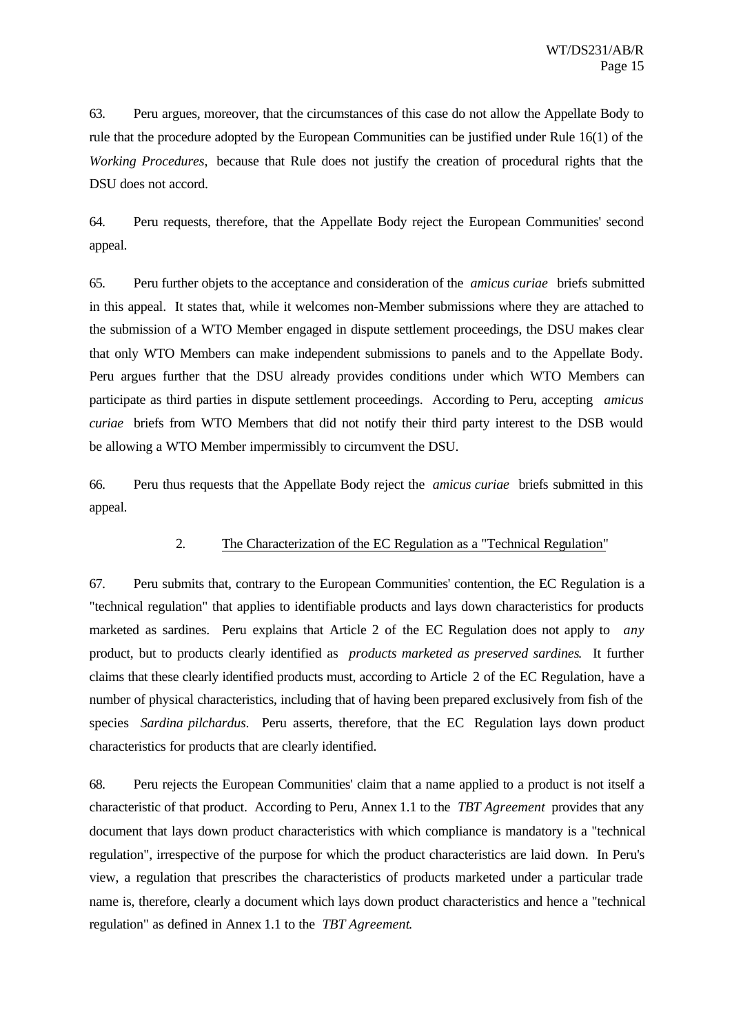63. Peru argues, moreover, that the circumstances of this case do not allow the Appellate Body to rule that the procedure adopted by the European Communities can be justified under Rule 16(1) of the *Working Procedures*, because that Rule does not justify the creation of procedural rights that the DSU does not accord.

64. Peru requests, therefore, that the Appellate Body reject the European Communities' second appeal.

65. Peru further objets to the acceptance and consideration of the *amicus curiae* briefs submitted in this appeal. It states that, while it welcomes non-Member submissions where they are attached to the submission of a WTO Member engaged in dispute settlement proceedings, the DSU makes clear that only WTO Members can make independent submissions to panels and to the Appellate Body. Peru argues further that the DSU already provides conditions under which WTO Members can participate as third parties in dispute settlement proceedings. According to Peru, accepting *amicus curiae* briefs from WTO Members that did not notify their third party interest to the DSB would be allowing a WTO Member impermissibly to circumvent the DSU.

66. Peru thus requests that the Appellate Body reject the *amicus curiae* briefs submitted in this appeal.

### 2. The Characterization of the EC Regulation as a "Technical Regulation"

67. Peru submits that, contrary to the European Communities' contention, the EC Regulation is a "technical regulation" that applies to identifiable products and lays down characteristics for products marketed as sardines. Peru explains that Article 2 of the EC Regulation does not apply to *any* product, but to products clearly identified as *products marketed as preserved sardines*. It further claims that these clearly identified products must, according to Article 2 of the EC Regulation, have a number of physical characteristics, including that of having been prepared exclusively from fish of the species *Sardina pilchardus*. Peru asserts, therefore, that the EC Regulation lays down product characteristics for products that are clearly identified.

68. Peru rejects the European Communities' claim that a name applied to a product is not itself a characteristic of that product. According to Peru, Annex 1.1 to the *TBT Agreement* provides that any document that lays down product characteristics with which compliance is mandatory is a "technical regulation", irrespective of the purpose for which the product characteristics are laid down. In Peru's view, a regulation that prescribes the characteristics of products marketed under a particular trade name is, therefore, clearly a document which lays down product characteristics and hence a "technical regulation" as defined in Annex 1.1 to the *TBT Agreement*.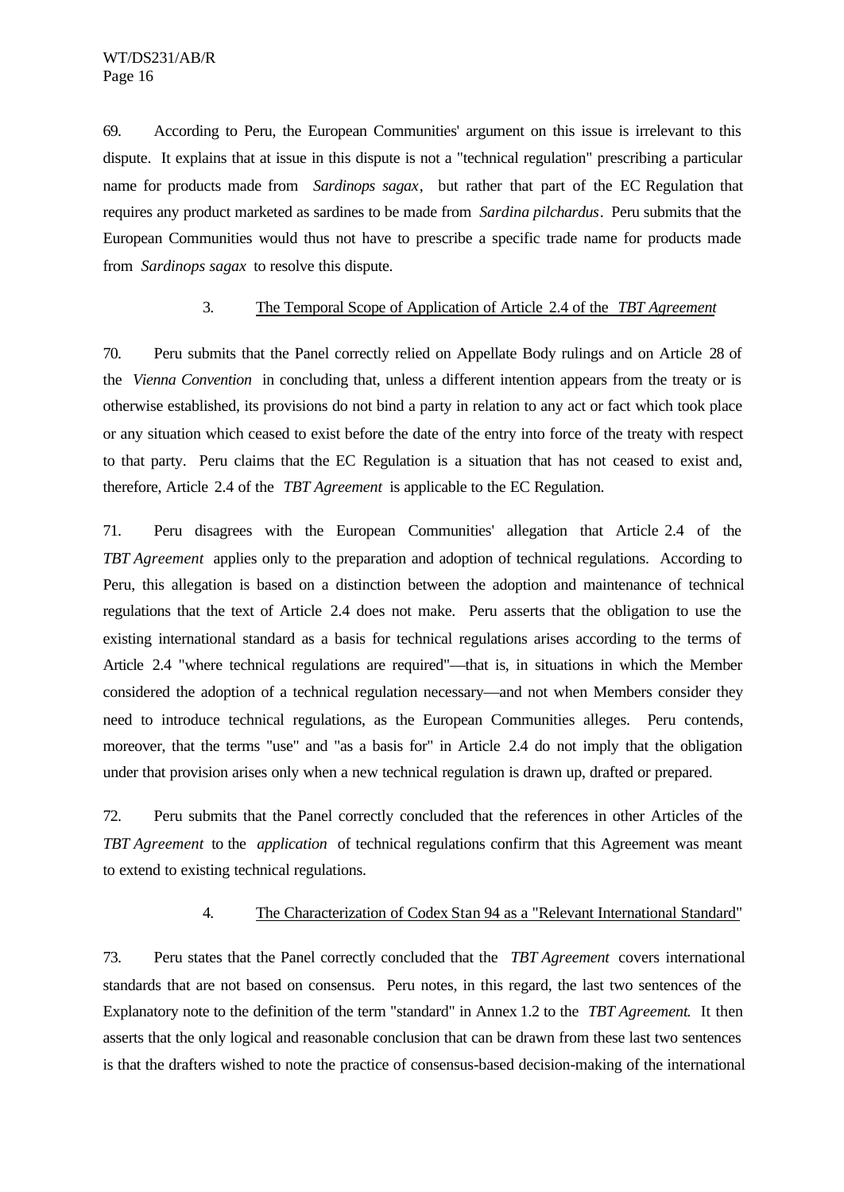69. According to Peru, the European Communities' argument on this issue is irrelevant to this dispute. It explains that at issue in this dispute is not a "technical regulation" prescribing a particular name for products made from *Sardinops sagax*, but rather that part of the EC Regulation that requires any product marketed as sardines to be made from *Sardina pilchardus*. Peru submits that the European Communities would thus not have to prescribe a specific trade name for products made from *Sardinops sagax* to resolve this dispute.

### 3. The Temporal Scope of Application of Article 2.4 of the *TBT Agreement*

70. Peru submits that the Panel correctly relied on Appellate Body rulings and on Article 28 of the *Vienna Convention* in concluding that, unless a different intention appears from the treaty or is otherwise established, its provisions do not bind a party in relation to any act or fact which took place or any situation which ceased to exist before the date of the entry into force of the treaty with respect to that party. Peru claims that the EC Regulation is a situation that has not ceased to exist and, therefore, Article 2.4 of the *TBT Agreement* is applicable to the EC Regulation.

71. Peru disagrees with the European Communities' allegation that Article 2.4 of the *TBT Agreement* applies only to the preparation and adoption of technical regulations. According to Peru, this allegation is based on a distinction between the adoption and maintenance of technical regulations that the text of Article 2.4 does not make. Peru asserts that the obligation to use the existing international standard as a basis for technical regulations arises according to the terms of Article 2.4 "where technical regulations are required"—that is, in situations in which the Member considered the adoption of a technical regulation necessary—and not when Members consider they need to introduce technical regulations, as the European Communities alleges. Peru contends, moreover, that the terms "use" and "as a basis for" in Article 2.4 do not imply that the obligation under that provision arises only when a new technical regulation is drawn up, drafted or prepared.

72. Peru submits that the Panel correctly concluded that the references in other Articles of the *TBT Agreement* to the *application* of technical regulations confirm that this Agreement was meant to extend to existing technical regulations.

### 4. The Characterization of Codex Stan 94 as a "Relevant International Standard"

73. Peru states that the Panel correctly concluded that the *TBT Agreement* covers international standards that are not based on consensus. Peru notes, in this regard, the last two sentences of the Explanatory note to the definition of the term "standard" in Annex 1.2 to the *TBT Agreement*. It then asserts that the only logical and reasonable conclusion that can be drawn from these last two sentences is that the drafters wished to note the practice of consensus-based decision-making of the international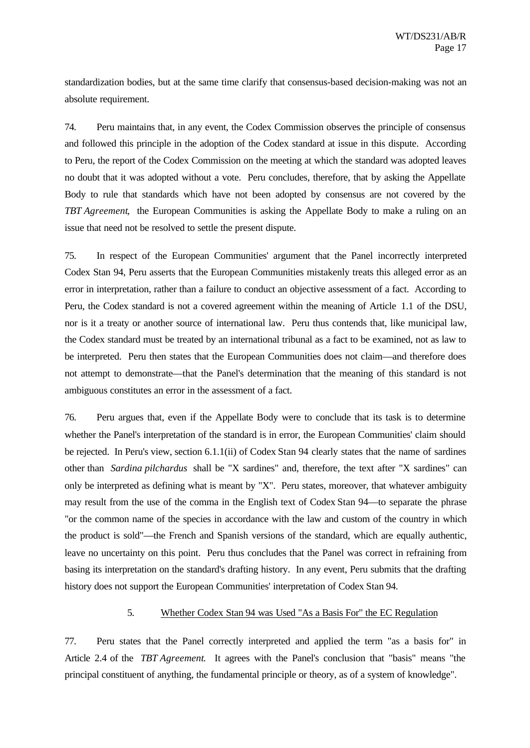standardization bodies, but at the same time clarify that consensus-based decision-making was not an absolute requirement.

74. Peru maintains that, in any event, the Codex Commission observes the principle of consensus and followed this principle in the adoption of the Codex standard at issue in this dispute. According to Peru, the report of the Codex Commission on the meeting at which the standard was adopted leaves no doubt that it was adopted without a vote. Peru concludes, therefore, that by asking the Appellate Body to rule that standards which have not been adopted by consensus are not covered by the *TBT Agreement*, the European Communities is asking the Appellate Body to make a ruling on an issue that need not be resolved to settle the present dispute.

75. In respect of the European Communities' argument that the Panel incorrectly interpreted Codex Stan 94, Peru asserts that the European Communities mistakenly treats this alleged error as an error in interpretation, rather than a failure to conduct an objective assessment of a fact. According to Peru, the Codex standard is not a covered agreement within the meaning of Article 1.1 of the DSU, nor is it a treaty or another source of international law. Peru thus contends that, like municipal law, the Codex standard must be treated by an international tribunal as a fact to be examined, not as law to be interpreted. Peru then states that the European Communities does not claim—and therefore does not attempt to demonstrate—that the Panel's determination that the meaning of this standard is not ambiguous constitutes an error in the assessment of a fact.

76. Peru argues that, even if the Appellate Body were to conclude that its task is to determine whether the Panel's interpretation of the standard is in error, the European Communities' claim should be rejected. In Peru's view, section 6.1.1(ii) of Codex Stan 94 clearly states that the name of sardines other than *Sardina pilchardus* shall be "X sardines" and, therefore, the text after "X sardines" can only be interpreted as defining what is meant by "X". Peru states, moreover, that whatever ambiguity may result from the use of the comma in the English text of Codex Stan 94—to separate the phrase "or the common name of the species in accordance with the law and custom of the country in which the product is sold"—the French and Spanish versions of the standard, which are equally authentic, leave no uncertainty on this point. Peru thus concludes that the Panel was correct in refraining from basing its interpretation on the standard's drafting history. In any event, Peru submits that the drafting history does not support the European Communities' interpretation of Codex Stan 94.

### 5. Whether Codex Stan 94 was Used "As a Basis For" the EC Regulation

77. Peru states that the Panel correctly interpreted and applied the term "as a basis for" in Article 2.4 of the *TBT Agreement*. It agrees with the Panel's conclusion that "basis" means "the principal constituent of anything, the fundamental principle or theory, as of a system of knowledge".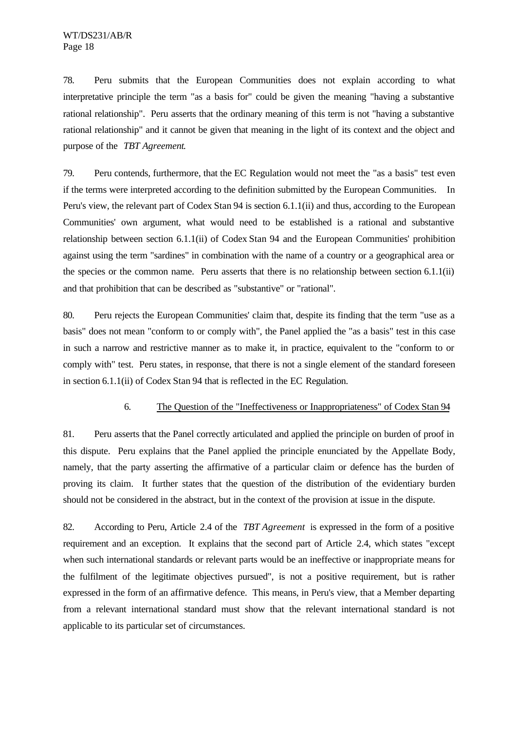78. Peru submits that the European Communities does not explain according to what interpretative principle the term "as a basis for" could be given the meaning "having a substantive rational relationship". Peru asserts that the ordinary meaning of this term is not "having a substantive rational relationship" and it cannot be given that meaning in the light of its context and the object and purpose of the *TBT Agreement*.

79. Peru contends, furthermore, that the EC Regulation would not meet the "as a basis" test even if the terms were interpreted according to the definition submitted by the European Communities. In Peru's view, the relevant part of Codex Stan 94 is section 6.1.1(ii) and thus, according to the European Communities' own argument, what would need to be established is a rational and substantive relationship between section 6.1.1(ii) of Codex Stan 94 and the European Communities' prohibition against using the term "sardines" in combination with the name of a country or a geographical area or the species or the common name. Peru asserts that there is no relationship between section 6.1.1(ii) and that prohibition that can be described as "substantive" or "rational".

80. Peru rejects the European Communities' claim that, despite its finding that the term "use as a basis" does not mean "conform to or comply with", the Panel applied the "as a basis" test in this case in such a narrow and restrictive manner as to make it, in practice, equivalent to the "conform to or comply with" test. Peru states, in response, that there is not a single element of the standard foreseen in section 6.1.1(ii) of Codex Stan 94 that is reflected in the EC Regulation.

### 6. The Question of the "Ineffectiveness or Inappropriateness" of Codex Stan 94

81. Peru asserts that the Panel correctly articulated and applied the principle on burden of proof in this dispute. Peru explains that the Panel applied the principle enunciated by the Appellate Body, namely, that the party asserting the affirmative of a particular claim or defence has the burden of proving its claim. It further states that the question of the distribution of the evidentiary burden should not be considered in the abstract, but in the context of the provision at issue in the dispute.

82. According to Peru, Article 2.4 of the *TBT Agreement* is expressed in the form of a positive requirement and an exception. It explains that the second part of Article 2.4, which states "except when such international standards or relevant parts would be an ineffective or inappropriate means for the fulfilment of the legitimate objectives pursued", is not a positive requirement, but is rather expressed in the form of an affirmative defence. This means, in Peru's view, that a Member departing from a relevant international standard must show that the relevant international standard is not applicable to its particular set of circumstances.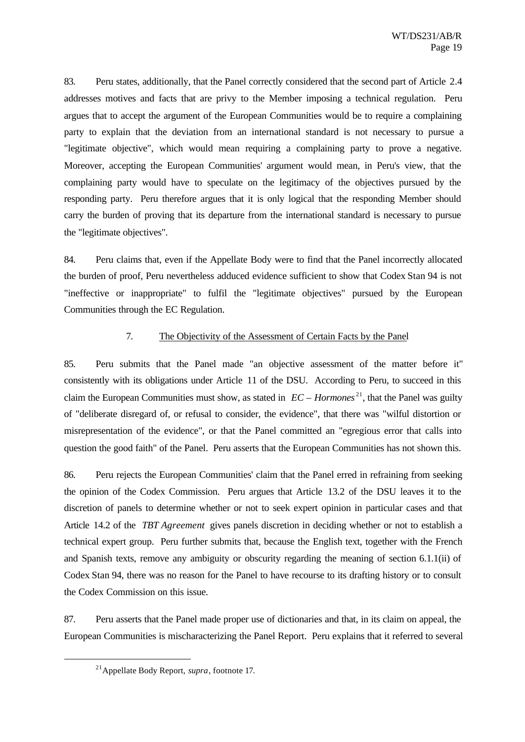83. Peru states, additionally, that the Panel correctly considered that the second part of Article 2.4 addresses motives and facts that are privy to the Member imposing a technical regulation. Peru argues that to accept the argument of the European Communities would be to require a complaining party to explain that the deviation from an international standard is not necessary to pursue a "legitimate objective", which would mean requiring a complaining party to prove a negative. Moreover, accepting the European Communities' argument would mean, in Peru's view, that the complaining party would have to speculate on the legitimacy of the objectives pursued by the responding party. Peru therefore argues that it is only logical that the responding Member should carry the burden of proving that its departure from the international standard is necessary to pursue the "legitimate objectives".

84. Peru claims that, even if the Appellate Body were to find that the Panel incorrectly allocated the burden of proof, Peru nevertheless adduced evidence sufficient to show that Codex Stan 94 is not "ineffective or inappropriate" to fulfil the "legitimate objectives" pursued by the European Communities through the EC Regulation.

### 7. The Objectivity of the Assessment of Certain Facts by the Panel

85. Peru submits that the Panel made "an objective assessment of the matter before it" consistently with its obligations under Article 11 of the DSU. According to Peru, to succeed in this claim the European Communities must show, as stated in *EC – Hormones*[21], that the Panel was guilty of "deliberate disregard of, or refusal to consider, the evidence", that there was "wilful distortion or misrepresentation of the evidence", or that the Panel committed an "egregious error that calls into question the good faith" of the Panel. Peru asserts that the European Communities has not shown this.

86. Peru rejects the European Communities' claim that the Panel erred in refraining from seeking the opinion of the Codex Commission. Peru argues that Article 13.2 of the DSU leaves it to the discretion of panels to determine whether or not to seek expert opinion in particular cases and that Article 14.2 of the *TBT Agreement* gives panels discretion in deciding whether or not to establish a technical expert group. Peru further submits that, because the English text, together with the French and Spanish texts, remove any ambiguity or obscurity regarding the meaning of section 6.1.1(ii) of Codex Stan 94, there was no reason for the Panel to have recourse to its drafting history or to consult the Codex Commission on this issue.

87. Peru asserts that the Panel made proper use of dictionaries and that, in its claim on appeal, the European Communities is mischaracterizing the Panel Report. Peru explains that it referred to several

---

[21] Appellate Body Report, *supra*, footnote 17.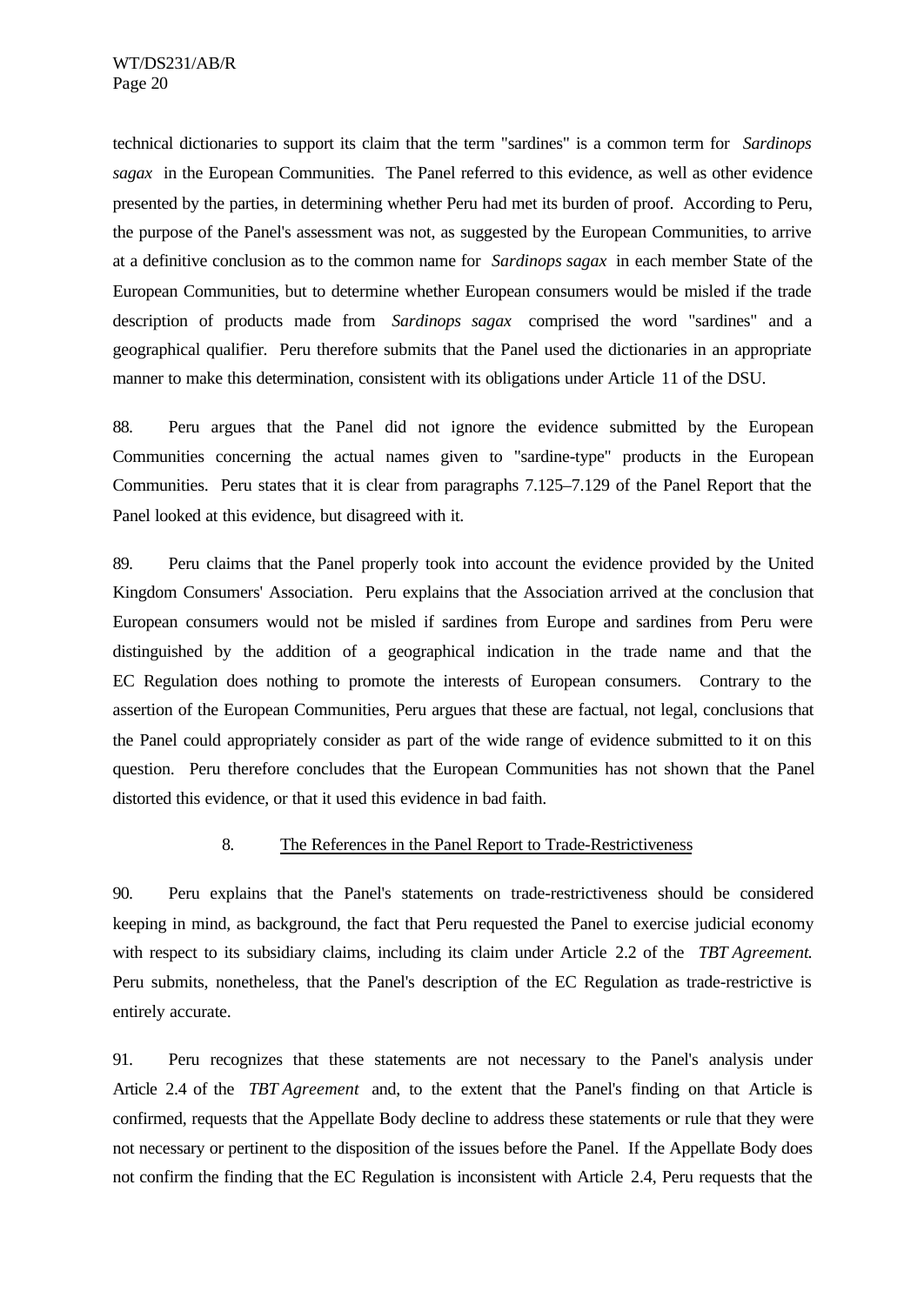technical dictionaries to support its claim that the term "sardines" is a common term for *Sardinops sagax* in the European Communities. The Panel referred to this evidence, as well as other evidence presented by the parties, in determining whether Peru had met its burden of proof. According to Peru, the purpose of the Panel's assessment was not, as suggested by the European Communities, to arrive at a definitive conclusion as to the common name for *Sardinops sagax* in each member State of the European Communities, but to determine whether European consumers would be misled if the trade description of products made from *Sardinops sagax* comprised the word "sardines" and a geographical qualifier. Peru therefore submits that the Panel used the dictionaries in an appropriate manner to make this determination, consistent with its obligations under Article 11 of the DSU.

88. Peru argues that the Panel did not ignore the evidence submitted by the European Communities concerning the actual names given to "sardine-type" products in the European Communities. Peru states that it is clear from paragraphs 7.125–7.129 of the Panel Report that the Panel looked at this evidence, but disagreed with it.

89. Peru claims that the Panel properly took into account the evidence provided by the United Kingdom Consumers' Association. Peru explains that the Association arrived at the conclusion that European consumers would not be misled if sardines from Europe and sardines from Peru were distinguished by the addition of a geographical indication in the trade name and that the EC Regulation does nothing to promote the interests of European consumers. Contrary to the assertion of the European Communities, Peru argues that these are factual, not legal, conclusions that the Panel could appropriately consider as part of the wide range of evidence submitted to it on this question. Peru therefore concludes that the European Communities has not shown that the Panel distorted this evidence, or that it used this evidence in bad faith.

### 8. The References in the Panel Report to Trade-Restrictiveness

90. Peru explains that the Panel's statements on trade-restrictiveness should be considered keeping in mind, as background, the fact that Peru requested the Panel to exercise judicial economy with respect to its subsidiary claims, including its claim under Article 2.2 of the *TBT Agreement*. Peru submits, nonetheless, that the Panel's description of the EC Regulation as trade-restrictive is entirely accurate.

91. Peru recognizes that these statements are not necessary to the Panel's analysis under Article 2.4 of the *TBT Agreement* and, to the extent that the Panel's finding on that Article is confirmed, requests that the Appellate Body decline to address these statements or rule that they were not necessary or pertinent to the disposition of the issues before the Panel. If the Appellate Body does not confirm the finding that the EC Regulation is inconsistent with Article 2.4, Peru requests that the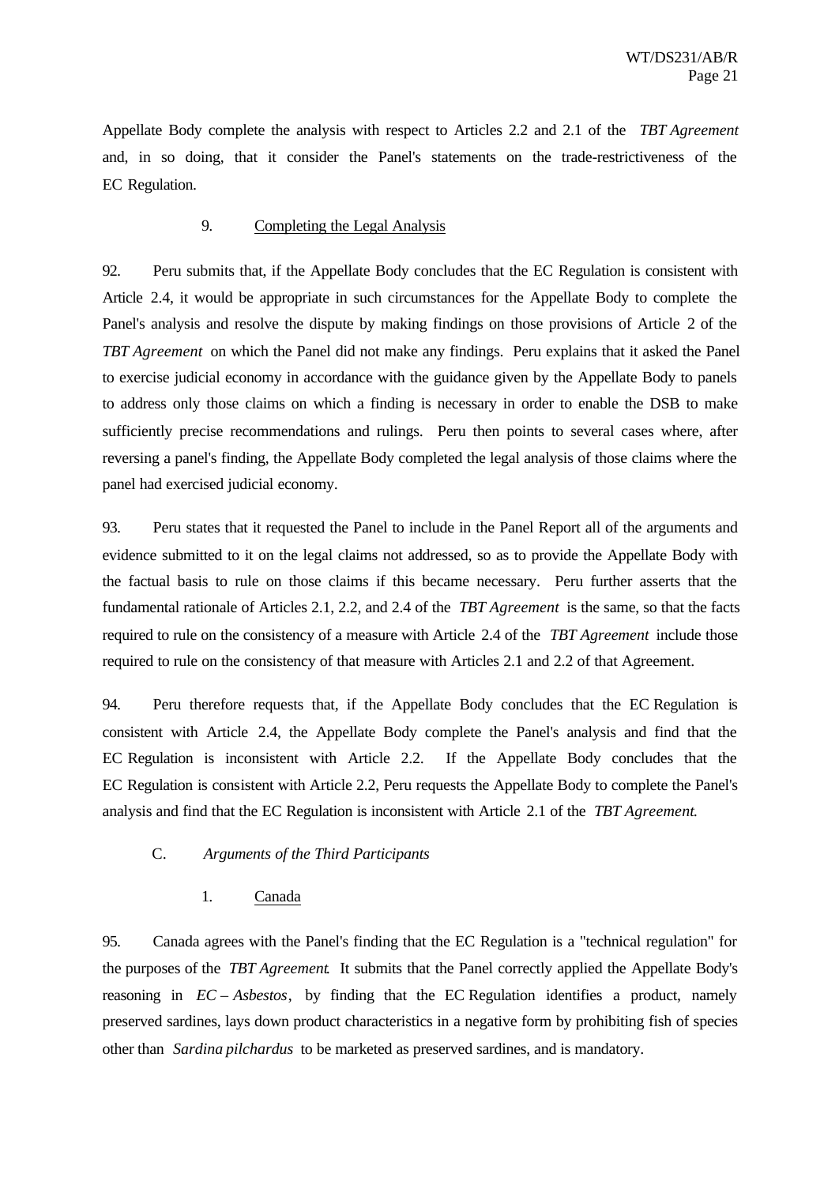Appellate Body complete the analysis with respect to Articles 2.2 and 2.1 of the *TBT Agreement* and, in so doing, that it consider the Panel's statements on the trade-restrictiveness of the EC Regulation.

#### 9. Completing the Legal Analysis

92. Peru submits that, if the Appellate Body concludes that the EC Regulation is consistent with Article 2.4, it would be appropriate in such circumstances for the Appellate Body to complete the Panel's analysis and resolve the dispute by making findings on those provisions of Article 2 of the *TBT Agreement* on which the Panel did not make any findings. Peru explains that it asked the Panel to exercise judicial economy in accordance with the guidance given by the Appellate Body to panels to address only those claims on which a finding is necessary in order to enable the DSB to make sufficiently precise recommendations and rulings. Peru then points to several cases where, after reversing a panel's finding, the Appellate Body completed the legal analysis of those claims where the panel had exercised judicial economy.

93. Peru states that it requested the Panel to include in the Panel Report all of the arguments and evidence submitted to it on the legal claims not addressed, so as to provide the Appellate Body with the factual basis to rule on those claims if this became necessary. Peru further asserts that the fundamental rationale of Articles 2.1, 2.2, and 2.4 of the *TBT Agreement* is the same, so that the facts required to rule on the consistency of a measure with Article 2.4 of the *TBT Agreement* include those required to rule on the consistency of that measure with Articles 2.1 and 2.2 of that Agreement.

94. Peru therefore requests that, if the Appellate Body concludes that the EC Regulation is consistent with Article 2.4, the Appellate Body complete the Panel's analysis and find that the EC Regulation is inconsistent with Article 2.2. If the Appellate Body concludes that the EC Regulation is consistent with Article 2.2, Peru requests the Appellate Body to complete the Panel's analysis and find that the EC Regulation is inconsistent with Article 2.1 of the *TBT Agreement*.

### C. *Arguments of the Third Participants*

#### 1. Canada

95. Canada agrees with the Panel's finding that the EC Regulation is a "technical regulation" for the purposes of the *TBT Agreement*. It submits that the Panel correctly applied the Appellate Body's reasoning in *EC – Asbestos*, by finding that the EC Regulation identifies a product, namely preserved sardines, lays down product characteristics in a negative form by prohibiting fish of species other than *Sardina pilchardus* to be marketed as preserved sardines, and is mandatory.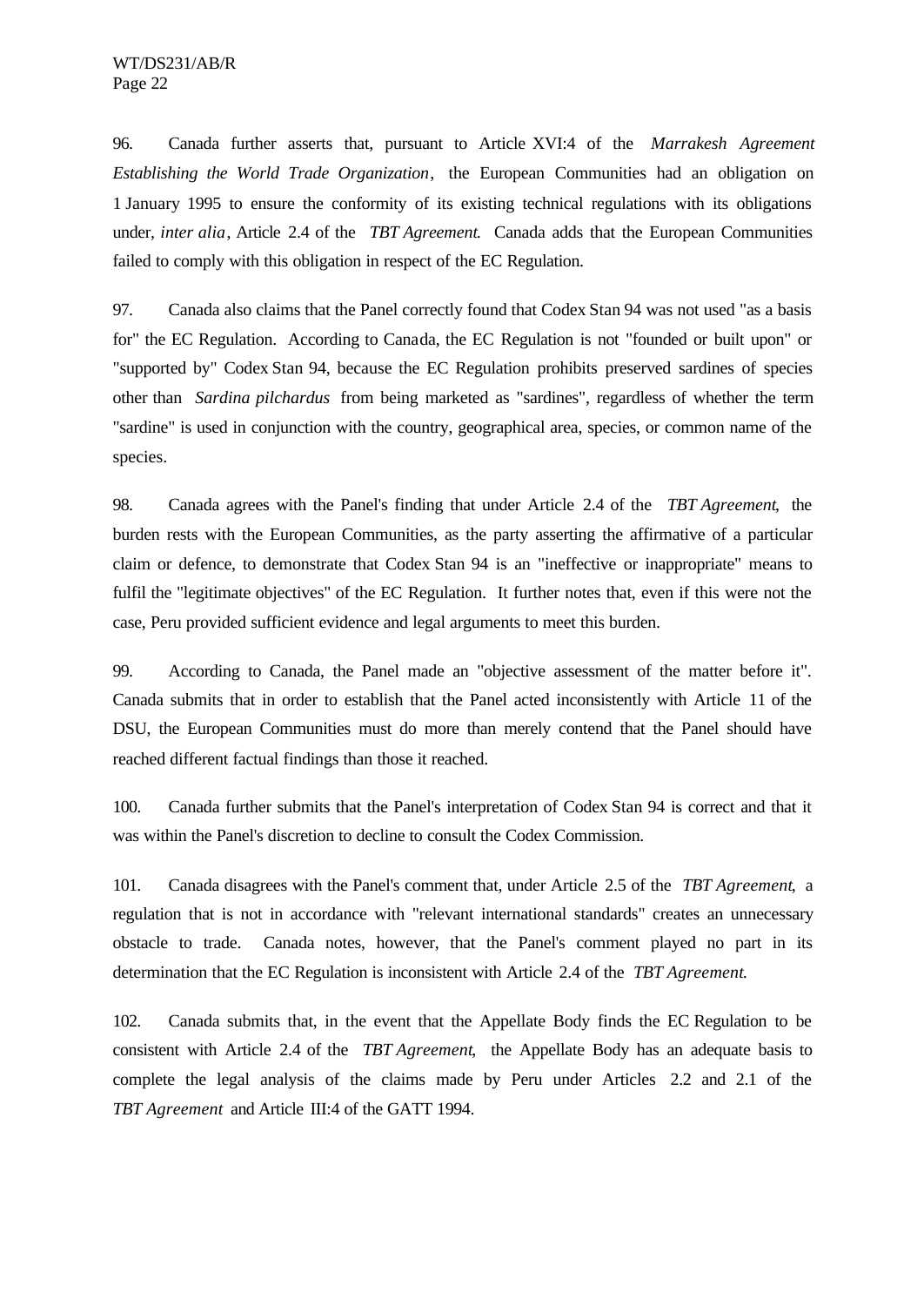96. Canada further asserts that, pursuant to Article XVI:4 of the *Marrakesh Agreement Establishing the World Trade Organization*, the European Communities had an obligation on 1 January 1995 to ensure the conformity of its existing technical regulations with its obligations under, *inter alia*, Article 2.4 of the *TBT Agreement*. Canada adds that the European Communities failed to comply with this obligation in respect of the EC Regulation.

97. Canada also claims that the Panel correctly found that Codex Stan 94 was not used "as a basis for" the EC Regulation. According to Canada, the EC Regulation is not "founded or built upon" or "supported by" Codex Stan 94, because the EC Regulation prohibits preserved sardines of species other than *Sardina pilchardus* from being marketed as "sardines", regardless of whether the term "sardine" is used in conjunction with the country, geographical area, species, or common name of the species.

98. Canada agrees with the Panel's finding that under Article 2.4 of the *TBT Agreement*, the burden rests with the European Communities, as the party asserting the affirmative of a particular claim or defence, to demonstrate that Codex Stan 94 is an "ineffective or inappropriate" means to fulfil the "legitimate objectives" of the EC Regulation. It further notes that, even if this were not the case, Peru provided sufficient evidence and legal arguments to meet this burden.

99. According to Canada, the Panel made an "objective assessment of the matter before it". Canada submits that in order to establish that the Panel acted inconsistently with Article 11 of the DSU, the European Communities must do more than merely contend that the Panel should have reached different factual findings than those it reached.

100. Canada further submits that the Panel's interpretation of Codex Stan 94 is correct and that it was within the Panel's discretion to decline to consult the Codex Commission.

101. Canada disagrees with the Panel's comment that, under Article 2.5 of the *TBT Agreement*, a regulation that is not in accordance with "relevant international standards" creates an unnecessary obstacle to trade. Canada notes, however, that the Panel's comment played no part in its determination that the EC Regulation is inconsistent with Article 2.4 of the *TBT Agreement*.

102. Canada submits that, in the event that the Appellate Body finds the EC Regulation to be consistent with Article 2.4 of the *TBT Agreement*, the Appellate Body has an adequate basis to complete the legal analysis of the claims made by Peru under Articles 2.2 and 2.1 of the *TBT Agreement* and Article III:4 of the GATT 1994.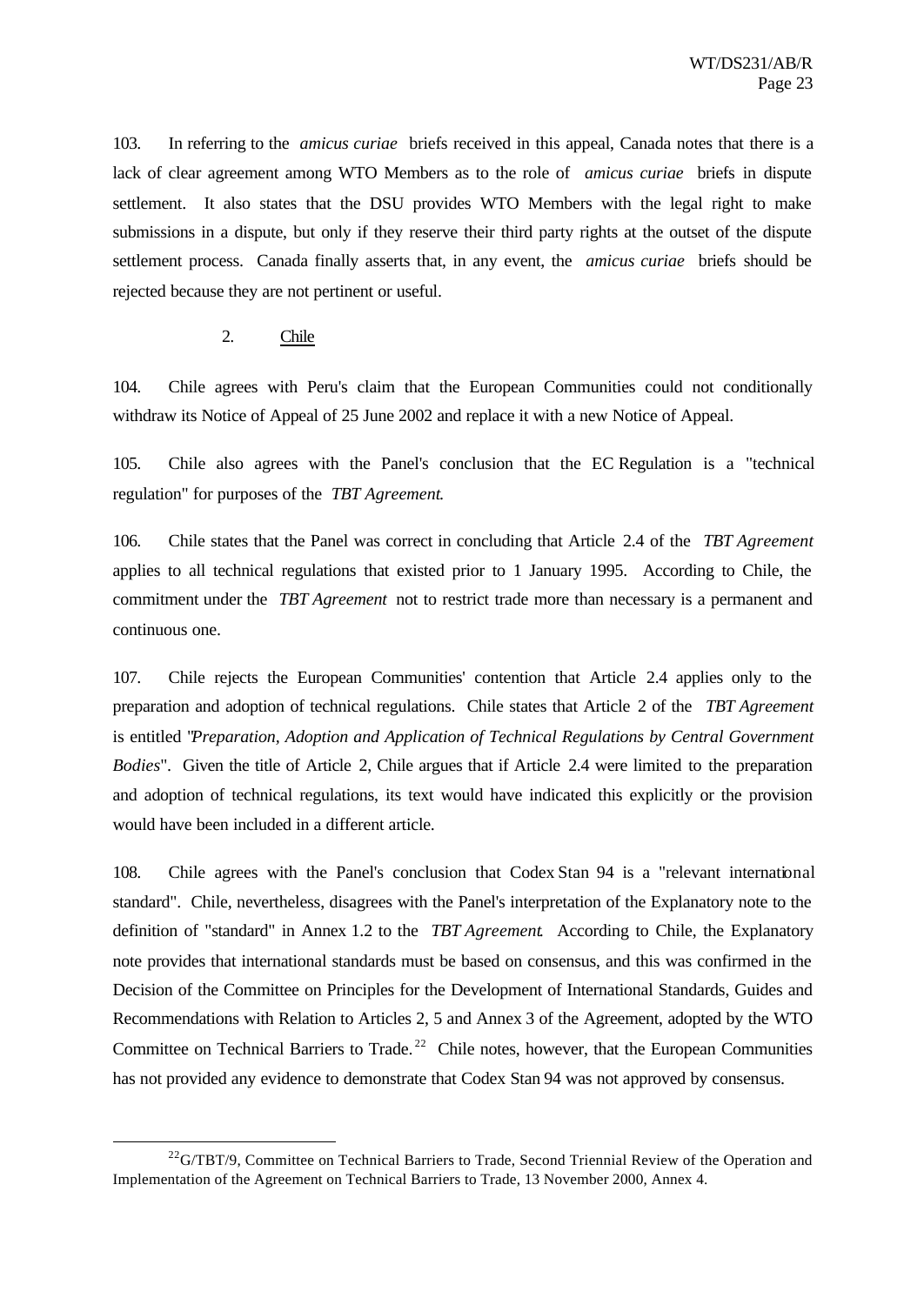103. In referring to the *amicus curiae* briefs received in this appeal, Canada notes that there is a lack of clear agreement among WTO Members as to the role of *amicus curiae* briefs in dispute settlement. It also states that the DSU provides WTO Members with the legal right to make submissions in a dispute, but only if they reserve their third party rights at the outset of the dispute settlement process. Canada finally asserts that, in any event, the *amicus curiae* briefs should be rejected because they are not pertinent or useful.

### 2. Chile

104. Chile agrees with Peru's claim that the European Communities could not conditionally withdraw its Notice of Appeal of 25 June 2002 and replace it with a new Notice of Appeal.

105. Chile also agrees with the Panel's conclusion that the EC Regulation is a "technical regulation" for purposes of the *TBT Agreement*.

106. Chile states that the Panel was correct in concluding that Article 2.4 of the *TBT Agreement* applies to all technical regulations that existed prior to 1 January 1995. According to Chile, the commitment under the *TBT Agreement* not to restrict trade more than necessary is a permanent and continuous one.

107. Chile rejects the European Communities' contention that Article 2.4 applies only to the preparation and adoption of technical regulations. Chile states that Article 2 of the *TBT Agreement* is entitled "*Preparation, Adoption and Application of Technical Regulations by Central Government Bodies*". Given the title of Article 2, Chile argues that if Article 2.4 were limited to the preparation and adoption of technical regulations, its text would have indicated this explicitly or the provision would have been included in a different article.

108. Chile agrees with the Panel's conclusion that Codex Stan 94 is a "relevant international standard". Chile, nevertheless, disagrees with the Panel's interpretation of the Explanatory note to the definition of "standard" in Annex 1.2 to the *TBT Agreement*. According to Chile, the Explanatory note provides that international standards must be based on consensus, and this was confirmed in the Decision of the Committee on Principles for the Development of International Standards, Guides and Recommendations with Relation to Articles 2, 5 and Annex 3 of the Agreement, adopted by the WTO Committee on Technical Barriers to Trade.[22] Chile notes, however, that the European Communities has not provided any evidence to demonstrate that Codex Stan 94 was not approved by consensus.

---

[22] G/TBT/9, Committee on Technical Barriers to Trade, Second Triennial Review of the Operation and Implementation of the Agreement on Technical Barriers to Trade, 13 November 2000, Annex 4.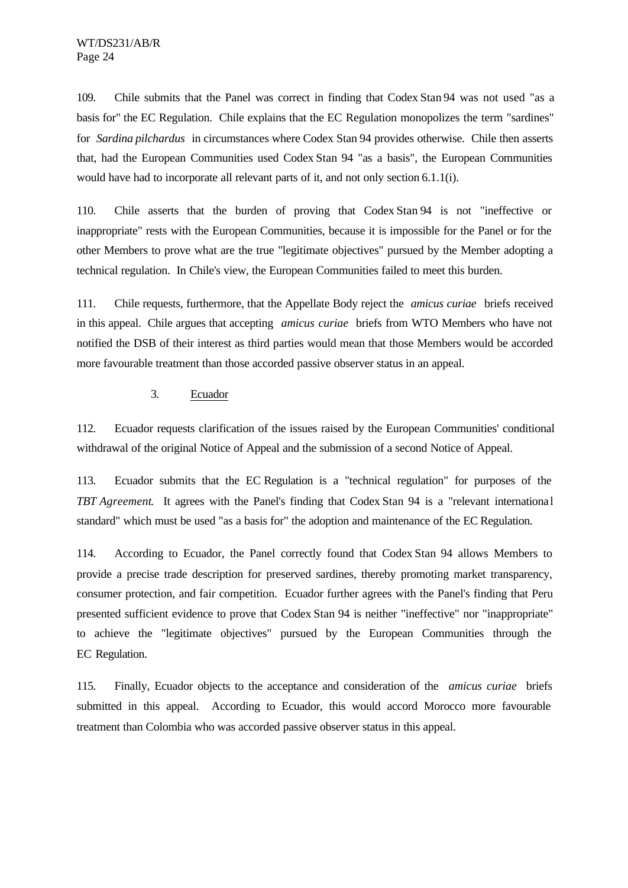109. Chile submits that the Panel was correct in finding that Codex Stan 94 was not used "as a basis for" the EC Regulation. Chile explains that the EC Regulation monopolizes the term "sardines" for *Sardina pilchardus* in circumstances where Codex Stan 94 provides otherwise. Chile then asserts that, had the European Communities used Codex Stan 94 "as a basis", the European Communities would have had to incorporate all relevant parts of it, and not only section 6.1.1(i).

110. Chile asserts that the burden of proving that Codex Stan 94 is not "ineffective or inappropriate" rests with the European Communities, because it is impossible for the Panel or for the other Members to prove what are the true "legitimate objectives" pursued by the Member adopting a technical regulation. In Chile's view, the European Communities failed to meet this burden.

111. Chile requests, furthermore, that the Appellate Body reject the *amicus curiae* briefs received in this appeal. Chile argues that accepting *amicus curiae* briefs from WTO Members who have not notified the DSB of their interest as third parties would mean that those Members would be accorded more favourable treatment than those accorded passive observer status in an appeal.

### 3. Ecuador

112. Ecuador requests clarification of the issues raised by the European Communities' conditional withdrawal of the original Notice of Appeal and the submission of a second Notice of Appeal.

113. Ecuador submits that the EC Regulation is a "technical regulation" for purposes of the *TBT Agreement*. It agrees with the Panel's finding that Codex Stan 94 is a "relevant international standard" which must be used "as a basis for" the adoption and maintenance of the EC Regulation.

114. According to Ecuador, the Panel correctly found that Codex Stan 94 allows Members to provide a precise trade description for preserved sardines, thereby promoting market transparency, consumer protection, and fair competition. Ecuador further agrees with the Panel's finding that Peru presented sufficient evidence to prove that Codex Stan 94 is neither "ineffective" nor "inappropriate" to achieve the "legitimate objectives" pursued by the European Communities through the EC Regulation.

115. Finally, Ecuador objects to the acceptance and consideration of the *amicus curiae* briefs submitted in this appeal. According to Ecuador, this would accord Morocco more favourable treatment than Colombia who was accorded passive observer status in this appeal.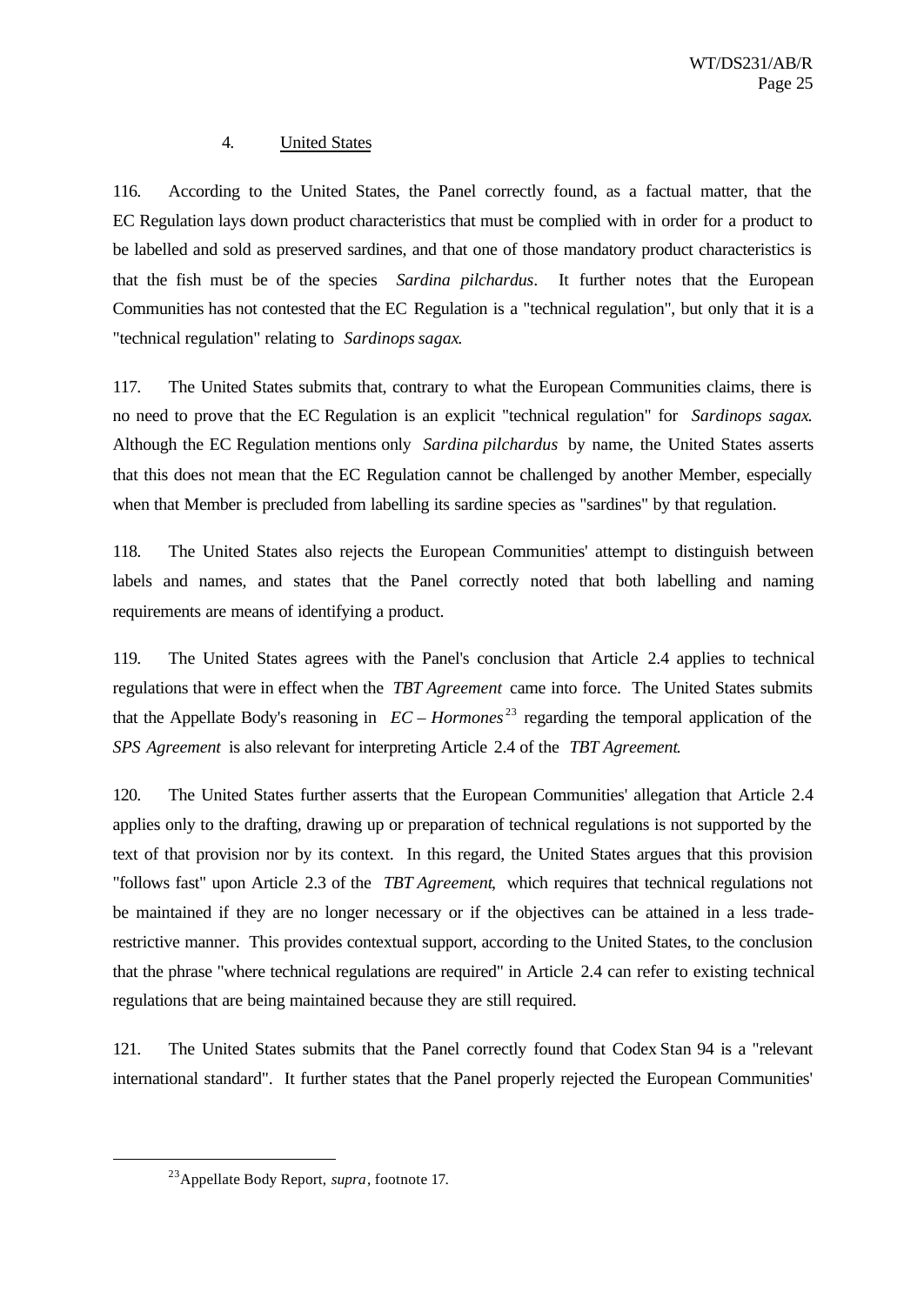#### 4. United States

116. According to the United States, the Panel correctly found, as a factual matter, that the EC Regulation lays down product characteristics that must be complied with in order for a product to be labelled and sold as preserved sardines, and that one of those mandatory product characteristics is that the fish must be of the species *Sardina pilchardus*. It further notes that the European Communities has not contested that the EC Regulation is a "technical regulation", but only that it is a "technical regulation" relating to *Sardinops sagax*.

117. The United States submits that, contrary to what the European Communities claims, there is no need to prove that the EC Regulation is an explicit "technical regulation" for *Sardinops sagax*. Although the EC Regulation mentions only *Sardina pilchardus* by name, the United States asserts that this does not mean that the EC Regulation cannot be challenged by another Member, especially when that Member is precluded from labelling its sardine species as "sardines" by that regulation.

118. The United States also rejects the European Communities' attempt to distinguish between labels and names, and states that the Panel correctly noted that both labelling and naming requirements are means of identifying a product.

119. The United States agrees with the Panel's conclusion that Article 2.4 applies to technical regulations that were in effect when the *TBT Agreement* came into force. The United States submits that the Appellate Body's reasoning in *EC – Hormones*[23] regarding the temporal application of the *SPS Agreement* is also relevant for interpreting Article 2.4 of the *TBT Agreement*.

120. The United States further asserts that the European Communities' allegation that Article 2.4 applies only to the drafting, drawing up or preparation of technical regulations is not supported by the text of that provision nor by its context. In this regard, the United States argues that this provision "follows fast" upon Article 2.3 of the *TBT Agreement*, which requires that technical regulations not be maintained if they are no longer necessary or if the objectives can be attained in a less trade-restrictive manner. This provides contextual support, according to the United States, to the conclusion that the phrase "where technical regulations are required" in Article 2.4 can refer to existing technical regulations that are being maintained because they are still required.

121. The United States submits that the Panel correctly found that Codex Stan 94 is a "relevant international standard". It further states that the Panel properly rejected the European Communities'

---

[23] Appellate Body Report, *supra*, footnote 17.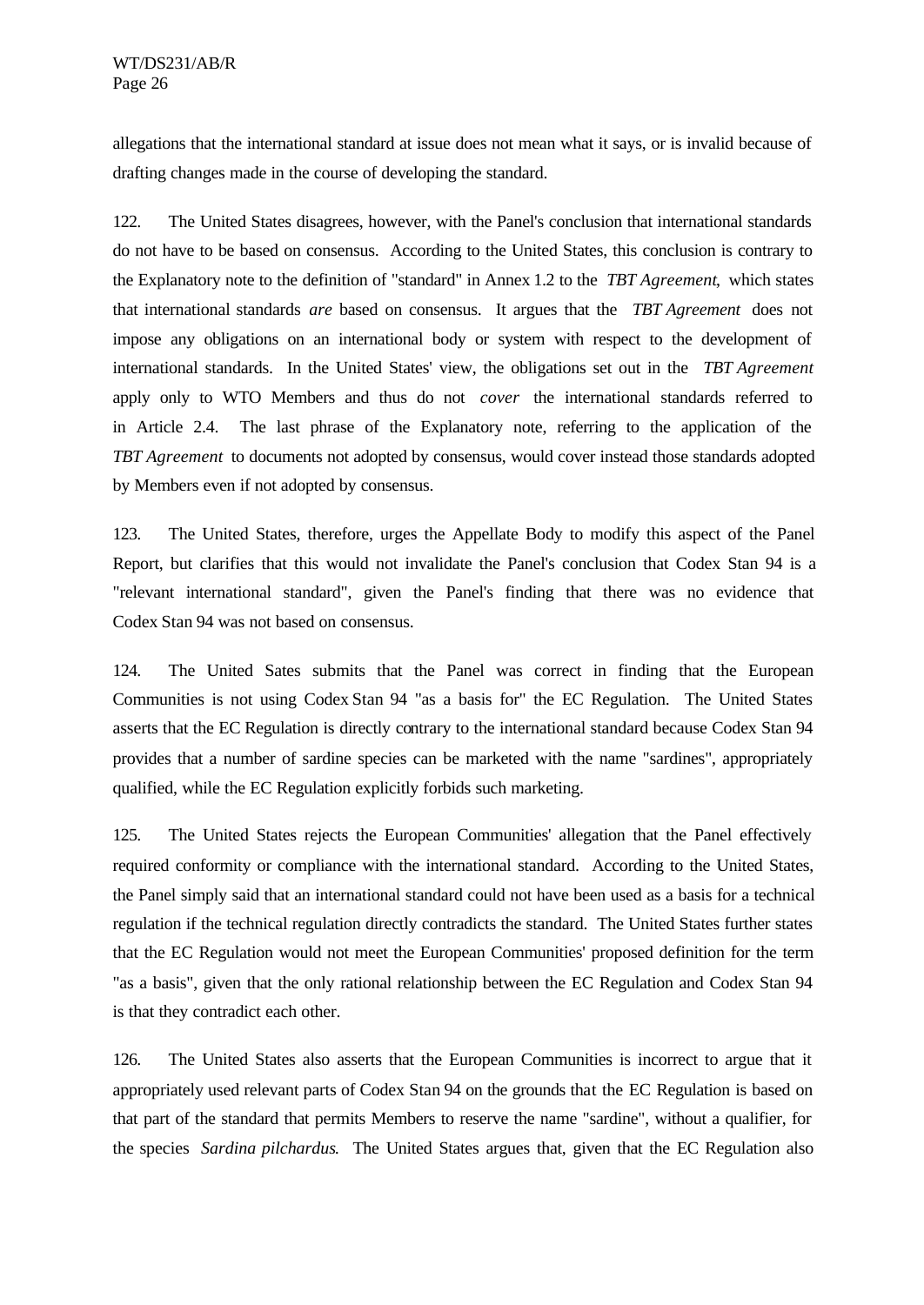allegations that the international standard at issue does not mean what it says, or is invalid because of drafting changes made in the course of developing the standard.

122. The United States disagrees, however, with the Panel's conclusion that international standards do not have to be based on consensus. According to the United States, this conclusion is contrary to the Explanatory note to the definition of "standard" in Annex 1.2 to the *TBT Agreement*, which states that international standards *are* based on consensus. It argues that the *TBT Agreement* does not impose any obligations on an international body or system with respect to the development of international standards. In the United States' view, the obligations set out in the *TBT Agreement* apply only to WTO Members and thus do not *cover* the international standards referred to in Article 2.4. The last phrase of the Explanatory note, referring to the application of the *TBT Agreement* to documents not adopted by consensus, would cover instead those standards adopted by Members even if not adopted by consensus.

123. The United States, therefore, urges the Appellate Body to modify this aspect of the Panel Report, but clarifies that this would not invalidate the Panel's conclusion that Codex Stan 94 is a "relevant international standard", given the Panel's finding that there was no evidence that Codex Stan 94 was not based on consensus.

124. The United Sates submits that the Panel was correct in finding that the European Communities is not using Codex Stan 94 "as a basis for" the EC Regulation. The United States asserts that the EC Regulation is directly contrary to the international standard because Codex Stan 94 provides that a number of sardine species can be marketed with the name "sardines", appropriately qualified, while the EC Regulation explicitly forbids such marketing.

125. The United States rejects the European Communities' allegation that the Panel effectively required conformity or compliance with the international standard. According to the United States, the Panel simply said that an international standard could not have been used as a basis for a technical regulation if the technical regulation directly contradicts the standard. The United States further states that the EC Regulation would not meet the European Communities' proposed definition for the term "as a basis", given that the only rational relationship between the EC Regulation and Codex Stan 94 is that they contradict each other.

126. The United States also asserts that the European Communities is incorrect to argue that it appropriately used relevant parts of Codex Stan 94 on the grounds that the EC Regulation is based on that part of the standard that permits Members to reserve the name "sardine", without a qualifier, for the species *Sardina pilchardus*. The United States argues that, given that the EC Regulation also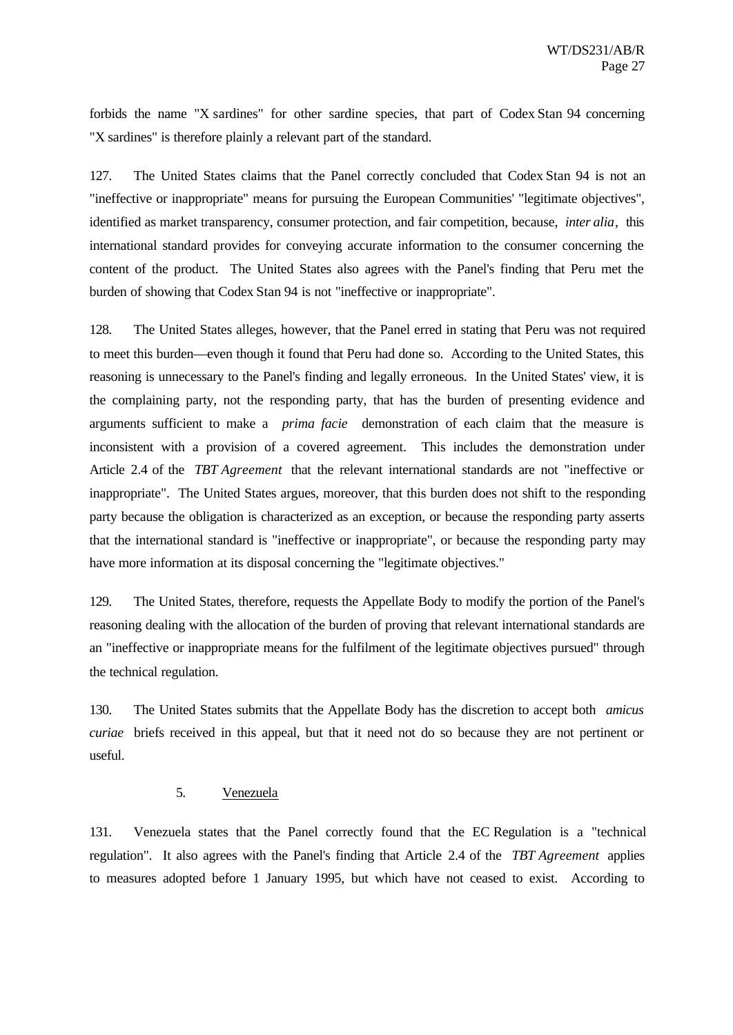forbids the name "X sardines" for other sardine species, that part of Codex Stan 94 concerning "X sardines" is therefore plainly a relevant part of the standard.

127. The United States claims that the Panel correctly concluded that Codex Stan 94 is not an "ineffective or inappropriate" means for pursuing the European Communities' "legitimate objectives", identified as market transparency, consumer protection, and fair competition, because, *inter alia*, this international standard provides for conveying accurate information to the consumer concerning the content of the product. The United States also agrees with the Panel's finding that Peru met the burden of showing that Codex Stan 94 is not "ineffective or inappropriate".

128. The United States alleges, however, that the Panel erred in stating that Peru was not required to meet this burden—even though it found that Peru had done so. According to the United States, this reasoning is unnecessary to the Panel's finding and legally erroneous. In the United States' view, it is the complaining party, not the responding party, that has the burden of presenting evidence and arguments sufficient to make a *prima facie* demonstration of each claim that the measure is inconsistent with a provision of a covered agreement. This includes the demonstration under Article 2.4 of the *TBT Agreement* that the relevant international standards are not "ineffective or inappropriate". The United States argues, moreover, that this burden does not shift to the responding party because the obligation is characterized as an exception, or because the responding party asserts that the international standard is "ineffective or inappropriate", or because the responding party may have more information at its disposal concerning the "legitimate objectives."

129. The United States, therefore, requests the Appellate Body to modify the portion of the Panel's reasoning dealing with the allocation of the burden of proving that relevant international standards are an "ineffective or inappropriate means for the fulfilment of the legitimate objectives pursued" through the technical regulation.

130. The United States submits that the Appellate Body has the discretion to accept both *amicus curiae* briefs received in this appeal, but that it need not do so because they are not pertinent or useful.

5. Venezuela

131. Venezuela states that the Panel correctly found that the EC Regulation is a "technical regulation". It also agrees with the Panel's finding that Article 2.4 of the *TBT Agreement* applies to measures adopted before 1 January 1995, but which have not ceased to exist. According to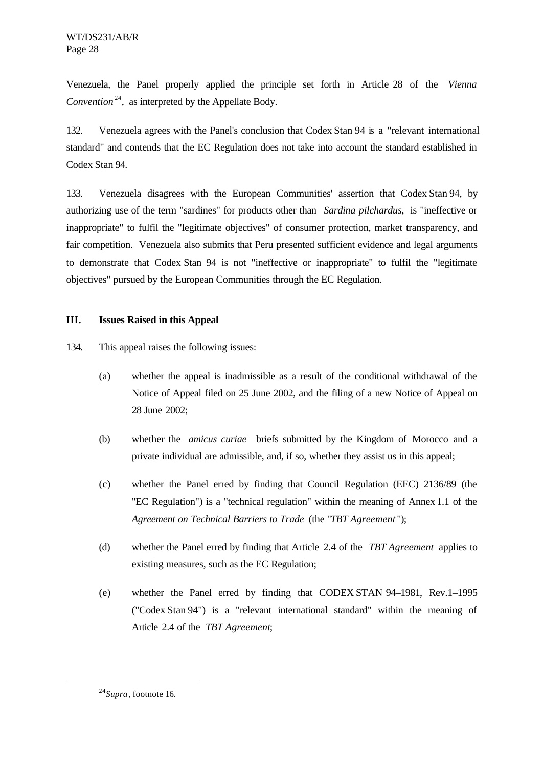Venezuela, the Panel properly applied the principle set forth in Article 28 of the *Vienna Convention*[24], as interpreted by the Appellate Body.

132. Venezuela agrees with the Panel's conclusion that Codex Stan 94 is a "relevant international standard" and contends that the EC Regulation does not take into account the standard established in Codex Stan 94.

133. Venezuela disagrees with the European Communities' assertion that Codex Stan 94, by authorizing use of the term "sardines" for products other than *Sardina pilchardus*, is "ineffective or inappropriate" to fulfil the "legitimate objectives" of consumer protection, market transparency, and fair competition. Venezuela also submits that Peru presented sufficient evidence and legal arguments to demonstrate that Codex Stan 94 is not "ineffective or inappropriate" to fulfil the "legitimate objectives" pursued by the European Communities through the EC Regulation.

## III. Issues Raised in this Appeal

134. This appeal raises the following issues:

(a) whether the appeal is inadmissible as a result of the conditional withdrawal of the Notice of Appeal filed on 25 June 2002, and the filing of a new Notice of Appeal on 28 June 2002;

(b) whether the *amicus curiae* briefs submitted by the Kingdom of Morocco and a private individual are admissible, and, if so, whether they assist us in this appeal;

(c) whether the Panel erred by finding that Council Regulation (EEC) 2136/89 (the "EC Regulation") is a "technical regulation" within the meaning of Annex 1.1 of the *Agreement on Technical Barriers to Trade* (the "*TBT Agreement*");

(d) whether the Panel erred by finding that Article 2.4 of the *TBT Agreement* applies to existing measures, such as the EC Regulation;

(e) whether the Panel erred by finding that CODEX STAN 94–1981, Rev.1–1995 ("Codex Stan 94") is a "relevant international standard" within the meaning of Article 2.4 of the *TBT Agreement*;

[24] *Supra*, footnote 16.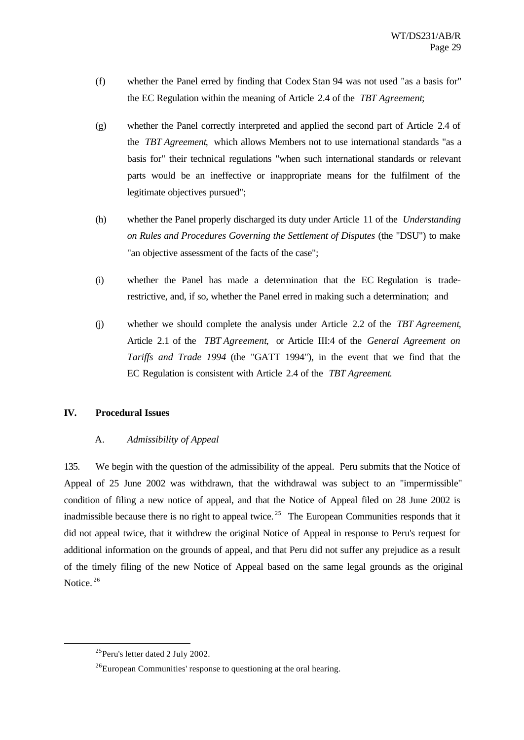(f) whether the Panel erred by finding that Codex Stan 94 was not used "as a basis for" the EC Regulation within the meaning of Article 2.4 of the *TBT Agreement*;

(g) whether the Panel correctly interpreted and applied the second part of Article 2.4 of the *TBT Agreement*, which allows Members not to use international standards "as a basis for" their technical regulations "when such international standards or relevant parts would be an ineffective or inappropriate means for the fulfilment of the legitimate objectives pursued";

(h) whether the Panel properly discharged its duty under Article 11 of the *Understanding on Rules and Procedures Governing the Settlement of Disputes* (the "DSU") to make "an objective assessment of the facts of the case";

(i) whether the Panel has made a determination that the EC Regulation is trade-restrictive, and, if so, whether the Panel erred in making such a determination; and

(j) whether we should complete the analysis under Article 2.2 of the *TBT Agreement*, Article 2.1 of the *TBT Agreement*, or Article III:4 of the *General Agreement on Tariffs and Trade 1994* (the "GATT 1994"), in the event that we find that the EC Regulation is consistent with Article 2.4 of the *TBT Agreement*.

## IV. Procedural Issues

### A. *Admissibility of Appeal*

135. We begin with the question of the admissibility of the appeal. Peru submits that the Notice of Appeal of 25 June 2002 was withdrawn, that the withdrawal was subject to an "impermissible" condition of filing a new notice of appeal, and that the Notice of Appeal filed on 28 June 2002 is inadmissible because there is no right to appeal twice.[25] The European Communities responds that it did not appeal twice, that it withdrew the original Notice of Appeal in response to Peru's request for additional information on the grounds of appeal, and that Peru did not suffer any prejudice as a result of the timely filing of the new Notice of Appeal based on the same legal grounds as the original Notice.[26]

---

[25] Peru's letter dated 2 July 2002.

[26] European Communities' response to questioning at the oral hearing.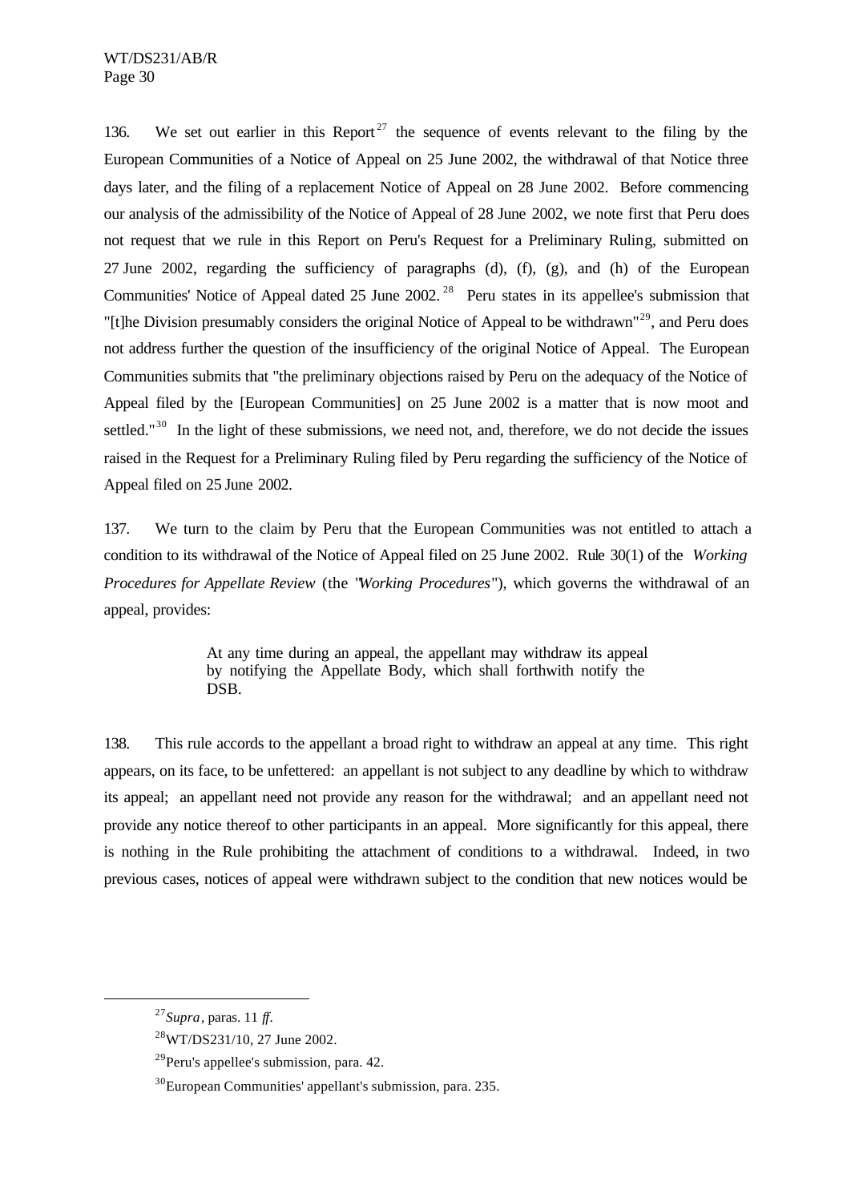136. We set out earlier in this Report[27] the sequence of events relevant to the filing by the European Communities of a Notice of Appeal on 25 June 2002, the withdrawal of that Notice three days later, and the filing of a replacement Notice of Appeal on 28 June 2002. Before commencing our analysis of the admissibility of the Notice of Appeal of 28 June 2002, we note first that Peru does not request that we rule in this Report on Peru's Request for a Preliminary Ruling, submitted on 27 June 2002, regarding the sufficiency of paragraphs (d), (f), (g), and (h) of the European Communities' Notice of Appeal dated 25 June 2002.[28] Peru states in its appellee's submission that "[t]he Division presumably considers the original Notice of Appeal to be withdrawn"[29], and Peru does not address further the question of the insufficiency of the original Notice of Appeal. The European Communities submits that "the preliminary objections raised by Peru on the adequacy of the Notice of Appeal filed by the [European Communities] on 25 June 2002 is a matter that is now moot and settled."[30] In the light of these submissions, we need not, and, therefore, we do not decide the issues raised in the Request for a Preliminary Ruling filed by Peru regarding the sufficiency of the Notice of Appeal filed on 25 June 2002.

137. We turn to the claim by Peru that the European Communities was not entitled to attach a condition to its withdrawal of the Notice of Appeal filed on 25 June 2002. Rule 30(1) of the *Working Procedures for Appellate Review* (the "*Working Procedures*"), which governs the withdrawal of an appeal, provides:

> At any time during an appeal, the appellant may withdraw its appeal by notifying the Appellate Body, which shall forthwith notify the DSB.

138. This rule accords to the appellant a broad right to withdraw an appeal at any time. This right appears, on its face, to be unfettered: an appellant is not subject to any deadline by which to withdraw its appeal; an appellant need not provide any reason for the withdrawal; and an appellant need not provide any notice thereof to other participants in an appeal. More significantly for this appeal, there is nothing in the Rule prohibiting the attachment of conditions to a withdrawal. Indeed, in two previous cases, notices of appeal were withdrawn subject to the condition that new notices would be

---

[27] *Supra*, paras. 11 *ff*.

[28] WT/DS231/10, 27 June 2002.

[29] Peru's appellee's submission, para. 42.

[30] European Communities' appellant's submission, para. 235.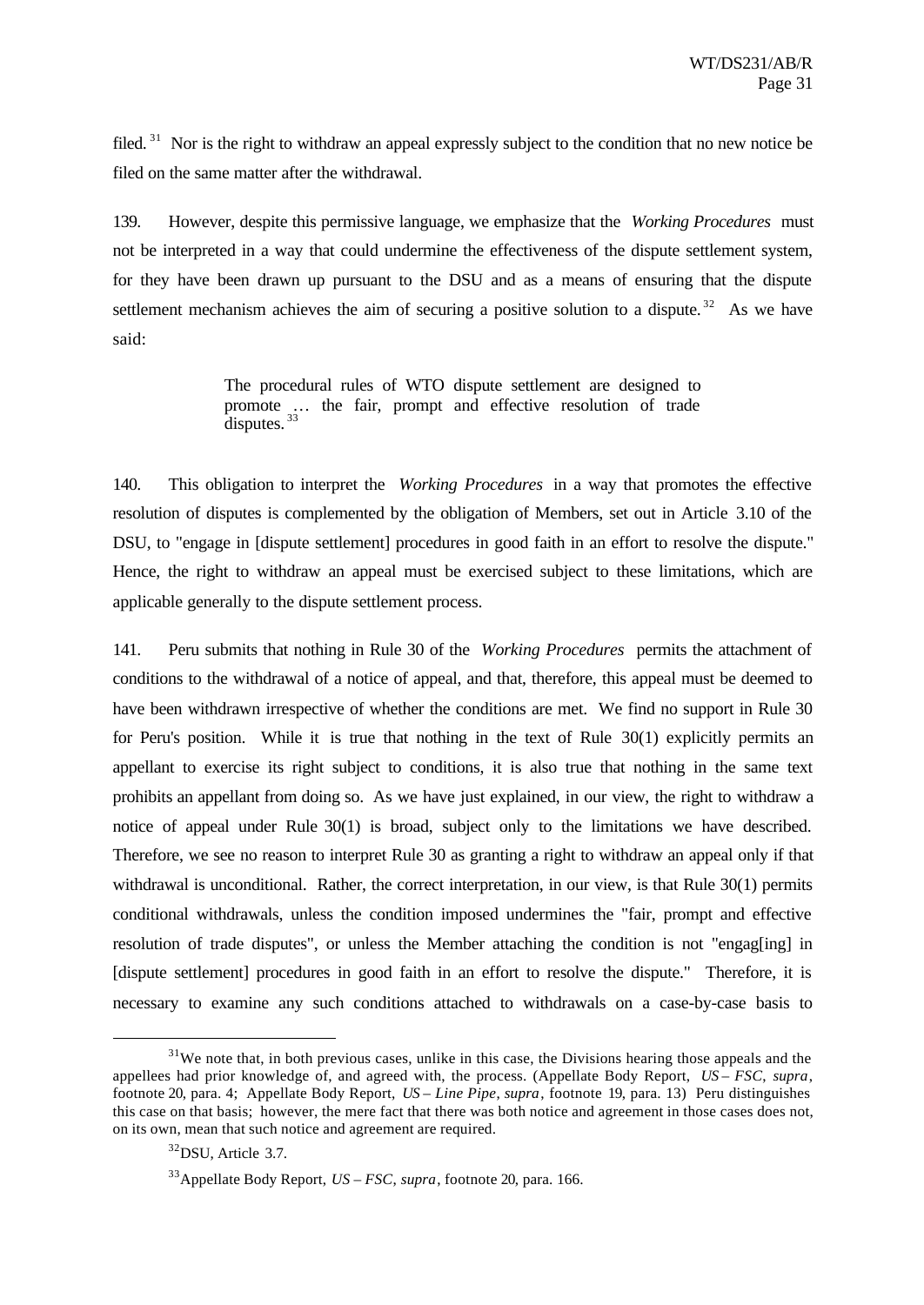filed.[31] Nor is the right to withdraw an appeal expressly subject to the condition that no new notice be filed on the same matter after the withdrawal.

139. However, despite this permissive language, we emphasize that the *Working Procedures* must not be interpreted in a way that could undermine the effectiveness of the dispute settlement system, for they have been drawn up pursuant to the DSU and as a means of ensuring that the dispute settlement mechanism achieves the aim of securing a positive solution to a dispute.[32] As we have said:

> The procedural rules of WTO dispute settlement are designed to promote … the fair, prompt and effective resolution of trade disputes.[33]

140. This obligation to interpret the *Working Procedures* in a way that promotes the effective resolution of disputes is complemented by the obligation of Members, set out in Article 3.10 of the DSU, to "engage in [dispute settlement] procedures in good faith in an effort to resolve the dispute." Hence, the right to withdraw an appeal must be exercised subject to these limitations, which are applicable generally to the dispute settlement process.

141. Peru submits that nothing in Rule 30 of the *Working Procedures* permits the attachment of conditions to the withdrawal of a notice of appeal, and that, therefore, this appeal must be deemed to have been withdrawn irrespective of whether the conditions are met. We find no support in Rule 30 for Peru's position. While it is true that nothing in the text of Rule 30(1) explicitly permits an appellant to exercise its right subject to conditions, it is also true that nothing in the same text prohibits an appellant from doing so. As we have just explained, in our view, the right to withdraw a notice of appeal under Rule 30(1) is broad, subject only to the limitations we have described. Therefore, we see no reason to interpret Rule 30 as granting a right to withdraw an appeal only if that withdrawal is unconditional. Rather, the correct interpretation, in our view, is that Rule 30(1) permits conditional withdrawals, unless the condition imposed undermines the "fair, prompt and effective resolution of trade disputes", or unless the Member attaching the condition is not "engag[ing] in [dispute settlement] procedures in good faith in an effort to resolve the dispute." Therefore, it is necessary to examine any such conditions attached to withdrawals on a case-by-case basis to

---

[31] We note that, in both previous cases, unlike in this case, the Divisions hearing those appeals and the appellees had prior knowledge of, and agreed with, the process. (Appellate Body Report, *US – FSC*, *supra*, footnote 20, para. 4; Appellate Body Report, *US – Line Pipe*, *supra*, footnote 19, para. 13) Peru distinguishes this case on that basis; however, the mere fact that there was both notice and agreement in those cases does not, on its own, mean that such notice and agreement are required.

[32] DSU, Article 3.7.

[33] Appellate Body Report, *US – FSC*, *supra*, footnote 20, para. 166.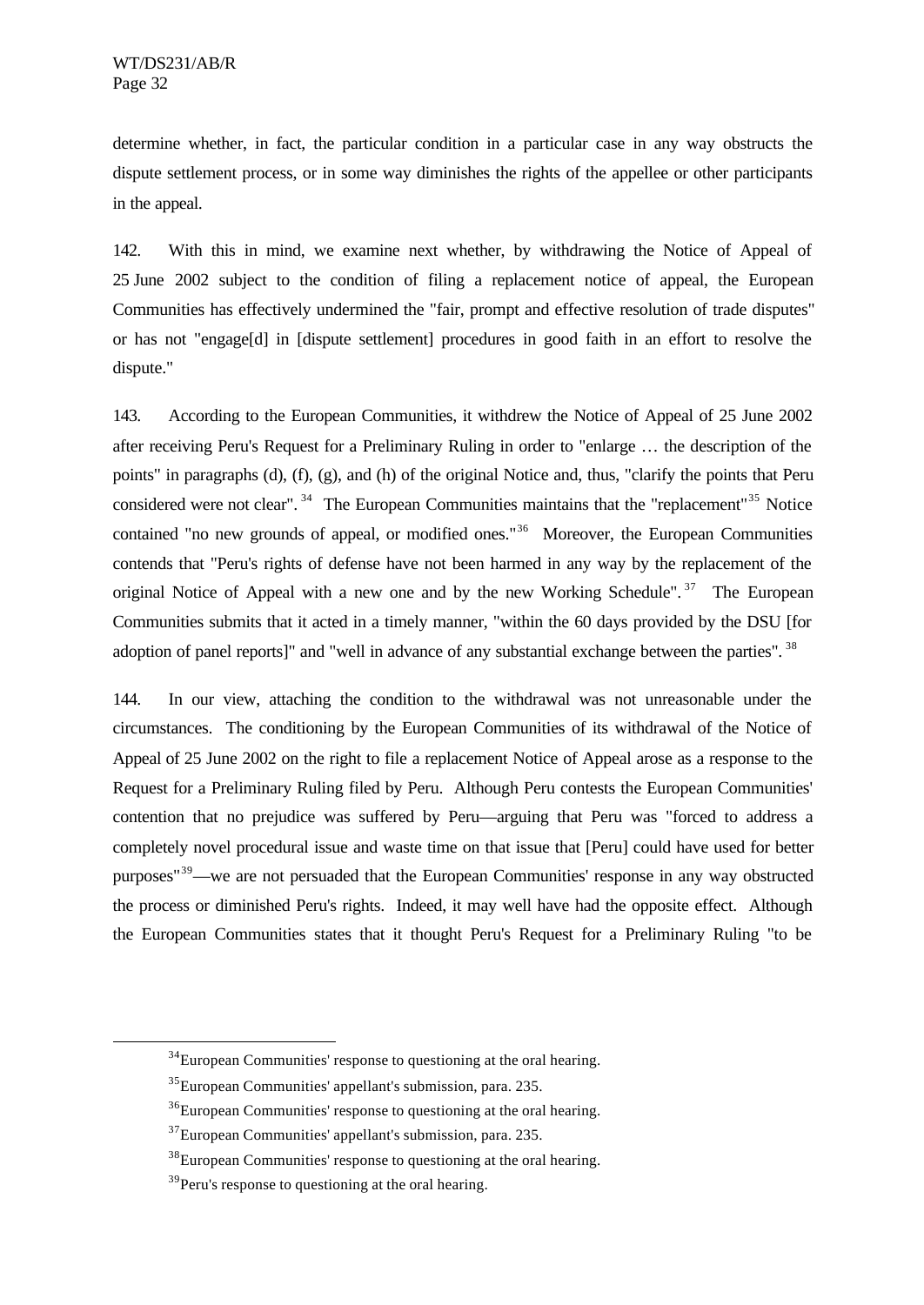determine whether, in fact, the particular condition in a particular case in any way obstructs the dispute settlement process, or in some way diminishes the rights of the appellee or other participants in the appeal.

142. With this in mind, we examine next whether, by withdrawing the Notice of Appeal of 25 June 2002 subject to the condition of filing a replacement notice of appeal, the European Communities has effectively undermined the "fair, prompt and effective resolution of trade disputes" or has not "engage[d] in [dispute settlement] procedures in good faith in an effort to resolve the dispute."

143. According to the European Communities, it withdrew the Notice of Appeal of 25 June 2002 after receiving Peru's Request for a Preliminary Ruling in order to "enlarge … the description of the points" in paragraphs (d), (f), (g), and (h) of the original Notice and, thus, "clarify the points that Peru considered were not clear".[34] The European Communities maintains that the "replacement"[35] Notice contained "no new grounds of appeal, or modified ones."[36] Moreover, the European Communities contends that "Peru's rights of defense have not been harmed in any way by the replacement of the original Notice of Appeal with a new one and by the new Working Schedule".[37] The European Communities submits that it acted in a timely manner, "within the 60 days provided by the DSU [for adoption of panel reports]" and "well in advance of any substantial exchange between the parties".[38]

144. In our view, attaching the condition to the withdrawal was not unreasonable under the circumstances. The conditioning by the European Communities of its withdrawal of the Notice of Appeal of 25 June 2002 on the right to file a replacement Notice of Appeal arose as a response to the Request for a Preliminary Ruling filed by Peru. Although Peru contests the European Communities' contention that no prejudice was suffered by Peru—arguing that Peru was "forced to address a completely novel procedural issue and waste time on that issue that [Peru] could have used for better purposes"[39]—we are not persuaded that the European Communities' response in any way obstructed the process or diminished Peru's rights. Indeed, it may well have had the opposite effect. Although the European Communities states that it thought Peru's Request for a Preliminary Ruling "to be

---

[34] European Communities' response to questioning at the oral hearing.

[35] European Communities' appellant's submission, para. 235.

[36] European Communities' response to questioning at the oral hearing.

[37] European Communities' appellant's submission, para. 235.

[38] European Communities' response to questioning at the oral hearing.

[39] Peru's response to questioning at the oral hearing.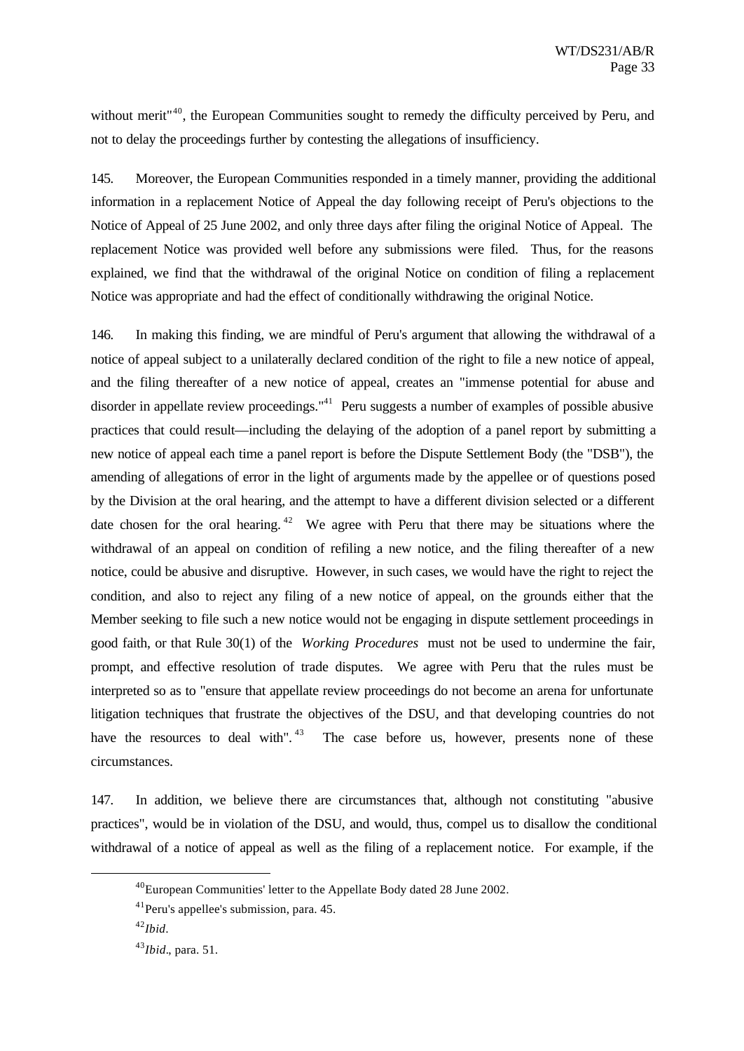without merit"[40], the European Communities sought to remedy the difficulty perceived by Peru, and not to delay the proceedings further by contesting the allegations of insufficiency.

145. Moreover, the European Communities responded in a timely manner, providing the additional information in a replacement Notice of Appeal the day following receipt of Peru's objections to the Notice of Appeal of 25 June 2002, and only three days after filing the original Notice of Appeal. The replacement Notice was provided well before any submissions were filed. Thus, for the reasons explained, we find that the withdrawal of the original Notice on condition of filing a replacement Notice was appropriate and had the effect of conditionally withdrawing the original Notice.

146. In making this finding, we are mindful of Peru's argument that allowing the withdrawal of a notice of appeal subject to a unilaterally declared condition of the right to file a new notice of appeal, and the filing thereafter of a new notice of appeal, creates an "immense potential for abuse and disorder in appellate review proceedings."[41] Peru suggests a number of examples of possible abusive practices that could result—including the delaying of the adoption of a panel report by submitting a new notice of appeal each time a panel report is before the Dispute Settlement Body (the "DSB"), the amending of allegations of error in the light of arguments made by the appellee or of questions posed by the Division at the oral hearing, and the attempt to have a different division selected or a different date chosen for the oral hearing.[42] We agree with Peru that there may be situations where the withdrawal of an appeal on condition of refiling a new notice, and the filing thereafter of a new notice, could be abusive and disruptive. However, in such cases, we would have the right to reject the condition, and also to reject any filing of a new notice of appeal, on the grounds either that the Member seeking to file such a new notice would not be engaging in dispute settlement proceedings in good faith, or that Rule 30(1) of the *Working Procedures* must not be used to undermine the fair, prompt, and effective resolution of trade disputes. We agree with Peru that the rules must be interpreted so as to "ensure that appellate review proceedings do not become an arena for unfortunate litigation techniques that frustrate the objectives of the DSU, and that developing countries do not have the resources to deal with".[43] The case before us, however, presents none of these circumstances.

147. In addition, we believe there are circumstances that, although not constituting "abusive practices", would be in violation of the DSU, and would, thus, compel us to disallow the conditional withdrawal of a notice of appeal as well as the filing of a replacement notice. For example, if the

---

[40] European Communities' letter to the Appellate Body dated 28 June 2002.

[41] Peru's appellee's submission, para. 45.

[42] *Ibid*.

[43] *Ibid*., para. 51.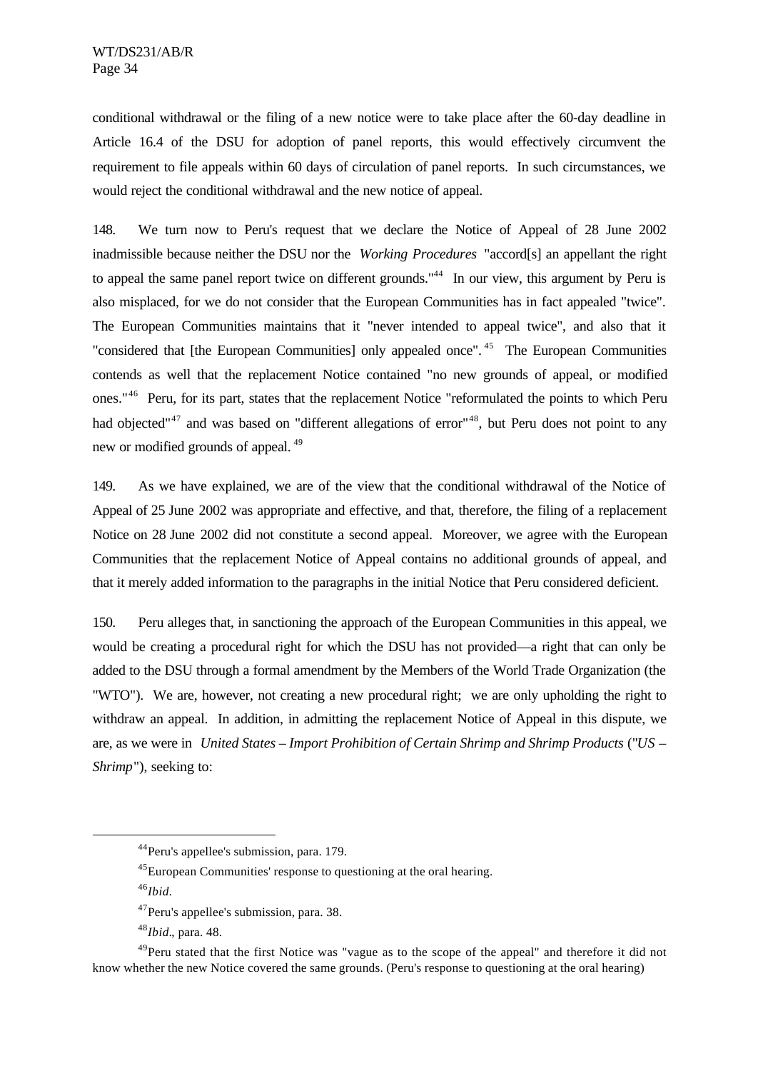conditional withdrawal or the filing of a new notice were to take place after the 60-day deadline in Article 16.4 of the DSU for adoption of panel reports, this would effectively circumvent the requirement to file appeals within 60 days of circulation of panel reports. In such circumstances, we would reject the conditional withdrawal and the new notice of appeal.

148. We turn now to Peru's request that we declare the Notice of Appeal of 28 June 2002 inadmissible because neither the DSU nor the *Working Procedures* "accord[s] an appellant the right to appeal the same panel report twice on different grounds."[44] In our view, this argument by Peru is also misplaced, for we do not consider that the European Communities has in fact appealed "twice". The European Communities maintains that it "never intended to appeal twice", and also that it "considered that [the European Communities] only appealed once".[45] The European Communities contends as well that the replacement Notice contained "no new grounds of appeal, or modified ones."[46] Peru, for its part, states that the replacement Notice "reformulated the points to which Peru had objected"[47] and was based on "different allegations of error"[48], but Peru does not point to any new or modified grounds of appeal.[49]

149. As we have explained, we are of the view that the conditional withdrawal of the Notice of Appeal of 25 June 2002 was appropriate and effective, and that, therefore, the filing of a replacement Notice on 28 June 2002 did not constitute a second appeal. Moreover, we agree with the European Communities that the replacement Notice of Appeal contains no additional grounds of appeal, and that it merely added information to the paragraphs in the initial Notice that Peru considered deficient.

150. Peru alleges that, in sanctioning the approach of the European Communities in this appeal, we would be creating a procedural right for which the DSU has not provided—a right that can only be added to the DSU through a formal amendment by the Members of the World Trade Organization (the "WTO"). We are, however, not creating a new procedural right; we are only upholding the right to withdraw an appeal. In addition, in admitting the replacement Notice of Appeal in this dispute, we are, as we were in *United States – Import Prohibition of Certain Shrimp and Shrimp Products* ("*US – Shrimp*"), seeking to:

---

[44] Peru's appellee's submission, para. 179.

[45] European Communities' response to questioning at the oral hearing.

[46] *Ibid*.

[47] Peru's appellee's submission, para. 38.

[48] *Ibid*., para. 48.

[49] Peru stated that the first Notice was "vague as to the scope of the appeal" and therefore it did not know whether the new Notice covered the same grounds. (Peru's response to questioning at the oral hearing)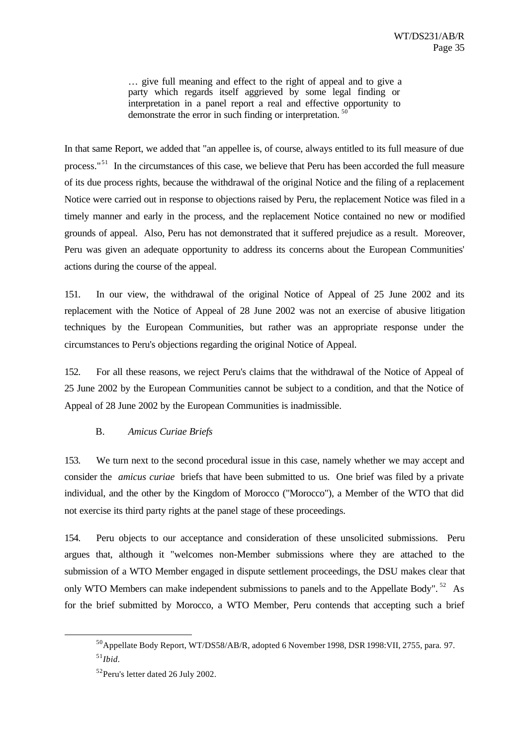> … give full meaning and effect to the right of appeal and to give a party which regards itself aggrieved by some legal finding or interpretation in a panel report a real and effective opportunity to demonstrate the error in such finding or interpretation. [50]

In that same Report, we added that "an appellee is, of course, always entitled to its full measure of due process."[51] In the circumstances of this case, we believe that Peru has been accorded the full measure of its due process rights, because the withdrawal of the original Notice and the filing of a replacement Notice were carried out in response to objections raised by Peru, the replacement Notice was filed in a timely manner and early in the process, and the replacement Notice contained no new or modified grounds of appeal. Also, Peru has not demonstrated that it suffered prejudice as a result. Moreover, Peru was given an adequate opportunity to address its concerns about the European Communities' actions during the course of the appeal.

151. In our view, the withdrawal of the original Notice of Appeal of 25 June 2002 and its replacement with the Notice of Appeal of 28 June 2002 was not an exercise of abusive litigation techniques by the European Communities, but rather was an appropriate response under the circumstances to Peru's objections regarding the original Notice of Appeal.

152. For all these reasons, we reject Peru's claims that the withdrawal of the Notice of Appeal of 25 June 2002 by the European Communities cannot be subject to a condition, and that the Notice of Appeal of 28 June 2002 by the European Communities is inadmissible.

### B. *Amicus Curiae Briefs*

153. We turn next to the second procedural issue in this case, namely whether we may accept and consider the *amicus curiae* briefs that have been submitted to us. One brief was filed by a private individual, and the other by the Kingdom of Morocco ("Morocco"), a Member of the WTO that did not exercise its third party rights at the panel stage of these proceedings.

154. Peru objects to our acceptance and consideration of these unsolicited submissions. Peru argues that, although it "welcomes non-Member submissions where they are attached to the submission of a WTO Member engaged in dispute settlement proceedings, the DSU makes clear that only WTO Members can make independent submissions to panels and to the Appellate Body".[52] As for the brief submitted by Morocco, a WTO Member, Peru contends that accepting such a brief

---

[50] Appellate Body Report, WT/DS58/AB/R, adopted 6 November 1998, DSR 1998:VII, 2755, para. 97.

[51] *Ibid.*

[52] Peru's letter dated 26 July 2002.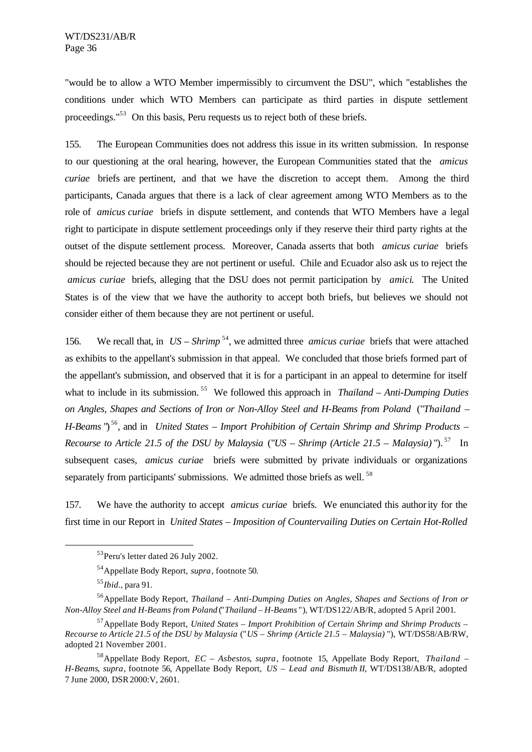"would be to allow a WTO Member impermissibly to circumvent the DSU", which "establishes the conditions under which WTO Members can participate as third parties in dispute settlement proceedings."[53] On this basis, Peru requests us to reject both of these briefs.

155. The European Communities does not address this issue in its written submission. In response to our questioning at the oral hearing, however, the European Communities stated that the *amicus curiae* briefs are pertinent, and that we have the discretion to accept them. Among the third participants, Canada argues that there is a lack of clear agreement among WTO Members as to the role of *amicus curiae* briefs in dispute settlement, and contends that WTO Members have a legal right to participate in dispute settlement proceedings only if they reserve their third party rights at the outset of the dispute settlement process. Moreover, Canada asserts that both *amicus curiae* briefs should be rejected because they are not pertinent or useful. Chile and Ecuador also ask us to reject the *amicus curiae* briefs, alleging that the DSU does not permit participation by *amici*. The United States is of the view that we have the authority to accept both briefs, but believes we should not consider either of them because they are not pertinent or useful.

156. We recall that, in *US – Shrimp*[54], we admitted three *amicus curiae* briefs that were attached as exhibits to the appellant's submission in that appeal. We concluded that those briefs formed part of the appellant's submission, and observed that it is for a participant in an appeal to determine for itself what to include in its submission.[55] We followed this approach in *Thailand – Anti-Dumping Duties on Angles, Shapes and Sections of Iron or Non-Alloy Steel and H-Beams from Poland* ("*Thailand – H-Beams*")[56], and in *United States – Import Prohibition of Certain Shrimp and Shrimp Products – Recourse to Article 21.5 of the DSU by Malaysia* ("*US – Shrimp (Article 21.5 – Malaysia)*").[57] In subsequent cases, *amicus curiae* briefs were submitted by private individuals or organizations separately from participants' submissions. We admitted those briefs as well.[58]

157. We have the authority to accept *amicus curiae* briefs. We enunciated this authority for the first time in our Report in *United States – Imposition of Countervailing Duties on Certain Hot-Rolled*

---

[53] Peru's letter dated 26 July 2002.

[54] Appellate Body Report, *supra*, footnote 50.

[55] *Ibid*., para 91.

[56] Appellate Body Report, *Thailand – Anti-Dumping Duties on Angles, Shapes and Sections of Iron or Non-Alloy Steel and H-Beams from Poland* ("*Thailand – H-Beams*"), WT/DS122/AB/R, adopted 5 April 2001.

[57] Appellate Body Report, *United States – Import Prohibition of Certain Shrimp and Shrimp Products – Recourse to Article 21.5 of the DSU by Malaysia* ("*US – Shrimp (Article 21.5 – Malaysia)*"), WT/DS58/AB/RW, adopted 21 November 2001.

[58] Appellate Body Report, *EC – Asbestos*, *supra*, footnote 15, Appellate Body Report, *Thailand – H-Beams*, *supra*, footnote 56, Appellate Body Report, *US – Lead and Bismuth II*, WT/DS138/AB/R, adopted 7 June 2000, DSR 2000:V, 2601.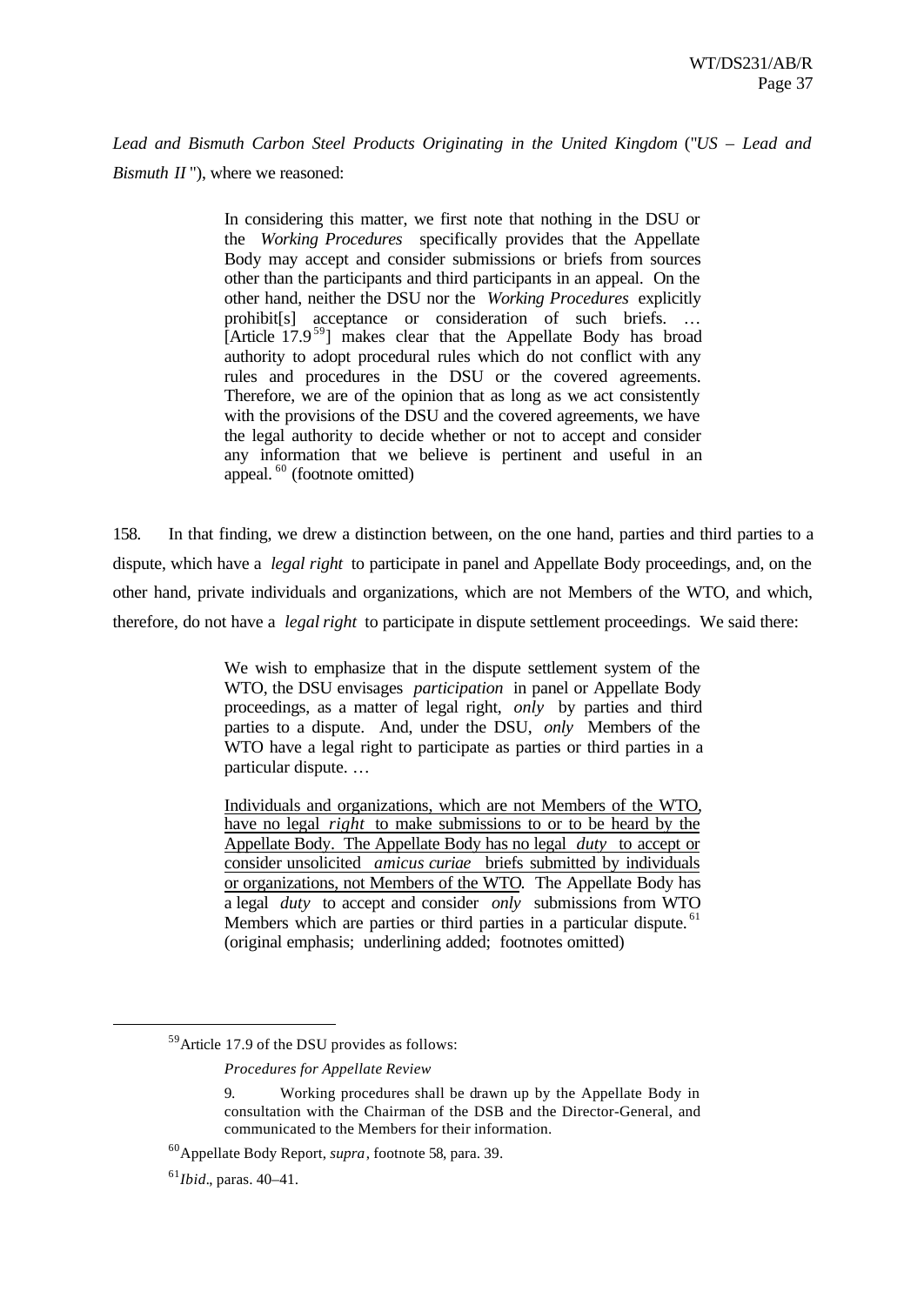*Lead and Bismuth Carbon Steel Products Originating in the United Kingdom* ("*US – Lead and Bismuth II* "), where we reasoned:

> In considering this matter, we first note that nothing in the DSU or the *Working Procedures* specifically provides that the Appellate Body may accept and consider submissions or briefs from sources other than the participants and third participants in an appeal. On the other hand, neither the DSU nor the *Working Procedures* explicitly prohibit[s] acceptance or consideration of such briefs. … [Article 17.9[59]] makes clear that the Appellate Body has broad authority to adopt procedural rules which do not conflict with any rules and procedures in the DSU or the covered agreements. Therefore, we are of the opinion that as long as we act consistently with the provisions of the DSU and the covered agreements, we have the legal authority to decide whether or not to accept and consider any information that we believe is pertinent and useful in an appeal.[60] (footnote omitted)

158. In that finding, we drew a distinction between, on the one hand, parties and third parties to a dispute, which have a *legal right* to participate in panel and Appellate Body proceedings, and, on the other hand, private individuals and organizations, which are not Members of the WTO, and which, therefore, do not have a *legal right* to participate in dispute settlement proceedings. We said there:

> We wish to emphasize that in the dispute settlement system of the WTO, the DSU envisages *participation* in panel or Appellate Body proceedings, as a matter of legal right, *only* by parties and third parties to a dispute. And, under the DSU, *only* Members of the WTO have a legal right to participate as parties or third parties in a particular dispute. …
>
> <u>Individuals and organizations, which are not Members of the WTO, have no legal *right* to make submissions to or to be heard by the Appellate Body. The Appellate Body has no legal *duty* to accept or consider unsolicited *amicus curiae* briefs submitted by individuals or organizations, not Members of the WTO</u>. The Appellate Body has a legal *duty* to accept and consider *only* submissions from WTO Members which are parties or third parties in a particular dispute.[61] (original emphasis; underlining added; footnotes omitted)

---

[59] Article 17.9 of the DSU provides as follows:

> *Procedures for Appellate Review*
>
> 9. Working procedures shall be drawn up by the Appellate Body in consultation with the Chairman of the DSB and the Director-General, and communicated to the Members for their information.

[60] Appellate Body Report, *supra*, footnote 58, para. 39.

[61] *Ibid*., paras. 40–41.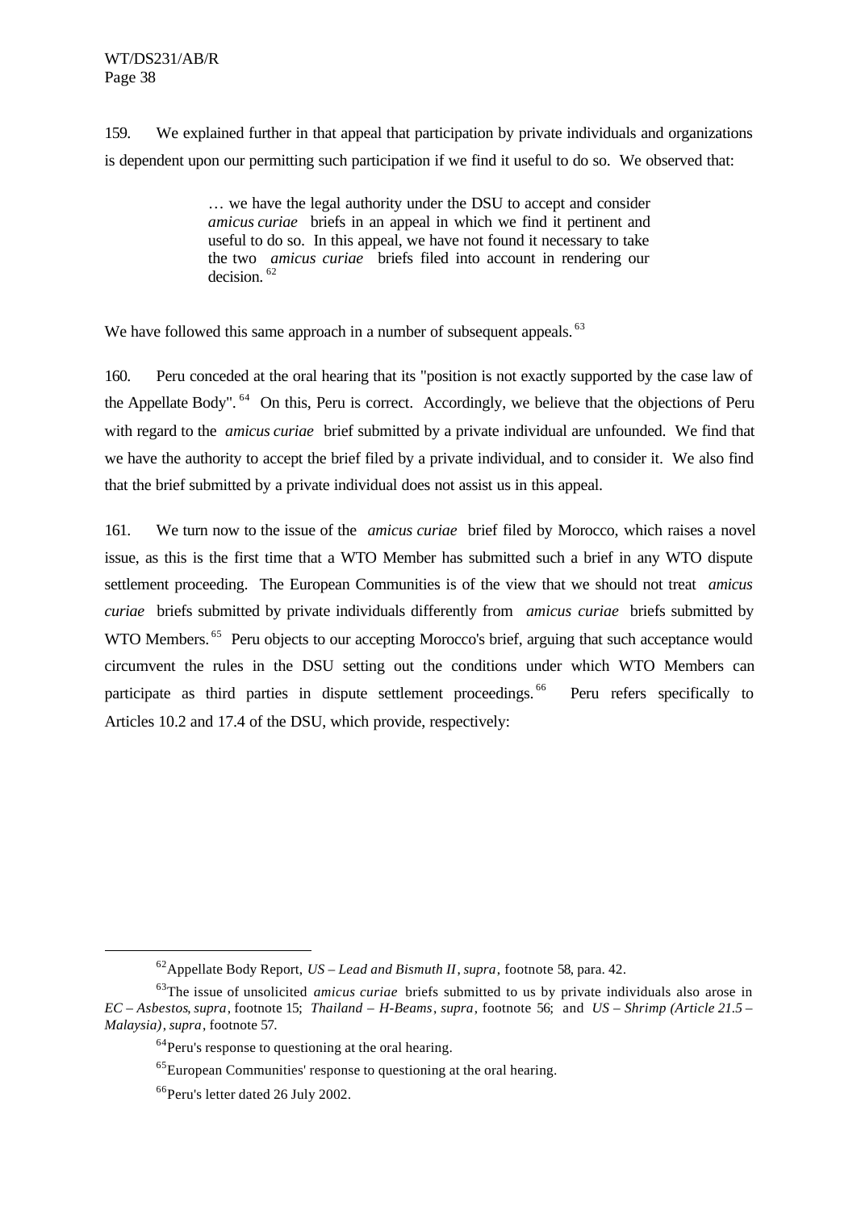159. We explained further in that appeal that participation by private individuals and organizations is dependent upon our permitting such participation if we find it useful to do so. We observed that:

> … we have the legal authority under the DSU to accept and consider *amicus curiae* briefs in an appeal in which we find it pertinent and useful to do so. In this appeal, we have not found it necessary to take the two *amicus curiae* briefs filed into account in rendering our decision.[62]

We have followed this same approach in a number of subsequent appeals.[63]

160. Peru conceded at the oral hearing that its "position is not exactly supported by the case law of the Appellate Body".[64] On this, Peru is correct. Accordingly, we believe that the objections of Peru with regard to the *amicus curiae* brief submitted by a private individual are unfounded. We find that we have the authority to accept the brief filed by a private individual, and to consider it. We also find that the brief submitted by a private individual does not assist us in this appeal.

161. We turn now to the issue of the *amicus curiae* brief filed by Morocco, which raises a novel issue, as this is the first time that a WTO Member has submitted such a brief in any WTO dispute settlement proceeding. The European Communities is of the view that we should not treat *amicus curiae* briefs submitted by private individuals differently from *amicus curiae* briefs submitted by WTO Members.[65] Peru objects to our accepting Morocco's brief, arguing that such acceptance would circumvent the rules in the DSU setting out the conditions under which WTO Members can participate as third parties in dispute settlement proceedings.[66] Peru refers specifically to Articles 10.2 and 17.4 of the DSU, which provide, respectively:

---

[62] Appellate Body Report, *US – Lead and Bismuth II*, *supra*, footnote 58, para. 42.

[63] The issue of unsolicited *amicus curiae* briefs submitted to us by private individuals also arose in *EC – Asbestos*, *supra*, footnote 15; *Thailand – H-Beams*, *supra*, footnote 56; and *US – Shrimp (Article 21.5 – Malaysia)*, *supra*, footnote 57.

[64] Peru's response to questioning at the oral hearing.

[65] European Communities' response to questioning at the oral hearing.

[66] Peru's letter dated 26 July 2002.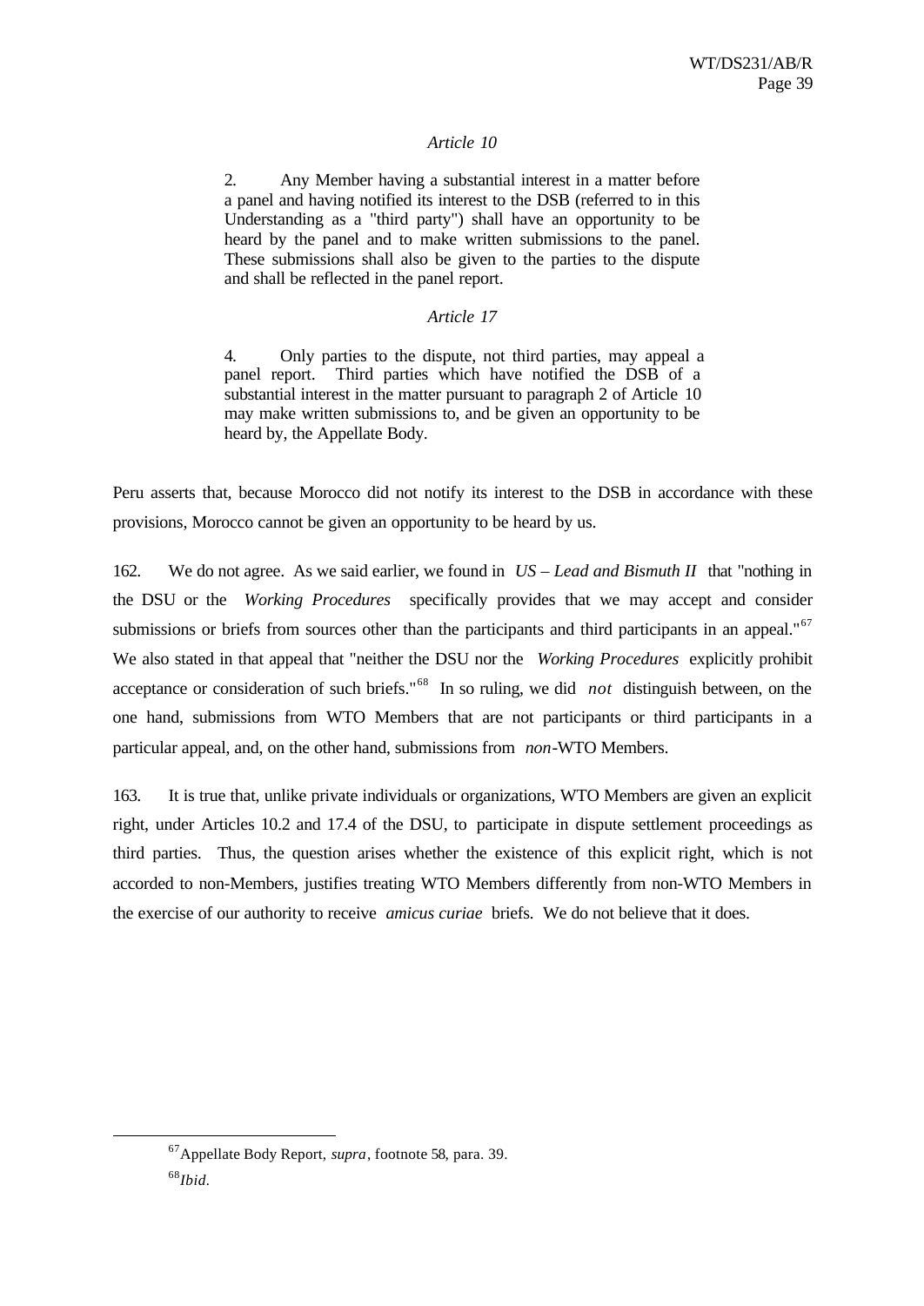*Article 10*

> 2. Any Member having a substantial interest in a matter before a panel and having notified its interest to the DSB (referred to in this Understanding as a "third party") shall have an opportunity to be heard by the panel and to make written submissions to the panel. These submissions shall also be given to the parties to the dispute and shall be reflected in the panel report.

*Article 17*

> 4. Only parties to the dispute, not third parties, may appeal a panel report. Third parties which have notified the DSB of a substantial interest in the matter pursuant to paragraph 2 of Article 10 may make written submissions to, and be given an opportunity to be heard by, the Appellate Body.

Peru asserts that, because Morocco did not notify its interest to the DSB in accordance with these provisions, Morocco cannot be given an opportunity to be heard by us.

162. We do not agree. As we said earlier, we found in *US – Lead and Bismuth II* that "nothing in the DSU or the *Working Procedures* specifically provides that we may accept and consider submissions or briefs from sources other than the participants and third participants in an appeal."[67] We also stated in that appeal that "neither the DSU nor the *Working Procedures* explicitly prohibit acceptance or consideration of such briefs."[68] In so ruling, we did *not* distinguish between, on the one hand, submissions from WTO Members that are not participants or third participants in a particular appeal, and, on the other hand, submissions from *non*-WTO Members.

163. It is true that, unlike private individuals or organizations, WTO Members are given an explicit right, under Articles 10.2 and 17.4 of the DSU, to participate in dispute settlement proceedings as third parties. Thus, the question arises whether the existence of this explicit right, which is not accorded to non-Members, justifies treating WTO Members differently from non-WTO Members in the exercise of our authority to receive *amicus curiae* briefs. We do not believe that it does.

---

[67] Appellate Body Report, *supra*, footnote 58, para. 39.

[68] *Ibid*.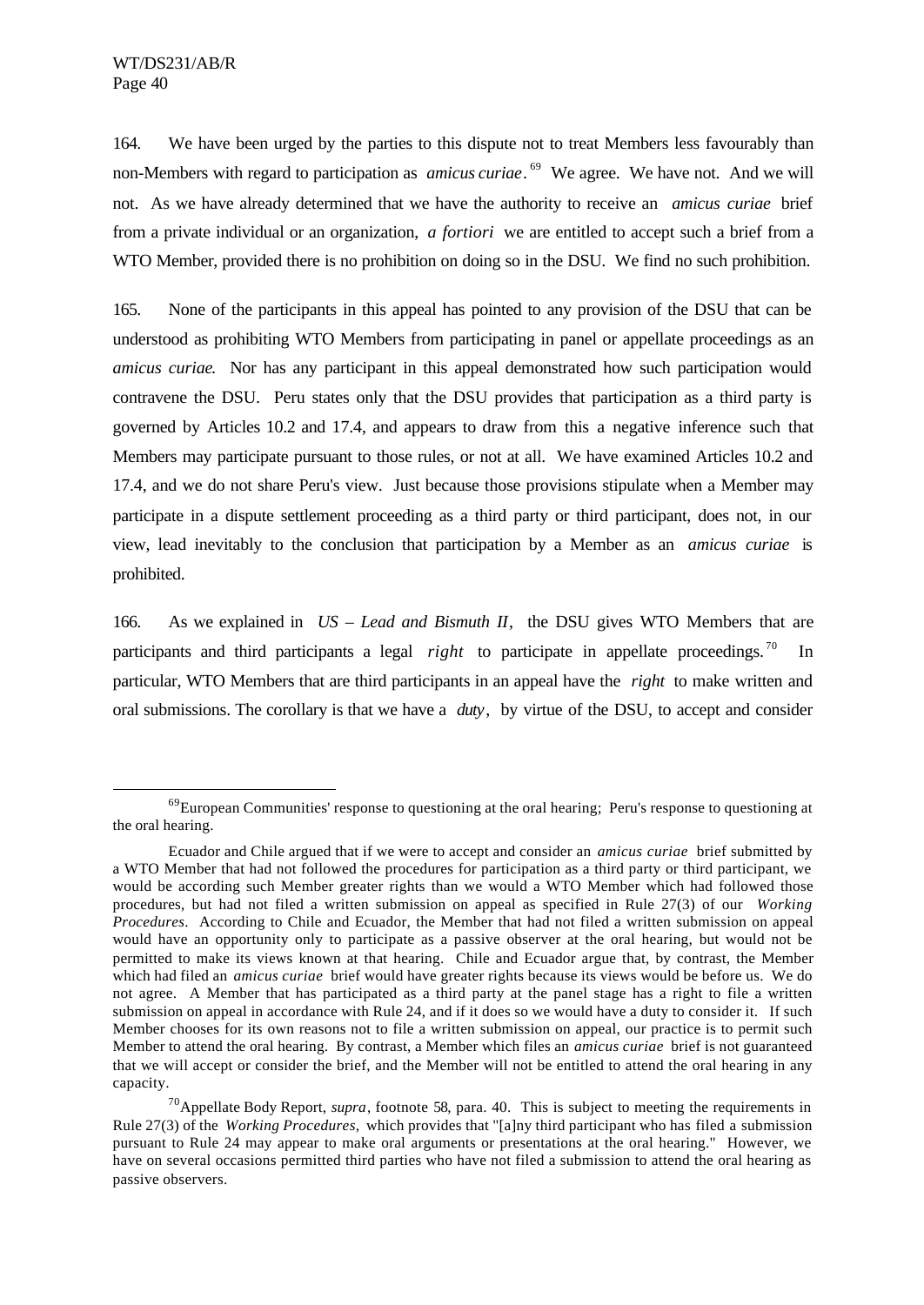164. We have been urged by the parties to this dispute not to treat Members less favourably than non-Members with regard to participation as *amicus curiae*.[69] We agree. We have not. And we will not. As we have already determined that we have the authority to receive an *amicus curiae* brief from a private individual or an organization, *a fortiori* we are entitled to accept such a brief from a WTO Member, provided there is no prohibition on doing so in the DSU. We find no such prohibition.

165. None of the participants in this appeal has pointed to any provision of the DSU that can be understood as prohibiting WTO Members from participating in panel or appellate proceedings as an *amicus curiae*. Nor has any participant in this appeal demonstrated how such participation would contravene the DSU. Peru states only that the DSU provides that participation as a third party is governed by Articles 10.2 and 17.4, and appears to draw from this a negative inference such that Members may participate pursuant to those rules, or not at all. We have examined Articles 10.2 and 17.4, and we do not share Peru's view. Just because those provisions stipulate when a Member may participate in a dispute settlement proceeding as a third party or third participant, does not, in our view, lead inevitably to the conclusion that participation by a Member as an *amicus curiae* is prohibited.

166. As we explained in *US – Lead and Bismuth II*, the DSU gives WTO Members that are participants and third participants a legal *right* to participate in appellate proceedings.[70] In particular, WTO Members that are third participants in an appeal have the *right* to make written and oral submissions. The corollary is that we have a *duty*, by virtue of the DSU, to accept and consider

---

[69] European Communities' response to questioning at the oral hearing; Peru's response to questioning at the oral hearing.

Ecuador and Chile argued that if we were to accept and consider an *amicus curiae* brief submitted by a WTO Member that had not followed the procedures for participation as a third party or third participant, we would be according such Member greater rights than we would a WTO Member which had followed those procedures, but had not filed a written submission on appeal as specified in Rule 27(3) of our *Working Procedures*. According to Chile and Ecuador, the Member that had not filed a written submission on appeal would have an opportunity only to participate as a passive observer at the oral hearing, but would not be permitted to make its views known at that hearing. Chile and Ecuador argue that, by contrast, the Member which had filed an *amicus curiae* brief would have greater rights because its views would be before us. We do not agree. A Member that has participated as a third party at the panel stage has a right to file a written submission on appeal in accordance with Rule 24, and if it does so we would have a duty to consider it. If such Member chooses for its own reasons not to file a written submission on appeal, our practice is to permit such Member to attend the oral hearing. By contrast, a Member which files an *amicus curiae* brief is not guaranteed that we will accept or consider the brief, and the Member will not be entitled to attend the oral hearing in any capacity.

[70] Appellate Body Report, *supra*, footnote 58, para. 40. This is subject to meeting the requirements in Rule 27(3) of the *Working Procedures*, which provides that "[a]ny third participant who has filed a submission pursuant to Rule 24 may appear to make oral arguments or presentations at the oral hearing." However, we have on several occasions permitted third parties who have not filed a submission to attend the oral hearing as passive observers.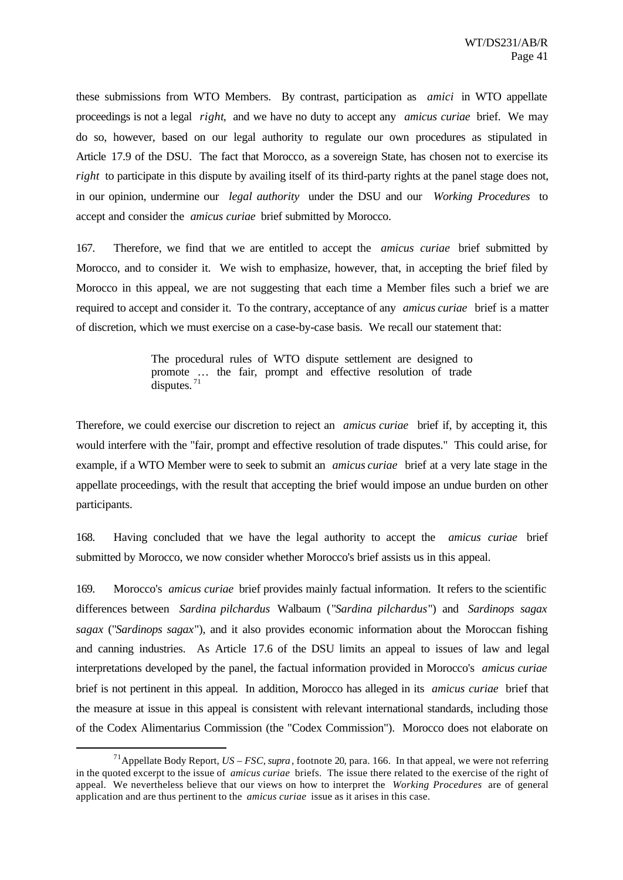these submissions from WTO Members. By contrast, participation as *amici* in WTO appellate proceedings is not a legal *right*, and we have no duty to accept any *amicus curiae* brief. We may do so, however, based on our legal authority to regulate our own procedures as stipulated in Article 17.9 of the DSU. The fact that Morocco, as a sovereign State, has chosen not to exercise its *right* to participate in this dispute by availing itself of its third-party rights at the panel stage does not, in our opinion, undermine our *legal authority* under the DSU and our *Working Procedures* to accept and consider the *amicus curiae* brief submitted by Morocco.

167. Therefore, we find that we are entitled to accept the *amicus curiae* brief submitted by Morocco, and to consider it. We wish to emphasize, however, that, in accepting the brief filed by Morocco in this appeal, we are not suggesting that each time a Member files such a brief we are required to accept and consider it. To the contrary, acceptance of any *amicus curiae* brief is a matter of discretion, which we must exercise on a case-by-case basis. We recall our statement that:

> The procedural rules of WTO dispute settlement are designed to promote … the fair, prompt and effective resolution of trade disputes.[71]

Therefore, we could exercise our discretion to reject an *amicus curiae* brief if, by accepting it, this would interfere with the "fair, prompt and effective resolution of trade disputes." This could arise, for example, if a WTO Member were to seek to submit an *amicus curiae* brief at a very late stage in the appellate proceedings, with the result that accepting the brief would impose an undue burden on other participants.

168. Having concluded that we have the legal authority to accept the *amicus curiae* brief submitted by Morocco, we now consider whether Morocco's brief assists us in this appeal.

169. Morocco's *amicus curiae* brief provides mainly factual information. It refers to the scientific differences between *Sardina pilchardus* Walbaum ("*Sardina pilchardus*") and *Sardinops sagax sagax* ("*Sardinops sagax*"), and it also provides economic information about the Moroccan fishing and canning industries. As Article 17.6 of the DSU limits an appeal to issues of law and legal interpretations developed by the panel, the factual information provided in Morocco's *amicus curiae* brief is not pertinent in this appeal. In addition, Morocco has alleged in its *amicus curiae* brief that the measure at issue in this appeal is consistent with relevant international standards, including those of the Codex Alimentarius Commission (the "Codex Commission"). Morocco does not elaborate on

---

[71] Appellate Body Report, *US – FSC*, *supra*, footnote 20, para. 166. In that appeal, we were not referring in the quoted excerpt to the issue of *amicus curiae* briefs. The issue there related to the exercise of the right of appeal. We nevertheless believe that our views on how to interpret the *Working Procedures* are of general application and are thus pertinent to the *amicus curiae* issue as it arises in this case.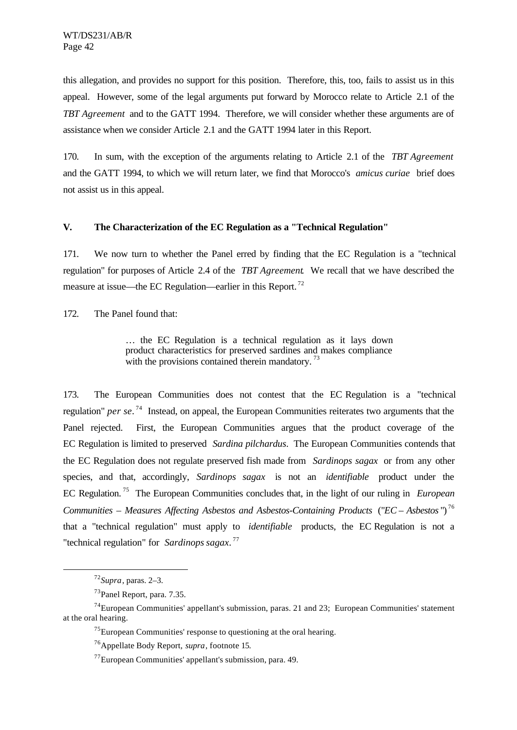this allegation, and provides no support for this position. Therefore, this, too, fails to assist us in this appeal. However, some of the legal arguments put forward by Morocco relate to Article 2.1 of the *TBT Agreement* and to the GATT 1994. Therefore, we will consider whether these arguments are of assistance when we consider Article 2.1 and the GATT 1994 later in this Report.

170. In sum, with the exception of the arguments relating to Article 2.1 of the *TBT Agreement* and the GATT 1994, to which we will return later, we find that Morocco's *amicus curiae* brief does not assist us in this appeal.

## V. The Characterization of the EC Regulation as a "Technical Regulation"

171. We now turn to whether the Panel erred by finding that the EC Regulation is a "technical regulation" for purposes of Article 2.4 of the *TBT Agreement*. We recall that we have described the measure at issue—the EC Regulation—earlier in this Report.[72]

172. The Panel found that:

> … the EC Regulation is a technical regulation as it lays down product characteristics for preserved sardines and makes compliance with the provisions contained therein mandatory.[73]

173. The European Communities does not contest that the EC Regulation is a "technical regulation" *per se*.[74] Instead, on appeal, the European Communities reiterates two arguments that the Panel rejected. First, the European Communities argues that the product coverage of the EC Regulation is limited to preserved *Sardina pilchardus*. The European Communities contends that the EC Regulation does not regulate preserved fish made from *Sardinops sagax* or from any other species, and that, accordingly, *Sardinops sagax* is not an *identifiable* product under the EC Regulation.[75] The European Communities concludes that, in the light of our ruling in *European Communities – Measures Affecting Asbestos and Asbestos-Containing Products* ("*EC – Asbestos*")[76] that a "technical regulation" must apply to *identifiable* products, the EC Regulation is not a "technical regulation" for *Sardinops sagax*.[77]

---

[72] *Supra*, paras. 2–3.

[73] Panel Report, para. 7.35.

[74] European Communities' appellant's submission, paras. 21 and 23; European Communities' statement at the oral hearing.

[75] European Communities' response to questioning at the oral hearing.

[76] Appellate Body Report, *supra*, footnote 15.

[77] European Communities' appellant's submission, para. 49.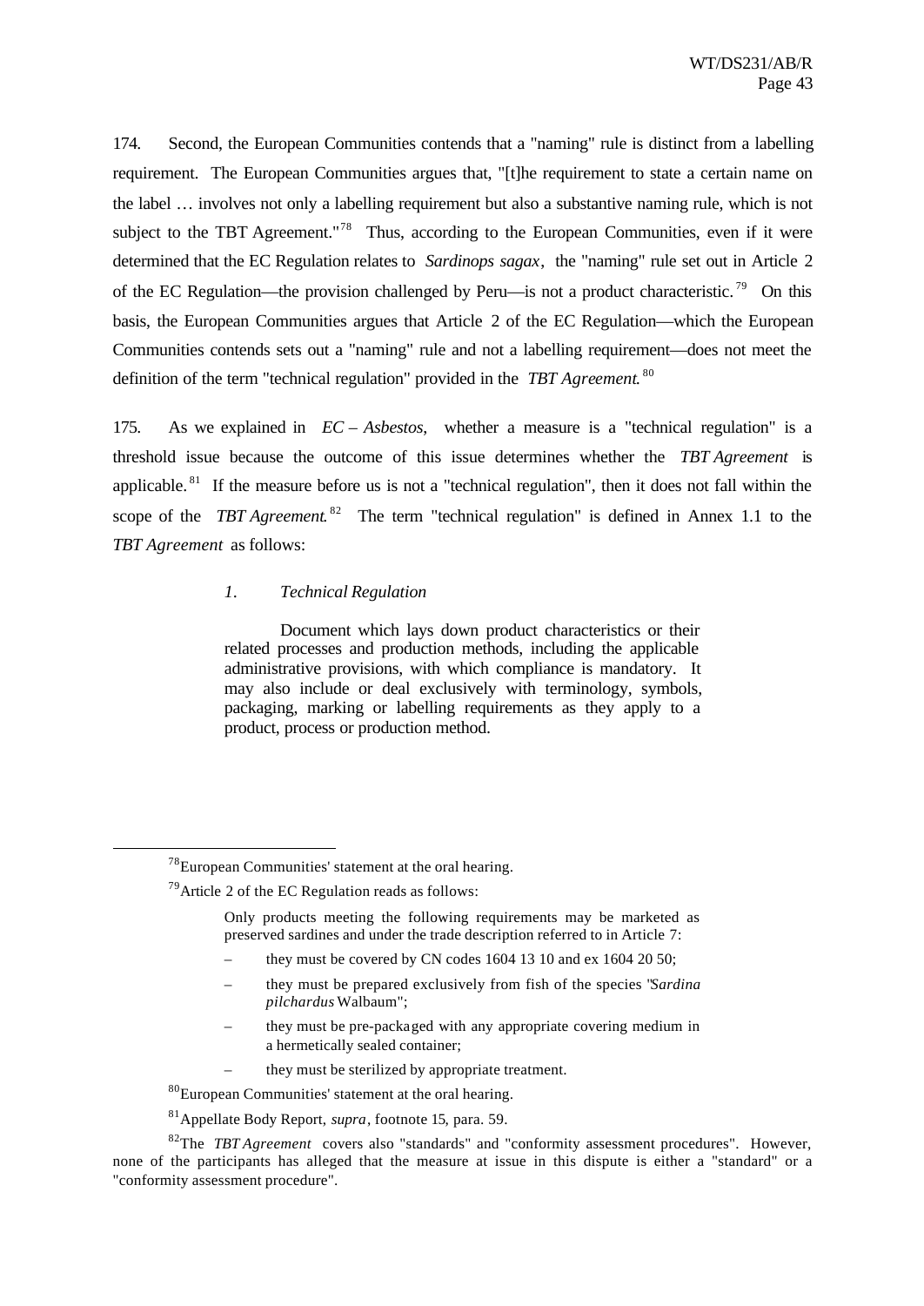174. Second, the European Communities contends that a "naming" rule is distinct from a labelling requirement. The European Communities argues that, "[t]he requirement to state a certain name on the label … involves not only a labelling requirement but also a substantive naming rule, which is not subject to the TBT Agreement."[78] Thus, according to the European Communities, even if it were determined that the EC Regulation relates to *Sardinops sagax*, the "naming" rule set out in Article 2 of the EC Regulation—the provision challenged by Peru—is not a product characteristic.[79] On this basis, the European Communities argues that Article 2 of the EC Regulation—which the European Communities contends sets out a "naming" rule and not a labelling requirement—does not meet the definition of the term "technical regulation" provided in the *TBT Agreement*.[80]

175. As we explained in *EC – Asbestos*, whether a measure is a "technical regulation" is a threshold issue because the outcome of this issue determines whether the *TBT Agreement* is applicable.[81] If the measure before us is not a "technical regulation", then it does not fall within the scope of the *TBT Agreement*.[82] The term "technical regulation" is defined in Annex 1.1 to the *TBT Agreement* as follows:

> *1. Technical Regulation*
>
> Document which lays down product characteristics or their related processes and production methods, including the applicable administrative provisions, with which compliance is mandatory. It may also include or deal exclusively with terminology, symbols, packaging, marking or labelling requirements as they apply to a product, process or production method.

---

[78] European Communities' statement at the oral hearing.

[79] Article 2 of the EC Regulation reads as follows:

> Only products meeting the following requirements may be marketed as preserved sardines and under the trade description referred to in Article 7:
>
> – they must be covered by CN codes 1604 13 10 and ex 1604 20 50;
>
> – they must be prepared exclusively from fish of the species "*Sardina pilchardus* Walbaum";
>
> – they must be pre-packaged with any appropriate covering medium in a hermetically sealed container;
>
> – they must be sterilized by appropriate treatment.

[80] European Communities' statement at the oral hearing.

[81] Appellate Body Report, *supra*, footnote 15, para. 59.

[82] The *TBT Agreement* covers also "standards" and "conformity assessment procedures". However, none of the participants has alleged that the measure at issue in this dispute is either a "standard" or a "conformity assessment procedure".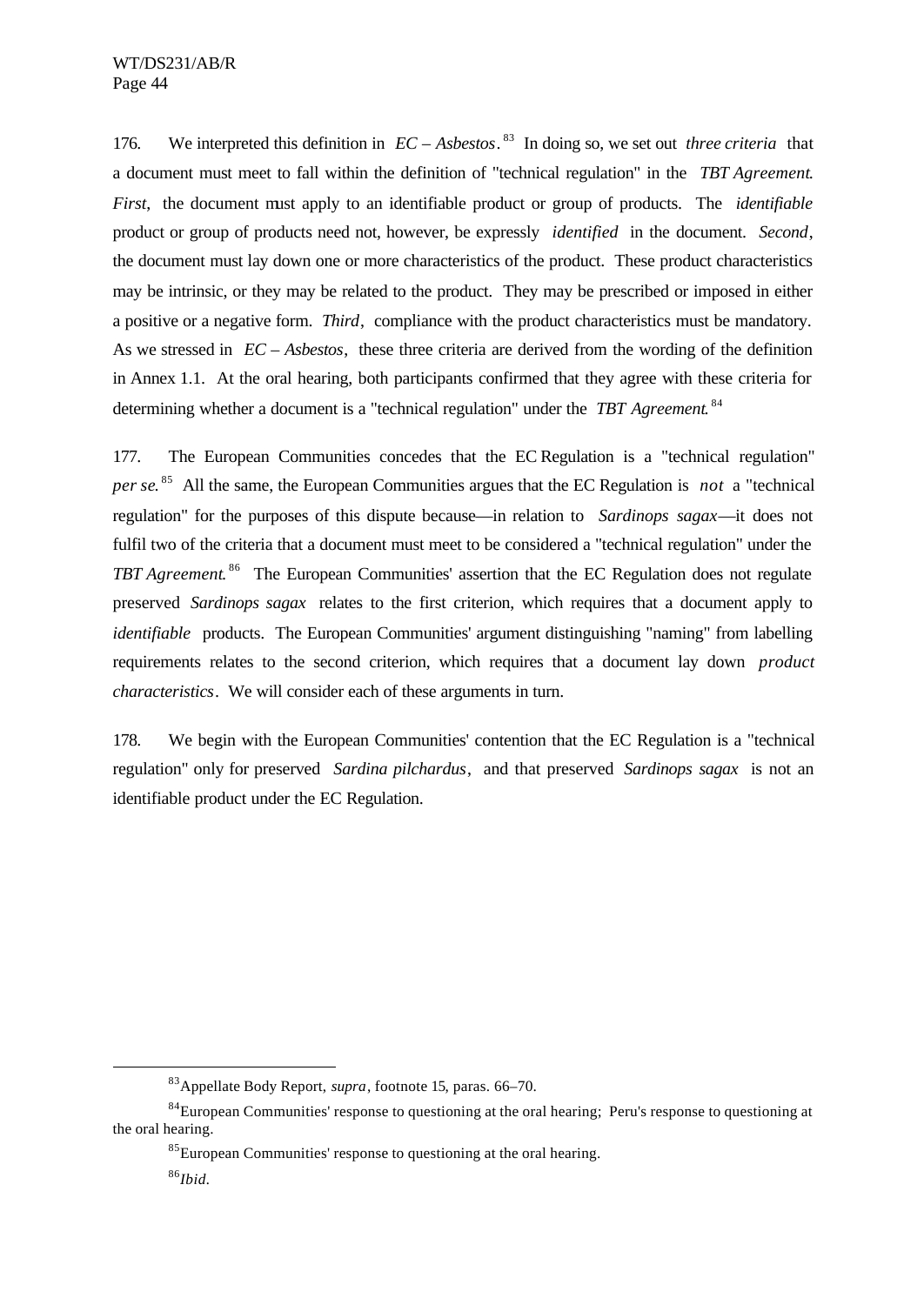176. We interpreted this definition in *EC – Asbestos*.[83] In doing so, we set out *three criteria* that a document must meet to fall within the definition of "technical regulation" in the *TBT Agreement*. *First*, the document must apply to an identifiable product or group of products. The *identifiable* product or group of products need not, however, be expressly *identified* in the document. *Second*, the document must lay down one or more characteristics of the product. These product characteristics may be intrinsic, or they may be related to the product. They may be prescribed or imposed in either a positive or a negative form. *Third*, compliance with the product characteristics must be mandatory. As we stressed in *EC – Asbestos*, these three criteria are derived from the wording of the definition in Annex 1.1. At the oral hearing, both participants confirmed that they agree with these criteria for determining whether a document is a "technical regulation" under the *TBT Agreement*.[84]

177. The European Communities concedes that the EC Regulation is a "technical regulation" *per se*.[85] All the same, the European Communities argues that the EC Regulation is *not* a "technical regulation" for the purposes of this dispute because—in relation to *Sardinops sagax*—it does not fulfil two of the criteria that a document must meet to be considered a "technical regulation" under the *TBT Agreement*.[86] The European Communities' assertion that the EC Regulation does not regulate preserved *Sardinops sagax* relates to the first criterion, which requires that a document apply to *identifiable* products. The European Communities' argument distinguishing "naming" from labelling requirements relates to the second criterion, which requires that a document lay down *product characteristics*. We will consider each of these arguments in turn.

178. We begin with the European Communities' contention that the EC Regulation is a "technical regulation" only for preserved *Sardina pilchardus*, and that preserved *Sardinops sagax* is not an identifiable product under the EC Regulation.

---

[83] Appellate Body Report, *supra*, footnote 15, paras. 66–70.

[84] European Communities' response to questioning at the oral hearing; Peru's response to questioning at the oral hearing.

[85] European Communities' response to questioning at the oral hearing.

[86] *Ibid*.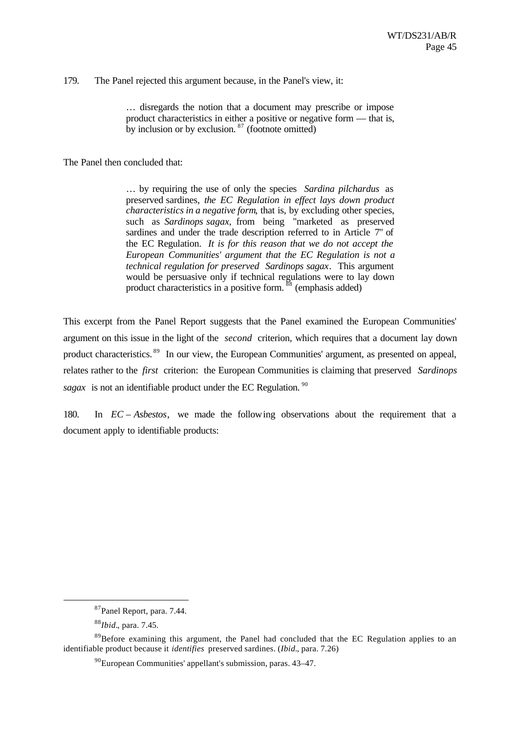179. The Panel rejected this argument because, in the Panel's view, it:

> … disregards the notion that a document may prescribe or impose product characteristics in either a positive or negative form — that is, by inclusion or by exclusion.[87] (footnote omitted)

The Panel then concluded that:

> … by requiring the use of only the species *Sardina pilchardus* as preserved sardines, *the EC Regulation in effect lays down product characteristics in a negative form*, that is, by excluding other species, such as *Sardinops sagax*, from being "marketed as preserved sardines and under the trade description referred to in Article 7" of the EC Regulation. *It is for this reason that we do not accept the European Communities' argument that the EC Regulation is not a technical regulation for preserved Sardinops sagax*. This argument would be persuasive only if technical regulations were to lay down product characteristics in a positive form.[88] (emphasis added)

This excerpt from the Panel Report suggests that the Panel examined the European Communities' argument on this issue in the light of the *second* criterion, which requires that a document lay down product characteristics.[89] In our view, the European Communities' argument, as presented on appeal, relates rather to the *first* criterion: the European Communities is claiming that preserved *Sardinops sagax* is not an identifiable product under the EC Regulation.[90]

180. In *EC – Asbestos*, we made the following observations about the requirement that a document apply to identifiable products:

---

[87] Panel Report, para. 7.44.

[88] *Ibid*., para. 7.45.

[89] Before examining this argument, the Panel had concluded that the EC Regulation applies to an identifiable product because it *identifies* preserved sardines. (*Ibid*., para. 7.26)

[90] European Communities' appellant's submission, paras. 43–47.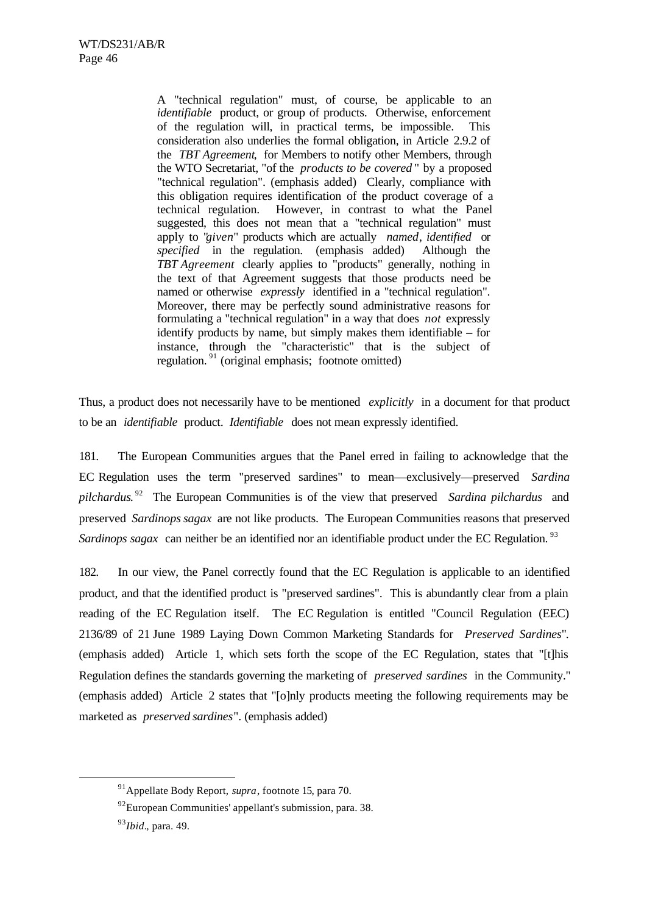> A "technical regulation" must, of course, be applicable to an *identifiable* product, or group of products. Otherwise, enforcement of the regulation will, in practical terms, be impossible. This consideration also underlies the formal obligation, in Article 2.9.2 of the *TBT Agreement*, for Members to notify other Members, through the WTO Secretariat, "of the *products to be covered* " by a proposed "technical regulation". (emphasis added) Clearly, compliance with this obligation requires identification of the product coverage of a technical regulation. However, in contrast to what the Panel suggested, this does not mean that a "technical regulation" must apply to "*given*" products which are actually *named*, *identified* or *specified* in the regulation. (emphasis added) Although the *TBT Agreement* clearly applies to "products" generally, nothing in the text of that Agreement suggests that those products need be named or otherwise *expressly* identified in a "technical regulation". Moreover, there may be perfectly sound administrative reasons for formulating a "technical regulation" in a way that does *not* expressly identify products by name, but simply makes them identifiable – for instance, through the "characteristic" that is the subject of regulation.[91] (original emphasis; footnote omitted)

Thus, a product does not necessarily have to be mentioned *explicitly* in a document for that product to be an *identifiable* product. *Identifiable* does not mean expressly identified.

181. The European Communities argues that the Panel erred in failing to acknowledge that the EC Regulation uses the term "preserved sardines" to mean—exclusively—preserved *Sardina pilchardus*.[92] The European Communities is of the view that preserved *Sardina pilchardus* and preserved *Sardinops sagax* are not like products. The European Communities reasons that preserved *Sardinops sagax* can neither be an identified nor an identifiable product under the EC Regulation.[93]

182. In our view, the Panel correctly found that the EC Regulation is applicable to an identified product, and that the identified product is "preserved sardines". This is abundantly clear from a plain reading of the EC Regulation itself. The EC Regulation is entitled "Council Regulation (EEC) 2136/89 of 21 June 1989 Laying Down Common Marketing Standards for *Preserved Sardines*". (emphasis added) Article 1, which sets forth the scope of the EC Regulation, states that "[t]his Regulation defines the standards governing the marketing of *preserved sardines* in the Community." (emphasis added) Article 2 states that "[o]nly products meeting the following requirements may be marketed as *preserved sardines*". (emphasis added)

---

[91] Appellate Body Report, *supra*, footnote 15, para 70.

[92] European Communities' appellant's submission, para. 38.

[93] *Ibid*., para. 49.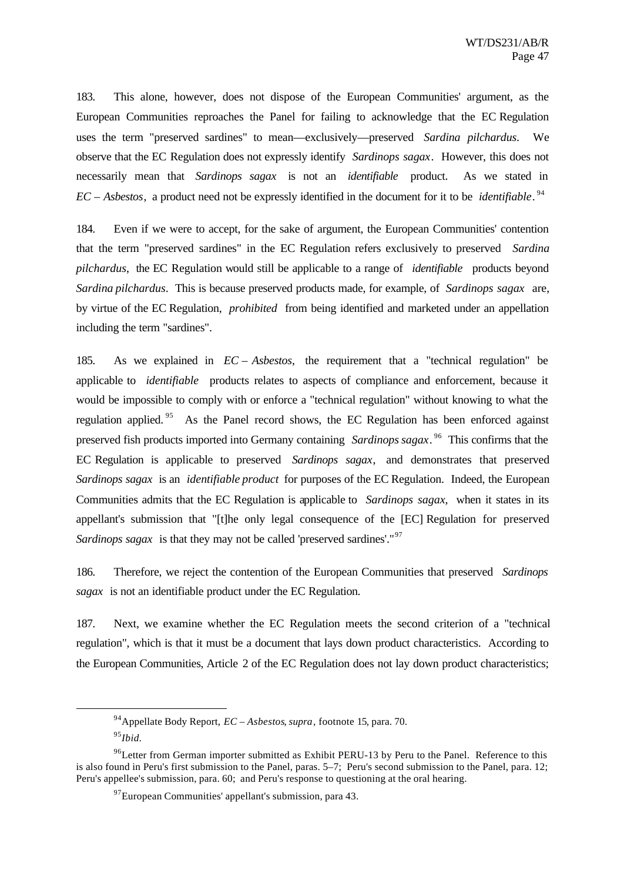183. This alone, however, does not dispose of the European Communities' argument, as the European Communities reproaches the Panel for failing to acknowledge that the EC Regulation uses the term "preserved sardines" to mean—exclusively—preserved *Sardina pilchardus*. We observe that the EC Regulation does not expressly identify *Sardinops sagax*. However, this does not necessarily mean that *Sardinops sagax* is not an *identifiable* product. As we stated in *EC – Asbestos*, a product need not be expressly identified in the document for it to be *identifiable*.[94]

184. Even if we were to accept, for the sake of argument, the European Communities' contention that the term "preserved sardines" in the EC Regulation refers exclusively to preserved *Sardina pilchardus*, the EC Regulation would still be applicable to a range of *identifiable* products beyond *Sardina pilchardus*. This is because preserved products made, for example, of *Sardinops sagax* are, by virtue of the EC Regulation, *prohibited* from being identified and marketed under an appellation including the term "sardines".

185. As we explained in *EC – Asbestos*, the requirement that a "technical regulation" be applicable to *identifiable* products relates to aspects of compliance and enforcement, because it would be impossible to comply with or enforce a "technical regulation" without knowing to what the regulation applied.[95] As the Panel record shows, the EC Regulation has been enforced against preserved fish products imported into Germany containing *Sardinops sagax*.[96] This confirms that the EC Regulation is applicable to preserved *Sardinops sagax*, and demonstrates that preserved *Sardinops sagax* is an *identifiable product* for purposes of the EC Regulation. Indeed, the European Communities admits that the EC Regulation is applicable to *Sardinops sagax*, when it states in its appellant's submission that "[t]he only legal consequence of the [EC] Regulation for preserved *Sardinops sagax* is that they may not be called 'preserved sardines'."[97]

186. Therefore, we reject the contention of the European Communities that preserved *Sardinops sagax* is not an identifiable product under the EC Regulation.

187. Next, we examine whether the EC Regulation meets the second criterion of a "technical regulation", which is that it must be a document that lays down product characteristics. According to the European Communities, Article 2 of the EC Regulation does not lay down product characteristics;

---

[94] Appellate Body Report, *EC – Asbestos*, *supra*, footnote 15, para. 70.

[95] *Ibid*.

[96] Letter from German importer submitted as Exhibit PERU-13 by Peru to the Panel. Reference to this is also found in Peru's first submission to the Panel, paras. 5–7; Peru's second submission to the Panel, para. 12; Peru's appellee's submission, para. 60; and Peru's response to questioning at the oral hearing.

[97] European Communities' appellant's submission, para 43.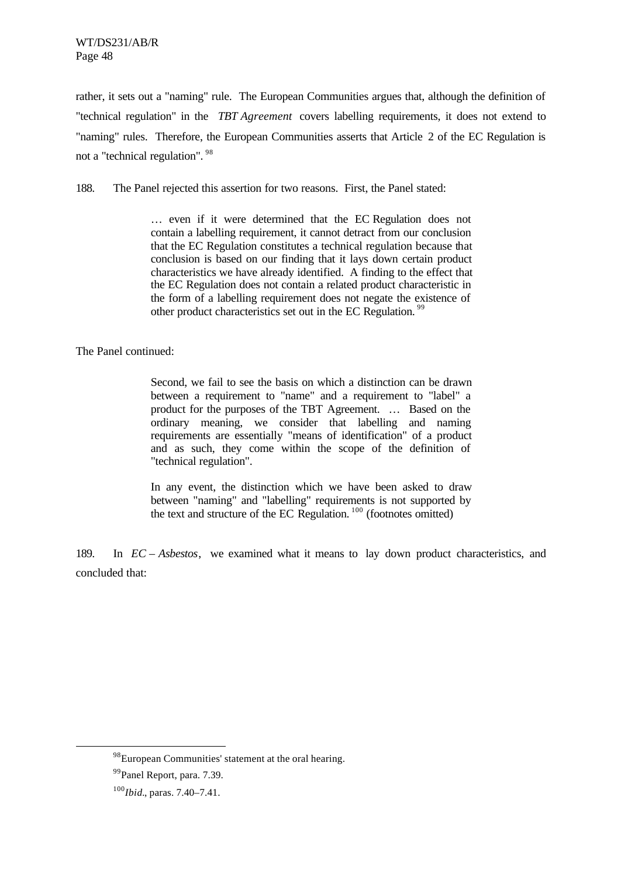rather, it sets out a "naming" rule. The European Communities argues that, although the definition of "technical regulation" in the *TBT Agreement* covers labelling requirements, it does not extend to "naming" rules. Therefore, the European Communities asserts that Article 2 of the EC Regulation is not a "technical regulation". [98]

188. The Panel rejected this assertion for two reasons. First, the Panel stated:

> … even if it were determined that the EC Regulation does not contain a labelling requirement, it cannot detract from our conclusion that the EC Regulation constitutes a technical regulation because that conclusion is based on our finding that it lays down certain product characteristics we have already identified. A finding to the effect that the EC Regulation does not contain a related product characteristic in the form of a labelling requirement does not negate the existence of other product characteristics set out in the EC Regulation. [99]

The Panel continued:

> Second, we fail to see the basis on which a distinction can be drawn between a requirement to "name" and a requirement to "label" a product for the purposes of the TBT Agreement. … Based on the ordinary meaning, we consider that labelling and naming requirements are essentially "means of identification" of a product and as such, they come within the scope of the definition of "technical regulation".
>
> In any event, the distinction which we have been asked to draw between "naming" and "labelling" requirements is not supported by the text and structure of the EC Regulation. [100] (footnotes omitted)

189. In *EC – Asbestos*, we examined what it means to lay down product characteristics, and concluded that:

---

[98] European Communities' statement at the oral hearing.

[99] Panel Report, para. 7.39.

[100] *Ibid.*, paras. 7.40–7.41.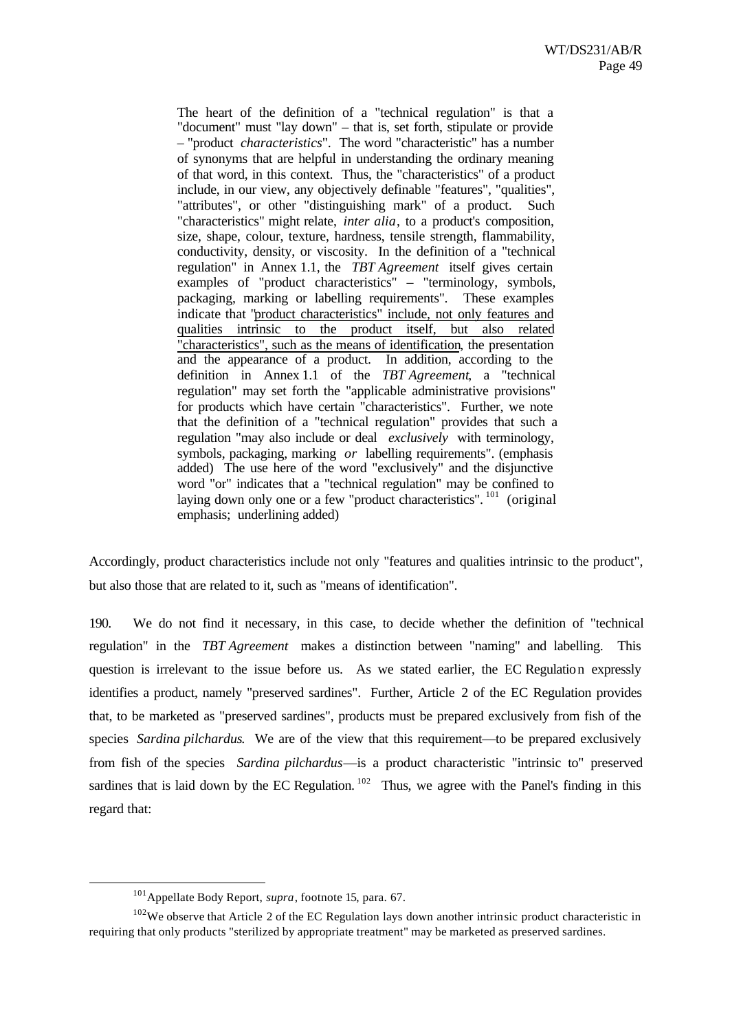> The heart of the definition of a "technical regulation" is that a "document" must "lay down" – that is, set forth, stipulate or provide – "product *characteristics*". The word "characteristic" has a number of synonyms that are helpful in understanding the ordinary meaning of that word, in this context. Thus, the "characteristics" of a product include, in our view, any objectively definable "features", "qualities", "attributes", or other "distinguishing mark" of a product. Such "characteristics" might relate, *inter alia*, to a product's composition, size, shape, colour, texture, hardness, tensile strength, flammability, conductivity, density, or viscosity. In the definition of a "technical regulation" in Annex 1.1, the *TBT Agreement* itself gives certain examples of "product characteristics" – "terminology, symbols, packaging, marking or labelling requirements". These examples indicate that "<u>product characteristics" include, not only features and qualities intrinsic to the product itself, but also related "characteristics", such as the means of identification</u>, the presentation and the appearance of a product. In addition, according to the definition in Annex 1.1 of the *TBT Agreement*, a "technical regulation" may set forth the "applicable administrative provisions" for products which have certain "characteristics". Further, we note that the definition of a "technical regulation" provides that such a regulation "may also include or deal *exclusively* with terminology, symbols, packaging, marking *or* labelling requirements". (emphasis added) The use here of the word "exclusively" and the disjunctive word "or" indicates that a "technical regulation" may be confined to laying down only one or a few "product characteristics".[101] (original emphasis; underlining added)

Accordingly, product characteristics include not only "features and qualities intrinsic to the product", but also those that are related to it, such as "means of identification".

190. We do not find it necessary, in this case, to decide whether the definition of "technical regulation" in the *TBT Agreement* makes a distinction between "naming" and labelling. This question is irrelevant to the issue before us. As we stated earlier, the EC Regulation expressly identifies a product, namely "preserved sardines". Further, Article 2 of the EC Regulation provides that, to be marketed as "preserved sardines", products must be prepared exclusively from fish of the species *Sardina pilchardus*. We are of the view that this requirement—to be prepared exclusively from fish of the species *Sardina pilchardus*—is a product characteristic "intrinsic to" preserved sardines that is laid down by the EC Regulation.[102] Thus, we agree with the Panel's finding in this regard that:

---

[101] Appellate Body Report, *supra*, footnote 15, para. 67.

[102] We observe that Article 2 of the EC Regulation lays down another intrinsic product characteristic in requiring that only products "sterilized by appropriate treatment" may be marketed as preserved sardines.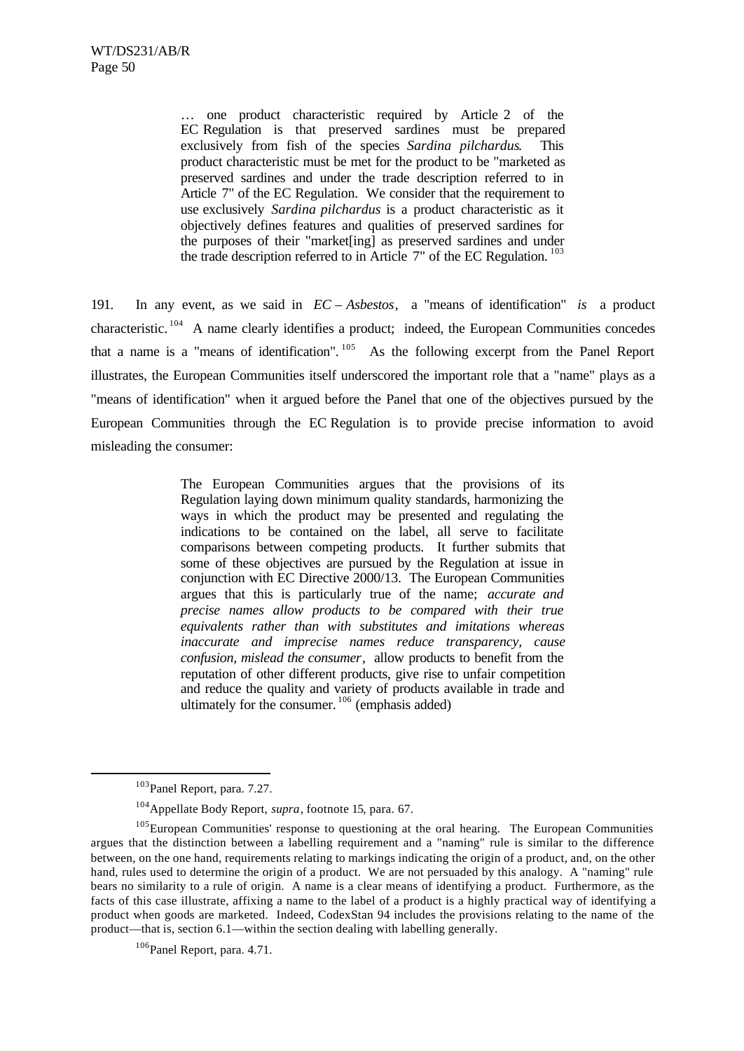> … one product characteristic required by Article 2 of the EC Regulation is that preserved sardines must be prepared exclusively from fish of the species *Sardina pilchardus*. This product characteristic must be met for the product to be "marketed as preserved sardines and under the trade description referred to in Article 7" of the EC Regulation. We consider that the requirement to use exclusively *Sardina pilchardus* is a product characteristic as it objectively defines features and qualities of preserved sardines for the purposes of their "market[ing] as preserved sardines and under the trade description referred to in Article 7" of the EC Regulation.[103]

191. In any event, as we said in *EC – Asbestos*, a "means of identification" *is* a product characteristic.[104] A name clearly identifies a product; indeed, the European Communities concedes that a name is a "means of identification".[105] As the following excerpt from the Panel Report illustrates, the European Communities itself underscored the important role that a "name" plays as a "means of identification" when it argued before the Panel that one of the objectives pursued by the European Communities through the EC Regulation is to provide precise information to avoid misleading the consumer:

> The European Communities argues that the provisions of its Regulation laying down minimum quality standards, harmonizing the ways in which the product may be presented and regulating the indications to be contained on the label, all serve to facilitate comparisons between competing products. It further submits that some of these objectives are pursued by the Regulation at issue in conjunction with EC Directive 2000/13. The European Communities argues that this is particularly true of the name; *accurate and precise names allow products to be compared with their true equivalents rather than with substitutes and imitations whereas inaccurate and imprecise names reduce transparency, cause confusion, mislead the consumer*, allow products to benefit from the reputation of other different products, give rise to unfair competition and reduce the quality and variety of products available in trade and ultimately for the consumer.[106] (emphasis added)

---

[103] Panel Report, para. 7.27.

[104] Appellate Body Report, *supra*, footnote 15, para. 67.

[105] European Communities' response to questioning at the oral hearing. The European Communities argues that the distinction between a labelling requirement and a "naming" rule is similar to the difference between, on the one hand, requirements relating to markings indicating the origin of a product, and, on the other hand, rules used to determine the origin of a product. We are not persuaded by this analogy. A "naming" rule bears no similarity to a rule of origin. A name is a clear means of identifying a product. Furthermore, as the facts of this case illustrate, affixing a name to the label of a product is a highly practical way of identifying a product when goods are marketed. Indeed, CodexStan 94 includes the provisions relating to the name of the product—that is, section 6.1—within the section dealing with labelling generally.

[106] Panel Report, para. 4.71.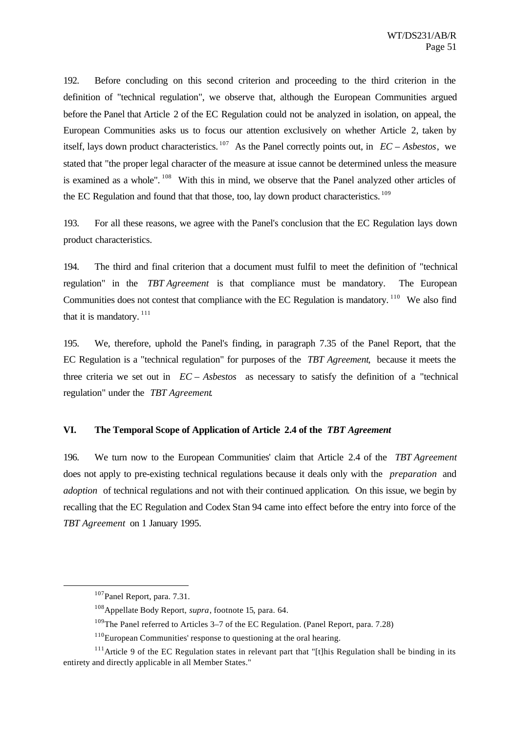192. Before concluding on this second criterion and proceeding to the third criterion in the definition of "technical regulation", we observe that, although the European Communities argued before the Panel that Article 2 of the EC Regulation could not be analyzed in isolation, on appeal, the European Communities asks us to focus our attention exclusively on whether Article 2, taken by itself, lays down product characteristics.[107] As the Panel correctly points out, in *EC – Asbestos*, we stated that "the proper legal character of the measure at issue cannot be determined unless the measure is examined as a whole".[108] With this in mind, we observe that the Panel analyzed other articles of the EC Regulation and found that that those, too, lay down product characteristics.[109]

193. For all these reasons, we agree with the Panel's conclusion that the EC Regulation lays down product characteristics.

194. The third and final criterion that a document must fulfil to meet the definition of "technical regulation" in the *TBT Agreement* is that compliance must be mandatory. The European Communities does not contest that compliance with the EC Regulation is mandatory.[110] We also find that it is mandatory.[111]

195. We, therefore, uphold the Panel's finding, in paragraph 7.35 of the Panel Report, that the EC Regulation is a "technical regulation" for purposes of the *TBT Agreement*, because it meets the three criteria we set out in *EC – Asbestos* as necessary to satisfy the definition of a "technical regulation" under the *TBT Agreement*.

## VI. The Temporal Scope of Application of Article 2.4 of the *TBT Agreement*

196. We turn now to the European Communities' claim that Article 2.4 of the *TBT Agreement* does not apply to pre-existing technical regulations because it deals only with the *preparation* and *adoption* of technical regulations and not with their continued application. On this issue, we begin by recalling that the EC Regulation and Codex Stan 94 came into effect before the entry into force of the *TBT Agreement* on 1 January 1995.

---

[107] Panel Report, para. 7.31.

[108] Appellate Body Report, *supra*, footnote 15, para. 64.

[109] The Panel referred to Articles 3–7 of the EC Regulation. (Panel Report, para. 7.28)

[110] European Communities' response to questioning at the oral hearing.

[111] Article 9 of the EC Regulation states in relevant part that "[t]his Regulation shall be binding in its entirety and directly applicable in all Member States."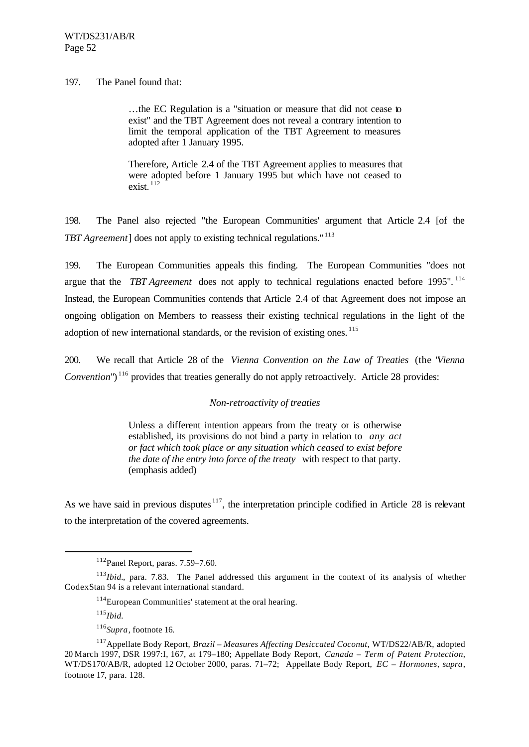197. The Panel found that:

> …the EC Regulation is a "situation or measure that did not cease to exist" and the TBT Agreement does not reveal a contrary intention to limit the temporal application of the TBT Agreement to measures adopted after 1 January 1995.
>
> Therefore, Article 2.4 of the TBT Agreement applies to measures that were adopted before 1 January 1995 but which have not ceased to exist.[112]

198. The Panel also rejected "the European Communities' argument that Article 2.4 [of the *TBT Agreement*] does not apply to existing technical regulations."[113]

199. The European Communities appeals this finding. The European Communities "does not argue that the *TBT Agreement* does not apply to technical regulations enacted before 1995".[114] Instead, the European Communities contends that Article 2.4 of that Agreement does not impose an ongoing obligation on Members to reassess their existing technical regulations in the light of the adoption of new international standards, or the revision of existing ones.[115]

200. We recall that Article 28 of the *Vienna Convention on the Law of Treaties* (the "*Vienna Convention*")[116] provides that treaties generally do not apply retroactively. Article 28 provides:

> *Non-retroactivity of treaties*
>
> Unless a different intention appears from the treaty or is otherwise established, its provisions do not bind a party in relation to *any act or fact which took place or any situation which ceased to exist before the date of the entry into force of the treaty* with respect to that party. (emphasis added)

As we have said in previous disputes[117], the interpretation principle codified in Article 28 is relevant to the interpretation of the covered agreements.

---

[112] Panel Report, paras. 7.59–7.60.

[113] *Ibid.*, para. 7.83. The Panel addressed this argument in the context of its analysis of whether CodexStan 94 is a relevant international standard.

[114] European Communities' statement at the oral hearing.

[115] *Ibid.*

[116] *Supra*, footnote 16.

[117] Appellate Body Report, *Brazil – Measures Affecting Desiccated Coconut*, WT/DS22/AB/R, adopted 20 March 1997, DSR 1997:I, 167, at 179–180; Appellate Body Report, *Canada – Term of Patent Protection*, WT/DS170/AB/R, adopted 12 October 2000, paras. 71–72; Appellate Body Report, *EC – Hormones*, *supra*, footnote 17, para. 128.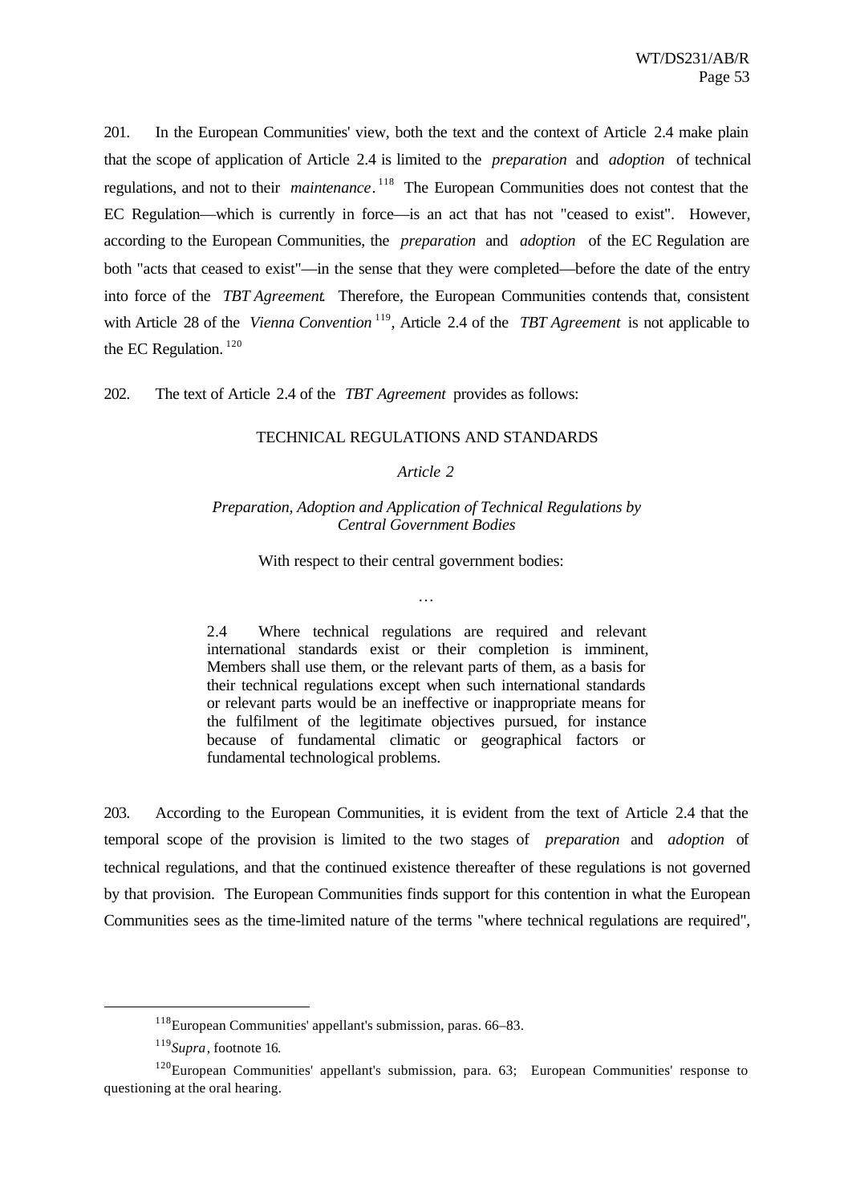201. In the European Communities' view, both the text and the context of Article 2.4 make plain that the scope of application of Article 2.4 is limited to the *preparation* and *adoption* of technical regulations, and not to their *maintenance*.[118] The European Communities does not contest that the EC Regulation—which is currently in force—is an act that has not "ceased to exist". However, according to the European Communities, the *preparation* and *adoption* of the EC Regulation are both "acts that ceased to exist"—in the sense that they were completed—before the date of the entry into force of the *TBT Agreement*. Therefore, the European Communities contends that, consistent with Article 28 of the *Vienna Convention*[119], Article 2.4 of the *TBT Agreement* is not applicable to the EC Regulation.[120]

202. The text of Article 2.4 of the *TBT Agreement* provides as follows:

> TECHNICAL REGULATIONS AND STANDARDS
>
> *Article 2*
>
> *Preparation, Adoption and Application of Technical Regulations by Central Government Bodies*
>
> With respect to their central government bodies:
>
> …
>
> 2.4 Where technical regulations are required and relevant international standards exist or their completion is imminent, Members shall use them, or the relevant parts of them, as a basis for their technical regulations except when such international standards or relevant parts would be an ineffective or inappropriate means for the fulfilment of the legitimate objectives pursued, for instance because of fundamental climatic or geographical factors or fundamental technological problems.

203. According to the European Communities, it is evident from the text of Article 2.4 that the temporal scope of the provision is limited to the two stages of *preparation* and *adoption* of technical regulations, and that the continued existence thereafter of these regulations is not governed by that provision. The European Communities finds support for this contention in what the European Communities sees as the time-limited nature of the terms "where technical regulations are required",

---

[118] European Communities' appellant's submission, paras. 66–83.

[119] *Supra*, footnote 16.

[120] European Communities' appellant's submission, para. 63; European Communities' response to questioning at the oral hearing.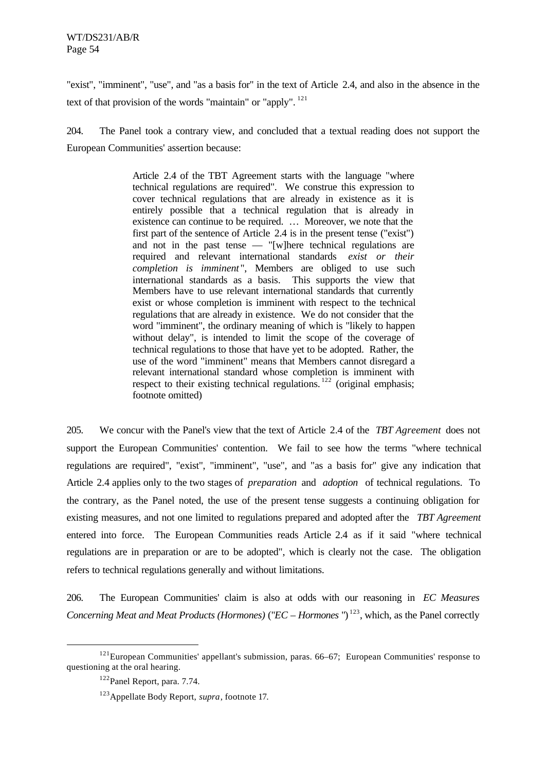"exist", "imminent", "use", and "as a basis for" in the text of Article 2.4, and also in the absence in the text of that provision of the words "maintain" or "apply". [121]

204. The Panel took a contrary view, and concluded that a textual reading does not support the European Communities' assertion because:

> Article 2.4 of the TBT Agreement starts with the language "where technical regulations are required". We construe this expression to cover technical regulations that are already in existence as it is entirely possible that a technical regulation that is already in existence can continue to be required. … Moreover, we note that the first part of the sentence of Article 2.4 is in the present tense ("exist") and not in the past tense — "[w]here technical regulations are required and relevant international standards *exist or their completion is imminent*", Members are obliged to use such international standards as a basis. This supports the view that Members have to use relevant international standards that currently exist or whose completion is imminent with respect to the technical regulations that are already in existence. We do not consider that the word "imminent", the ordinary meaning of which is "likely to happen without delay", is intended to limit the scope of the coverage of technical regulations to those that have yet to be adopted. Rather, the use of the word "imminent" means that Members cannot disregard a relevant international standard whose completion is imminent with respect to their existing technical regulations. [122] (original emphasis; footnote omitted)

205. We concur with the Panel's view that the text of Article 2.4 of the *TBT Agreement* does not support the European Communities' contention. We fail to see how the terms "where technical regulations are required", "exist", "imminent", "use", and "as a basis for" give any indication that Article 2.4 applies only to the two stages of *preparation* and *adoption* of technical regulations. To the contrary, as the Panel noted, the use of the present tense suggests a continuing obligation for existing measures, and not one limited to regulations prepared and adopted after the *TBT Agreement* entered into force. The European Communities reads Article 2.4 as if it said "where technical regulations are in preparation or are to be adopted", which is clearly not the case. The obligation refers to technical regulations generally and without limitations.

206. The European Communities' claim is also at odds with our reasoning in *EC Measures Concerning Meat and Meat Products (Hormones)* ("*EC – Hormones*") [123], which, as the Panel correctly

---

[121] European Communities' appellant's submission, paras. 66–67; European Communities' response to questioning at the oral hearing.

[122] Panel Report, para. 7.74.

[123] Appellate Body Report, *supra*, footnote 17.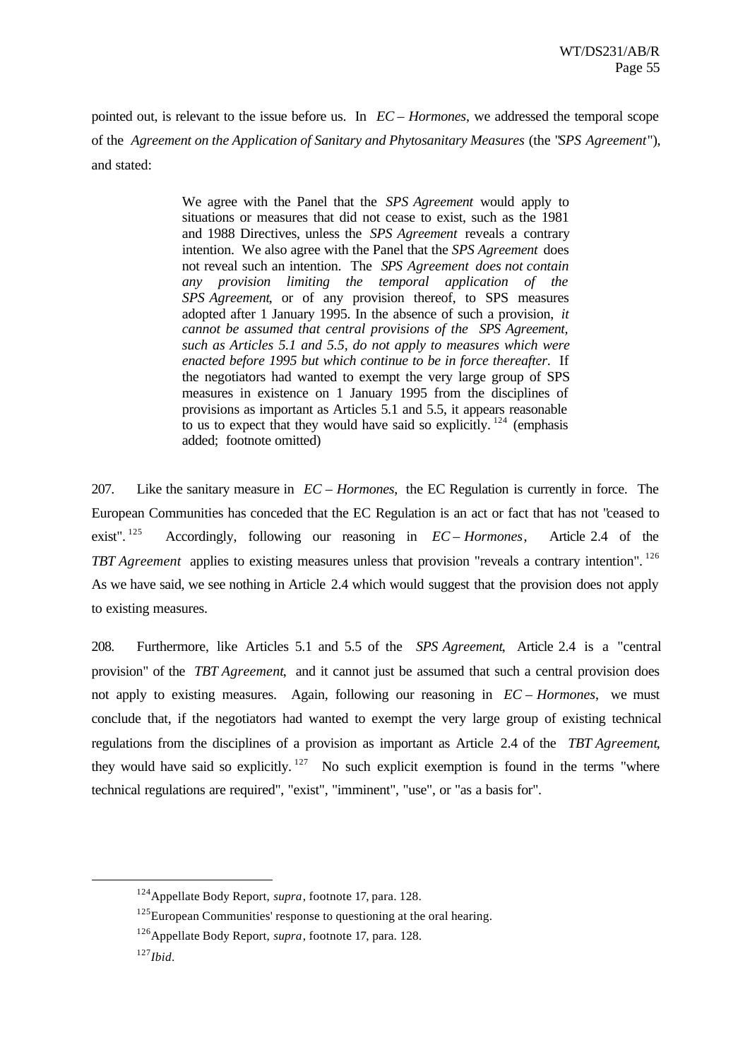pointed out, is relevant to the issue before us. In *EC – Hormones*, we addressed the temporal scope of the *Agreement on the Application of Sanitary and Phytosanitary Measures* (the "*SPS Agreement*"), and stated:

> We agree with the Panel that the *SPS Agreement* would apply to situations or measures that did not cease to exist, such as the 1981 and 1988 Directives, unless the *SPS Agreement* reveals a contrary intention. We also agree with the Panel that the *SPS Agreement* does not reveal such an intention. The *SPS Agreement does not contain any provision limiting the temporal application of the SPS Agreement*, or of any provision thereof, to SPS measures adopted after 1 January 1995. In the absence of such a provision, *it cannot be assumed that central provisions of the SPS Agreement, such as Articles 5.1 and 5.5, do not apply to measures which were enacted before 1995 but which continue to be in force thereafter.* If the negotiators had wanted to exempt the very large group of SPS measures in existence on 1 January 1995 from the disciplines of provisions as important as Articles 5.1 and 5.5, it appears reasonable to us to expect that they would have said so explicitly.[124] (emphasis added; footnote omitted)

207. Like the sanitary measure in *EC – Hormones*, the EC Regulation is currently in force. The European Communities has conceded that the EC Regulation is an act or fact that has not "ceased to exist".[125] Accordingly, following our reasoning in *EC – Hormones*, Article 2.4 of the *TBT Agreement* applies to existing measures unless that provision "reveals a contrary intention".[126] As we have said, we see nothing in Article 2.4 which would suggest that the provision does not apply to existing measures.

208. Furthermore, like Articles 5.1 and 5.5 of the *SPS Agreement*, Article 2.4 is a "central provision" of the *TBT Agreement*, and it cannot just be assumed that such a central provision does not apply to existing measures. Again, following our reasoning in *EC – Hormones*, we must conclude that, if the negotiators had wanted to exempt the very large group of existing technical regulations from the disciplines of a provision as important as Article 2.4 of the *TBT Agreement*, they would have said so explicitly.[127] No such explicit exemption is found in the terms "where technical regulations are required", "exist", "imminent", "use", or "as a basis for".

---

[124] Appellate Body Report, *supra*, footnote 17, para. 128.

[125] European Communities' response to questioning at the oral hearing.

[126] Appellate Body Report, *supra*, footnote 17, para. 128.

[127] *Ibid*.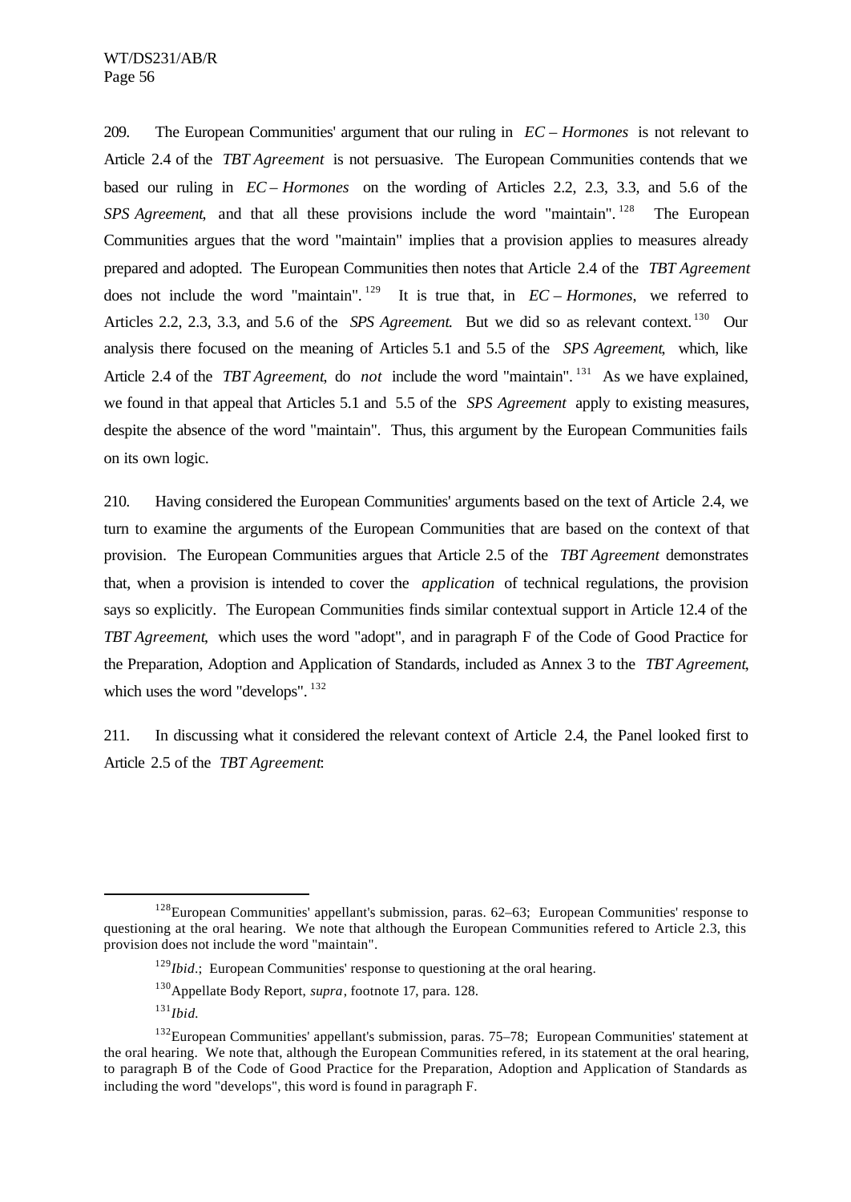209. The European Communities' argument that our ruling in *EC – Hormones* is not relevant to Article 2.4 of the *TBT Agreement* is not persuasive. The European Communities contends that we based our ruling in *EC – Hormones* on the wording of Articles 2.2, 2.3, 3.3, and 5.6 of the *SPS Agreement*, and that all these provisions include the word "maintain".[128] The European Communities argues that the word "maintain" implies that a provision applies to measures already prepared and adopted. The European Communities then notes that Article 2.4 of the *TBT Agreement* does not include the word "maintain".[129] It is true that, in *EC – Hormones*, we referred to Articles 2.2, 2.3, 3.3, and 5.6 of the *SPS Agreement*. But we did so as relevant context.[130] Our analysis there focused on the meaning of Articles 5.1 and 5.5 of the *SPS Agreement*, which, like Article 2.4 of the *TBT Agreement*, do *not* include the word "maintain".[131] As we have explained, we found in that appeal that Articles 5.1 and 5.5 of the *SPS Agreement* apply to existing measures, despite the absence of the word "maintain". Thus, this argument by the European Communities fails on its own logic.

210. Having considered the European Communities' arguments based on the text of Article 2.4, we turn to examine the arguments of the European Communities that are based on the context of that provision. The European Communities argues that Article 2.5 of the *TBT Agreement* demonstrates that, when a provision is intended to cover the *application* of technical regulations, the provision says so explicitly. The European Communities finds similar contextual support in Article 12.4 of the *TBT Agreement*, which uses the word "adopt", and in paragraph F of the Code of Good Practice for the Preparation, Adoption and Application of Standards, included as Annex 3 to the *TBT Agreement*, which uses the word "develops".[132]

211. In discussing what it considered the relevant context of Article 2.4, the Panel looked first to Article 2.5 of the *TBT Agreement*:

---

[128] European Communities' appellant's submission, paras. 62–63; European Communities' response to questioning at the oral hearing. We note that although the European Communities refered to Article 2.3, this provision does not include the word "maintain".

[129] *Ibid.*; European Communities' response to questioning at the oral hearing.

[130] Appellate Body Report, *supra*, footnote 17, para. 128.

[131] *Ibid.*

[132] European Communities' appellant's submission, paras. 75–78; European Communities' statement at the oral hearing. We note that, although the European Communities refered, in its statement at the oral hearing, to paragraph B of the Code of Good Practice for the Preparation, Adoption and Application of Standards as including the word "develops", this word is found in paragraph F.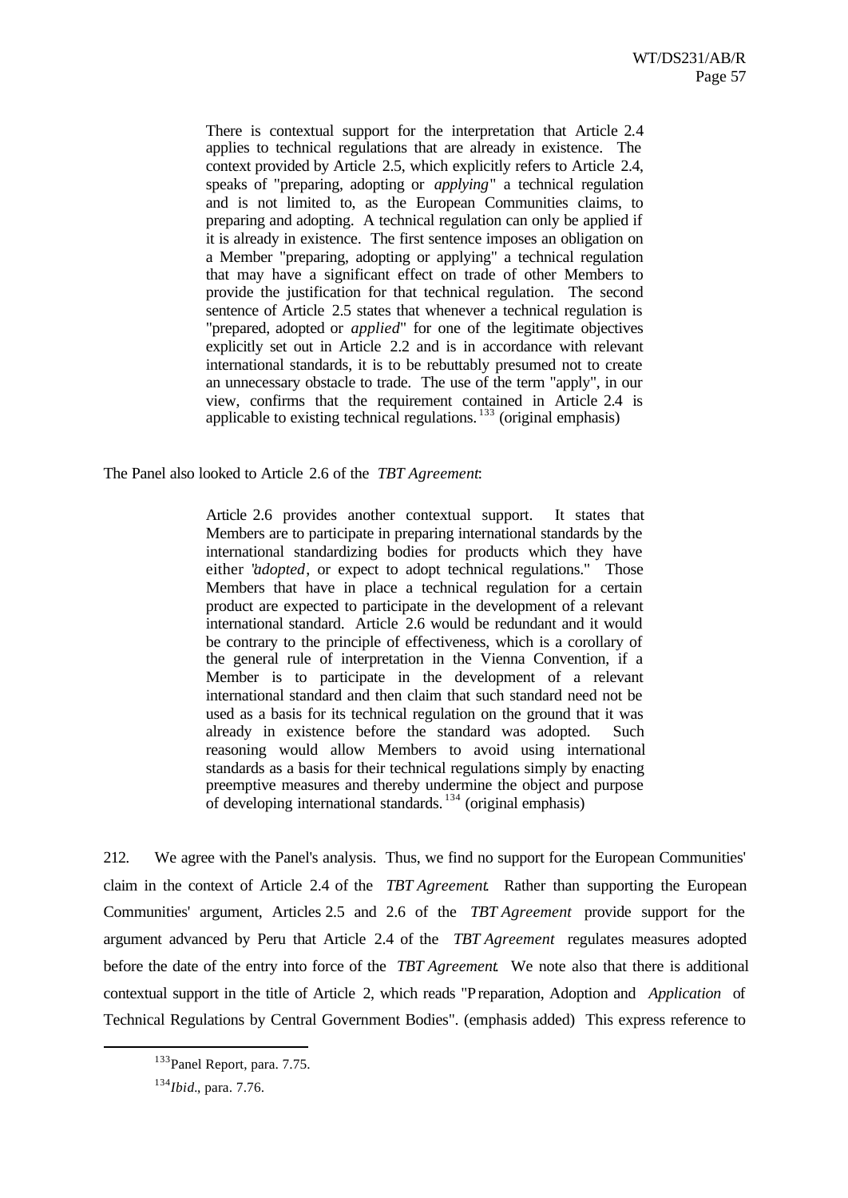> There is contextual support for the interpretation that Article 2.4 applies to technical regulations that are already in existence. The context provided by Article 2.5, which explicitly refers to Article 2.4, speaks of "preparing, adopting or *applying*" a technical regulation and is not limited to, as the European Communities claims, to preparing and adopting. A technical regulation can only be applied if it is already in existence. The first sentence imposes an obligation on a Member "preparing, adopting or applying" a technical regulation that may have a significant effect on trade of other Members to provide the justification for that technical regulation. The second sentence of Article 2.5 states that whenever a technical regulation is "prepared, adopted or *applied*" for one of the legitimate objectives explicitly set out in Article 2.2 and is in accordance with relevant international standards, it is to be rebuttably presumed not to create an unnecessary obstacle to trade. The use of the term "apply", in our view, confirms that the requirement contained in Article 2.4 is applicable to existing technical regulations.[133] (original emphasis)

The Panel also looked to Article 2.6 of the *TBT Agreement*:

> Article 2.6 provides another contextual support. It states that Members are to participate in preparing international standards by the international standardizing bodies for products which they have either "*adopted*, or expect to adopt technical regulations." Those Members that have in place a technical regulation for a certain product are expected to participate in the development of a relevant international standard. Article 2.6 would be redundant and it would be contrary to the principle of effectiveness, which is a corollary of the general rule of interpretation in the Vienna Convention, if a Member is to participate in the development of a relevant international standard and then claim that such standard need not be used as a basis for its technical regulation on the ground that it was already in existence before the standard was adopted. Such reasoning would allow Members to avoid using international standards as a basis for their technical regulations simply by enacting preemptive measures and thereby undermine the object and purpose of developing international standards.[134] (original emphasis)

212. We agree with the Panel's analysis. Thus, we find no support for the European Communities' claim in the context of Article 2.4 of the *TBT Agreement*. Rather than supporting the European Communities' argument, Articles 2.5 and 2.6 of the *TBT Agreement* provide support for the argument advanced by Peru that Article 2.4 of the *TBT Agreement* regulates measures adopted before the date of the entry into force of the *TBT Agreement*. We note also that there is additional contextual support in the title of Article 2, which reads "Preparation, Adoption and *Application* of Technical Regulations by Central Government Bodies". (emphasis added) This express reference to

---

[133] Panel Report, para. 7.75.

[134] *Ibid*., para. 7.76.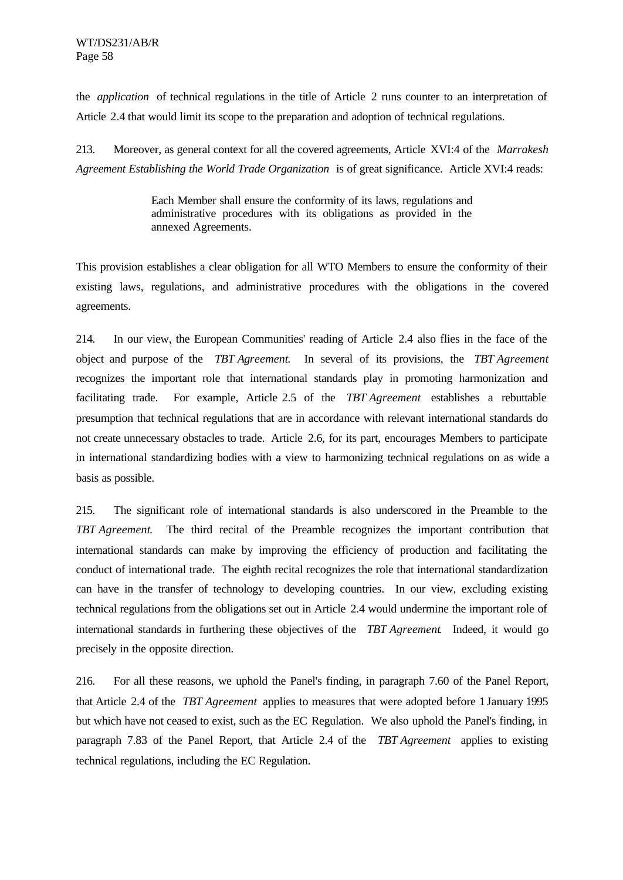the *application* of technical regulations in the title of Article 2 runs counter to an interpretation of Article 2.4 that would limit its scope to the preparation and adoption of technical regulations.

213. Moreover, as general context for all the covered agreements, Article XVI:4 of the *Marrakesh Agreement Establishing the World Trade Organization* is of great significance. Article XVI:4 reads:

> Each Member shall ensure the conformity of its laws, regulations and administrative procedures with its obligations as provided in the annexed Agreements.

This provision establishes a clear obligation for all WTO Members to ensure the conformity of their existing laws, regulations, and administrative procedures with the obligations in the covered agreements.

214. In our view, the European Communities' reading of Article 2.4 also flies in the face of the object and purpose of the *TBT Agreement*. In several of its provisions, the *TBT Agreement* recognizes the important role that international standards play in promoting harmonization and facilitating trade. For example, Article 2.5 of the *TBT Agreement* establishes a rebuttable presumption that technical regulations that are in accordance with relevant international standards do not create unnecessary obstacles to trade. Article 2.6, for its part, encourages Members to participate in international standardizing bodies with a view to harmonizing technical regulations on as wide a basis as possible.

215. The significant role of international standards is also underscored in the Preamble to the *TBT Agreement*. The third recital of the Preamble recognizes the important contribution that international standards can make by improving the efficiency of production and facilitating the conduct of international trade. The eighth recital recognizes the role that international standardization can have in the transfer of technology to developing countries. In our view, excluding existing technical regulations from the obligations set out in Article 2.4 would undermine the important role of international standards in furthering these objectives of the *TBT Agreement*. Indeed, it would go precisely in the opposite direction.

216. For all these reasons, we uphold the Panel's finding, in paragraph 7.60 of the Panel Report, that Article 2.4 of the *TBT Agreement* applies to measures that were adopted before 1 January 1995 but which have not ceased to exist, such as the EC Regulation. We also uphold the Panel's finding, in paragraph 7.83 of the Panel Report, that Article 2.4 of the *TBT Agreement* applies to existing technical regulations, including the EC Regulation.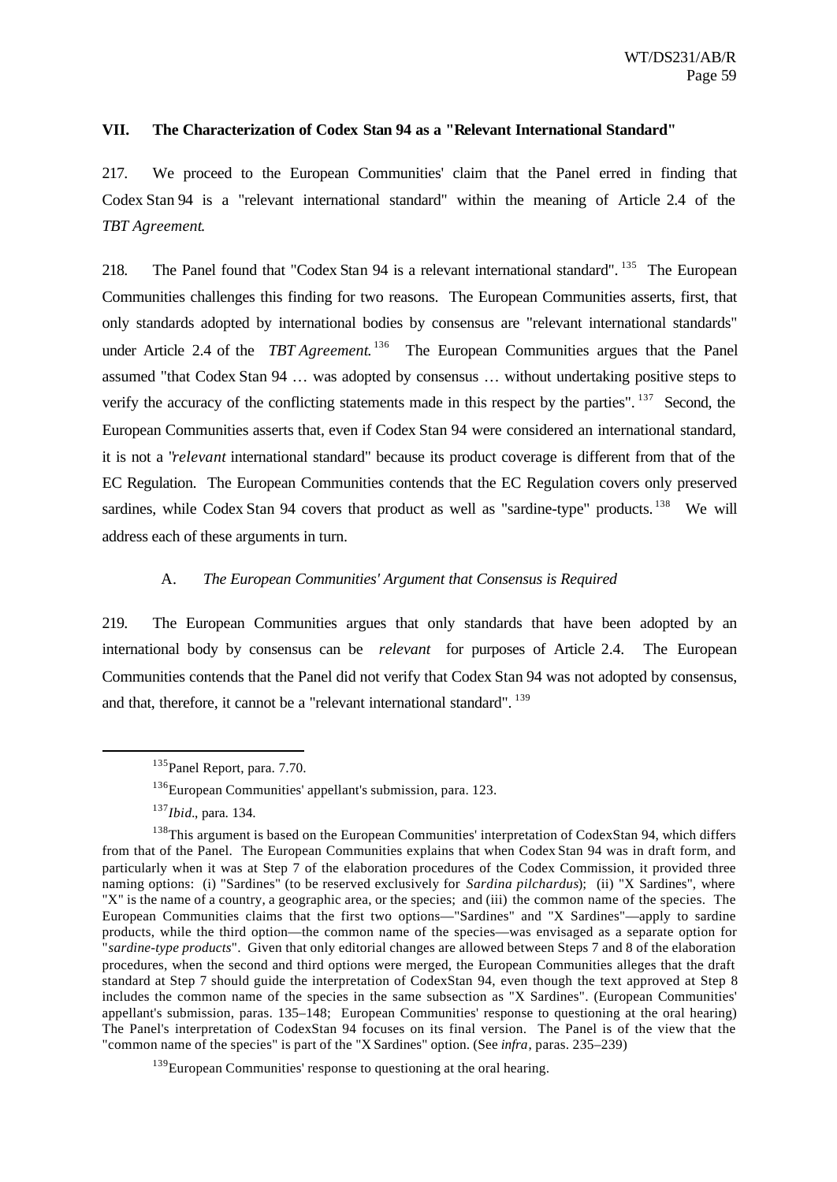## VII. The Characterization of Codex Stan 94 as a "Relevant International Standard"

217. We proceed to the European Communities' claim that the Panel erred in finding that Codex Stan 94 is a "relevant international standard" within the meaning of Article 2.4 of the *TBT Agreement*.

218. The Panel found that "Codex Stan 94 is a relevant international standard".[135] The European Communities challenges this finding for two reasons. The European Communities asserts, first, that only standards adopted by international bodies by consensus are "relevant international standards" under Article 2.4 of the *TBT Agreement*.[136] The European Communities argues that the Panel assumed "that Codex Stan 94 … was adopted by consensus … without undertaking positive steps to verify the accuracy of the conflicting statements made in this respect by the parties".[137] Second, the European Communities asserts that, even if Codex Stan 94 were considered an international standard, it is not a "*relevant* international standard" because its product coverage is different from that of the EC Regulation. The European Communities contends that the EC Regulation covers only preserved sardines, while Codex Stan 94 covers that product as well as "sardine-type" products.[138] We will address each of these arguments in turn.

### A. *The European Communities' Argument that Consensus is Required*

219. The European Communities argues that only standards that have been adopted by an international body by consensus can be *relevant* for purposes of Article 2.4. The European Communities contends that the Panel did not verify that Codex Stan 94 was not adopted by consensus, and that, therefore, it cannot be a "relevant international standard".[139]

---

[135] Panel Report, para. 7.70.

[136] European Communities' appellant's submission, para. 123.

[137] *Ibid*., para. 134.

[138] This argument is based on the European Communities' interpretation of CodexStan 94, which differs from that of the Panel. The European Communities explains that when Codex Stan 94 was in draft form, and particularly when it was at Step 7 of the elaboration procedures of the Codex Commission, it provided three naming options: (i) "Sardines" (to be reserved exclusively for *Sardina pilchardus*); (ii) "X Sardines", where "X" is the name of a country, a geographic area, or the species; and (iii) the common name of the species. The European Communities claims that the first two options—"Sardines" and "X Sardines"—apply to sardine products, while the third option—the common name of the species—was envisaged as a separate option for "*sardine-type products*". Given that only editorial changes are allowed between Steps 7 and 8 of the elaboration procedures, when the second and third options were merged, the European Communities alleges that the draft standard at Step 7 should guide the interpretation of CodexStan 94, even though the text approved at Step 8 includes the common name of the species in the same subsection as "X Sardines". (European Communities' appellant's submission, paras. 135–148; European Communities' response to questioning at the oral hearing) The Panel's interpretation of CodexStan 94 focuses on its final version. The Panel is of the view that the "common name of the species" is part of the "X Sardines" option. (See *infra*, paras. 235–239)

[139] European Communities' response to questioning at the oral hearing.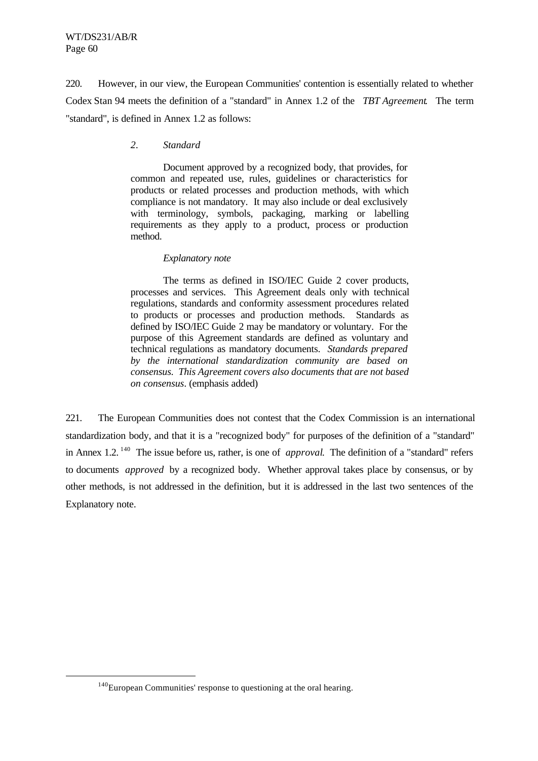220. However, in our view, the European Communities' contention is essentially related to whether Codex Stan 94 meets the definition of a "standard" in Annex 1.2 of the *TBT Agreement*. The term "standard", is defined in Annex 1.2 as follows:

> *2. Standard*
>
> Document approved by a recognized body, that provides, for common and repeated use, rules, guidelines or characteristics for products or related processes and production methods, with which compliance is not mandatory. It may also include or deal exclusively with terminology, symbols, packaging, marking or labelling requirements as they apply to a product, process or production method.
>
> *Explanatory note*
>
> The terms as defined in ISO/IEC Guide 2 cover products, processes and services. This Agreement deals only with technical regulations, standards and conformity assessment procedures related to products or processes and production methods. Standards as defined by ISO/IEC Guide 2 may be mandatory or voluntary. For the purpose of this Agreement standards are defined as voluntary and technical regulations as mandatory documents. *Standards prepared by the international standardization community are based on consensus. This Agreement covers also documents that are not based on consensus*. (emphasis added)

221. The European Communities does not contest that the Codex Commission is an international standardization body, and that it is a "recognized body" for purposes of the definition of a "standard" in Annex 1.2.[140] The issue before us, rather, is one of *approval*. The definition of a "standard" refers to documents *approved* by a recognized body. Whether approval takes place by consensus, or by other methods, is not addressed in the definition, but it is addressed in the last two sentences of the Explanatory note.

---

[140] European Communities' response to questioning at the oral hearing.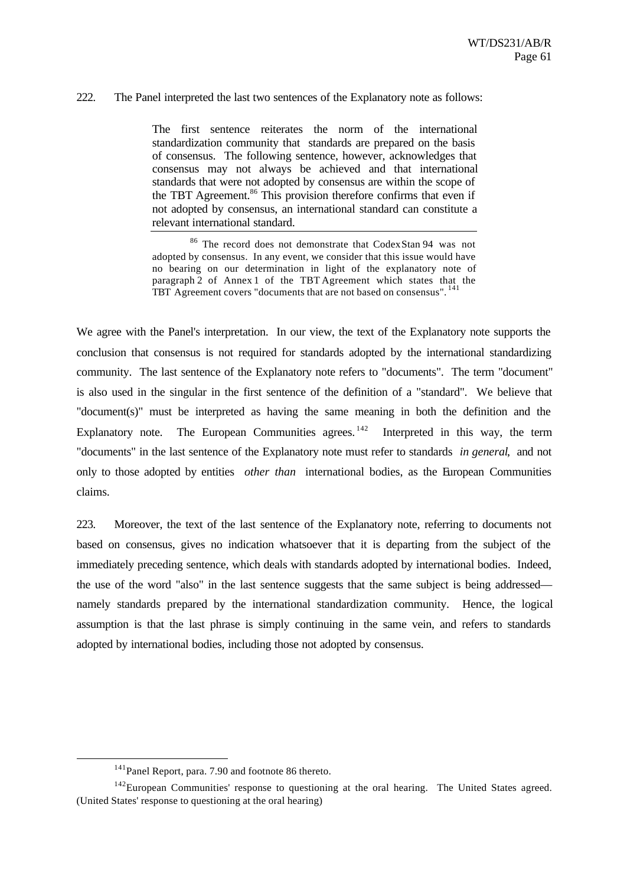222. The Panel interpreted the last two sentences of the Explanatory note as follows:

> The first sentence reiterates the norm of the international standardization community that standards are prepared on the basis of consensus. The following sentence, however, acknowledges that consensus may not always be achieved and that international standards that were not adopted by consensus are within the scope of the TBT Agreement.[86] This provision therefore confirms that even if not adopted by consensus, an international standard can constitute a relevant international standard.
>
> [86] The record does not demonstrate that Codex Stan 94 was not adopted by consensus. In any event, we consider that this issue would have no bearing on our determination in light of the explanatory note of paragraph 2 of Annex 1 of the TBT Agreement which states that the TBT Agreement covers "documents that are not based on consensus".[141]

We agree with the Panel's interpretation. In our view, the text of the Explanatory note supports the conclusion that consensus is not required for standards adopted by the international standardizing community. The last sentence of the Explanatory note refers to "documents". The term "document" is also used in the singular in the first sentence of the definition of a "standard". We believe that "document(s)" must be interpreted as having the same meaning in both the definition and the Explanatory note. The European Communities agrees.[142] Interpreted in this way, the term "documents" in the last sentence of the Explanatory note must refer to standards *in general*, and not only to those adopted by entities *other than* international bodies, as the European Communities claims.

223. Moreover, the text of the last sentence of the Explanatory note, referring to documents not based on consensus, gives no indication whatsoever that it is departing from the subject of the immediately preceding sentence, which deals with standards adopted by international bodies. Indeed, the use of the word "also" in the last sentence suggests that the same subject is being addressed—namely standards prepared by the international standardization community. Hence, the logical assumption is that the last phrase is simply continuing in the same vein, and refers to standards adopted by international bodies, including those not adopted by consensus.

---

[141] Panel Report, para. 7.90 and footnote 86 thereto.

[142] European Communities' response to questioning at the oral hearing. The United States agreed. (United States' response to questioning at the oral hearing)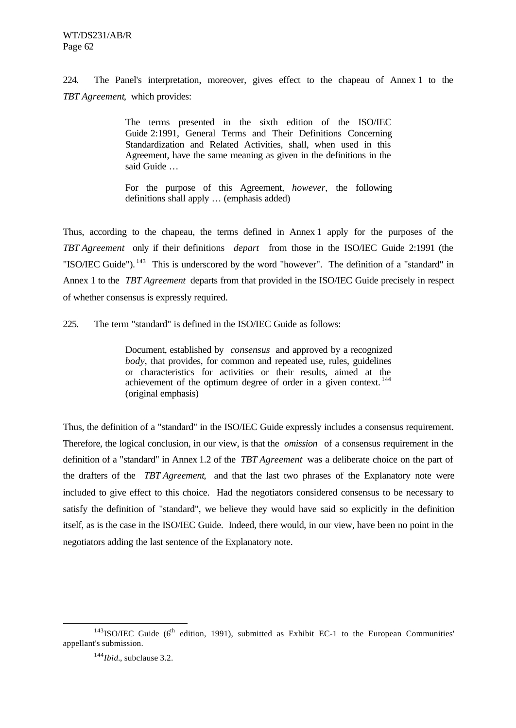224. The Panel's interpretation, moreover, gives effect to the chapeau of Annex 1 to the *TBT Agreement*, which provides:

> The terms presented in the sixth edition of the ISO/IEC Guide 2:1991, General Terms and Their Definitions Concerning Standardization and Related Activities, shall, when used in this Agreement, have the same meaning as given in the definitions in the said Guide …
>
> For the purpose of this Agreement, *however*, the following definitions shall apply … (emphasis added)

Thus, according to the chapeau, the terms defined in Annex 1 apply for the purposes of the *TBT Agreement* only if their definitions *depart* from those in the ISO/IEC Guide 2:1991 (the "ISO/IEC Guide").[143] This is underscored by the word "however". The definition of a "standard" in Annex 1 to the *TBT Agreement* departs from that provided in the ISO/IEC Guide precisely in respect of whether consensus is expressly required.

225. The term "standard" is defined in the ISO/IEC Guide as follows:

> Document, established by *consensus* and approved by a recognized *body*, that provides, for common and repeated use, rules, guidelines or characteristics for activities or their results, aimed at the achievement of the optimum degree of order in a given context.[144] (original emphasis)

Thus, the definition of a "standard" in the ISO/IEC Guide expressly includes a consensus requirement. Therefore, the logical conclusion, in our view, is that the *omission* of a consensus requirement in the definition of a "standard" in Annex 1.2 of the *TBT Agreement* was a deliberate choice on the part of the drafters of the *TBT Agreement*, and that the last two phrases of the Explanatory note were included to give effect to this choice. Had the negotiators considered consensus to be necessary to satisfy the definition of "standard", we believe they would have said so explicitly in the definition itself, as is the case in the ISO/IEC Guide. Indeed, there would, in our view, have been no point in the negotiators adding the last sentence of the Explanatory note.

---

[143] ISO/IEC Guide (6th edition, 1991), submitted as Exhibit EC-1 to the European Communities' appellant's submission.

[144] *Ibid*., subclause 3.2.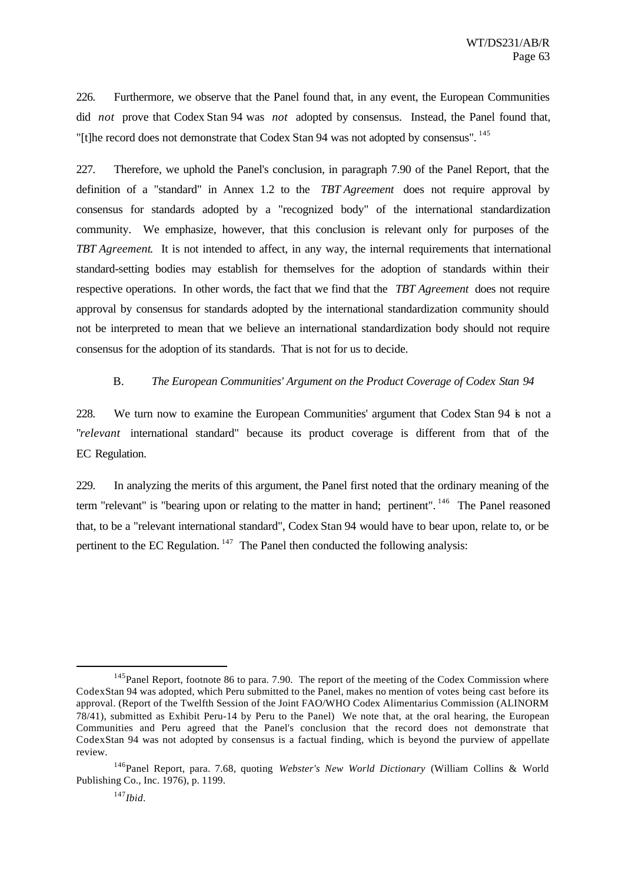226. Furthermore, we observe that the Panel found that, in any event, the European Communities did *not* prove that Codex Stan 94 was *not* adopted by consensus. Instead, the Panel found that, "[t]he record does not demonstrate that Codex Stan 94 was not adopted by consensus".[145]

227. Therefore, we uphold the Panel's conclusion, in paragraph 7.90 of the Panel Report, that the definition of a "standard" in Annex 1.2 to the *TBT Agreement* does not require approval by consensus for standards adopted by a "recognized body" of the international standardization community. We emphasize, however, that this conclusion is relevant only for purposes of the *TBT Agreement*. It is not intended to affect, in any way, the internal requirements that international standard-setting bodies may establish for themselves for the adoption of standards within their respective operations. In other words, the fact that we find that the *TBT Agreement* does not require approval by consensus for standards adopted by the international standardization community should not be interpreted to mean that we believe an international standardization body should not require consensus for the adoption of its standards. That is not for us to decide.

### B. *The European Communities' Argument on the Product Coverage of Codex Stan 94*

228. We turn now to examine the European Communities' argument that Codex Stan 94 is not a "*relevant* international standard" because its product coverage is different from that of the EC Regulation.

229. In analyzing the merits of this argument, the Panel first noted that the ordinary meaning of the term "relevant" is "bearing upon or relating to the matter in hand; pertinent".[146] The Panel reasoned that, to be a "relevant international standard", Codex Stan 94 would have to bear upon, relate to, or be pertinent to the EC Regulation.[147] The Panel then conducted the following analysis:

---

[145] Panel Report, footnote 86 to para. 7.90. The report of the meeting of the Codex Commission where Codex Stan 94 was adopted, which Peru submitted to the Panel, makes no mention of votes being cast before its approval. (Report of the Twelfth Session of the Joint FAO/WHO Codex Alimentarius Commission (ALINORM 78/41), submitted as Exhibit Peru-14 by Peru to the Panel) We note that, at the oral hearing, the European Communities and Peru agreed that the Panel's conclusion that the record does not demonstrate that Codex Stan 94 was not adopted by consensus is a factual finding, which is beyond the purview of appellate review.

[146] Panel Report, para. 7.68, quoting *Webster's New World Dictionary* (William Collins & World Publishing Co., Inc. 1976), p. 1199.

[147] *Ibid*.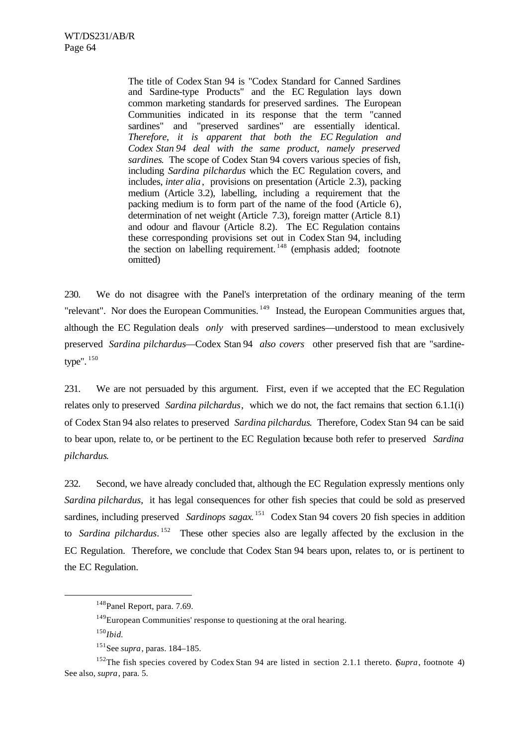> The title of Codex Stan 94 is "Codex Standard for Canned Sardines and Sardine-type Products" and the EC Regulation lays down common marketing standards for preserved sardines. The European Communities indicated in its response that the term "canned sardines" and "preserved sardines" are essentially identical. *Therefore, it is apparent that both the EC Regulation and Codex Stan 94 deal with the same product, namely preserved sardines*. The scope of Codex Stan 94 covers various species of fish, including *Sardina pilchardus* which the EC Regulation covers, and includes, *inter alia*, provisions on presentation (Article 2.3), packing medium (Article 3.2), labelling, including a requirement that the packing medium is to form part of the name of the food (Article 6), determination of net weight (Article 7.3), foreign matter (Article 8.1) and odour and flavour (Article 8.2). The EC Regulation contains these corresponding provisions set out in Codex Stan 94, including the section on labelling requirement.[148] (emphasis added; footnote omitted)

230. We do not disagree with the Panel's interpretation of the ordinary meaning of the term "relevant". Nor does the European Communities.[149] Instead, the European Communities argues that, although the EC Regulation deals *only* with preserved sardines—understood to mean exclusively preserved *Sardina pilchardus*—Codex Stan 94 *also covers* other preserved fish that are "sardine-type".[150]

231. We are not persuaded by this argument. First, even if we accepted that the EC Regulation relates only to preserved *Sardina pilchardus*, which we do not, the fact remains that section 6.1.1(i) of Codex Stan 94 also relates to preserved *Sardina pilchardus*. Therefore, Codex Stan 94 can be said to bear upon, relate to, or be pertinent to the EC Regulation because both refer to preserved *Sardina pilchardus*.

232. Second, we have already concluded that, although the EC Regulation expressly mentions only *Sardina pilchardus*, it has legal consequences for other fish species that could be sold as preserved sardines, including preserved *Sardinops sagax*.[151] Codex Stan 94 covers 20 fish species in addition to *Sardina pilchardus*.[152] These other species also are legally affected by the exclusion in the EC Regulation. Therefore, we conclude that Codex Stan 94 bears upon, relates to, or is pertinent to the EC Regulation.

---

[148] Panel Report, para. 7.69.

[149] European Communities' response to questioning at the oral hearing.

[150] *Ibid.*

[151] See *supra*, paras. 184–185.

[152] The fish species covered by Codex Stan 94 are listed in section 2.1.1 thereto. (*Supra*, footnote 4) See also, *supra*, para. 5.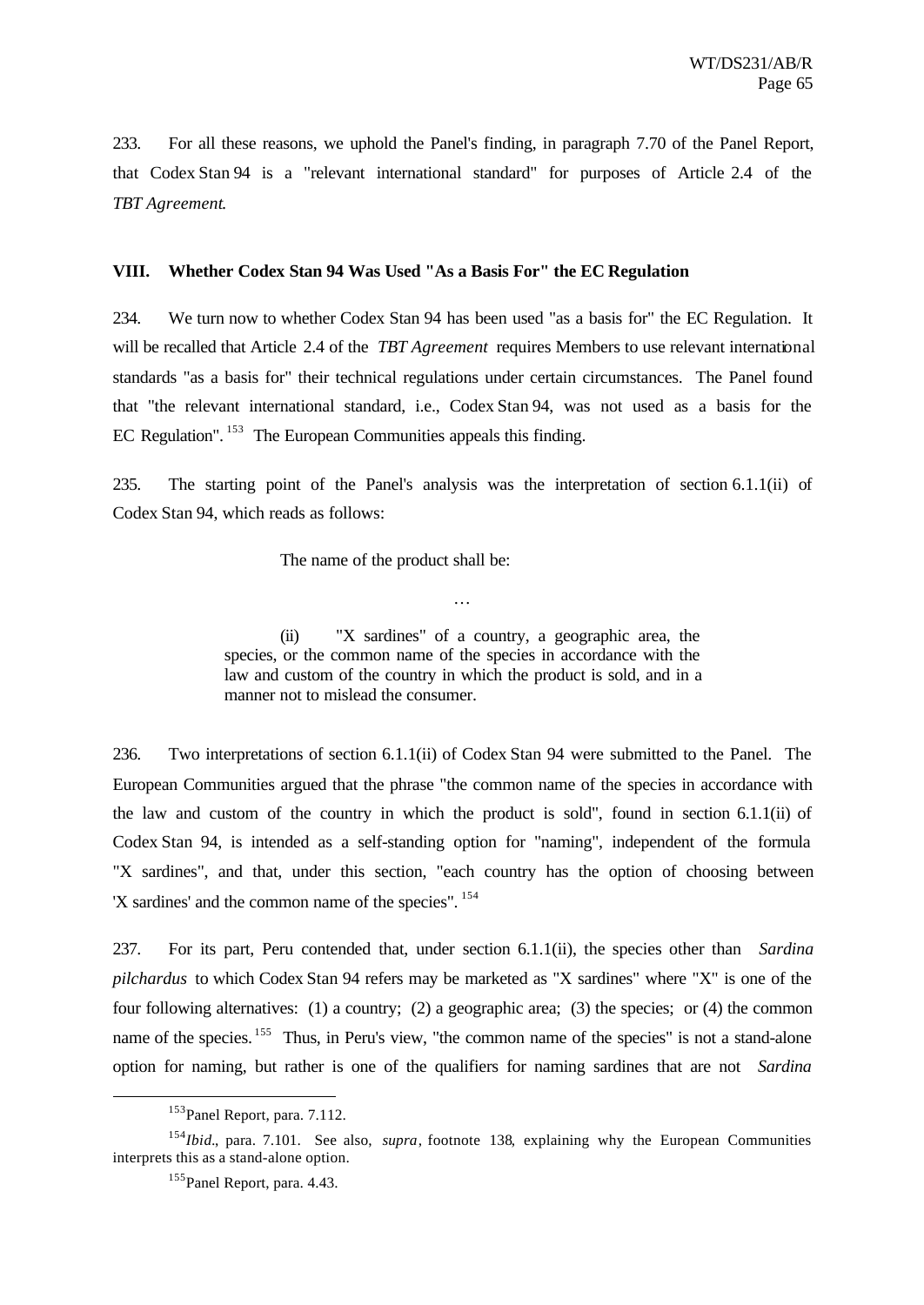233. For all these reasons, we uphold the Panel's finding, in paragraph 7.70 of the Panel Report, that Codex Stan 94 is a "relevant international standard" for purposes of Article 2.4 of the *TBT Agreement*.

## VIII. Whether Codex Stan 94 Was Used "As a Basis For" the EC Regulation

234. We turn now to whether Codex Stan 94 has been used "as a basis for" the EC Regulation. It will be recalled that Article 2.4 of the *TBT Agreement* requires Members to use relevant international standards "as a basis for" their technical regulations under certain circumstances. The Panel found that "the relevant international standard, i.e., Codex Stan 94, was not used as a basis for the EC Regulation".[153] The European Communities appeals this finding.

235. The starting point of the Panel's analysis was the interpretation of section 6.1.1(ii) of Codex Stan 94, which reads as follows:

> The name of the product shall be:
>
> …
>
> (ii) "X sardines" of a country, a geographic area, the species, or the common name of the species in accordance with the law and custom of the country in which the product is sold, and in a manner not to mislead the consumer.

236. Two interpretations of section 6.1.1(ii) of Codex Stan 94 were submitted to the Panel. The European Communities argued that the phrase "the common name of the species in accordance with the law and custom of the country in which the product is sold", found in section 6.1.1(ii) of Codex Stan 94, is intended as a self-standing option for "naming", independent of the formula "X sardines", and that, under this section, "each country has the option of choosing between 'X sardines' and the common name of the species".[154]

237. For its part, Peru contended that, under section 6.1.1(ii), the species other than *Sardina pilchardus* to which Codex Stan 94 refers may be marketed as "X sardines" where "X" is one of the four following alternatives: (1) a country; (2) a geographic area; (3) the species; or (4) the common name of the species.[155] Thus, in Peru's view, "the common name of the species" is not a stand-alone option for naming, but rather is one of the qualifiers for naming sardines that are not *Sardina*

---

[153] Panel Report, para. 7.112.

[154] *Ibid.*, para. 7.101. See also, *supra*, footnote 138, explaining why the European Communities interprets this as a stand-alone option.

[155] Panel Report, para. 4.43.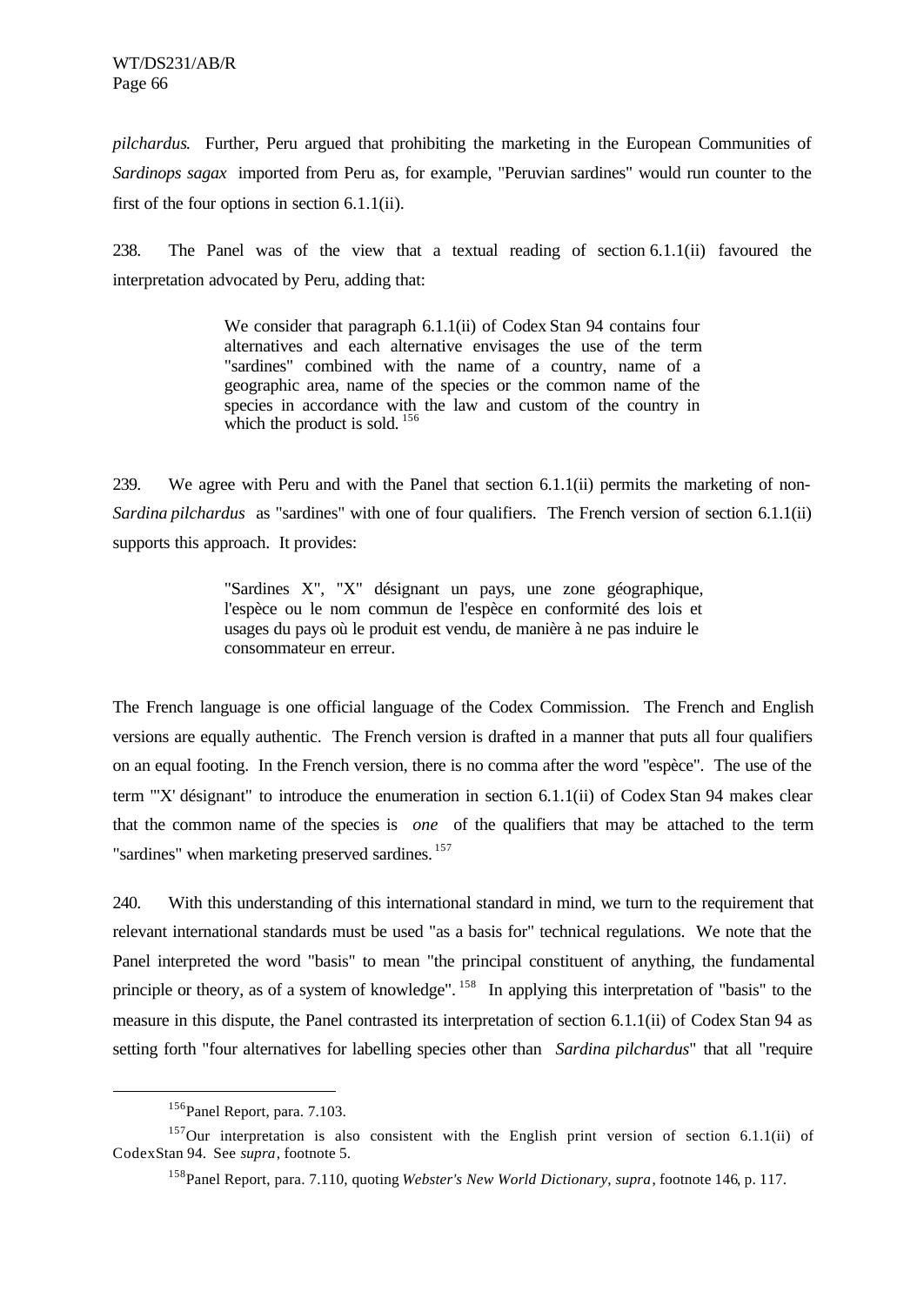*pilchardus*. Further, Peru argued that prohibiting the marketing in the European Communities of *Sardinops sagax* imported from Peru as, for example, "Peruvian sardines" would run counter to the first of the four options in section 6.1.1(ii).

238. The Panel was of the view that a textual reading of section 6.1.1(ii) favoured the interpretation advocated by Peru, adding that:

> We consider that paragraph 6.1.1(ii) of Codex Stan 94 contains four alternatives and each alternative envisages the use of the term "sardines" combined with the name of a country, name of a geographic area, name of the species or the common name of the species in accordance with the law and custom of the country in which the product is sold.[156]

239. We agree with Peru and with the Panel that section 6.1.1(ii) permits the marketing of non-*Sardina pilchardus* as "sardines" with one of four qualifiers. The French version of section 6.1.1(ii) supports this approach. It provides:

> "Sardines X", "X" désignant un pays, une zone géographique, l'espèce ou le nom commun de l'espèce en conformité des lois et usages du pays où le produit est vendu, de manière à ne pas induire le consommateur en erreur.

The French language is one official language of the Codex Commission. The French and English versions are equally authentic. The French version is drafted in a manner that puts all four qualifiers on an equal footing. In the French version, there is no comma after the word "espèce". The use of the term "'X' désignant" to introduce the enumeration in section 6.1.1(ii) of Codex Stan 94 makes clear that the common name of the species is *one* of the qualifiers that may be attached to the term "sardines" when marketing preserved sardines.[157]

240. With this understanding of this international standard in mind, we turn to the requirement that relevant international standards must be used "as a basis for" technical regulations. We note that the Panel interpreted the word "basis" to mean "the principal constituent of anything, the fundamental principle or theory, as of a system of knowledge".[158] In applying this interpretation of "basis" to the measure in this dispute, the Panel contrasted its interpretation of section 6.1.1(ii) of Codex Stan 94 as setting forth "four alternatives for labelling species other than *Sardina pilchardus*" that all "require

---

[156] Panel Report, para. 7.103.

[157] Our interpretation is also consistent with the English print version of section 6.1.1(ii) of Codex Stan 94. See *supra*, footnote 5.

[158] Panel Report, para. 7.110, quoting *Webster's New World Dictionary*, *supra*, footnote 146, p. 117.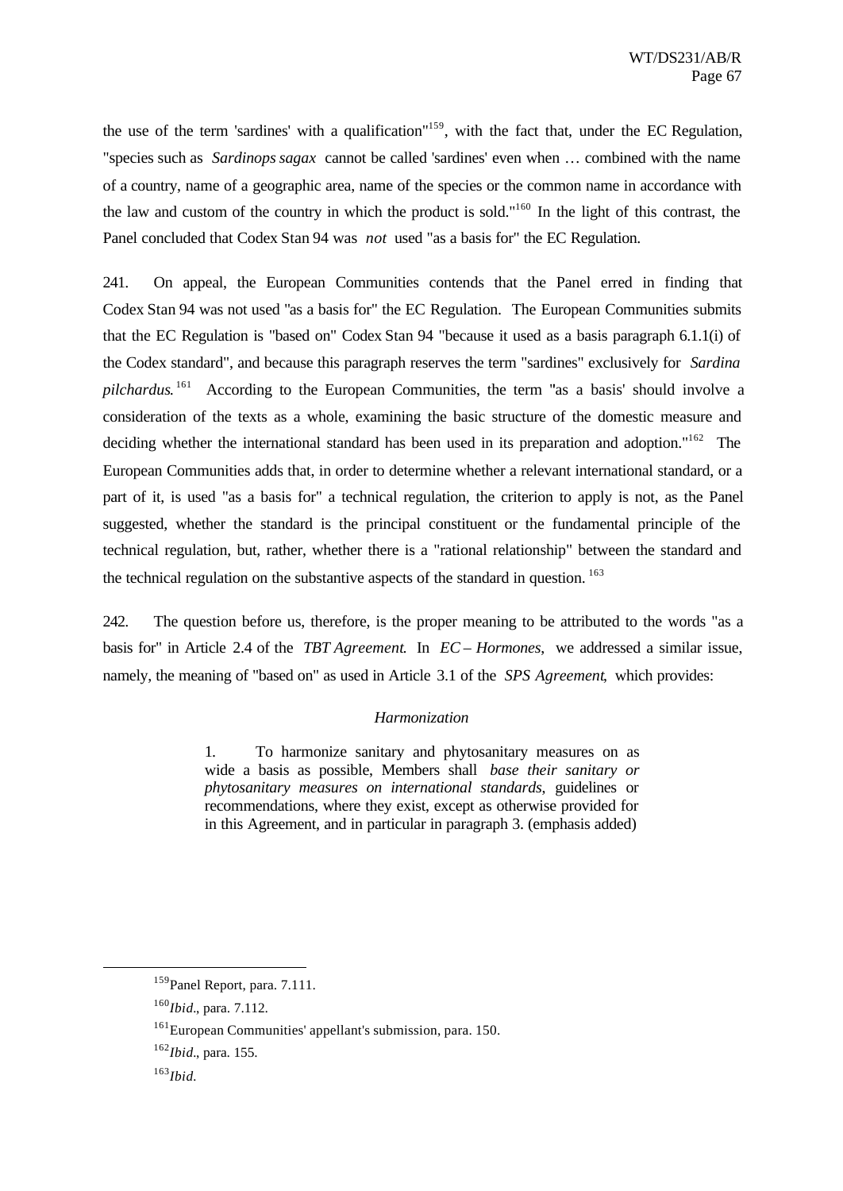the use of the term 'sardines' with a qualification"[159], with the fact that, under the EC Regulation, "species such as *Sardinops sagax* cannot be called 'sardines' even when … combined with the name of a country, name of a geographic area, name of the species or the common name in accordance with the law and custom of the country in which the product is sold."[160] In the light of this contrast, the Panel concluded that Codex Stan 94 was *not* used "as a basis for" the EC Regulation.

241. On appeal, the European Communities contends that the Panel erred in finding that Codex Stan 94 was not used "as a basis for" the EC Regulation. The European Communities submits that the EC Regulation is "based on" Codex Stan 94 "because it used as a basis paragraph 6.1.1(i) of the Codex standard", and because this paragraph reserves the term "sardines" exclusively for *Sardina pilchardus*.[161] According to the European Communities, the term "as a basis' should involve a consideration of the texts as a whole, examining the basic structure of the domestic measure and deciding whether the international standard has been used in its preparation and adoption."[162] The European Communities adds that, in order to determine whether a relevant international standard, or a part of it, is used "as a basis for" a technical regulation, the criterion to apply is not, as the Panel suggested, whether the standard is the principal constituent or the fundamental principle of the technical regulation, but, rather, whether there is a "rational relationship" between the standard and the technical regulation on the substantive aspects of the standard in question.[163]

242. The question before us, therefore, is the proper meaning to be attributed to the words "as a basis for" in Article 2.4 of the *TBT Agreement*. In *EC – Hormones*, we addressed a similar issue, namely, the meaning of "based on" as used in Article 3.1 of the *SPS Agreement*, which provides:

> *Harmonization*
>
> 1. To harmonize sanitary and phytosanitary measures on as wide a basis as possible, Members shall *base their sanitary or phytosanitary measures on international standards*, guidelines or recommendations, where they exist, except as otherwise provided for in this Agreement, and in particular in paragraph 3. (emphasis added)

---

[159] Panel Report, para. 7.111.

[160] *Ibid*., para. 7.112.

[161] European Communities' appellant's submission, para. 150.

[162] *Ibid*., para. 155.

[163] *Ibid*.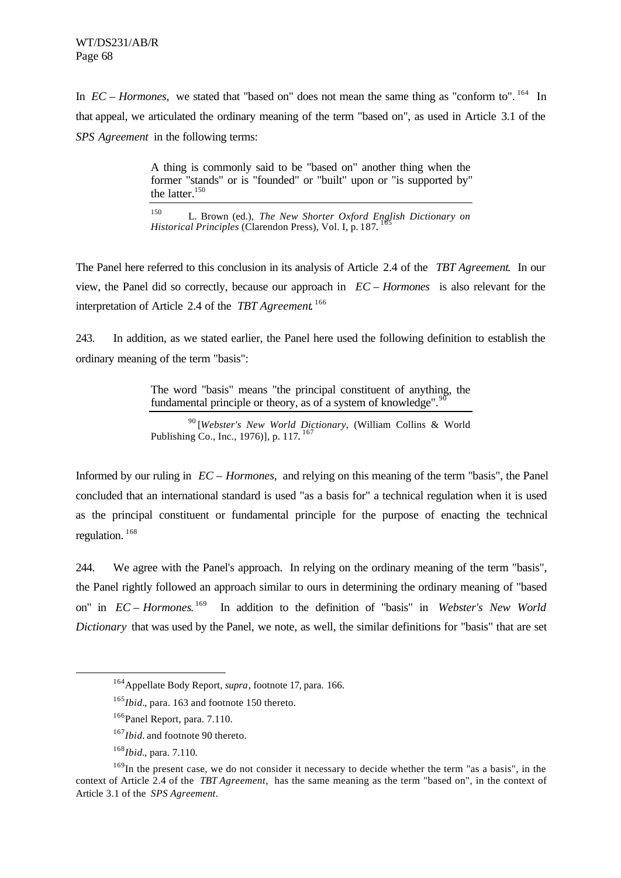In *EC – Hormones*, we stated that "based on" does not mean the same thing as "conform to". [164] In that appeal, we articulated the ordinary meaning of the term "based on", as used in Article 3.1 of the *SPS Agreement* in the following terms:

> A thing is commonly said to be "based on" another thing when the former "stands" or is "founded" or "built" upon or "is supported by" the latter.[150]
>
> [150] L. Brown (ed.), *The New Shorter Oxford English Dictionary on Historical Principles* (Clarendon Press), Vol. I, p. 187. [165]

The Panel here referred to this conclusion in its analysis of Article 2.4 of the *TBT Agreement*. In our view, the Panel did so correctly, because our approach in *EC – Hormones* is also relevant for the interpretation of Article 2.4 of the *TBT Agreement*. [166]

243. In addition, as we stated earlier, the Panel here used the following definition to establish the ordinary meaning of the term "basis":

> The word "basis" means "the principal constituent of anything, the fundamental principle or theory, as of a system of knowledge".[90]
>
> [90] [*Webster's New World Dictionary*, (William Collins & World Publishing Co., Inc., 1976)], p. 117. [167]

Informed by our ruling in *EC – Hormones*, and relying on this meaning of the term "basis", the Panel concluded that an international standard is used "as a basis for" a technical regulation when it is used as the principal constituent or fundamental principle for the purpose of enacting the technical regulation. [168]

244. We agree with the Panel's approach. In relying on the ordinary meaning of the term "basis", the Panel rightly followed an approach similar to ours in determining the ordinary meaning of "based on" in *EC – Hormones*. [169] In addition to the definition of "basis" in *Webster's New World Dictionary* that was used by the Panel, we note, as well, the similar definitions for "basis" that are set

---

[164] Appellate Body Report, *supra*, footnote 17, para. 166.

[165] *Ibid*., para. 163 and footnote 150 thereto.

[166] Panel Report, para. 7.110.

[167] *Ibid.* and footnote 90 thereto.

[168] *Ibid*., para. 7.110.

[169] In the present case, we do not consider it necessary to decide whether the term "as a basis", in the context of Article 2.4 of the *TBT Agreement*, has the same meaning as the term "based on", in the context of Article 3.1 of the *SPS Agreement*.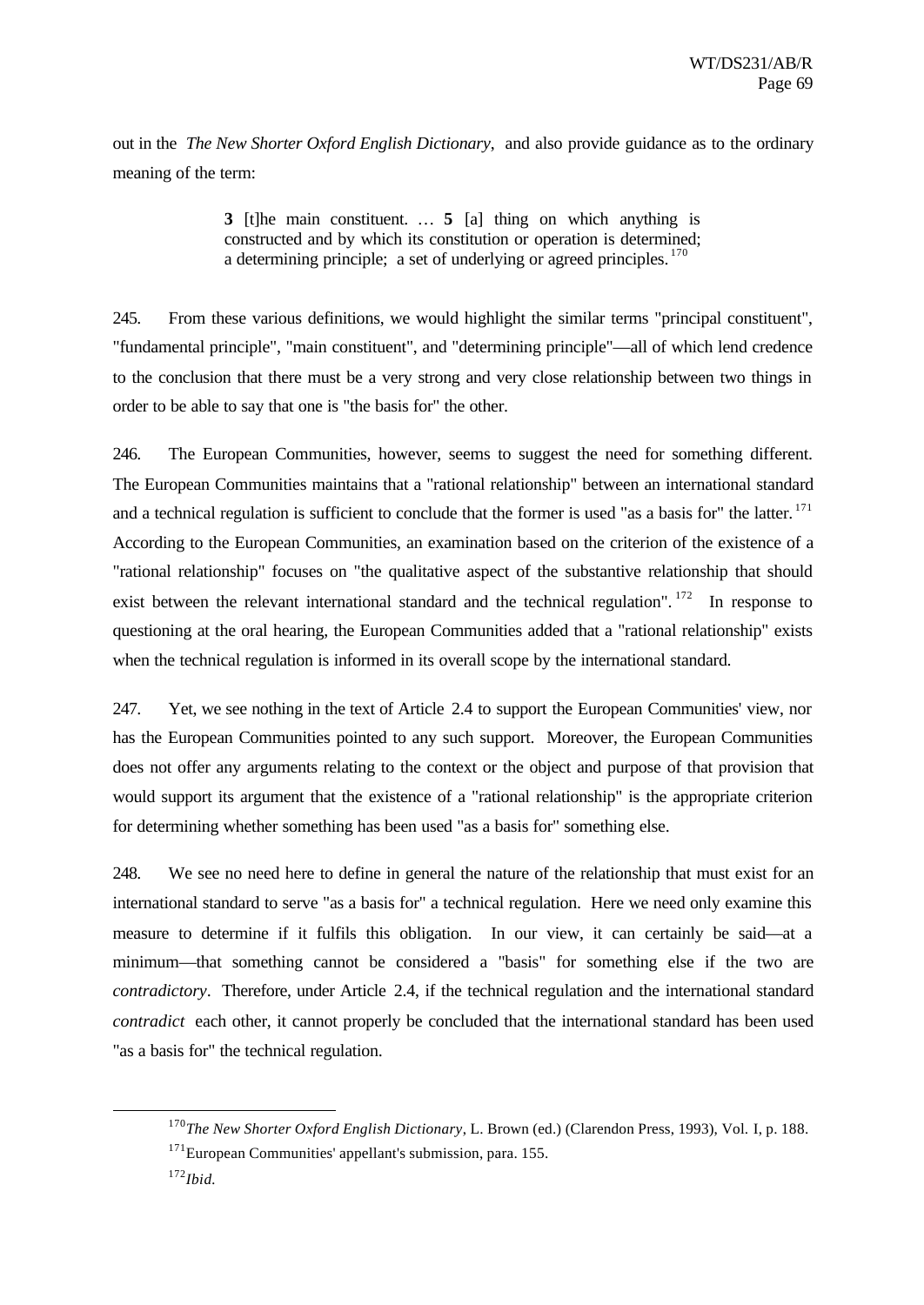out in the *The New Shorter Oxford English Dictionary*, and also provide guidance as to the ordinary meaning of the term:

> **3** [t]he main constituent. … **5** [a] thing on which anything is constructed and by which its constitution or operation is determined; a determining principle; a set of underlying or agreed principles.[170]

245. From these various definitions, we would highlight the similar terms "principal constituent", "fundamental principle", "main constituent", and "determining principle"—all of which lend credence to the conclusion that there must be a very strong and very close relationship between two things in order to be able to say that one is "the basis for" the other.

246. The European Communities, however, seems to suggest the need for something different. The European Communities maintains that a "rational relationship" between an international standard and a technical regulation is sufficient to conclude that the former is used "as a basis for" the latter.[171] According to the European Communities, an examination based on the criterion of the existence of a "rational relationship" focuses on "the qualitative aspect of the substantive relationship that should exist between the relevant international standard and the technical regulation".[172] In response to questioning at the oral hearing, the European Communities added that a "rational relationship" exists when the technical regulation is informed in its overall scope by the international standard.

247. Yet, we see nothing in the text of Article 2.4 to support the European Communities' view, nor has the European Communities pointed to any such support. Moreover, the European Communities does not offer any arguments relating to the context or the object and purpose of that provision that would support its argument that the existence of a "rational relationship" is the appropriate criterion for determining whether something has been used "as a basis for" something else.

248. We see no need here to define in general the nature of the relationship that must exist for an international standard to serve "as a basis for" a technical regulation. Here we need only examine this measure to determine if it fulfils this obligation. In our view, it can certainly be said—at a minimum—that something cannot be considered a "basis" for something else if the two are *contradictory*. Therefore, under Article 2.4, if the technical regulation and the international standard *contradict* each other, it cannot properly be concluded that the international standard has been used "as a basis for" the technical regulation.

---

[170] *The New Shorter Oxford English Dictionary*, L. Brown (ed.) (Clarendon Press, 1993), Vol. I, p. 188.

[171] European Communities' appellant's submission, para. 155.

[172] *Ibid.*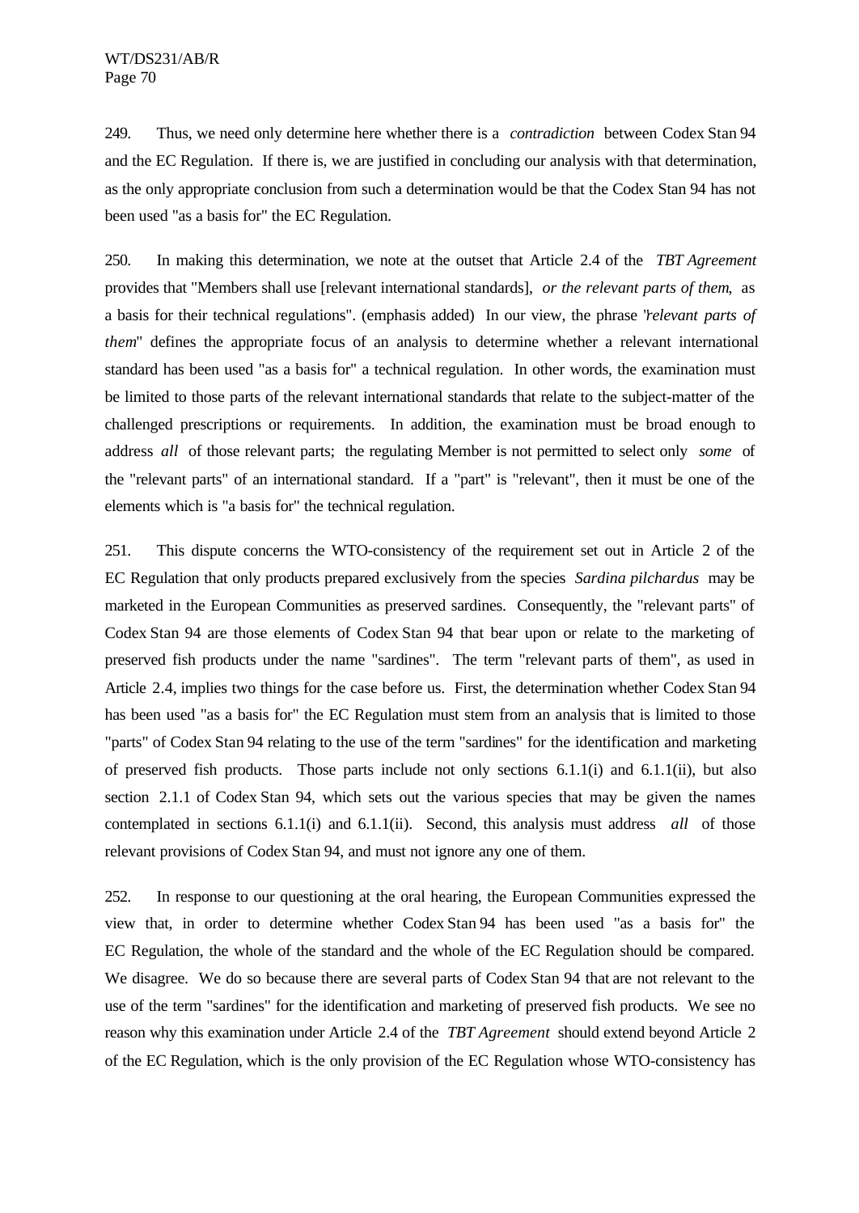249. Thus, we need only determine here whether there is a *contradiction* between Codex Stan 94 and the EC Regulation. If there is, we are justified in concluding our analysis with that determination, as the only appropriate conclusion from such a determination would be that the Codex Stan 94 has not been used "as a basis for" the EC Regulation.

250. In making this determination, we note at the outset that Article 2.4 of the *TBT Agreement* provides that "Members shall use [relevant international standards], *or the relevant parts of them*, as a basis for their technical regulations". (emphasis added) In our view, the phrase "*relevant parts of them*" defines the appropriate focus of an analysis to determine whether a relevant international standard has been used "as a basis for" a technical regulation. In other words, the examination must be limited to those parts of the relevant international standards that relate to the subject-matter of the challenged prescriptions or requirements. In addition, the examination must be broad enough to address *all* of those relevant parts; the regulating Member is not permitted to select only *some* of the "relevant parts" of an international standard. If a "part" is "relevant", then it must be one of the elements which is "a basis for" the technical regulation.

251. This dispute concerns the WTO-consistency of the requirement set out in Article 2 of the EC Regulation that only products prepared exclusively from the species *Sardina pilchardus* may be marketed in the European Communities as preserved sardines. Consequently, the "relevant parts" of Codex Stan 94 are those elements of Codex Stan 94 that bear upon or relate to the marketing of preserved fish products under the name "sardines". The term "relevant parts of them", as used in Article 2.4, implies two things for the case before us. First, the determination whether Codex Stan 94 has been used "as a basis for" the EC Regulation must stem from an analysis that is limited to those "parts" of Codex Stan 94 relating to the use of the term "sardines" for the identification and marketing of preserved fish products. Those parts include not only sections 6.1.1(i) and 6.1.1(ii), but also section 2.1.1 of Codex Stan 94, which sets out the various species that may be given the names contemplated in sections 6.1.1(i) and 6.1.1(ii). Second, this analysis must address *all* of those relevant provisions of Codex Stan 94, and must not ignore any one of them.

252. In response to our questioning at the oral hearing, the European Communities expressed the view that, in order to determine whether Codex Stan 94 has been used "as a basis for" the EC Regulation, the whole of the standard and the whole of the EC Regulation should be compared. We disagree. We do so because there are several parts of Codex Stan 94 that are not relevant to the use of the term "sardines" for the identification and marketing of preserved fish products. We see no reason why this examination under Article 2.4 of the *TBT Agreement* should extend beyond Article 2 of the EC Regulation, which is the only provision of the EC Regulation whose WTO-consistency has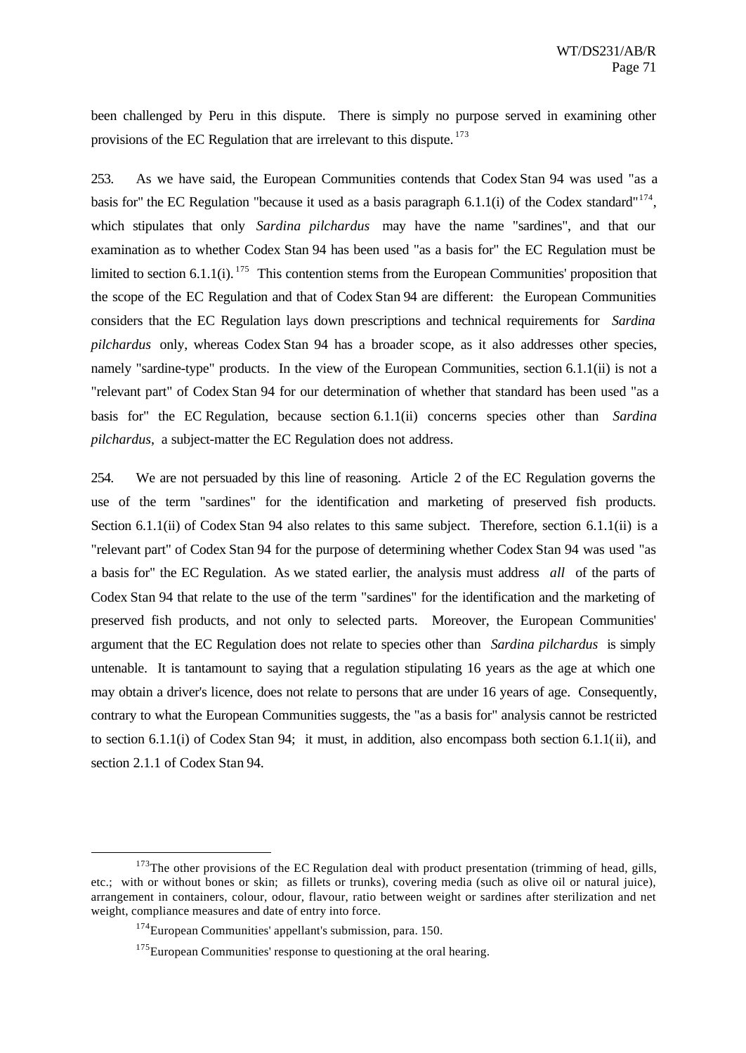been challenged by Peru in this dispute. There is simply no purpose served in examining other provisions of the EC Regulation that are irrelevant to this dispute.[173]

253. As we have said, the European Communities contends that Codex Stan 94 was used "as a basis for" the EC Regulation "because it used as a basis paragraph 6.1.1(i) of the Codex standard"[174], which stipulates that only *Sardina pilchardus* may have the name "sardines", and that our examination as to whether Codex Stan 94 has been used "as a basis for" the EC Regulation must be limited to section 6.1.1(i).[175] This contention stems from the European Communities' proposition that the scope of the EC Regulation and that of Codex Stan 94 are different: the European Communities considers that the EC Regulation lays down prescriptions and technical requirements for *Sardina pilchardus* only, whereas Codex Stan 94 has a broader scope, as it also addresses other species, namely "sardine-type" products. In the view of the European Communities, section 6.1.1(ii) is not a "relevant part" of Codex Stan 94 for our determination of whether that standard has been used "as a basis for" the EC Regulation, because section 6.1.1(ii) concerns species other than *Sardina pilchardus*, a subject-matter the EC Regulation does not address.

254. We are not persuaded by this line of reasoning. Article 2 of the EC Regulation governs the use of the term "sardines" for the identification and marketing of preserved fish products. Section 6.1.1(ii) of Codex Stan 94 also relates to this same subject. Therefore, section 6.1.1(ii) is a "relevant part" of Codex Stan 94 for the purpose of determining whether Codex Stan 94 was used "as a basis for" the EC Regulation. As we stated earlier, the analysis must address *all* of the parts of Codex Stan 94 that relate to the use of the term "sardines" for the identification and the marketing of preserved fish products, and not only to selected parts. Moreover, the European Communities' argument that the EC Regulation does not relate to species other than *Sardina pilchardus* is simply untenable. It is tantamount to saying that a regulation stipulating 16 years as the age at which one may obtain a driver's licence, does not relate to persons that are under 16 years of age. Consequently, contrary to what the European Communities suggests, the "as a basis for" analysis cannot be restricted to section 6.1.1(i) of Codex Stan 94; it must, in addition, also encompass both section 6.1.1(ii), and section 2.1.1 of Codex Stan 94.

---

[173] The other provisions of the EC Regulation deal with product presentation (trimming of head, gills, etc.; with or without bones or skin; as fillets or trunks), covering media (such as olive oil or natural juice), arrangement in containers, colour, odour, flavour, ratio between weight or sardines after sterilization and net weight, compliance measures and date of entry into force.

[174] European Communities' appellant's submission, para. 150.

[175] European Communities' response to questioning at the oral hearing.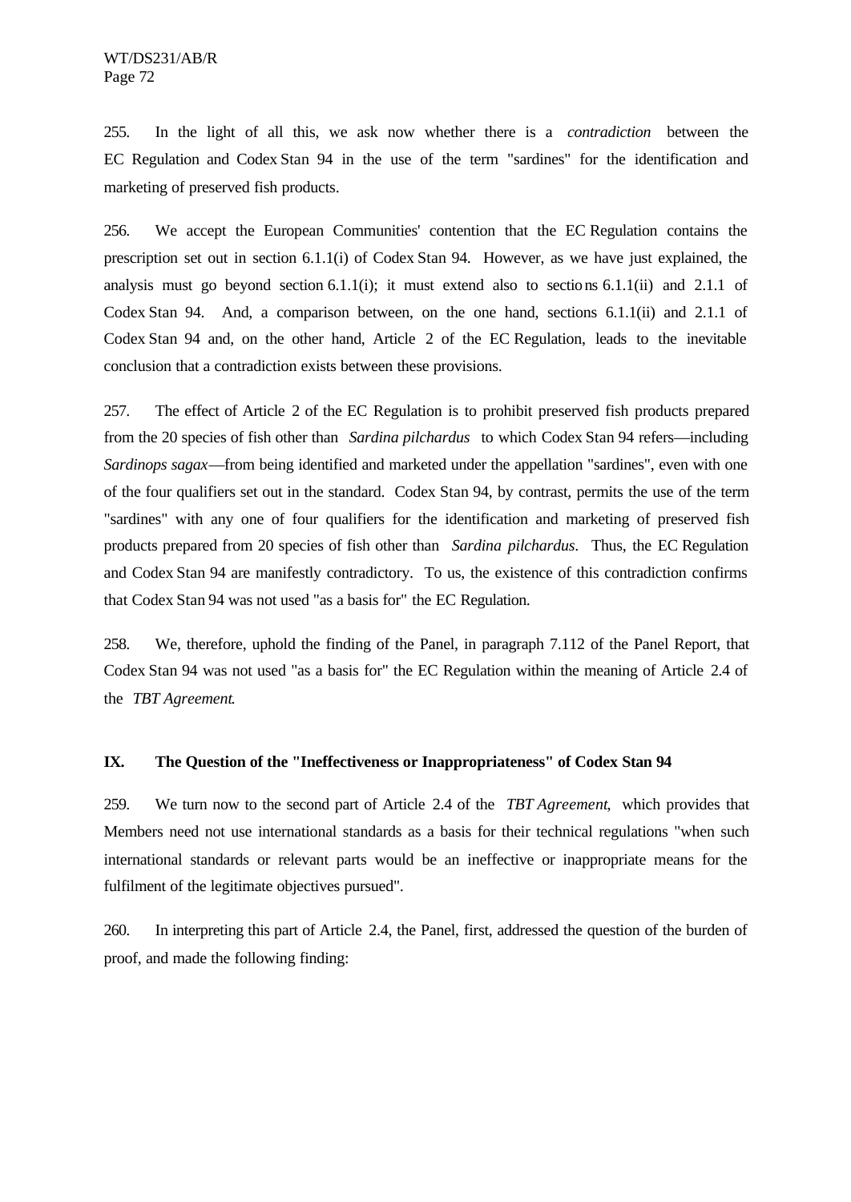255. In the light of all this, we ask now whether there is a *contradiction* between the EC Regulation and Codex Stan 94 in the use of the term "sardines" for the identification and marketing of preserved fish products.

256. We accept the European Communities' contention that the EC Regulation contains the prescription set out in section 6.1.1(i) of Codex Stan 94. However, as we have just explained, the analysis must go beyond section 6.1.1(i); it must extend also to sections 6.1.1(ii) and 2.1.1 of Codex Stan 94. And, a comparison between, on the one hand, sections 6.1.1(ii) and 2.1.1 of Codex Stan 94 and, on the other hand, Article 2 of the EC Regulation, leads to the inevitable conclusion that a contradiction exists between these provisions.

257. The effect of Article 2 of the EC Regulation is to prohibit preserved fish products prepared from the 20 species of fish other than *Sardina pilchardus* to which Codex Stan 94 refers—including *Sardinops sagax*—from being identified and marketed under the appellation "sardines", even with one of the four qualifiers set out in the standard. Codex Stan 94, by contrast, permits the use of the term "sardines" with any one of four qualifiers for the identification and marketing of preserved fish products prepared from 20 species of fish other than *Sardina pilchardus*. Thus, the EC Regulation and Codex Stan 94 are manifestly contradictory. To us, the existence of this contradiction confirms that Codex Stan 94 was not used "as a basis for" the EC Regulation.

258. We, therefore, uphold the finding of the Panel, in paragraph 7.112 of the Panel Report, that Codex Stan 94 was not used "as a basis for" the EC Regulation within the meaning of Article 2.4 of the *TBT Agreement*.

## IX. The Question of the "Ineffectiveness or Inappropriateness" of Codex Stan 94

259. We turn now to the second part of Article 2.4 of the *TBT Agreement*, which provides that Members need not use international standards as a basis for their technical regulations "when such international standards or relevant parts would be an ineffective or inappropriate means for the fulfilment of the legitimate objectives pursued".

260. In interpreting this part of Article 2.4, the Panel, first, addressed the question of the burden of proof, and made the following finding: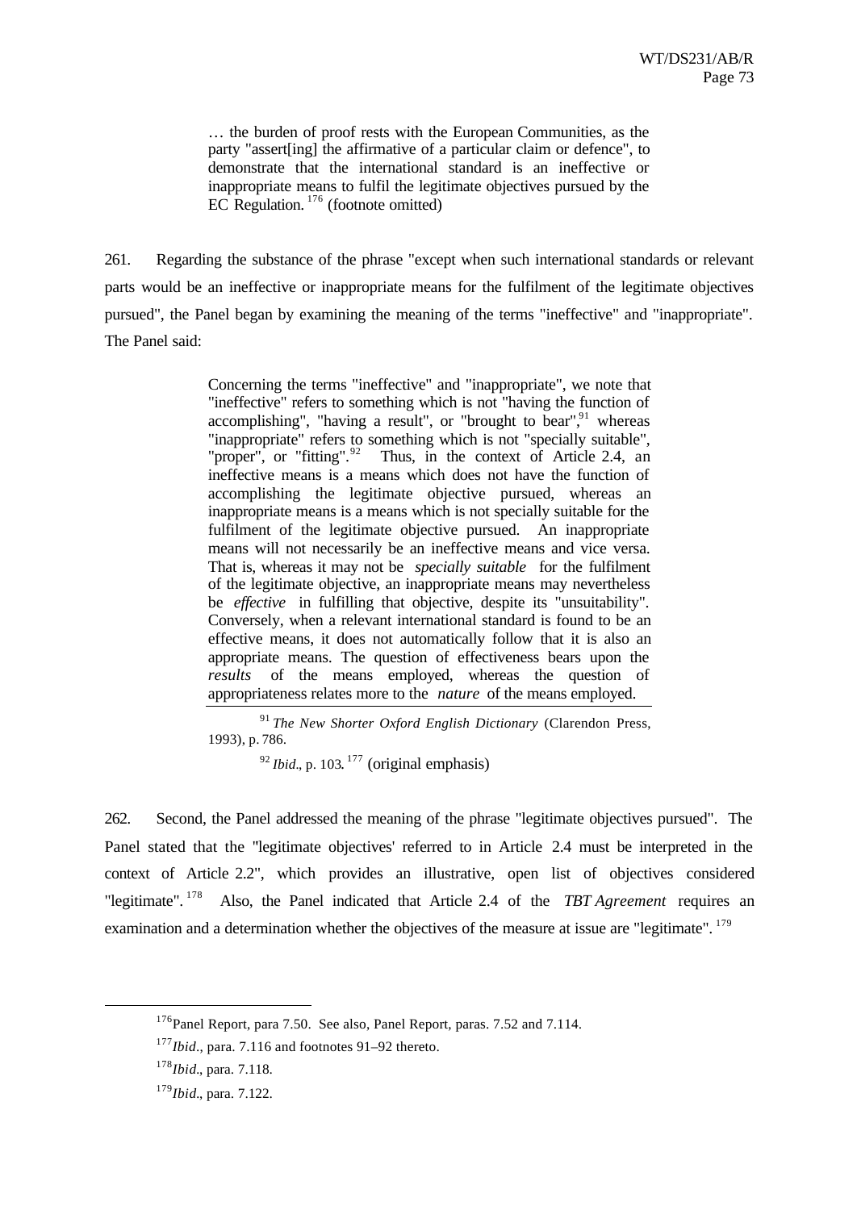> … the burden of proof rests with the European Communities, as the party "assert[ing] the affirmative of a particular claim or defence", to demonstrate that the international standard is an ineffective or inappropriate means to fulfil the legitimate objectives pursued by the EC Regulation.[176] (footnote omitted)

261. Regarding the substance of the phrase "except when such international standards or relevant parts would be an ineffective or inappropriate means for the fulfilment of the legitimate objectives pursued", the Panel began by examining the meaning of the terms "ineffective" and "inappropriate". The Panel said:

> Concerning the terms "ineffective" and "inappropriate", we note that "ineffective" refers to something which is not "having the function of accomplishing", "having a result", or "brought to bear",[91] whereas "inappropriate" refers to something which is not "specially suitable", "proper", or "fitting".[92] Thus, in the context of Article 2.4, an ineffective means is a means which does not have the function of accomplishing the legitimate objective pursued, whereas an inappropriate means is a means which is not specially suitable for the fulfilment of the legitimate objective pursued. An inappropriate means will not necessarily be an ineffective means and vice versa. That is, whereas it may not be *specially suitable* for the fulfilment of the legitimate objective, an inappropriate means may nevertheless be *effective* in fulfilling that objective, despite its "unsuitability". Conversely, when a relevant international standard is found to be an effective means, it does not automatically follow that it is also an appropriate means. The question of effectiveness bears upon the *results* of the means employed, whereas the question of appropriateness relates more to the *nature* of the means employed.
>
> [91] *The New Shorter Oxford English Dictionary* (Clarendon Press, 1993), p. 786.
>
> [92] *Ibid.*, p. 103.[177] (original emphasis)

262. Second, the Panel addressed the meaning of the phrase "legitimate objectives pursued". The Panel stated that the "legitimate objectives' referred to in Article 2.4 must be interpreted in the context of Article 2.2", which provides an illustrative, open list of objectives considered "legitimate".[178] Also, the Panel indicated that Article 2.4 of the *TBT Agreement* requires an examination and a determination whether the objectives of the measure at issue are "legitimate".[179]

---

[176] Panel Report, para 7.50. See also, Panel Report, paras. 7.52 and 7.114.

[177] *Ibid.*, para. 7.116 and footnotes 91–92 thereto.

[178] *Ibid.*, para. 7.118.

[179] *Ibid.*, para. 7.122.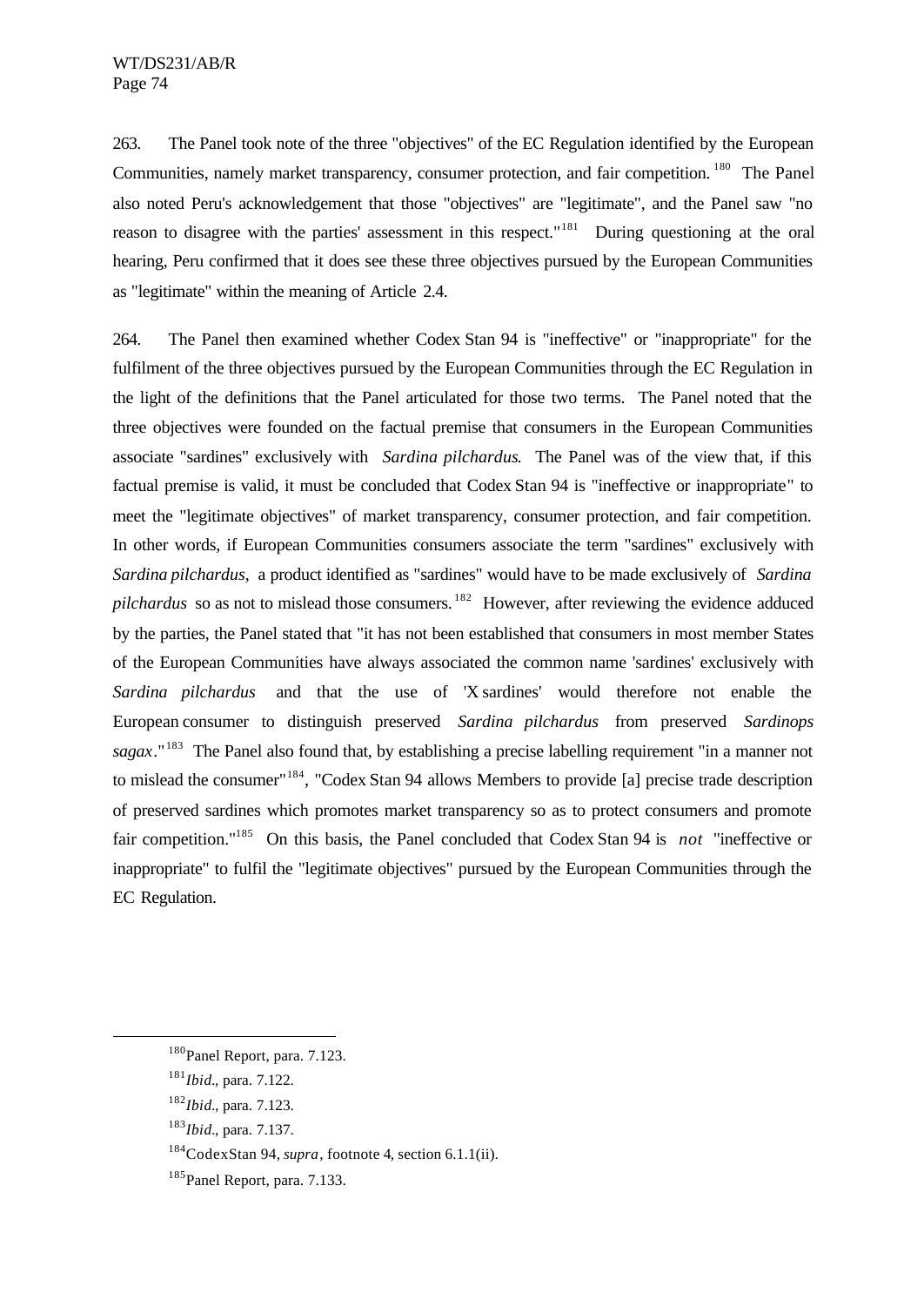263. The Panel took note of the three "objectives" of the EC Regulation identified by the European Communities, namely market transparency, consumer protection, and fair competition.[180] The Panel also noted Peru's acknowledgement that those "objectives" are "legitimate", and the Panel saw "no reason to disagree with the parties' assessment in this respect."[181] During questioning at the oral hearing, Peru confirmed that it does see these three objectives pursued by the European Communities as "legitimate" within the meaning of Article 2.4.

264. The Panel then examined whether Codex Stan 94 is "ineffective" or "inappropriate" for the fulfilment of the three objectives pursued by the European Communities through the EC Regulation in the light of the definitions that the Panel articulated for those two terms. The Panel noted that the three objectives were founded on the factual premise that consumers in the European Communities associate "sardines" exclusively with *Sardina pilchardus*. The Panel was of the view that, if this factual premise is valid, it must be concluded that Codex Stan 94 is "ineffective or inappropriate" to meet the "legitimate objectives" of market transparency, consumer protection, and fair competition. In other words, if European Communities consumers associate the term "sardines" exclusively with *Sardina pilchardus*, a product identified as "sardines" would have to be made exclusively of *Sardina pilchardus* so as not to mislead those consumers.[182] However, after reviewing the evidence adduced by the parties, the Panel stated that "it has not been established that consumers in most member States of the European Communities have always associated the common name 'sardines' exclusively with *Sardina pilchardus* and that the use of 'X sardines' would therefore not enable the European consumer to distinguish preserved *Sardina pilchardus* from preserved *Sardinops sagax*."[183] The Panel also found that, by establishing a precise labelling requirement "in a manner not to mislead the consumer"[184], "Codex Stan 94 allows Members to provide [a] precise trade description of preserved sardines which promotes market transparency so as to protect consumers and promote fair competition."[185] On this basis, the Panel concluded that Codex Stan 94 is *not* "ineffective or inappropriate" to fulfil the "legitimate objectives" pursued by the European Communities through the EC Regulation.

---

[180] Panel Report, para. 7.123.

[181] *Ibid.*, para. 7.122.

[182] *Ibid.*, para. 7.123.

[183] *Ibid.*, para. 7.137.

[184] Codex Stan 94, *supra*, footnote 4, section 6.1.1(ii).

[185] Panel Report, para. 7.133.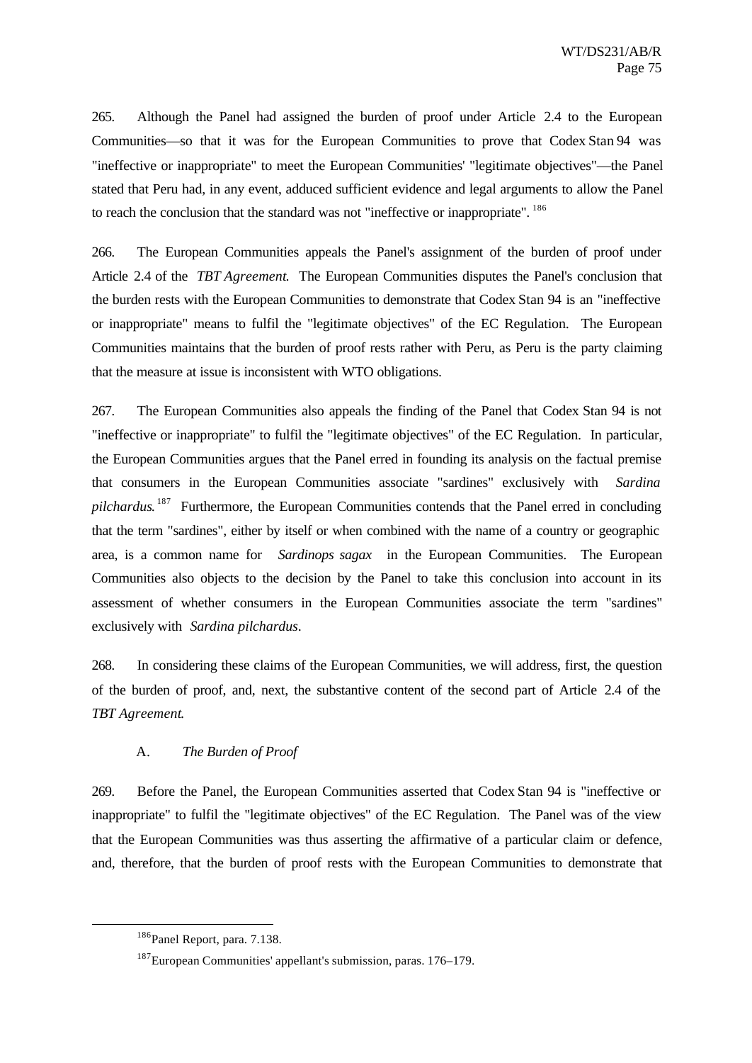265. Although the Panel had assigned the burden of proof under Article 2.4 to the European Communities—so that it was for the European Communities to prove that Codex Stan 94 was "ineffective or inappropriate" to meet the European Communities' "legitimate objectives"—the Panel stated that Peru had, in any event, adduced sufficient evidence and legal arguments to allow the Panel to reach the conclusion that the standard was not "ineffective or inappropriate".[186]

266. The European Communities appeals the Panel's assignment of the burden of proof under Article 2.4 of the *TBT Agreement*. The European Communities disputes the Panel's conclusion that the burden rests with the European Communities to demonstrate that Codex Stan 94 is an "ineffective or inappropriate" means to fulfil the "legitimate objectives" of the EC Regulation. The European Communities maintains that the burden of proof rests rather with Peru, as Peru is the party claiming that the measure at issue is inconsistent with WTO obligations.

267. The European Communities also appeals the finding of the Panel that Codex Stan 94 is not "ineffective or inappropriate" to fulfil the "legitimate objectives" of the EC Regulation. In particular, the European Communities argues that the Panel erred in founding its analysis on the factual premise that consumers in the European Communities associate "sardines" exclusively with *Sardina pilchardus*.[187] Furthermore, the European Communities contends that the Panel erred in concluding that the term "sardines", either by itself or when combined with the name of a country or geographic area, is a common name for *Sardinops sagax* in the European Communities. The European Communities also objects to the decision by the Panel to take this conclusion into account in its assessment of whether consumers in the European Communities associate the term "sardines" exclusively with *Sardina pilchardus*.

268. In considering these claims of the European Communities, we will address, first, the question of the burden of proof, and, next, the substantive content of the second part of Article 2.4 of the *TBT Agreement*.

## A. *The Burden of Proof*

269. Before the Panel, the European Communities asserted that Codex Stan 94 is "ineffective or inappropriate" to fulfil the "legitimate objectives" of the EC Regulation. The Panel was of the view that the European Communities was thus asserting the affirmative of a particular claim or defence, and, therefore, that the burden of proof rests with the European Communities to demonstrate that

---

[186] Panel Report, para. 7.138.

[187] European Communities' appellant's submission, paras. 176–179.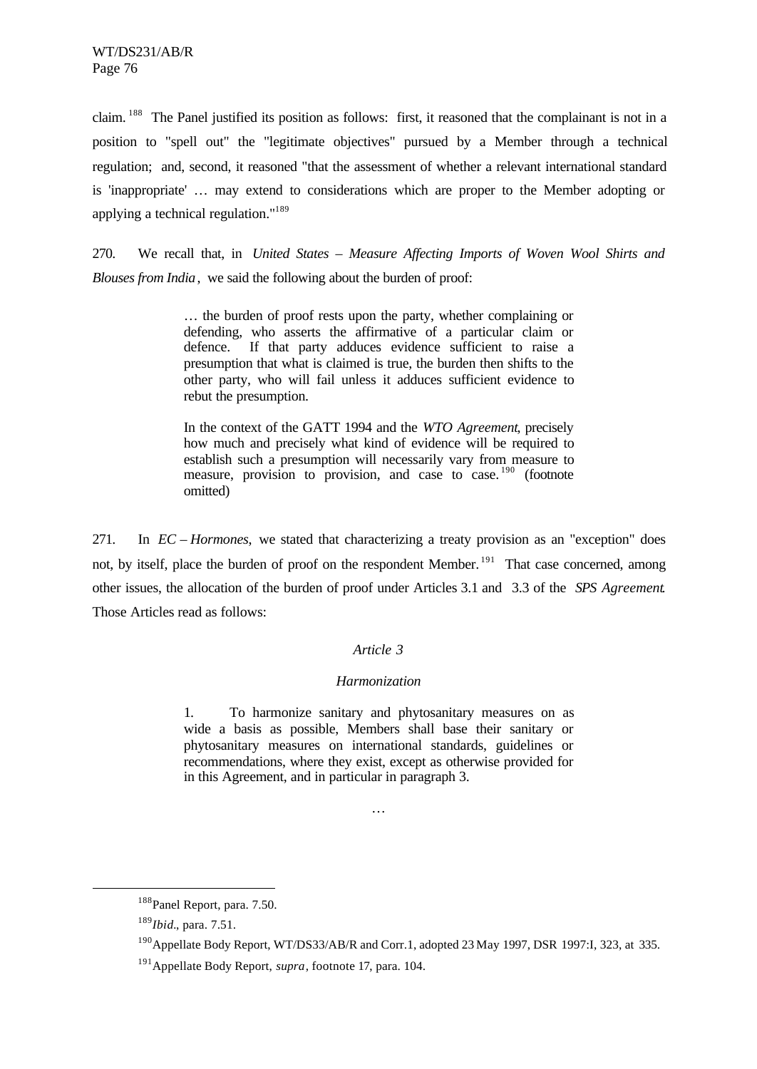claim.[188] The Panel justified its position as follows: first, it reasoned that the complainant is not in a position to "spell out" the "legitimate objectives" pursued by a Member through a technical regulation; and, second, it reasoned "that the assessment of whether a relevant international standard is 'inappropriate' … may extend to considerations which are proper to the Member adopting or applying a technical regulation."[189]

270. We recall that, in *United States – Measure Affecting Imports of Woven Wool Shirts and Blouses from India*, we said the following about the burden of proof:

> … the burden of proof rests upon the party, whether complaining or defending, who asserts the affirmative of a particular claim or defence. If that party adduces evidence sufficient to raise a presumption that what is claimed is true, the burden then shifts to the other party, who will fail unless it adduces sufficient evidence to rebut the presumption.
>
> In the context of the GATT 1994 and the *WTO Agreement*, precisely how much and precisely what kind of evidence will be required to establish such a presumption will necessarily vary from measure to measure, provision to provision, and case to case.[190] (footnote omitted)

271. In *EC – Hormones*, we stated that characterizing a treaty provision as an "exception" does not, by itself, place the burden of proof on the respondent Member.[191] That case concerned, among other issues, the allocation of the burden of proof under Articles 3.1 and 3.3 of the *SPS Agreement*. Those Articles read as follows:

> *Article 3*
>
> *Harmonization*
>
> 1. To harmonize sanitary and phytosanitary measures on as wide a basis as possible, Members shall base their sanitary or phytosanitary measures on international standards, guidelines or recommendations, where they exist, except as otherwise provided for in this Agreement, and in particular in paragraph 3.
>
> …

[188] Panel Report, para. 7.50.

[189] *Ibid*., para. 7.51.

[190] Appellate Body Report, WT/DS33/AB/R and Corr.1, adopted 23 May 1997, DSR 1997:I, 323, at 335.

[191] Appellate Body Report, *supra*, footnote 17, para. 104.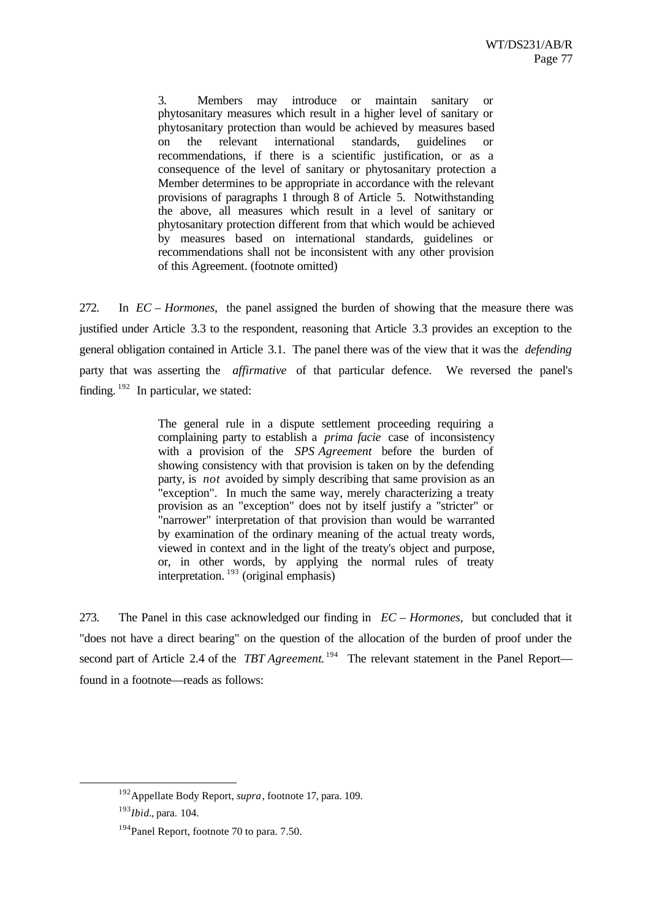> 3. Members may introduce or maintain sanitary or phytosanitary measures which result in a higher level of sanitary or phytosanitary protection than would be achieved by measures based on the relevant international standards, guidelines or recommendations, if there is a scientific justification, or as a consequence of the level of sanitary or phytosanitary protection a Member determines to be appropriate in accordance with the relevant provisions of paragraphs 1 through 8 of Article 5. Notwithstanding the above, all measures which result in a level of sanitary or phytosanitary protection different from that which would be achieved by measures based on international standards, guidelines or recommendations shall not be inconsistent with any other provision of this Agreement. (footnote omitted)

272. In *EC – Hormones*, the panel assigned the burden of showing that the measure there was justified under Article 3.3 to the respondent, reasoning that Article 3.3 provides an exception to the general obligation contained in Article 3.1. The panel there was of the view that it was the *defending* party that was asserting the *affirmative* of that particular defence. We reversed the panel's finding.[192] In particular, we stated:

> The general rule in a dispute settlement proceeding requiring a complaining party to establish a *prima facie* case of inconsistency with a provision of the *SPS Agreement* before the burden of showing consistency with that provision is taken on by the defending party, is *not* avoided by simply describing that same provision as an "exception". In much the same way, merely characterizing a treaty provision as an "exception" does not by itself justify a "stricter" or "narrower" interpretation of that provision than would be warranted by examination of the ordinary meaning of the actual treaty words, viewed in context and in the light of the treaty's object and purpose, or, in other words, by applying the normal rules of treaty interpretation.[193] (original emphasis)

273. The Panel in this case acknowledged our finding in *EC – Hormones*, but concluded that it "does not have a direct bearing" on the question of the allocation of the burden of proof under the second part of Article 2.4 of the *TBT Agreement*.[194] The relevant statement in the Panel Report—found in a footnote—reads as follows:

---

[192] Appellate Body Report, *supra*, footnote 17, para. 109.

[193] *Ibid*., para. 104.

[194] Panel Report, footnote 70 to para. 7.50.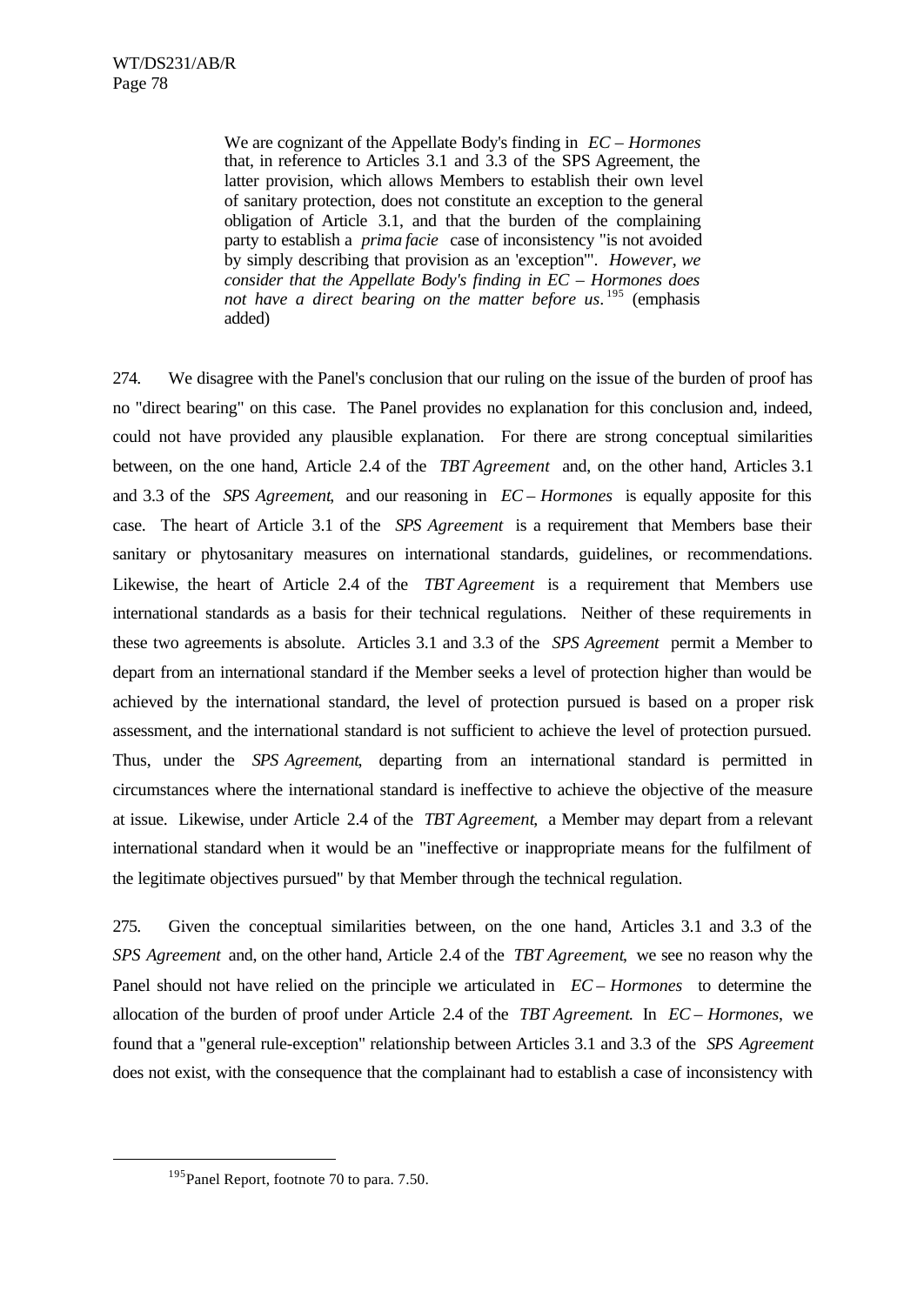> We are cognizant of the Appellate Body's finding in *EC – Hormones* that, in reference to Articles 3.1 and 3.3 of the SPS Agreement, the latter provision, which allows Members to establish their own level of sanitary protection, does not constitute an exception to the general obligation of Article 3.1, and that the burden of the complaining party to establish a *prima facie* case of inconsistency "is not avoided by simply describing that provision as an 'exception'". *However, we consider that the Appellate Body's finding in EC – Hormones does not have a direct bearing on the matter before us.*[195] (emphasis added)

274. We disagree with the Panel's conclusion that our ruling on the issue of the burden of proof has no "direct bearing" on this case. The Panel provides no explanation for this conclusion and, indeed, could not have provided any plausible explanation. For there are strong conceptual similarities between, on the one hand, Article 2.4 of the *TBT Agreement* and, on the other hand, Articles 3.1 and 3.3 of the *SPS Agreement*, and our reasoning in *EC – Hormones* is equally apposite for this case. The heart of Article 3.1 of the *SPS Agreement* is a requirement that Members base their sanitary or phytosanitary measures on international standards, guidelines, or recommendations. Likewise, the heart of Article 2.4 of the *TBT Agreement* is a requirement that Members use international standards as a basis for their technical regulations. Neither of these requirements in these two agreements is absolute. Articles 3.1 and 3.3 of the *SPS Agreement* permit a Member to depart from an international standard if the Member seeks a level of protection higher than would be achieved by the international standard, the level of protection pursued is based on a proper risk assessment, and the international standard is not sufficient to achieve the level of protection pursued. Thus, under the *SPS Agreement*, departing from an international standard is permitted in circumstances where the international standard is ineffective to achieve the objective of the measure at issue. Likewise, under Article 2.4 of the *TBT Agreement*, a Member may depart from a relevant international standard when it would be an "ineffective or inappropriate means for the fulfilment of the legitimate objectives pursued" by that Member through the technical regulation.

275. Given the conceptual similarities between, on the one hand, Articles 3.1 and 3.3 of the *SPS Agreement* and, on the other hand, Article 2.4 of the *TBT Agreement*, we see no reason why the Panel should not have relied on the principle we articulated in *EC – Hormones* to determine the allocation of the burden of proof under Article 2.4 of the *TBT Agreement*. In *EC – Hormones*, we found that a "general rule-exception" relationship between Articles 3.1 and 3.3 of the *SPS Agreement* does not exist, with the consequence that the complainant had to establish a case of inconsistency with

[195] Panel Report, footnote 70 to para. 7.50.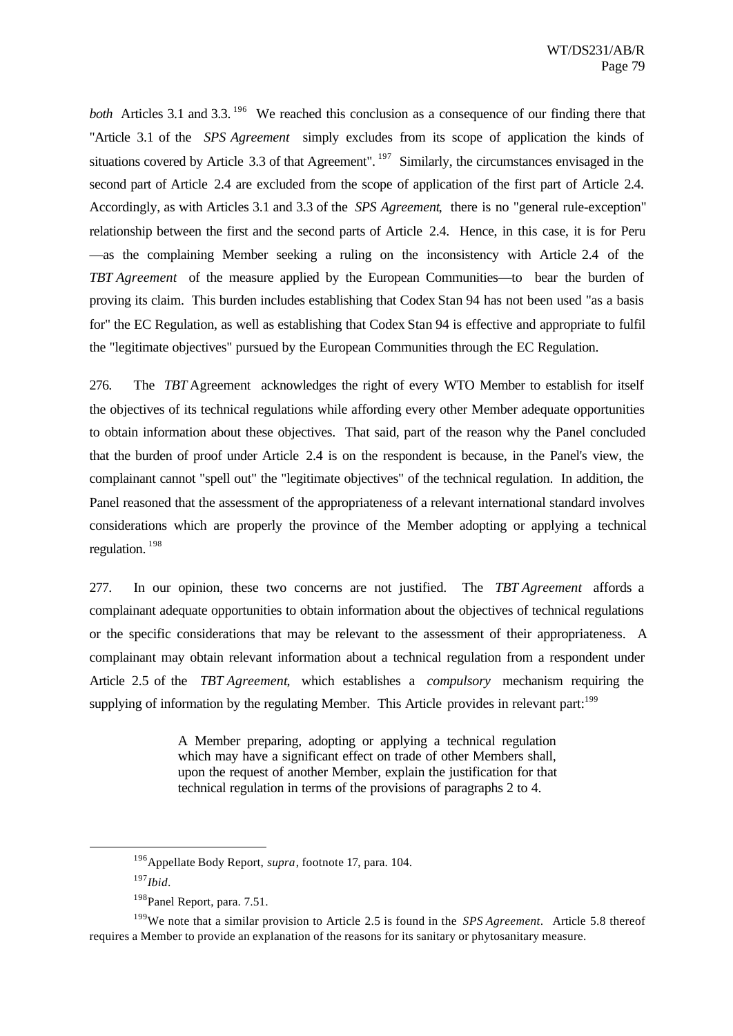*both* Articles 3.1 and 3.3.[196] We reached this conclusion as a consequence of our finding there that "Article 3.1 of the *SPS Agreement* simply excludes from its scope of application the kinds of situations covered by Article 3.3 of that Agreement".[197] Similarly, the circumstances envisaged in the second part of Article 2.4 are excluded from the scope of application of the first part of Article 2.4. Accordingly, as with Articles 3.1 and 3.3 of the *SPS Agreement*, there is no "general rule-exception" relationship between the first and the second parts of Article 2.4. Hence, in this case, it is for Peru —as the complaining Member seeking a ruling on the inconsistency with Article 2.4 of the *TBT Agreement* of the measure applied by the European Communities—to bear the burden of proving its claim. This burden includes establishing that Codex Stan 94 has not been used "as a basis for" the EC Regulation, as well as establishing that Codex Stan 94 is effective and appropriate to fulfil the "legitimate objectives" pursued by the European Communities through the EC Regulation.

276. The *TBT* Agreement acknowledges the right of every WTO Member to establish for itself the objectives of its technical regulations while affording every other Member adequate opportunities to obtain information about these objectives. That said, part of the reason why the Panel concluded that the burden of proof under Article 2.4 is on the respondent is because, in the Panel's view, the complainant cannot "spell out" the "legitimate objectives" of the technical regulation. In addition, the Panel reasoned that the assessment of the appropriateness of a relevant international standard involves considerations which are properly the province of the Member adopting or applying a technical regulation.[198]

277. In our opinion, these two concerns are not justified. The *TBT Agreement* affords a complainant adequate opportunities to obtain information about the objectives of technical regulations or the specific considerations that may be relevant to the assessment of their appropriateness. A complainant may obtain relevant information about a technical regulation from a respondent under Article 2.5 of the *TBT Agreement*, which establishes a *compulsory* mechanism requiring the supplying of information by the regulating Member. This Article provides in relevant part:[199]

> A Member preparing, adopting or applying a technical regulation which may have a significant effect on trade of other Members shall, upon the request of another Member, explain the justification for that technical regulation in terms of the provisions of paragraphs 2 to 4.

---

[196] Appellate Body Report, *supra*, footnote 17, para. 104.

[197] *Ibid*.

[198] Panel Report, para. 7.51.

[199] We note that a similar provision to Article 2.5 is found in the *SPS Agreement*. Article 5.8 thereof requires a Member to provide an explanation of the reasons for its sanitary or phytosanitary measure.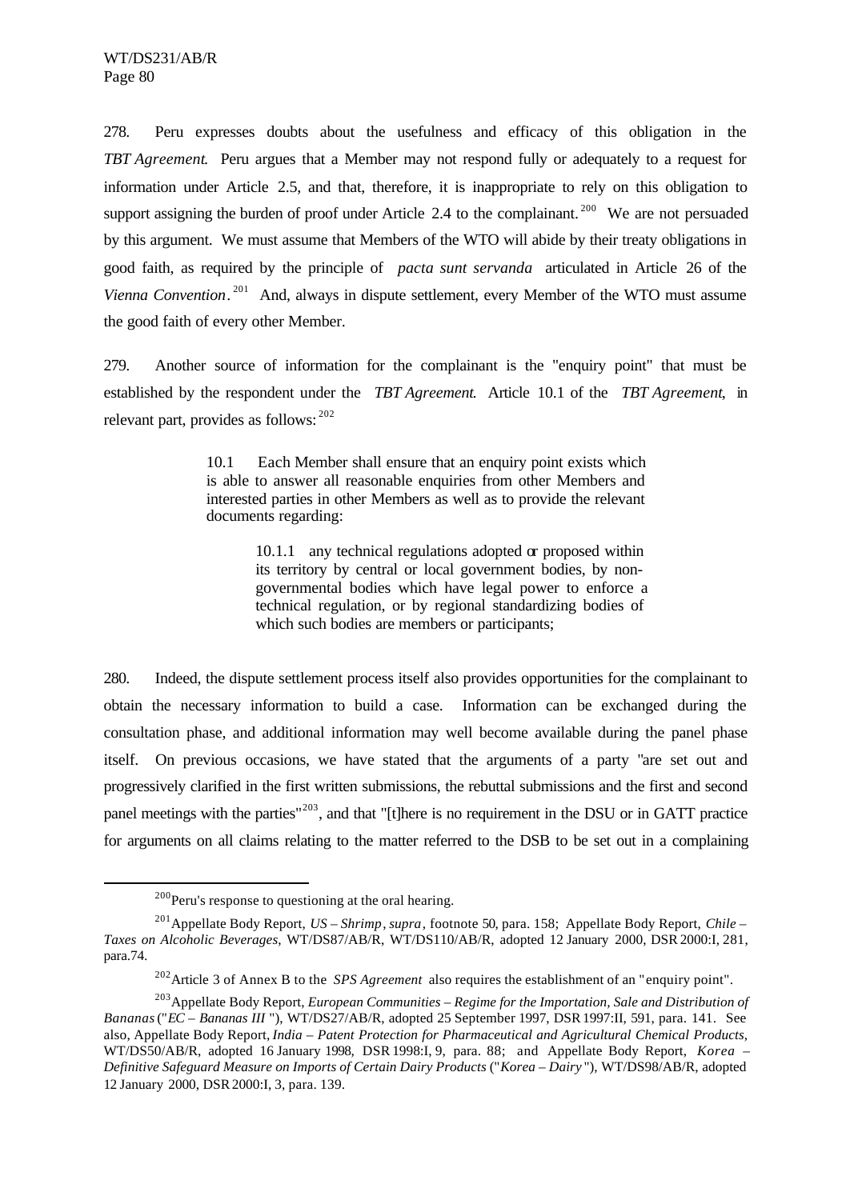278. Peru expresses doubts about the usefulness and efficacy of this obligation in the *TBT Agreement*. Peru argues that a Member may not respond fully or adequately to a request for information under Article 2.5, and that, therefore, it is inappropriate to rely on this obligation to support assigning the burden of proof under Article 2.4 to the complainant.[200] We are not persuaded by this argument. We must assume that Members of the WTO will abide by their treaty obligations in good faith, as required by the principle of *pacta sunt servanda* articulated in Article 26 of the *Vienna Convention*.[201] And, always in dispute settlement, every Member of the WTO must assume the good faith of every other Member.

279. Another source of information for the complainant is the "enquiry point" that must be established by the respondent under the *TBT Agreement*. Article 10.1 of the *TBT Agreement*, in relevant part, provides as follows:[202]

> 10.1 Each Member shall ensure that an enquiry point exists which is able to answer all reasonable enquiries from other Members and interested parties in other Members as well as to provide the relevant documents regarding:
>
> > 10.1.1 any technical regulations adopted or proposed within its territory by central or local government bodies, by non-governmental bodies which have legal power to enforce a technical regulation, or by regional standardizing bodies of which such bodies are members or participants;

280. Indeed, the dispute settlement process itself also provides opportunities for the complainant to obtain the necessary information to build a case. Information can be exchanged during the consultation phase, and additional information may well become available during the panel phase itself. On previous occasions, we have stated that the arguments of a party "are set out and progressively clarified in the first written submissions, the rebuttal submissions and the first and second panel meetings with the parties"[203], and that "[t]here is no requirement in the DSU or in GATT practice for arguments on all claims relating to the matter referred to the DSB to be set out in a complaining

---

[200] Peru's response to questioning at the oral hearing.

[201] Appellate Body Report, *US – Shrimp*, *supra*, footnote 50, para. 158; Appellate Body Report, *Chile – Taxes on Alcoholic Beverages*, WT/DS87/AB/R, WT/DS110/AB/R, adopted 12 January 2000, DSR 2000:I, 281, para.74.

[202] Article 3 of Annex B to the *SPS Agreement* also requires the establishment of an "enquiry point".

[203] Appellate Body Report, *European Communities – Regime for the Importation, Sale and Distribution of Bananas* ("*EC – Bananas III*"), WT/DS27/AB/R, adopted 25 September 1997, DSR 1997:II, 591, para. 141. See also, Appellate Body Report, *India – Patent Protection for Pharmaceutical and Agricultural Chemical Products*, WT/DS50/AB/R, adopted 16 January 1998, DSR 1998:I, 9, para. 88; and Appellate Body Report, *Korea – Definitive Safeguard Measure on Imports of Certain Dairy Products* ("*Korea – Dairy*"), WT/DS98/AB/R, adopted 12 January 2000, DSR 2000:I, 3, para. 139.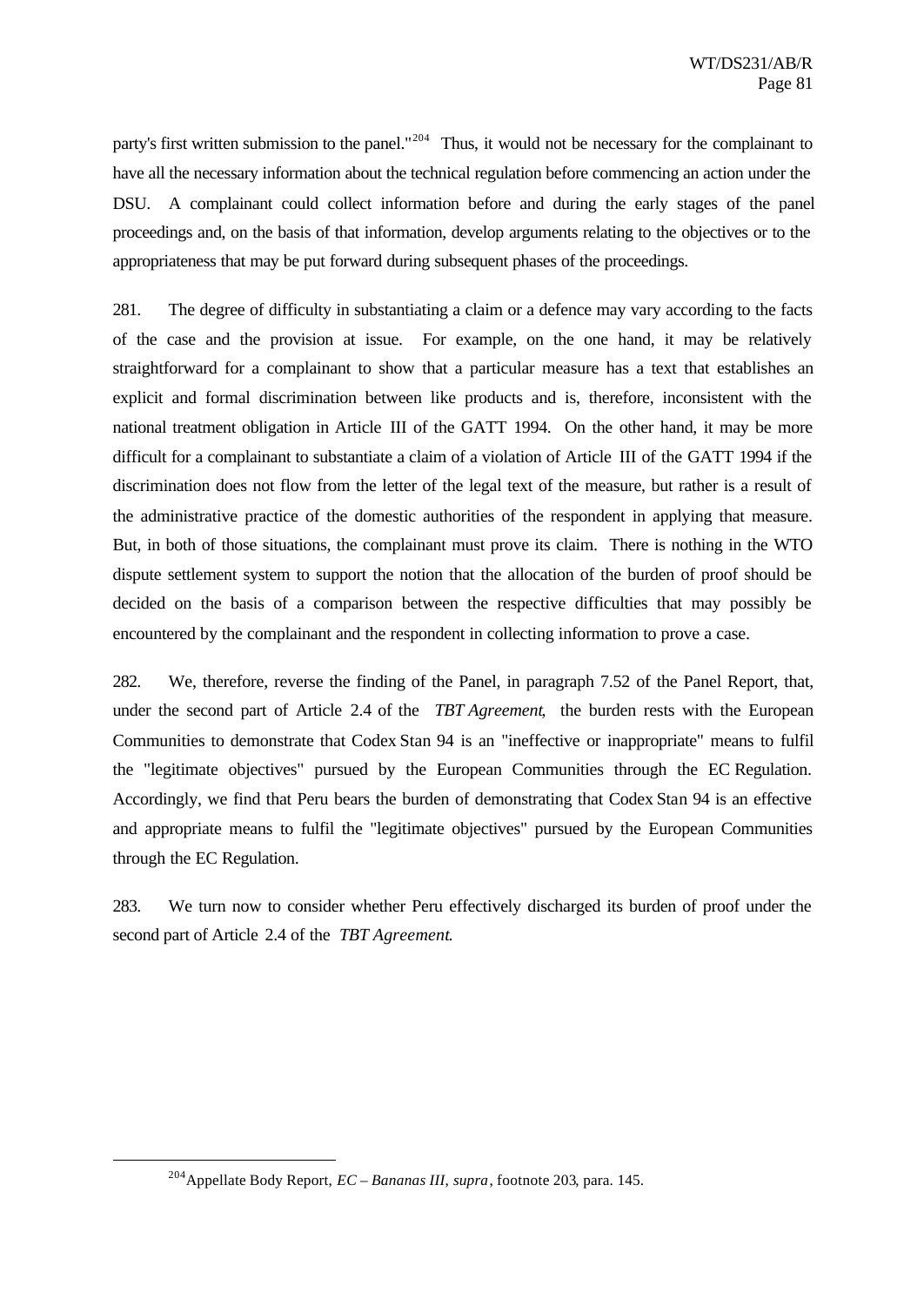party's first written submission to the panel."[204] Thus, it would not be necessary for the complainant to have all the necessary information about the technical regulation before commencing an action under the DSU. A complainant could collect information before and during the early stages of the panel proceedings and, on the basis of that information, develop arguments relating to the objectives or to the appropriateness that may be put forward during subsequent phases of the proceedings.

281. The degree of difficulty in substantiating a claim or a defence may vary according to the facts of the case and the provision at issue. For example, on the one hand, it may be relatively straightforward for a complainant to show that a particular measure has a text that establishes an explicit and formal discrimination between like products and is, therefore, inconsistent with the national treatment obligation in Article III of the GATT 1994. On the other hand, it may be more difficult for a complainant to substantiate a claim of a violation of Article III of the GATT 1994 if the discrimination does not flow from the letter of the legal text of the measure, but rather is a result of the administrative practice of the domestic authorities of the respondent in applying that measure. But, in both of those situations, the complainant must prove its claim. There is nothing in the WTO dispute settlement system to support the notion that the allocation of the burden of proof should be decided on the basis of a comparison between the respective difficulties that may possibly be encountered by the complainant and the respondent in collecting information to prove a case.

282. We, therefore, reverse the finding of the Panel, in paragraph 7.52 of the Panel Report, that, under the second part of Article 2.4 of the *TBT Agreement*, the burden rests with the European Communities to demonstrate that Codex Stan 94 is an "ineffective or inappropriate" means to fulfil the "legitimate objectives" pursued by the European Communities through the EC Regulation. Accordingly, we find that Peru bears the burden of demonstrating that Codex Stan 94 is an effective and appropriate means to fulfil the "legitimate objectives" pursued by the European Communities through the EC Regulation.

283. We turn now to consider whether Peru effectively discharged its burden of proof under the second part of Article 2.4 of the *TBT Agreement*.

---

[204] Appellate Body Report, *EC – Bananas III*, *supra*, footnote 203, para. 145.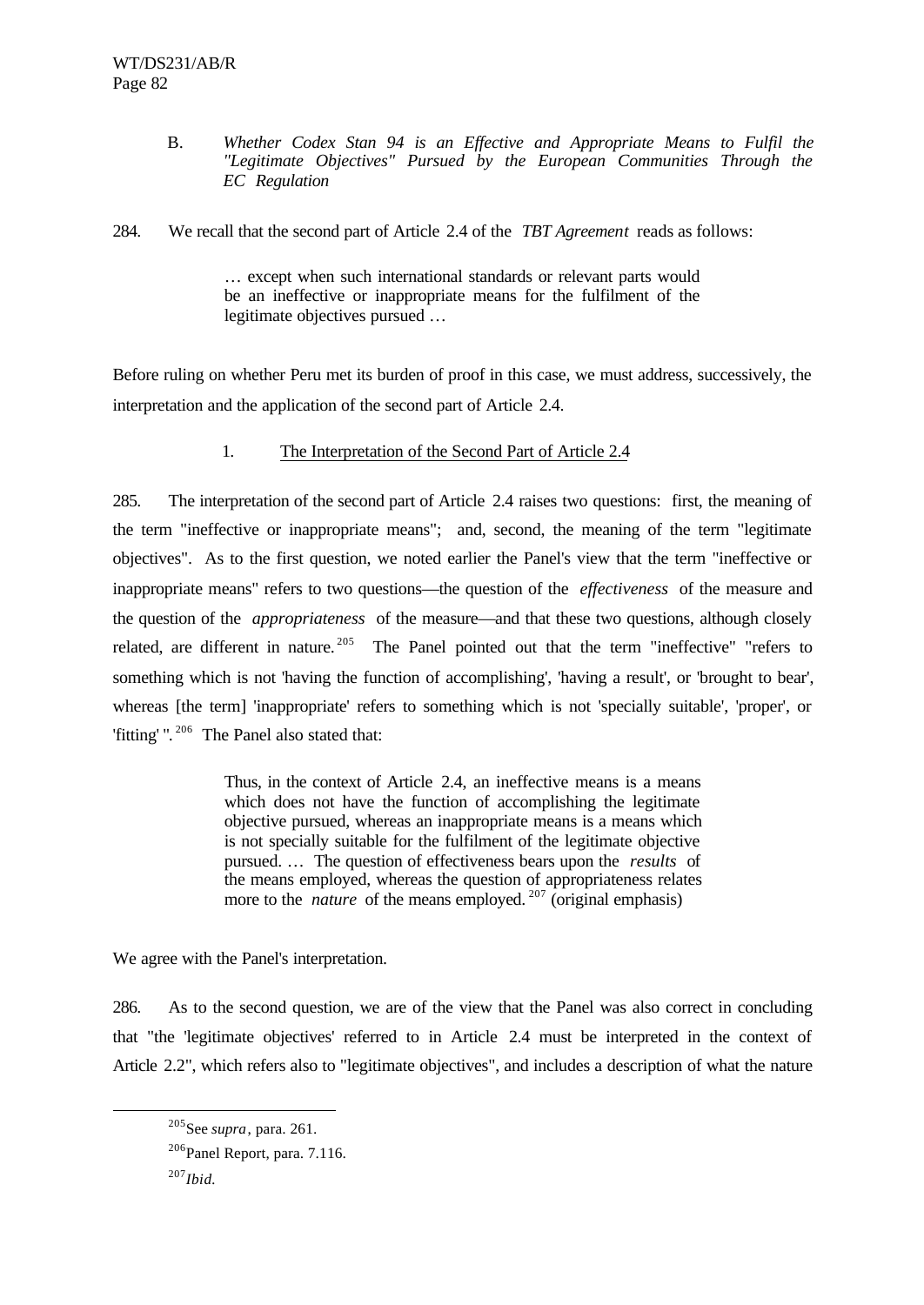### B. *Whether Codex Stan 94 is an Effective and Appropriate Means to Fulfil the "Legitimate Objectives" Pursued by the European Communities Through the EC Regulation*

284. We recall that the second part of Article 2.4 of the *TBT Agreement* reads as follows:

> … except when such international standards or relevant parts would be an ineffective or inappropriate means for the fulfilment of the legitimate objectives pursued …

Before ruling on whether Peru met its burden of proof in this case, we must address, successively, the interpretation and the application of the second part of Article 2.4.

#### 1. The Interpretation of the Second Part of Article 2.4

285. The interpretation of the second part of Article 2.4 raises two questions: first, the meaning of the term "ineffective or inappropriate means"; and, second, the meaning of the term "legitimate objectives". As to the first question, we noted earlier the Panel's view that the term "ineffective or inappropriate means" refers to two questions—the question of the *effectiveness* of the measure and the question of the *appropriateness* of the measure—and that these two questions, although closely related, are different in nature.[205] The Panel pointed out that the term "ineffective" "refers to something which is not 'having the function of accomplishing', 'having a result', or 'brought to bear', whereas [the term] 'inappropriate' refers to something which is not 'specially suitable', 'proper', or 'fitting' ".[206] The Panel also stated that:

> Thus, in the context of Article 2.4, an ineffective means is a means which does not have the function of accomplishing the legitimate objective pursued, whereas an inappropriate means is a means which is not specially suitable for the fulfilment of the legitimate objective pursued. … The question of effectiveness bears upon the *results* of the means employed, whereas the question of appropriateness relates more to the *nature* of the means employed.[207] (original emphasis)

We agree with the Panel's interpretation.

286. As to the second question, we are of the view that the Panel was also correct in concluding that "the 'legitimate objectives' referred to in Article 2.4 must be interpreted in the context of Article 2.2", which refers also to "legitimate objectives", and includes a description of what the nature

---

[205] See *supra*, para. 261.

[206] Panel Report, para. 7.116.

[207] *Ibid.*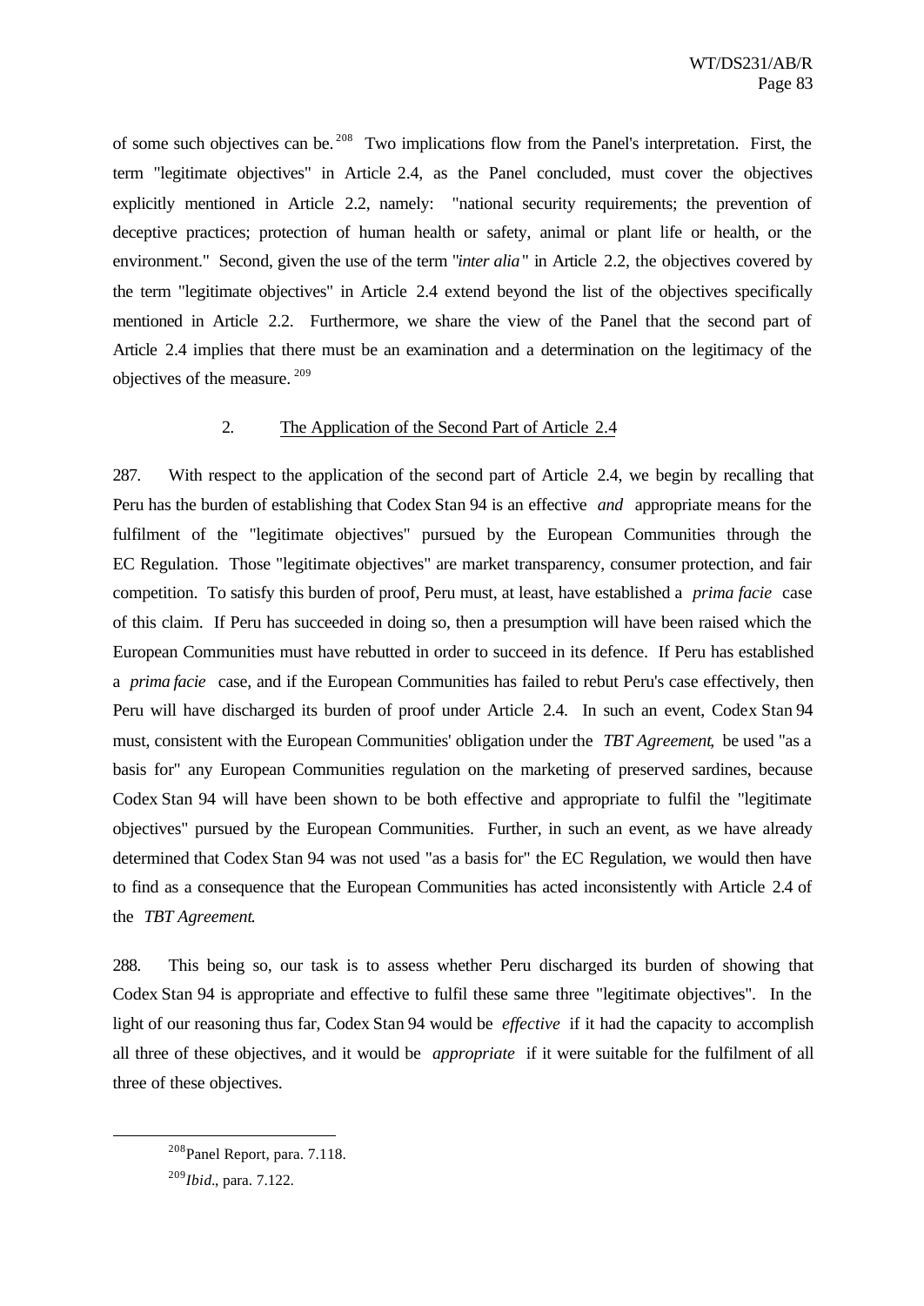of some such objectives can be.[208] Two implications flow from the Panel's interpretation. First, the term "legitimate objectives" in Article 2.4, as the Panel concluded, must cover the objectives explicitly mentioned in Article 2.2, namely: "national security requirements; the prevention of deceptive practices; protection of human health or safety, animal or plant life or health, or the environment." Second, given the use of the term "*inter alia*" in Article 2.2, the objectives covered by the term "legitimate objectives" in Article 2.4 extend beyond the list of the objectives specifically mentioned in Article 2.2. Furthermore, we share the view of the Panel that the second part of Article 2.4 implies that there must be an examination and a determination on the legitimacy of the objectives of the measure.[209]

### 2. The Application of the Second Part of Article 2.4

287. With respect to the application of the second part of Article 2.4, we begin by recalling that Peru has the burden of establishing that Codex Stan 94 is an effective *and* appropriate means for the fulfilment of the "legitimate objectives" pursued by the European Communities through the EC Regulation. Those "legitimate objectives" are market transparency, consumer protection, and fair competition. To satisfy this burden of proof, Peru must, at least, have established a *prima facie* case of this claim. If Peru has succeeded in doing so, then a presumption will have been raised which the European Communities must have rebutted in order to succeed in its defence. If Peru has established a *prima facie* case, and if the European Communities has failed to rebut Peru's case effectively, then Peru will have discharged its burden of proof under Article 2.4. In such an event, Codex Stan 94 must, consistent with the European Communities' obligation under the *TBT Agreement*, be used "as a basis for" any European Communities regulation on the marketing of preserved sardines, because Codex Stan 94 will have been shown to be both effective and appropriate to fulfil the "legitimate objectives" pursued by the European Communities. Further, in such an event, as we have already determined that Codex Stan 94 was not used "as a basis for" the EC Regulation, we would then have to find as a consequence that the European Communities has acted inconsistently with Article 2.4 of the *TBT Agreement*.

288. This being so, our task is to assess whether Peru discharged its burden of showing that Codex Stan 94 is appropriate and effective to fulfil these same three "legitimate objectives". In the light of our reasoning thus far, Codex Stan 94 would be *effective* if it had the capacity to accomplish all three of these objectives, and it would be *appropriate* if it were suitable for the fulfilment of all three of these objectives.

---

[208] Panel Report, para. 7.118.

[209] *Ibid*., para. 7.122.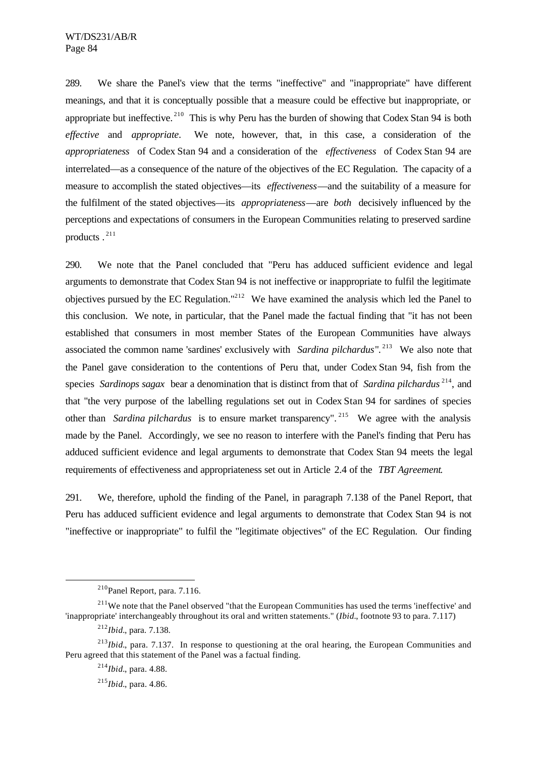289. We share the Panel's view that the terms "ineffective" and "inappropriate" have different meanings, and that it is conceptually possible that a measure could be effective but inappropriate, or appropriate but ineffective.[210] This is why Peru has the burden of showing that Codex Stan 94 is both *effective* and *appropriate*. We note, however, that, in this case, a consideration of the *appropriateness* of Codex Stan 94 and a consideration of the *effectiveness* of Codex Stan 94 are interrelated—as a consequence of the nature of the objectives of the EC Regulation. The capacity of a measure to accomplish the stated objectives—its *effectiveness*—and the suitability of a measure for the fulfilment of the stated objectives—its *appropriateness*—are *both* decisively influenced by the perceptions and expectations of consumers in the European Communities relating to preserved sardine products.[211]

290. We note that the Panel concluded that "Peru has adduced sufficient evidence and legal arguments to demonstrate that Codex Stan 94 is not ineffective or inappropriate to fulfil the legitimate objectives pursued by the EC Regulation."[212] We have examined the analysis which led the Panel to this conclusion. We note, in particular, that the Panel made the factual finding that "it has not been established that consumers in most member States of the European Communities have always associated the common name 'sardines' exclusively with *Sardina pilchardus*".[213] We also note that the Panel gave consideration to the contentions of Peru that, under Codex Stan 94, fish from the species *Sardinops sagax* bear a denomination that is distinct from that of *Sardina pilchardus*[214], and that "the very purpose of the labelling regulations set out in Codex Stan 94 for sardines of species other than *Sardina pilchardus* is to ensure market transparency".[215] We agree with the analysis made by the Panel. Accordingly, we see no reason to interfere with the Panel's finding that Peru has adduced sufficient evidence and legal arguments to demonstrate that Codex Stan 94 meets the legal requirements of effectiveness and appropriateness set out in Article 2.4 of the *TBT Agreement*.

291. We, therefore, uphold the finding of the Panel, in paragraph 7.138 of the Panel Report, that Peru has adduced sufficient evidence and legal arguments to demonstrate that Codex Stan 94 is not "ineffective or inappropriate" to fulfil the "legitimate objectives" of the EC Regulation. Our finding

---

[210] Panel Report, para. 7.116.

[211] We note that the Panel observed "that the European Communities has used the terms 'ineffective' and 'inappropriate' interchangeably throughout its oral and written statements." (*Ibid*., footnote 93 to para. 7.117)

[212] *Ibid*., para. 7.138.

[213] *Ibid*., para. 7.137. In response to questioning at the oral hearing, the European Communities and Peru agreed that this statement of the Panel was a factual finding.

[214] *Ibid*., para. 4.88.

[215] *Ibid*., para. 4.86.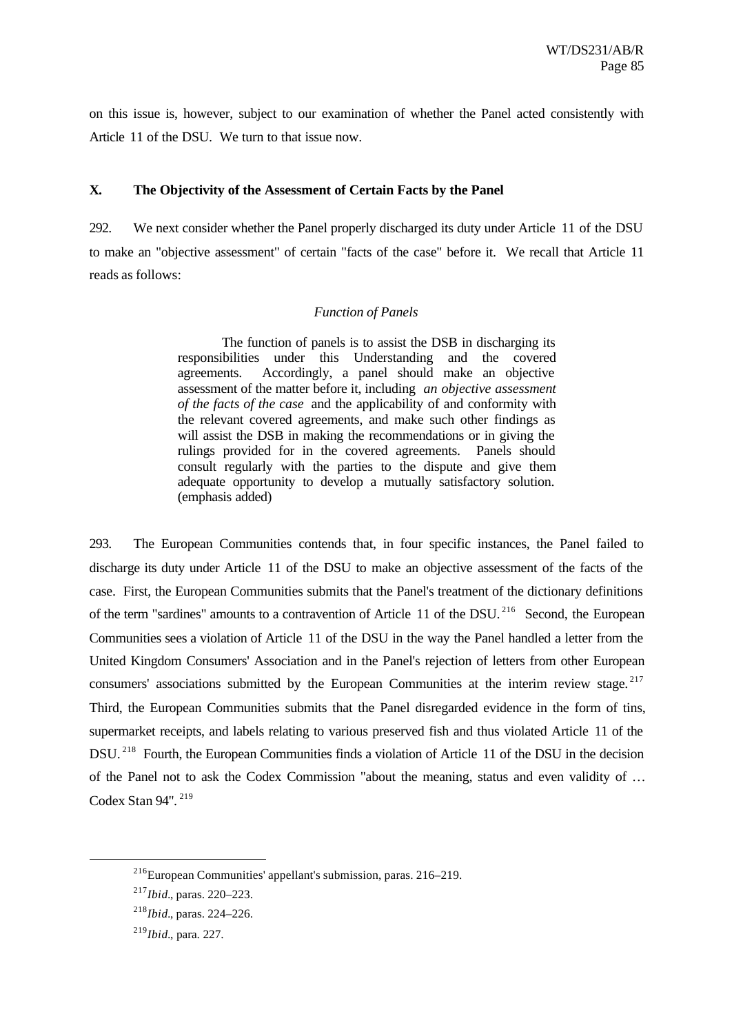on this issue is, however, subject to our examination of whether the Panel acted consistently with Article 11 of the DSU. We turn to that issue now.

## X. The Objectivity of the Assessment of Certain Facts by the Panel

292. We next consider whether the Panel properly discharged its duty under Article 11 of the DSU to make an "objective assessment" of certain "facts of the case" before it. We recall that Article 11 reads as follows:

> *Function of Panels*
>
> The function of panels is to assist the DSB in discharging its responsibilities under this Understanding and the covered agreements. Accordingly, a panel should make an objective assessment of the matter before it, including *an objective assessment of the facts of the case* and the applicability of and conformity with the relevant covered agreements, and make such other findings as will assist the DSB in making the recommendations or in giving the rulings provided for in the covered agreements. Panels should consult regularly with the parties to the dispute and give them adequate opportunity to develop a mutually satisfactory solution. (emphasis added)

293. The European Communities contends that, in four specific instances, the Panel failed to discharge its duty under Article 11 of the DSU to make an objective assessment of the facts of the case. First, the European Communities submits that the Panel's treatment of the dictionary definitions of the term "sardines" amounts to a contravention of Article 11 of the DSU.[216] Second, the European Communities sees a violation of Article 11 of the DSU in the way the Panel handled a letter from the United Kingdom Consumers' Association and in the Panel's rejection of letters from other European consumers' associations submitted by the European Communities at the interim review stage.[217] Third, the European Communities submits that the Panel disregarded evidence in the form of tins, supermarket receipts, and labels relating to various preserved fish and thus violated Article 11 of the DSU.[218] Fourth, the European Communities finds a violation of Article 11 of the DSU in the decision of the Panel not to ask the Codex Commission "about the meaning, status and even validity of … Codex Stan 94".[219]

---

[216] European Communities' appellant's submission, paras. 216–219.

[217] *Ibid*., paras. 220–223.

[218] *Ibid*., paras. 224–226.

[219] *Ibid*., para. 227.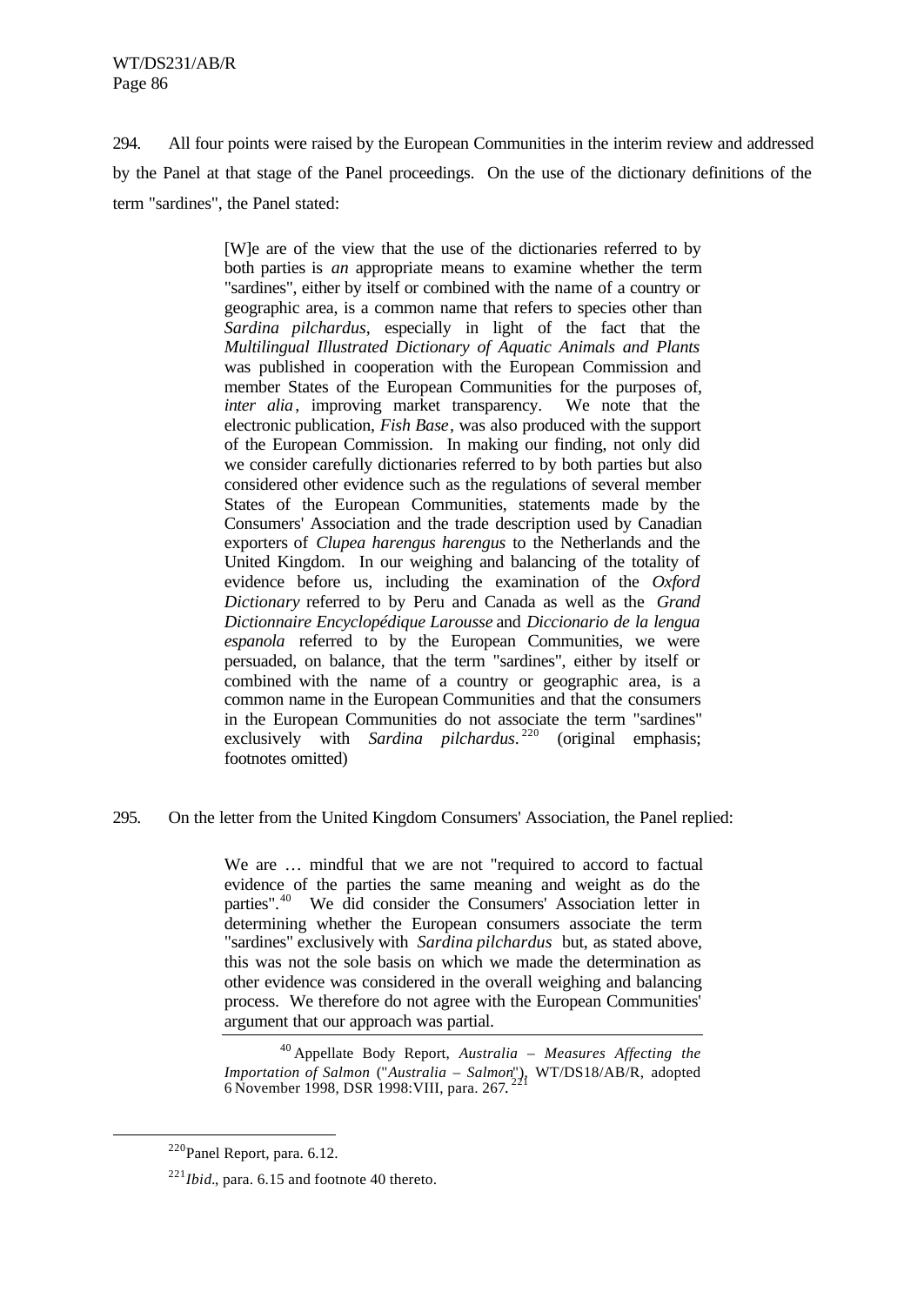294. All four points were raised by the European Communities in the interim review and addressed by the Panel at that stage of the Panel proceedings. On the use of the dictionary definitions of the term "sardines", the Panel stated:

> [W]e are of the view that the use of the dictionaries referred to by both parties is *an* appropriate means to examine whether the term "sardines", either by itself or combined with the name of a country or geographic area, is a common name that refers to species other than *Sardina pilchardus*, especially in light of the fact that the *Multilingual Illustrated Dictionary of Aquatic Animals and Plants* was published in cooperation with the European Commission and member States of the European Communities for the purposes of, *inter alia*, improving market transparency. We note that the electronic publication, *Fish Base*, was also produced with the support of the European Commission. In making our finding, not only did we consider carefully dictionaries referred to by both parties but also considered other evidence such as the regulations of several member States of the European Communities, statements made by the Consumers' Association and the trade description used by Canadian exporters of *Clupea harengus harengus* to the Netherlands and the United Kingdom. In our weighing and balancing of the totality of evidence before us, including the examination of the *Oxford Dictionary* referred to by Peru and Canada as well as the *Grand Dictionnaire Encyclopédique Larousse* and *Diccionario de la lengua espanola* referred to by the European Communities, we were persuaded, on balance, that the term "sardines", either by itself or combined with the name of a country or geographic area, is a common name in the European Communities and that the consumers in the European Communities do not associate the term "sardines" exclusively with *Sardina pilchardus*.[220] (original emphasis; footnotes omitted)

295. On the letter from the United Kingdom Consumers' Association, the Panel replied:

> We are … mindful that we are not "required to accord to factual evidence of the parties the same meaning and weight as do the parties".[40] We did consider the Consumers' Association letter in determining whether the European consumers associate the term "sardines" exclusively with *Sardina pilchardus* but, as stated above, this was not the sole basis on which we made the determination as other evidence was considered in the overall weighing and balancing process. We therefore do not agree with the European Communities' argument that our approach was partial.
>
> [40] Appellate Body Report, *Australia – Measures Affecting the Importation of Salmon* ("*Australia – Salmon*"), WT/DS18/AB/R, adopted 6 November 1998, DSR 1998:VIII, para. 267.[221]

[220] Panel Report, para. 6.12.

[221] *Ibid*., para. 6.15 and footnote 40 thereto.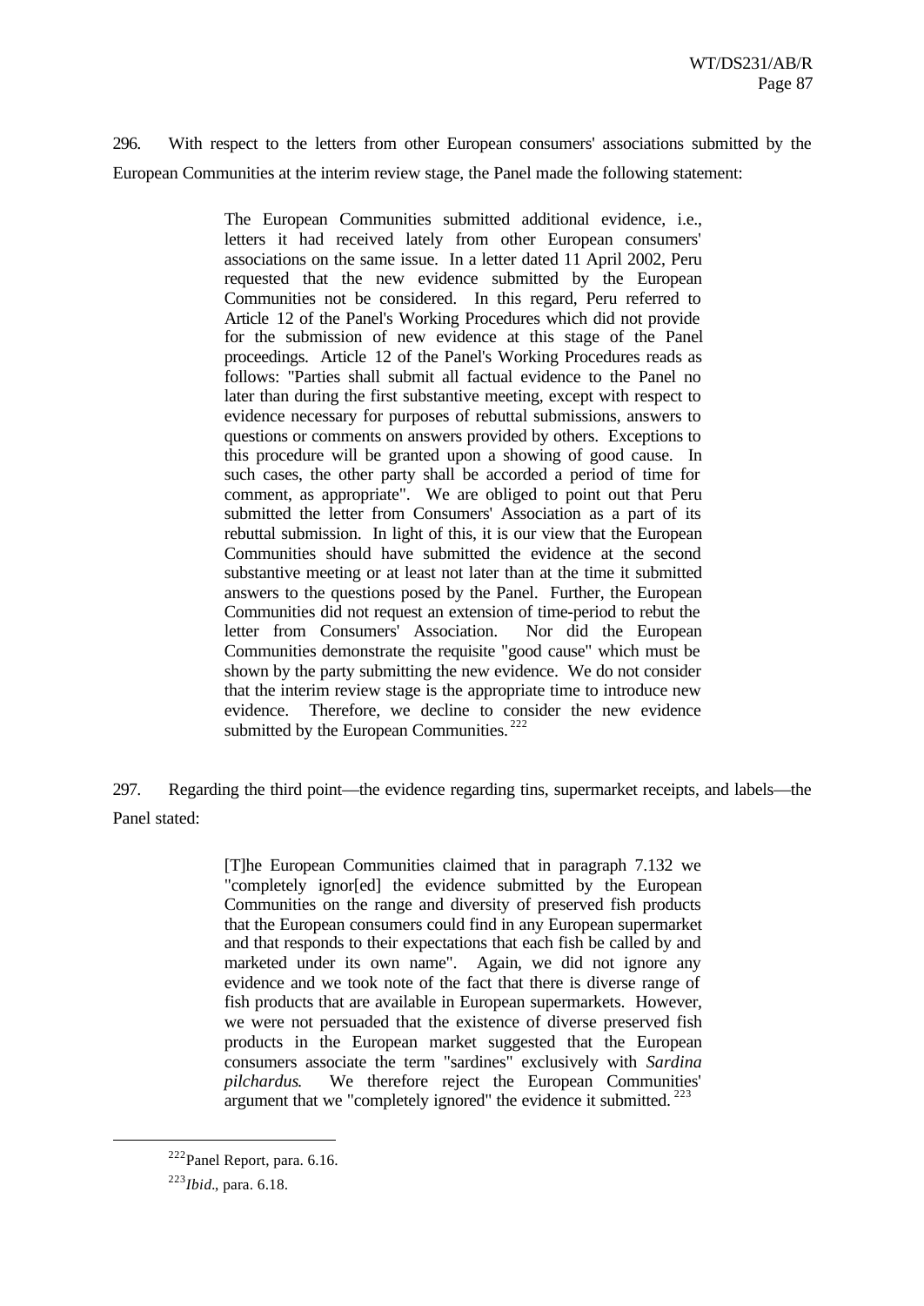296. With respect to the letters from other European consumers' associations submitted by the European Communities at the interim review stage, the Panel made the following statement:

> The European Communities submitted additional evidence, i.e., letters it had received lately from other European consumers' associations on the same issue. In a letter dated 11 April 2002, Peru requested that the new evidence submitted by the European Communities not be considered. In this regard, Peru referred to Article 12 of the Panel's Working Procedures which did not provide for the submission of new evidence at this stage of the Panel proceedings. Article 12 of the Panel's Working Procedures reads as follows: "Parties shall submit all factual evidence to the Panel no later than during the first substantive meeting, except with respect to evidence necessary for purposes of rebuttal submissions, answers to questions or comments on answers provided by others. Exceptions to this procedure will be granted upon a showing of good cause. In such cases, the other party shall be accorded a period of time for comment, as appropriate". We are obliged to point out that Peru submitted the letter from Consumers' Association as a part of its rebuttal submission. In light of this, it is our view that the European Communities should have submitted the evidence at the second substantive meeting or at least not later than at the time it submitted answers to the questions posed by the Panel. Further, the European Communities did not request an extension of time-period to rebut the letter from Consumers' Association. Nor did the European Communities demonstrate the requisite "good cause" which must be shown by the party submitting the new evidence. We do not consider that the interim review stage is the appropriate time to introduce new evidence. Therefore, we decline to consider the new evidence submitted by the European Communities. [222]

297. Regarding the third point—the evidence regarding tins, supermarket receipts, and labels—the Panel stated:

> [T]he European Communities claimed that in paragraph 7.132 we "completely ignor[ed] the evidence submitted by the European Communities on the range and diversity of preserved fish products that the European consumers could find in any European supermarket and that responds to their expectations that each fish be called by and marketed under its own name". Again, we did not ignore any evidence and we took note of the fact that there is diverse range of fish products that are available in European supermarkets. However, we were not persuaded that the existence of diverse preserved fish products in the European market suggested that the European consumers associate the term "sardines" exclusively with *Sardina pilchardus*. We therefore reject the European Communities' argument that we "completely ignored" the evidence it submitted. [223]

---

[222] Panel Report, para. 6.16.

[223] *Ibid*., para. 6.18.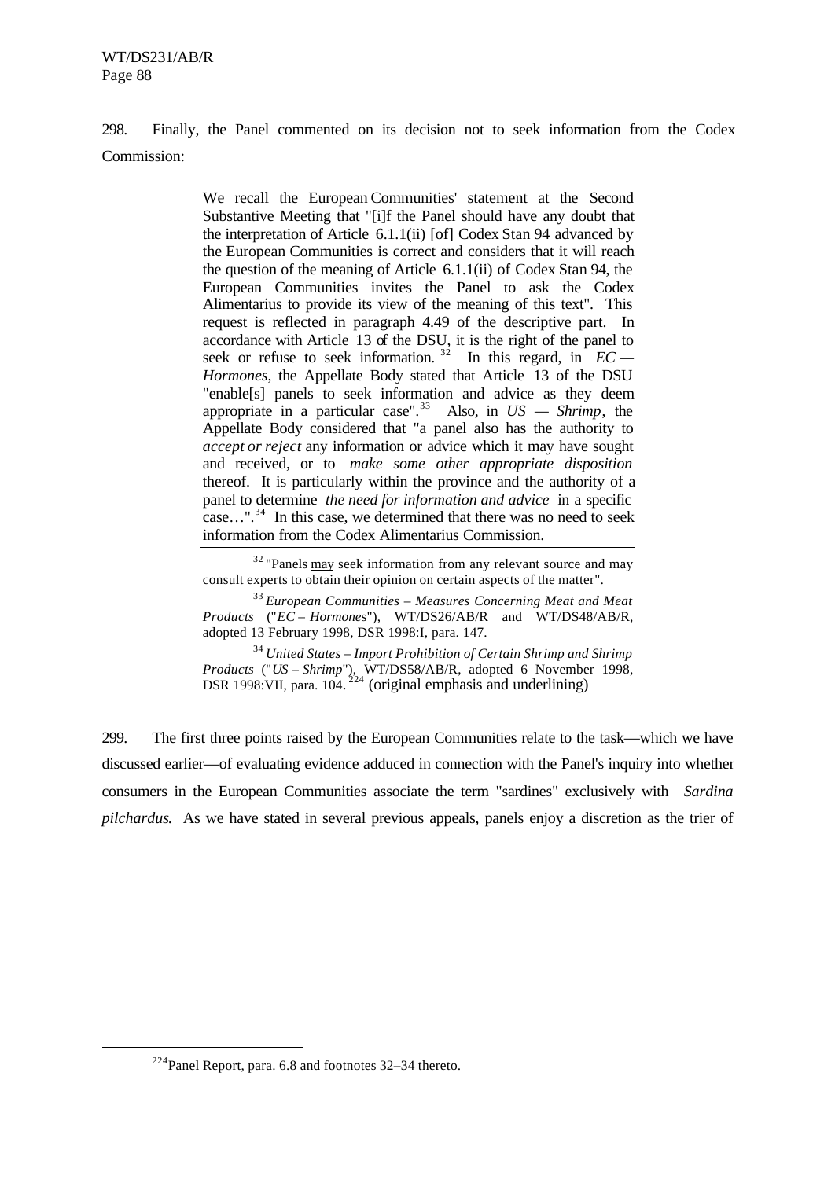298. Finally, the Panel commented on its decision not to seek information from the Codex Commission:

> We recall the European Communities' statement at the Second Substantive Meeting that "[i]f the Panel should have any doubt that the interpretation of Article 6.1.1(ii) [of] Codex Stan 94 advanced by the European Communities is correct and considers that it will reach the question of the meaning of Article 6.1.1(ii) of Codex Stan 94, the European Communities invites the Panel to ask the Codex Alimentarius to provide its view of the meaning of this text". This request is reflected in paragraph 4.49 of the descriptive part. In accordance with Article 13 of the DSU, it is the right of the panel to seek or refuse to seek information. [32] In this regard, in *EC — Hormones*, the Appellate Body stated that Article 13 of the DSU "enable[s] panels to seek information and advice as they deem appropriate in a particular case". [33] Also, in *US — Shrimp*, the Appellate Body considered that "a panel also has the authority to *accept or reject* any information or advice which it may have sought and received, or to *make some other appropriate disposition* thereof. It is particularly within the province and the authority of a panel to determine *the need for information and advice* in a specific case…". [34] In this case, we determined that there was no need to seek information from the Codex Alimentarius Commission.
>
> [32] "Panels may seek information from any relevant source and may consult experts to obtain their opinion on certain aspects of the matter".
>
> [33] *European Communities – Measures Concerning Meat and Meat Products* ("*EC – Hormones*"), WT/DS26/AB/R and WT/DS48/AB/R, adopted 13 February 1998, DSR 1998:I, para. 147.
>
> [34] *United States – Import Prohibition of Certain Shrimp and Shrimp Products* ("*US – Shrimp*"), WT/DS58/AB/R, adopted 6 November 1998, DSR 1998:VII, para. 104. [224] (original emphasis and underlining)

299. The first three points raised by the European Communities relate to the task—which we have discussed earlier—of evaluating evidence adduced in connection with the Panel's inquiry into whether consumers in the European Communities associate the term "sardines" exclusively with *Sardina pilchardus*. As we have stated in several previous appeals, panels enjoy a discretion as the trier of

[224] Panel Report, para. 6.8 and footnotes 32–34 thereto.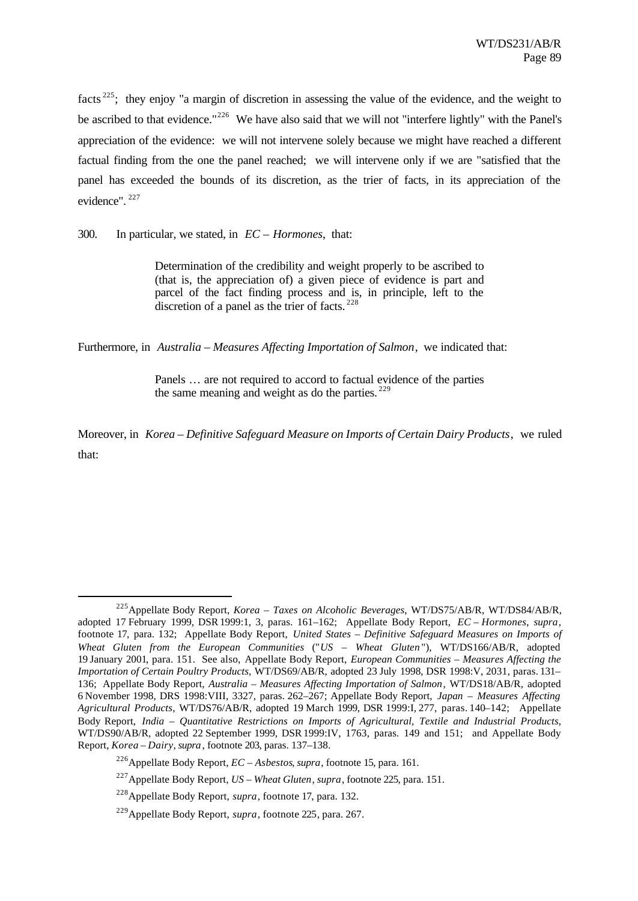facts[225]; they enjoy "a margin of discretion in assessing the value of the evidence, and the weight to be ascribed to that evidence."[226] We have also said that we will not "interfere lightly" with the Panel's appreciation of the evidence: we will not intervene solely because we might have reached a different factual finding from the one the panel reached; we will intervene only if we are "satisfied that the panel has exceeded the bounds of its discretion, as the trier of facts, in its appreciation of the evidence".[227]

300. In particular, we stated, in *EC – Hormones*, that:

> Determination of the credibility and weight properly to be ascribed to (that is, the appreciation of) a given piece of evidence is part and parcel of the fact finding process and is, in principle, left to the discretion of a panel as the trier of facts.[228]

Furthermore, in *Australia – Measures Affecting Importation of Salmon*, we indicated that:

> Panels … are not required to accord to factual evidence of the parties the same meaning and weight as do the parties.[229]

Moreover, in *Korea – Definitive Safeguard Measure on Imports of Certain Dairy Products*, we ruled that:

---

[225] Appellate Body Report, *Korea – Taxes on Alcoholic Beverages*, WT/DS75/AB/R, WT/DS84/AB/R, adopted 17 February 1999, DSR 1999:1, 3, paras. 161–162; Appellate Body Report, *EC – Hormones*, *supra*, footnote 17, para. 132; Appellate Body Report, *United States – Definitive Safeguard Measures on Imports of Wheat Gluten from the European Communities* ("*US – Wheat Gluten*"), WT/DS166/AB/R, adopted 19 January 2001, para. 151. See also, Appellate Body Report, *European Communities – Measures Affecting the Importation of Certain Poultry Products*, WT/DS69/AB/R, adopted 23 July 1998, DSR 1998:V, 2031, paras. 131–136; Appellate Body Report, *Australia – Measures Affecting Importation of Salmon*, WT/DS18/AB/R, adopted 6 November 1998, DRS 1998:VIII, 3327, paras. 262–267; Appellate Body Report, *Japan – Measures Affecting Agricultural Products*, WT/DS76/AB/R, adopted 19 March 1999, DSR 1999:I, 277, paras. 140–142; Appellate Body Report, *India – Quantitative Restrictions on Imports of Agricultural, Textile and Industrial Products*, WT/DS90/AB/R, adopted 22 September 1999, DSR 1999:IV, 1763, paras. 149 and 151; and Appellate Body Report, *Korea – Dairy*, *supra*, footnote 203, paras. 137–138.

[226] Appellate Body Report, *EC – Asbestos*, *supra*, footnote 15, para. 161.

[227] Appellate Body Report, *US – Wheat Gluten*, *supra*, footnote 225, para. 151.

[228] Appellate Body Report, *supra*, footnote 17, para. 132.

[229] Appellate Body Report, *supra*, footnote 225, para. 267.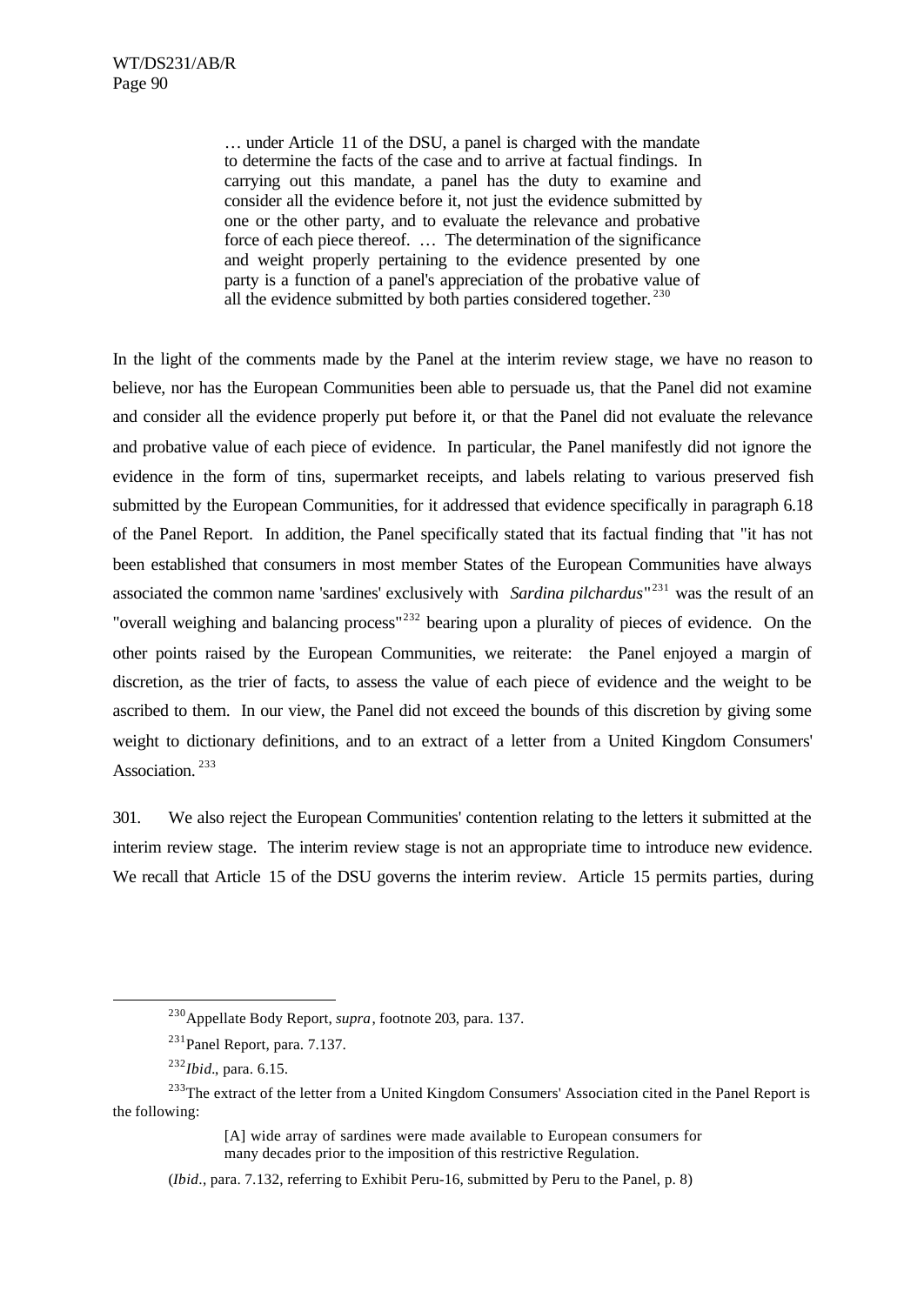> … under Article 11 of the DSU, a panel is charged with the mandate to determine the facts of the case and to arrive at factual findings. In carrying out this mandate, a panel has the duty to examine and consider all the evidence before it, not just the evidence submitted by one or the other party, and to evaluate the relevance and probative force of each piece thereof. … The determination of the significance and weight properly pertaining to the evidence presented by one party is a function of a panel's appreciation of the probative value of all the evidence submitted by both parties considered together.[230]

In the light of the comments made by the Panel at the interim review stage, we have no reason to believe, nor has the European Communities been able to persuade us, that the Panel did not examine and consider all the evidence properly put before it, or that the Panel did not evaluate the relevance and probative value of each piece of evidence. In particular, the Panel manifestly did not ignore the evidence in the form of tins, supermarket receipts, and labels relating to various preserved fish submitted by the European Communities, for it addressed that evidence specifically in paragraph 6.18 of the Panel Report. In addition, the Panel specifically stated that its factual finding that "it has not been established that consumers in most member States of the European Communities have always associated the common name 'sardines' exclusively with *Sardina pilchardus*"[231] was the result of an "overall weighing and balancing process"[232] bearing upon a plurality of pieces of evidence. On the other points raised by the European Communities, we reiterate: the Panel enjoyed a margin of discretion, as the trier of facts, to assess the value of each piece of evidence and the weight to be ascribed to them. In our view, the Panel did not exceed the bounds of this discretion by giving some weight to dictionary definitions, and to an extract of a letter from a United Kingdom Consumers' Association.[233]

301. We also reject the European Communities' contention relating to the letters it submitted at the interim review stage. The interim review stage is not an appropriate time to introduce new evidence. We recall that Article 15 of the DSU governs the interim review. Article 15 permits parties, during

---

[230] Appellate Body Report, *supra*, footnote 203, para. 137.

[231] Panel Report, para. 7.137.

[232] *Ibid.*, para. 6.15.

[233] The extract of the letter from a United Kingdom Consumers' Association cited in the Panel Report is the following:

> [A] wide array of sardines were made available to European consumers for many decades prior to the imposition of this restrictive Regulation.

(*Ibid.*, para. 7.132, referring to Exhibit Peru-16, submitted by Peru to the Panel, p. 8)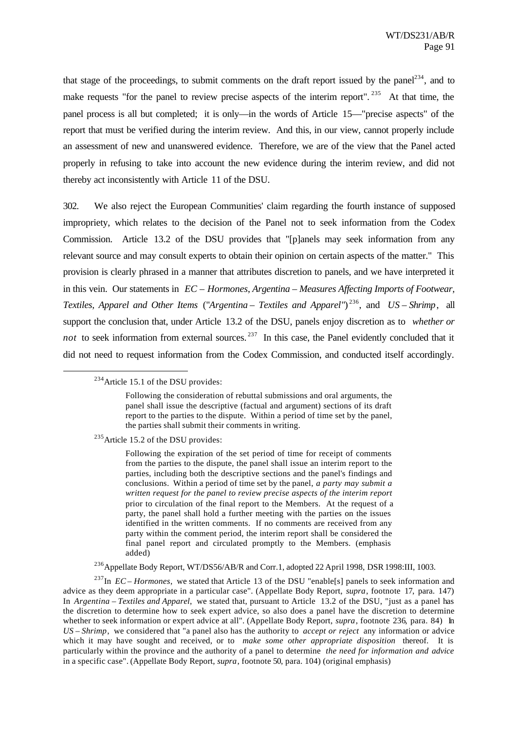that stage of the proceedings, to submit comments on the draft report issued by the panel[234], and to make requests "for the panel to review precise aspects of the interim report".[235] At that time, the panel process is all but completed; it is only—in the words of Article 15—"precise aspects" of the report that must be verified during the interim review. And this, in our view, cannot properly include an assessment of new and unanswered evidence. Therefore, we are of the view that the Panel acted properly in refusing to take into account the new evidence during the interim review, and did not thereby act inconsistently with Article 11 of the DSU.

302. We also reject the European Communities' claim regarding the fourth instance of supposed impropriety, which relates to the decision of the Panel not to seek information from the Codex Commission. Article 13.2 of the DSU provides that "[p]anels may seek information from any relevant source and may consult experts to obtain their opinion on certain aspects of the matter." This provision is clearly phrased in a manner that attributes discretion to panels, and we have interpreted it in this vein. Our statements in *EC – Hormones*, *Argentina – Measures Affecting Imports of Footwear, Textiles, Apparel and Other Items* ("*Argentina – Textiles and Apparel*")[236], and *US – Shrimp*, all support the conclusion that, under Article 13.2 of the DSU, panels enjoy discretion as to *whether or not* to seek information from external sources.[237] In this case, the Panel evidently concluded that it did not need to request information from the Codex Commission, and conducted itself accordingly.

---

[234] Article 15.1 of the DSU provides:

> Following the consideration of rebuttal submissions and oral arguments, the panel shall issue the descriptive (factual and argument) sections of its draft report to the parties to the dispute. Within a period of time set by the panel, the parties shall submit their comments in writing.

[235] Article 15.2 of the DSU provides:

> Following the expiration of the set period of time for receipt of comments from the parties to the dispute, the panel shall issue an interim report to the parties, including both the descriptive sections and the panel's findings and conclusions. Within a period of time set by the panel, *a party may submit a written request for the panel to review precise aspects of the interim report* prior to circulation of the final report to the Members. At the request of a party, the panel shall hold a further meeting with the parties on the issues identified in the written comments. If no comments are received from any party within the comment period, the interim report shall be considered the final panel report and circulated promptly to the Members. (emphasis added)

[236] Appellate Body Report, WT/DS56/AB/R and Corr.1, adopted 22 April 1998, DSR 1998:III, 1003.

[237] In *EC – Hormones*, we stated that Article 13 of the DSU "enable[s] panels to seek information and advice as they deem appropriate in a particular case". (Appellate Body Report, *supra*, footnote 17, para. 147) In *Argentina – Textiles and Apparel*, we stated that, pursuant to Article 13.2 of the DSU, "just as a panel has the discretion to determine how to seek expert advice, so also does a panel have the discretion to determine whether to seek information or expert advice at all". (Appellate Body Report, *supra*, footnote 236, para. 84) In *US – Shrimp*, we considered that "a panel also has the authority to *accept or reject* any information or advice which it may have sought and received, or to *make some other appropriate disposition* thereof. It is particularly within the province and the authority of a panel to determine *the need for information and advice* in a specific case". (Appellate Body Report, *supra*, footnote 50, para. 104) (original emphasis)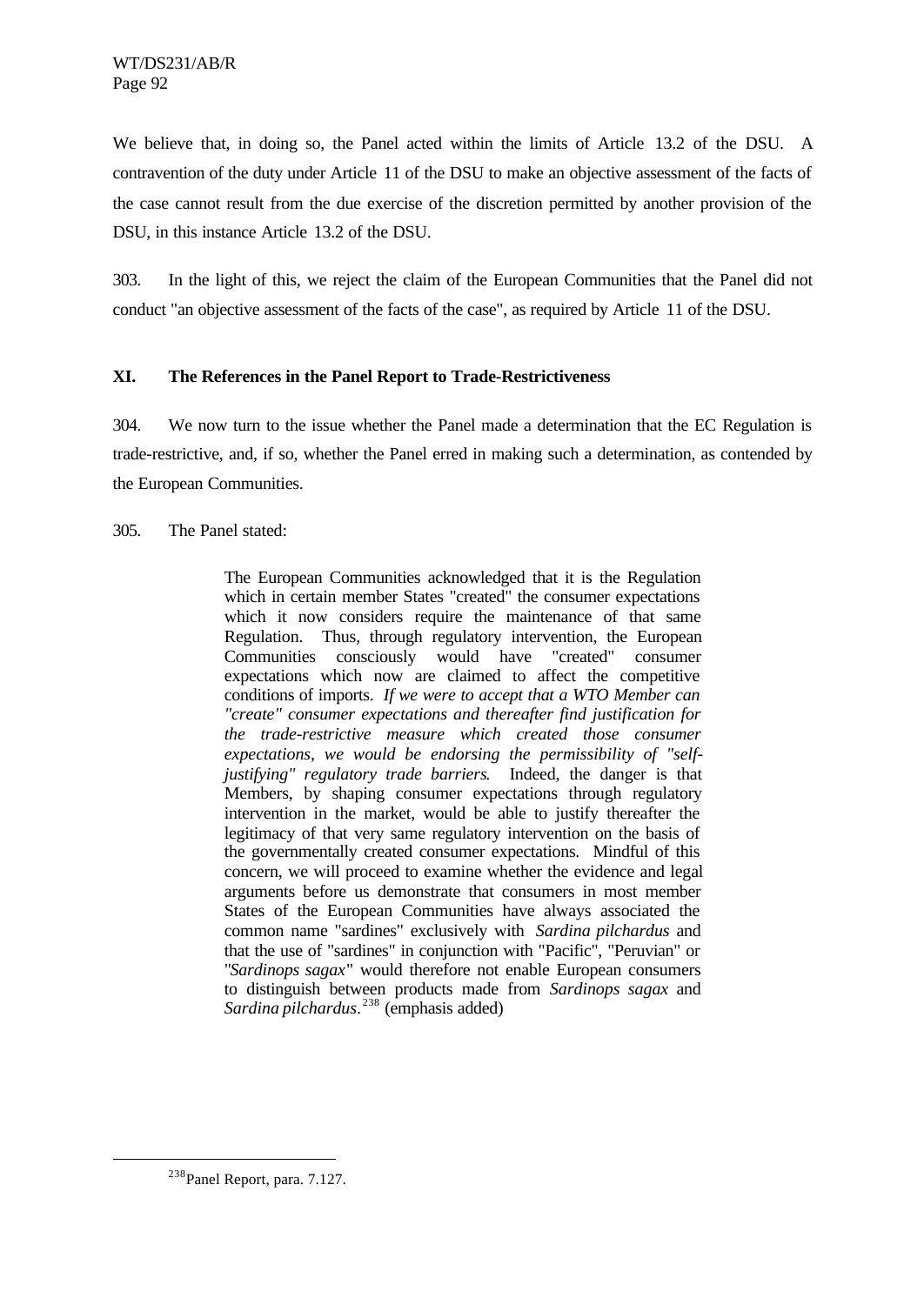We believe that, in doing so, the Panel acted within the limits of Article 13.2 of the DSU. A contravention of the duty under Article 11 of the DSU to make an objective assessment of the facts of the case cannot result from the due exercise of the discretion permitted by another provision of the DSU, in this instance Article 13.2 of the DSU.

303. In the light of this, we reject the claim of the European Communities that the Panel did not conduct "an objective assessment of the facts of the case", as required by Article 11 of the DSU.

## XI. The References in the Panel Report to Trade-Restrictiveness

304. We now turn to the issue whether the Panel made a determination that the EC Regulation is trade-restrictive, and, if so, whether the Panel erred in making such a determination, as contended by the European Communities.

305. The Panel stated:

> The European Communities acknowledged that it is the Regulation which in certain member States "created" the consumer expectations which it now considers require the maintenance of that same Regulation. Thus, through regulatory intervention, the European Communities consciously would have "created" consumer expectations which now are claimed to affect the competitive conditions of imports. *If we were to accept that a WTO Member can "create" consumer expectations and thereafter find justification for the trade-restrictive measure which created those consumer expectations, we would be endorsing the permissibility of "self-justifying" regulatory trade barriers*. Indeed, the danger is that Members, by shaping consumer expectations through regulatory intervention in the market, would be able to justify thereafter the legitimacy of that very same regulatory intervention on the basis of the governmentally created consumer expectations. Mindful of this concern, we will proceed to examine whether the evidence and legal arguments before us demonstrate that consumers in most member States of the European Communities have always associated the common name "sardines" exclusively with *Sardina pilchardus* and that the use of "sardines" in conjunction with "Pacific", "Peruvian" or "*Sardinops sagax*" would therefore not enable European consumers to distinguish between products made from *Sardinops sagax* and *Sardina pilchardus*.[238] (emphasis added)

[238] Panel Report, para. 7.127.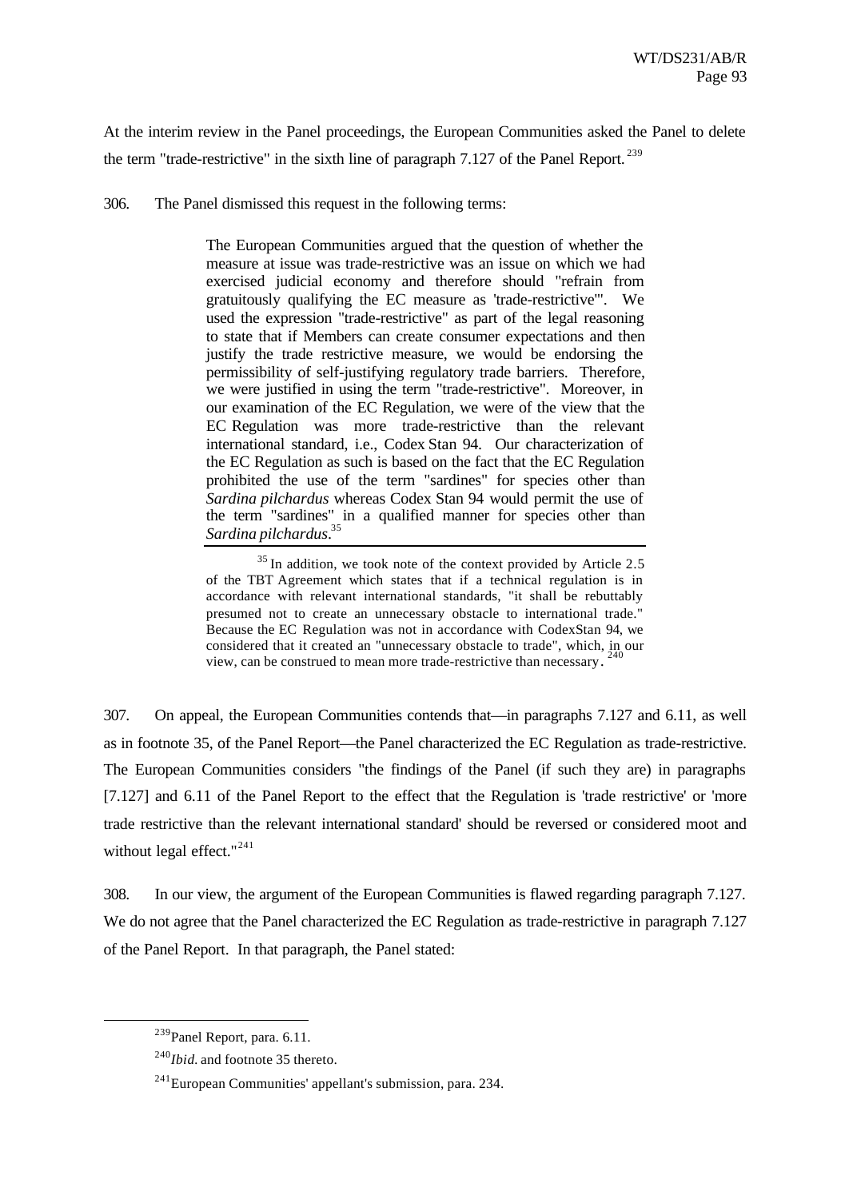At the interim review in the Panel proceedings, the European Communities asked the Panel to delete the term "trade-restrictive" in the sixth line of paragraph 7.127 of the Panel Report.[239]

306. The Panel dismissed this request in the following terms:

> The European Communities argued that the question of whether the measure at issue was trade-restrictive was an issue on which we had exercised judicial economy and therefore should "refrain from gratuitously qualifying the EC measure as 'trade-restrictive'". We used the expression "trade-restrictive" as part of the legal reasoning to state that if Members can create consumer expectations and then justify the trade restrictive measure, we would be endorsing the permissibility of self-justifying regulatory trade barriers. Therefore, we were justified in using the term "trade-restrictive". Moreover, in our examination of the EC Regulation, we were of the view that the EC Regulation was more trade-restrictive than the relevant international standard, i.e., Codex Stan 94. Our characterization of the EC Regulation as such is based on the fact that the EC Regulation prohibited the use of the term "sardines" for species other than *Sardina pilchardus* whereas Codex Stan 94 would permit the use of the term "sardines" in a qualified manner for species other than *Sardina pilchardus*.[35]
>
> [35] In addition, we took note of the context provided by Article 2.5 of the TBT Agreement which states that if a technical regulation is in accordance with relevant international standards, "it shall be rebuttably presumed not to create an unnecessary obstacle to international trade." Because the EC Regulation was not in accordance with CodexStan 94, we considered that it created an "unnecessary obstacle to trade", which, in our view, can be construed to mean more trade-restrictive than necessary.[240]

307. On appeal, the European Communities contends that—in paragraphs 7.127 and 6.11, as well as in footnote 35, of the Panel Report—the Panel characterized the EC Regulation as trade-restrictive. The European Communities considers "the findings of the Panel (if such they are) in paragraphs [7.127] and 6.11 of the Panel Report to the effect that the Regulation is 'trade restrictive' or 'more trade restrictive than the relevant international standard' should be reversed or considered moot and without legal effect."[241]

308. In our view, the argument of the European Communities is flawed regarding paragraph 7.127. We do not agree that the Panel characterized the EC Regulation as trade-restrictive in paragraph 7.127 of the Panel Report. In that paragraph, the Panel stated:

---

[239] Panel Report, para. 6.11.

[240] *Ibid.* and footnote 35 thereto.

[241] European Communities' appellant's submission, para. 234.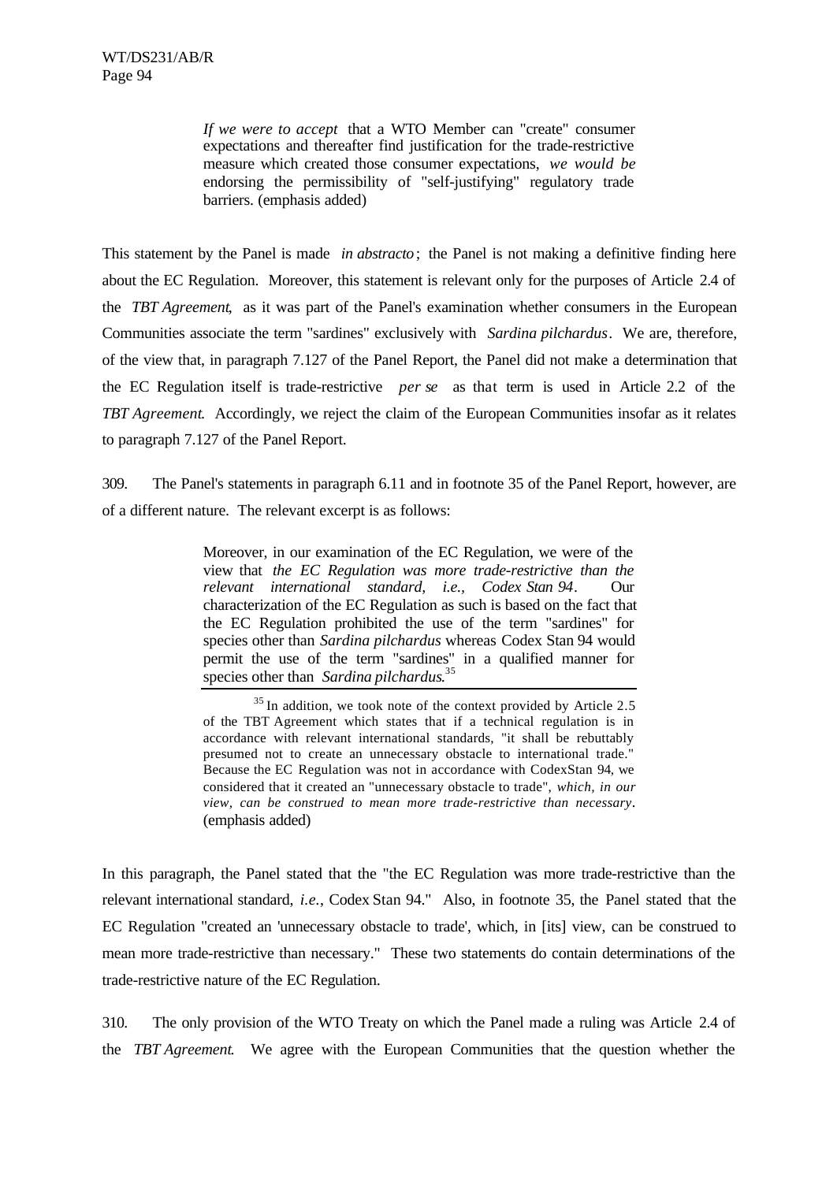> *If we were to accept* that a WTO Member can "create" consumer expectations and thereafter find justification for the trade-restrictive measure which created those consumer expectations, *we would be* endorsing the permissibility of "self-justifying" regulatory trade barriers. (emphasis added)

This statement by the Panel is made *in abstracto*; the Panel is not making a definitive finding here about the EC Regulation. Moreover, this statement is relevant only for the purposes of Article 2.4 of the *TBT Agreement*, as it was part of the Panel's examination whether consumers in the European Communities associate the term "sardines" exclusively with *Sardina pilchardus*. We are, therefore, of the view that, in paragraph 7.127 of the Panel Report, the Panel did not make a determination that the EC Regulation itself is trade-restrictive *per se* as that term is used in Article 2.2 of the *TBT Agreement*. Accordingly, we reject the claim of the European Communities insofar as it relates to paragraph 7.127 of the Panel Report.

309. The Panel's statements in paragraph 6.11 and in footnote 35 of the Panel Report, however, are of a different nature. The relevant excerpt is as follows:

> Moreover, in our examination of the EC Regulation, we were of the view that *the EC Regulation was more trade-restrictive than the relevant international standard, i.e., Codex Stan 94*. Our characterization of the EC Regulation as such is based on the fact that the EC Regulation prohibited the use of the term "sardines" for species other than *Sardina pilchardus* whereas Codex Stan 94 would permit the use of the term "sardines" in a qualified manner for species other than *Sardina pilchardus*.[35]
>
> [35] In addition, we took note of the context provided by Article 2.5 of the TBT Agreement which states that if a technical regulation is in accordance with relevant international standards, "it shall be rebuttably presumed not to create an unnecessary obstacle to international trade." Because the EC Regulation was not in accordance with CodexStan 94, we considered that it created an "unnecessary obstacle to trade", *which, in our view, can be construed to mean more trade-restrictive than necessary*. (emphasis added)

In this paragraph, the Panel stated that the "the EC Regulation was more trade-restrictive than the relevant international standard, *i.e.*, Codex Stan 94." Also, in footnote 35, the Panel stated that the EC Regulation "created an 'unnecessary obstacle to trade', which, in [its] view, can be construed to mean more trade-restrictive than necessary." These two statements do contain determinations of the trade-restrictive nature of the EC Regulation.

310. The only provision of the WTO Treaty on which the Panel made a ruling was Article 2.4 of the *TBT Agreement*. We agree with the European Communities that the question whether the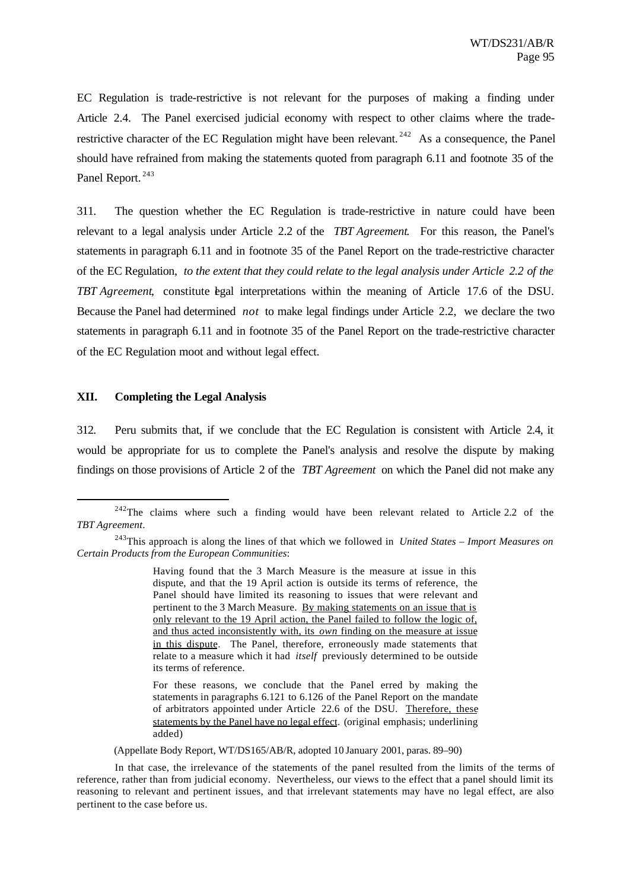EC Regulation is trade-restrictive is not relevant for the purposes of making a finding under Article 2.4. The Panel exercised judicial economy with respect to other claims where the trade-restrictive character of the EC Regulation might have been relevant.[242] As a consequence, the Panel should have refrained from making the statements quoted from paragraph 6.11 and footnote 35 of the Panel Report.[243]

311. The question whether the EC Regulation is trade-restrictive in nature could have been relevant to a legal analysis under Article 2.2 of the *TBT Agreement*. For this reason, the Panel's statements in paragraph 6.11 and in footnote 35 of the Panel Report on the trade-restrictive character of the EC Regulation, *to the extent that they could relate to the legal analysis under Article 2.2 of the TBT Agreement*, constitute legal interpretations within the meaning of Article 17.6 of the DSU. Because the Panel had determined *not* to make legal findings under Article 2.2, we declare the two statements in paragraph 6.11 and in footnote 35 of the Panel Report on the trade-restrictive character of the EC Regulation moot and without legal effect.

## XII. Completing the Legal Analysis

312. Peru submits that, if we conclude that the EC Regulation is consistent with Article 2.4, it would be appropriate for us to complete the Panel's analysis and resolve the dispute by making findings on those provisions of Article 2 of the *TBT Agreement* on which the Panel did not make any

---

[242] The claims where such a finding would have been relevant related to Article 2.2 of the *TBT Agreement*.

[243] This approach is along the lines of that which we followed in *United States – Import Measures on Certain Products from the European Communities*:

> Having found that the 3 March Measure is the measure at issue in this dispute, and that the 19 April action is outside its terms of reference, the Panel should have limited its reasoning to issues that were relevant and pertinent to the 3 March Measure. By making statements on an issue that is only relevant to the 19 April action, the Panel failed to follow the logic of, and thus acted inconsistently with, its *own* finding on the measure at issue in this dispute. The Panel, therefore, erroneously made statements that relate to a measure which it had *itself* previously determined to be outside its terms of reference.
>
> For these reasons, we conclude that the Panel erred by making the statements in paragraphs 6.121 to 6.126 of the Panel Report on the mandate of arbitrators appointed under Article 22.6 of the DSU. Therefore, these statements by the Panel have no legal effect. (original emphasis; underlining added)

(Appellate Body Report, WT/DS165/AB/R, adopted 10 January 2001, paras. 89–90)

In that case, the irrelevance of the statements of the panel resulted from the limits of the terms of reference, rather than from judicial economy. Nevertheless, our views to the effect that a panel should limit its reasoning to relevant and pertinent issues, and that irrelevant statements may have no legal effect, are also pertinent to the case before us.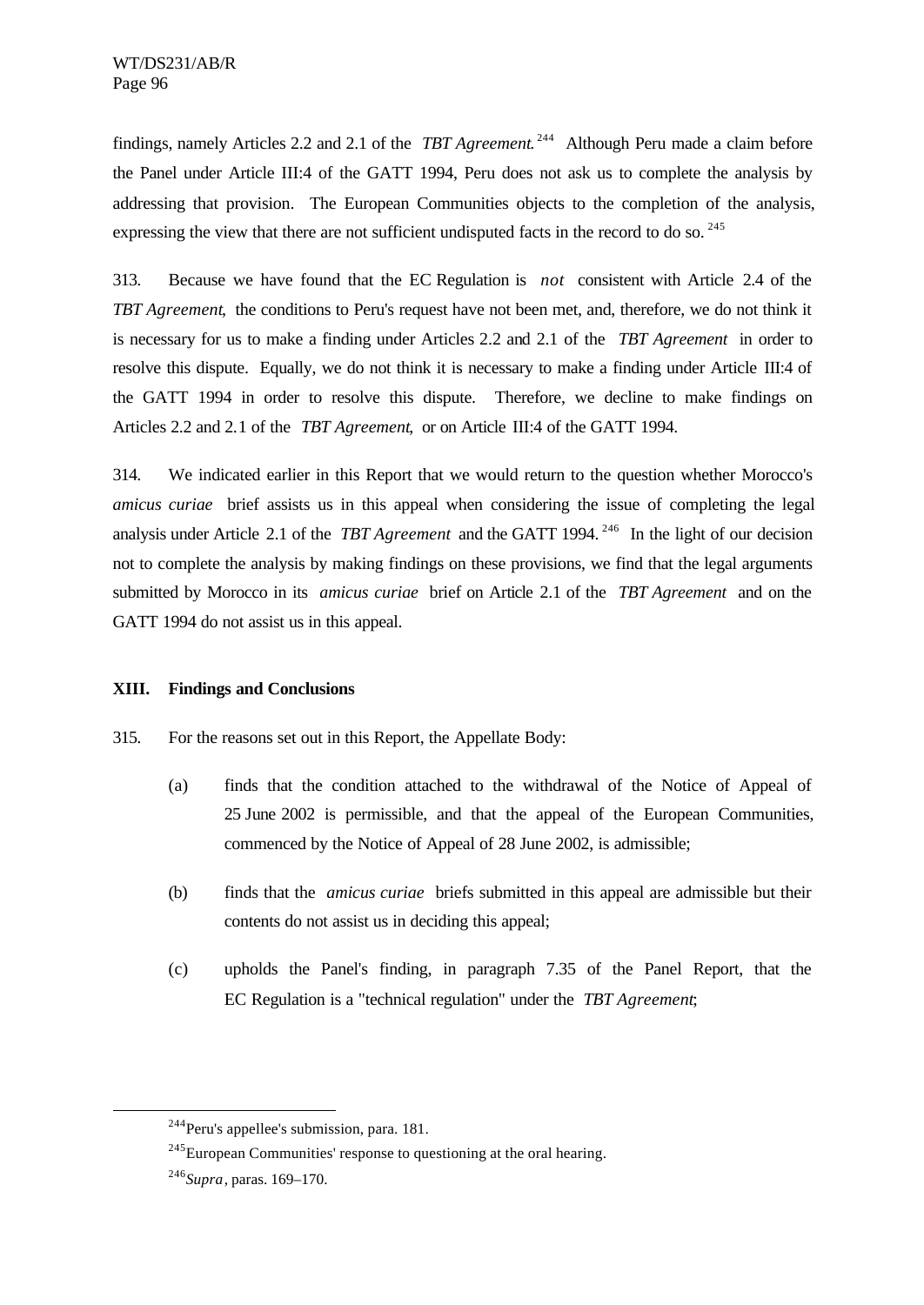findings, namely Articles 2.2 and 2.1 of the *TBT Agreement*.[244] Although Peru made a claim before the Panel under Article III:4 of the GATT 1994, Peru does not ask us to complete the analysis by addressing that provision. The European Communities objects to the completion of the analysis, expressing the view that there are not sufficient undisputed facts in the record to do so.[245]

313. Because we have found that the EC Regulation is *not* consistent with Article 2.4 of the *TBT Agreement*, the conditions to Peru's request have not been met, and, therefore, we do not think it is necessary for us to make a finding under Articles 2.2 and 2.1 of the *TBT Agreement* in order to resolve this dispute. Equally, we do not think it is necessary to make a finding under Article III:4 of the GATT 1994 in order to resolve this dispute. Therefore, we decline to make findings on Articles 2.2 and 2.1 of the *TBT Agreement*, or on Article III:4 of the GATT 1994.

314. We indicated earlier in this Report that we would return to the question whether Morocco's *amicus curiae* brief assists us in this appeal when considering the issue of completing the legal analysis under Article 2.1 of the *TBT Agreement* and the GATT 1994.[246] In the light of our decision not to complete the analysis by making findings on these provisions, we find that the legal arguments submitted by Morocco in its *amicus curiae* brief on Article 2.1 of the *TBT Agreement* and on the GATT 1994 do not assist us in this appeal.

## XIII. Findings and Conclusions

315. For the reasons set out in this Report, the Appellate Body:

(a) finds that the condition attached to the withdrawal of the Notice of Appeal of 25 June 2002 is permissible, and that the appeal of the European Communities, commenced by the Notice of Appeal of 28 June 2002, is admissible;

(b) finds that the *amicus curiae* briefs submitted in this appeal are admissible but their contents do not assist us in deciding this appeal;

(c) upholds the Panel's finding, in paragraph 7.35 of the Panel Report, that the EC Regulation is a "technical regulation" under the *TBT Agreement*;

---

[244] Peru's appellee's submission, para. 181.

[245] European Communities' response to questioning at the oral hearing.

[246] *Supra*, paras. 169–170.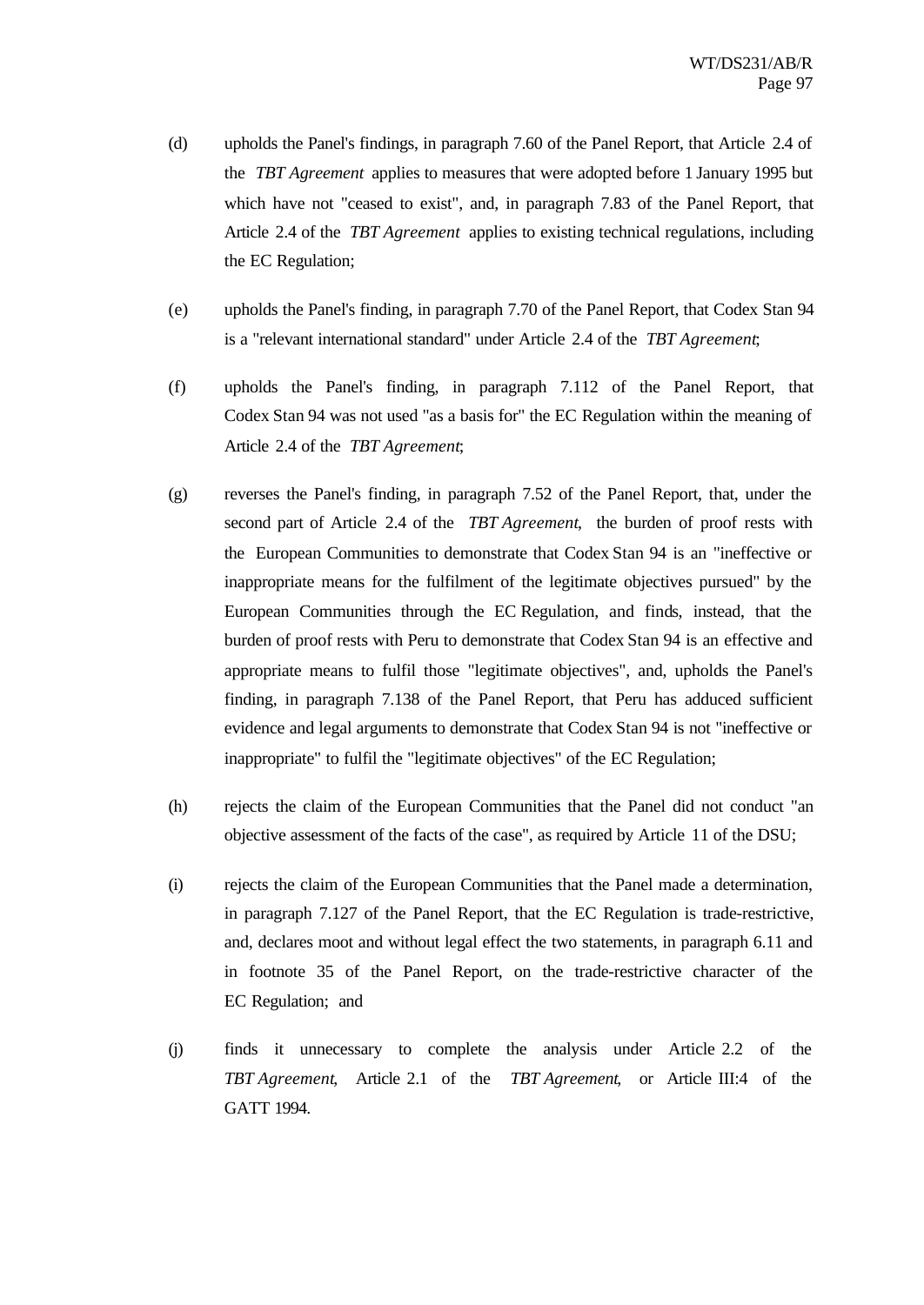(d) upholds the Panel's findings, in paragraph 7.60 of the Panel Report, that Article 2.4 of the *TBT Agreement* applies to measures that were adopted before 1 January 1995 but which have not "ceased to exist", and, in paragraph 7.83 of the Panel Report, that Article 2.4 of the *TBT Agreement* applies to existing technical regulations, including the EC Regulation;

(e) upholds the Panel's finding, in paragraph 7.70 of the Panel Report, that Codex Stan 94 is a "relevant international standard" under Article 2.4 of the *TBT Agreement*;

(f) upholds the Panel's finding, in paragraph 7.112 of the Panel Report, that Codex Stan 94 was not used "as a basis for" the EC Regulation within the meaning of Article 2.4 of the *TBT Agreement*;

(g) reverses the Panel's finding, in paragraph 7.52 of the Panel Report, that, under the second part of Article 2.4 of the *TBT Agreement*, the burden of proof rests with the European Communities to demonstrate that Codex Stan 94 is an "ineffective or inappropriate means for the fulfilment of the legitimate objectives pursued" by the European Communities through the EC Regulation, and finds, instead, that the burden of proof rests with Peru to demonstrate that Codex Stan 94 is an effective and appropriate means to fulfil those "legitimate objectives", and, upholds the Panel's finding, in paragraph 7.138 of the Panel Report, that Peru has adduced sufficient evidence and legal arguments to demonstrate that Codex Stan 94 is not "ineffective or inappropriate" to fulfil the "legitimate objectives" of the EC Regulation;

(h) rejects the claim of the European Communities that the Panel did not conduct "an objective assessment of the facts of the case", as required by Article 11 of the DSU;

(i) rejects the claim of the European Communities that the Panel made a determination, in paragraph 7.127 of the Panel Report, that the EC Regulation is trade-restrictive, and, declares moot and without legal effect the two statements, in paragraph 6.11 and in footnote 35 of the Panel Report, on the trade-restrictive character of the EC Regulation; and

(j) finds it unnecessary to complete the analysis under Article 2.2 of the *TBT Agreement*, Article 2.1 of the *TBT Agreement*, or Article III:4 of the GATT 1994.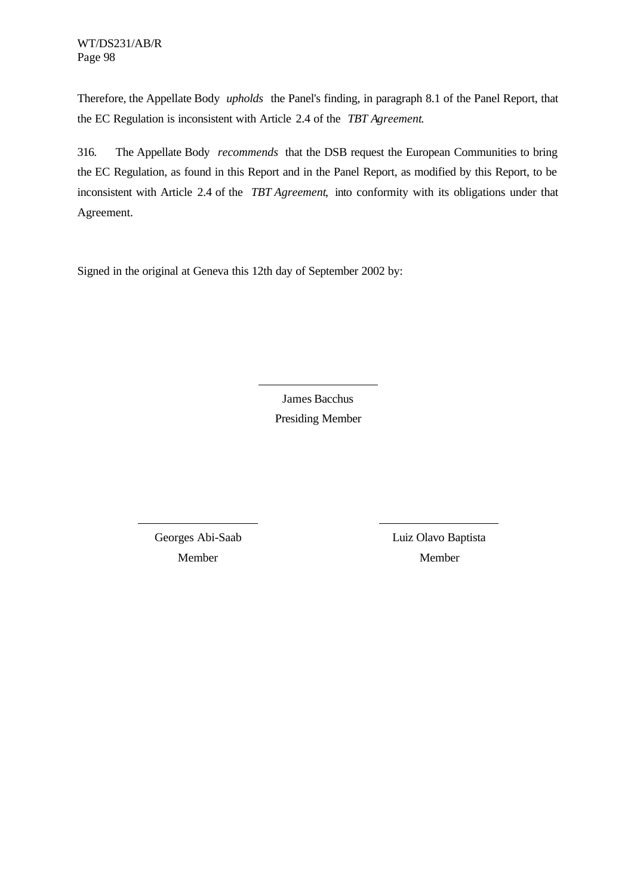Therefore, the Appellate Body *upholds* the Panel's finding, in paragraph 8.1 of the Panel Report, that the EC Regulation is inconsistent with Article 2.4 of the *TBT Agreement*.

316. The Appellate Body *recommends* that the DSB request the European Communities to bring the EC Regulation, as found in this Report and in the Panel Report, as modified by this Report, to be inconsistent with Article 2.4 of the *TBT Agreement*, into conformity with its obligations under that Agreement.

Signed in the original at Geneva this 12th day of September 2002 by:

James Bacchus
Presiding Member

Georges Abi-Saab
Member

Luiz Olavo Baptista
Member